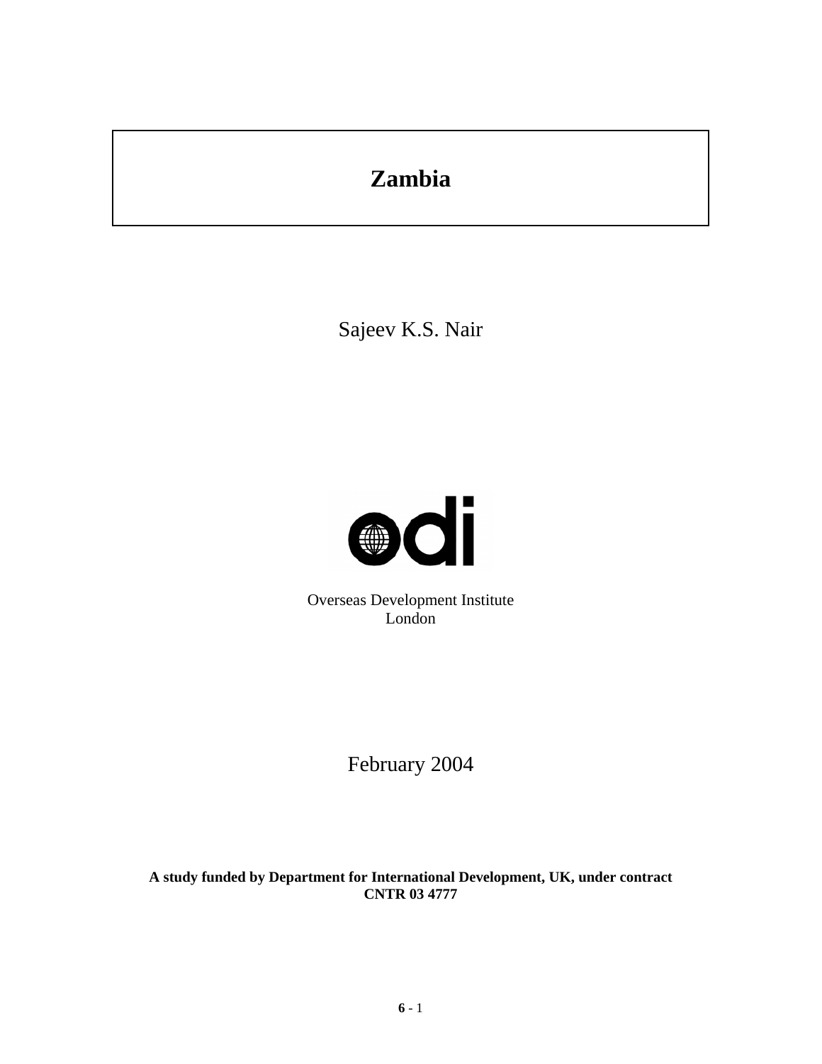# Zambia

Sajeev K.S. Nair

Overseas Development Institute
London

February 2004

**A study funded by Department for International Development, UK, under contract CNTR 03 4777**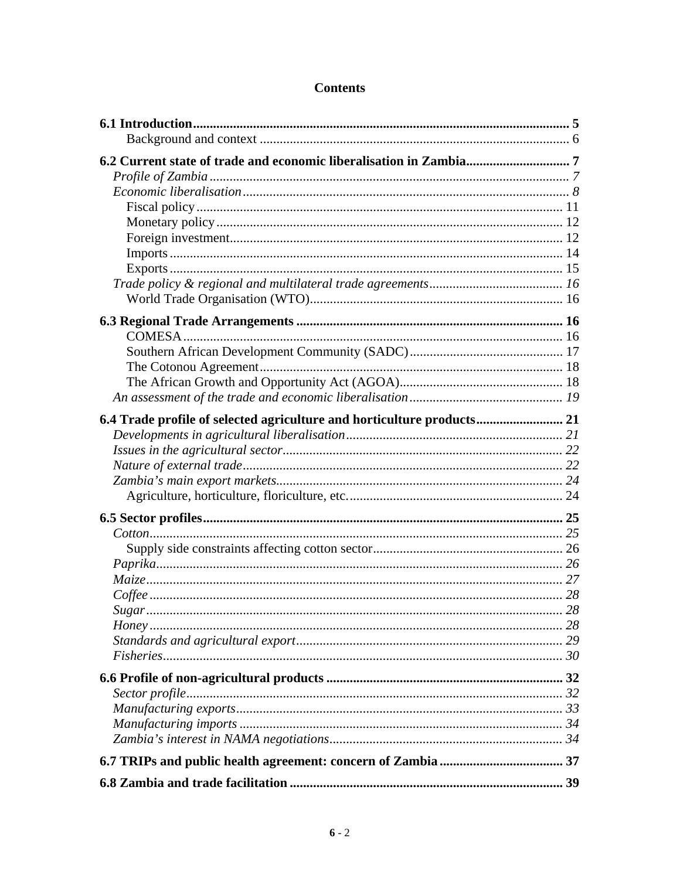# Contents

**6.1 Introduction** ..... **5**
  Background and context ..... 6

**6.2 Current state of trade and economic liberalisation in Zambia** ..... **7**
 *Profile of Zambia* ..... *7*
 *Economic liberalisation* ..... *8*
  Fiscal policy ..... 11
  Monetary policy ..... 12
  Foreign investment ..... 12
  Imports ..... 14
  Exports ..... 15
 *Trade policy & regional and multilateral trade agreements* ..... *16*
  World Trade Organisation (WTO) ..... 16

**6.3 Regional Trade Arrangements** ..... **16**
  COMESA ..... 16
  Southern African Development Community (SADC) ..... 17
  The Cotonou Agreement ..... 18
  The African Growth and Opportunity Act (AGOA) ..... 18
 *An assessment of the trade and economic liberalisation* ..... *19*

**6.4 Trade profile of selected agriculture and horticulture products** ..... **21**
 *Developments in agricultural liberalisation* ..... *21*
 *Issues in the agricultural sector* ..... *22*
 *Nature of external trade* ..... *22*
 *Zambia's main export markets* ..... *24*
  Agriculture, horticulture, floriculture, etc. ..... 24

**6.5 Sector profiles** ..... **25**
 *Cotton* ..... *25*
  Supply side constraints affecting cotton sector ..... 26
 *Paprika* ..... *26*
 *Maize* ..... *27*
 *Coffee* ..... *28*
 *Sugar* ..... *28*
 *Honey* ..... *28*
 *Standards and agricultural export* ..... *29*
 *Fisheries* ..... *30*

**6.6 Profile of non-agricultural products** ..... **32**
 *Sector profile* ..... *32*
 *Manufacturing exports* ..... *33*
 *Manufacturing imports* ..... *34*
 *Zambia's interest in NAMA negotiations* ..... *34*

**6.7 TRIPs and public health agreement: concern of Zambia** ..... **37**

**6.8 Zambia and trade facilitation** ..... **39**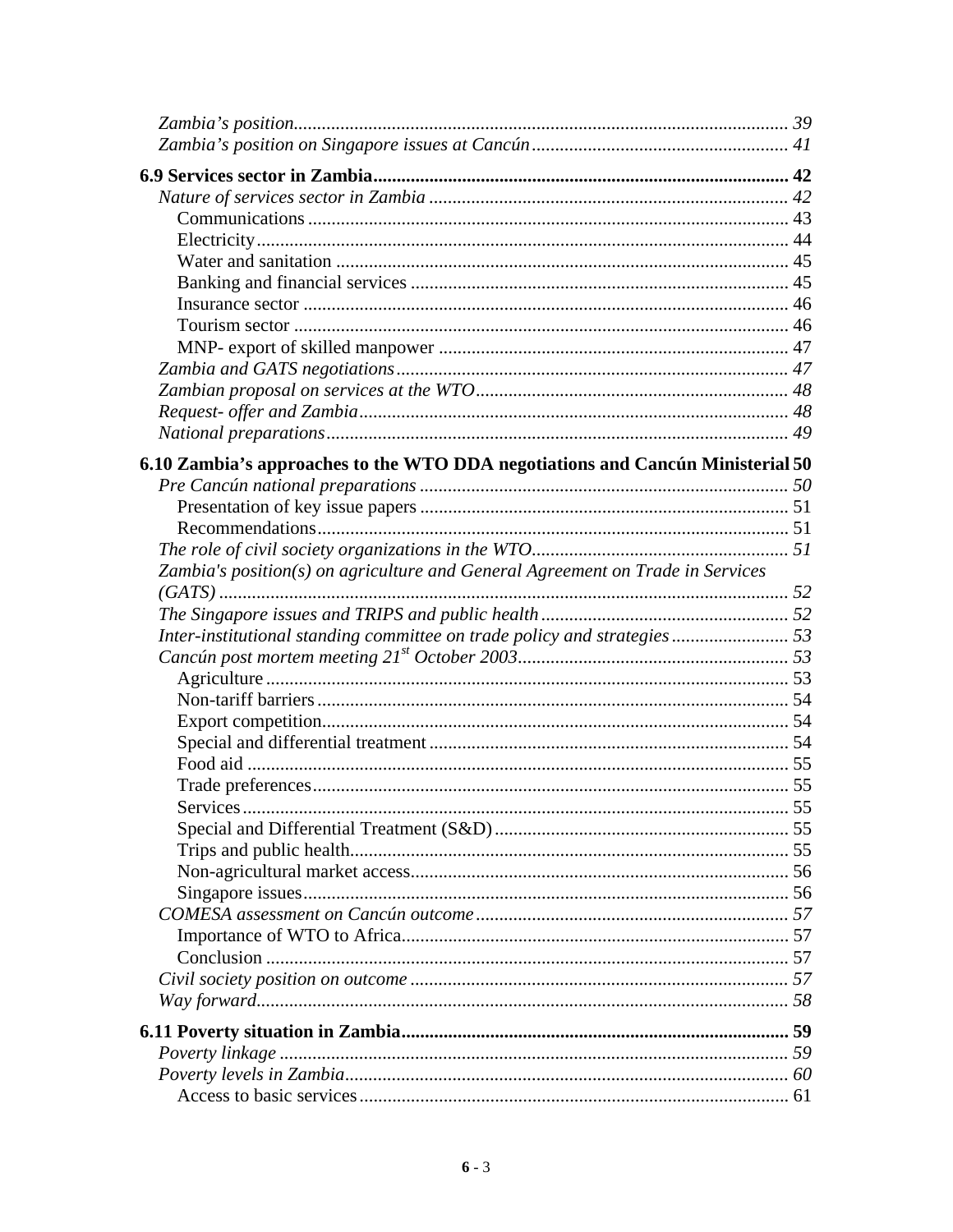*Zambia's position* ........................................................................................................ 39
*Zambia's position on Singapore issues at Cancún* ...................................................... 41

**6.9 Services sector in Zambia** ........................................................................................ 42
*Nature of services sector in Zambia* ............................................................................ 42
Communications ...................................................................................................... 43
Electricity ................................................................................................................. 44
Water and sanitation ................................................................................................ 45
Banking and financial services ................................................................................ 45
Insurance sector ....................................................................................................... 46
Tourism sector .......................................................................................................... 46
MNP- export of skilled manpower .......................................................................... 47
*Zambia and GATS negotiations* .................................................................................. 47
*Zambian proposal on services at the WTO* .................................................................. 48
*Request- offer and Zambia* ........................................................................................... 48
*National preparations* .................................................................................................. 49

**6.10 Zambia's approaches to the WTO DDA negotiations and Cancún Ministerial** 50
*Pre Cancún national preparations* .............................................................................. 50
Presentation of key issue papers .............................................................................. 51
Recommendations .................................................................................................... 51
*The role of civil society organizations in the WTO* ...................................................... 51
*Zambia's position(s) on agriculture and General Agreement on Trade in Services (GATS)* ......................................................................................................................... 52
*The Singapore issues and TRIPS and public health* .................................................... 52
*Inter-institutional standing committee on trade policy and strategies* ......................... 53
*Cancún post mortem meeting 21st October 2003* .......................................................... 53
Agriculture ............................................................................................................... 53
Non-tariff barriers .................................................................................................... 54
Export competition ................................................................................................... 54
Special and differential treatment ............................................................................ 54
Food aid ................................................................................................................... 55
Trade preferences ..................................................................................................... 55
Services .................................................................................................................... 55
Special and Differential Treatment (S&D) .............................................................. 55
Trips and public health ............................................................................................. 55
Non-agricultural market access ................................................................................ 56
Singapore issues ....................................................................................................... 56
*COMESA assessment on Cancún outcome* .................................................................. 57
Importance of WTO to Africa .................................................................................. 57
Conclusion ............................................................................................................... 57
*Civil society position on outcome* ................................................................................ 57
*Way forward* ................................................................................................................ 58

**6.11 Poverty situation in Zambia** .................................................................................. 59
*Poverty linkage* ............................................................................................................ 59
*Poverty levels in Zambia* .............................................................................................. 60
Access to basic services ........................................................................................... 61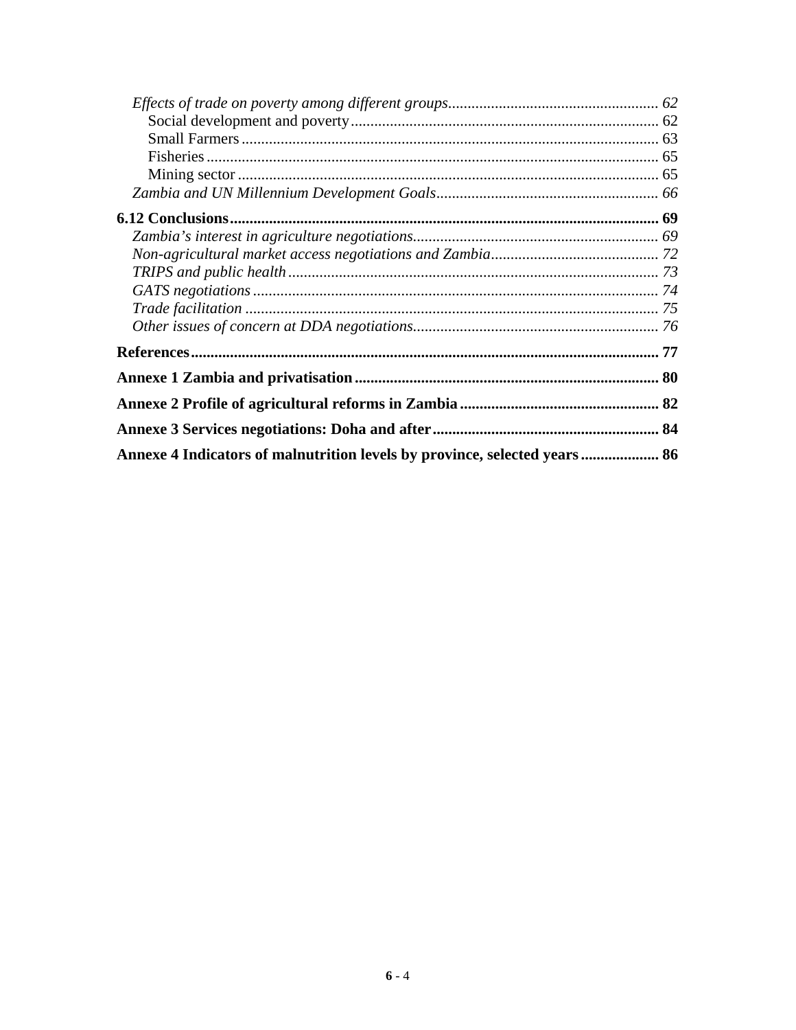*Effects of trade on poverty among different groups* ..... *62*
Social development and poverty ..... 62
Small Farmers ..... 63
Fisheries ..... 65
Mining sector ..... 65
*Zambia and UN Millennium Development Goals* ..... *66*

**6.12 Conclusions ..... 69**
*Zambia's interest in agriculture negotiations* ..... *69*
*Non-agricultural market access negotiations and Zambia* ..... *72*
*TRIPS and public health* ..... *73*
*GATS negotiations* ..... *74*
*Trade facilitation* ..... *75*
*Other issues of concern at DDA negotiations* ..... *76*

**References ..... 77**

**Annexe 1 Zambia and privatisation ..... 80**

**Annexe 2 Profile of agricultural reforms in Zambia ..... 82**

**Annexe 3 Services negotiations: Doha and after ..... 84**

**Annexe 4 Indicators of malnutrition levels by province, selected years ..... 86**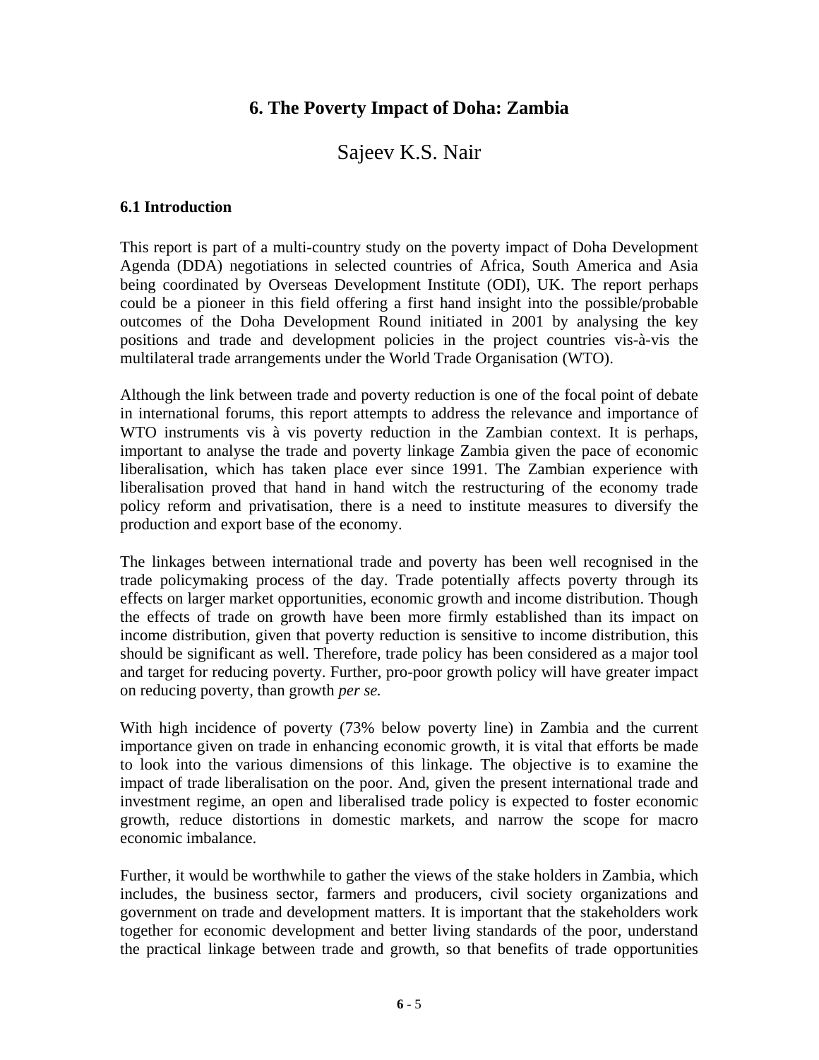# 6. The Poverty Impact of Doha: Zambia

## Sajeev K.S. Nair

### 6.1 Introduction

This report is part of a multi-country study on the poverty impact of Doha Development Agenda (DDA) negotiations in selected countries of Africa, South America and Asia being coordinated by Overseas Development Institute (ODI), UK. The report perhaps could be a pioneer in this field offering a first hand insight into the possible/probable outcomes of the Doha Development Round initiated in 2001 by analysing the key positions and trade and development policies in the project countries vis-à-vis the multilateral trade arrangements under the World Trade Organisation (WTO).

Although the link between trade and poverty reduction is one of the focal point of debate in international forums, this report attempts to address the relevance and importance of WTO instruments vis à vis poverty reduction in the Zambian context. It is perhaps, important to analyse the trade and poverty linkage Zambia given the pace of economic liberalisation, which has taken place ever since 1991. The Zambian experience with liberalisation proved that hand in hand witch the restructuring of the economy trade policy reform and privatisation, there is a need to institute measures to diversify the production and export base of the economy.

The linkages between international trade and poverty has been well recognised in the trade policymaking process of the day. Trade potentially affects poverty through its effects on larger market opportunities, economic growth and income distribution. Though the effects of trade on growth have been more firmly established than its impact on income distribution, given that poverty reduction is sensitive to income distribution, this should be significant as well. Therefore, trade policy has been considered as a major tool and target for reducing poverty. Further, pro-poor growth policy will have greater impact on reducing poverty, than growth *per se.*

With high incidence of poverty (73% below poverty line) in Zambia and the current importance given on trade in enhancing economic growth, it is vital that efforts be made to look into the various dimensions of this linkage. The objective is to examine the impact of trade liberalisation on the poor. And, given the present international trade and investment regime, an open and liberalised trade policy is expected to foster economic growth, reduce distortions in domestic markets, and narrow the scope for macro economic imbalance.

Further, it would be worthwhile to gather the views of the stake holders in Zambia, which includes, the business sector, farmers and producers, civil society organizations and government on trade and development matters. It is important that the stakeholders work together for economic development and better living standards of the poor, understand the practical linkage between trade and growth, so that benefits of trade opportunities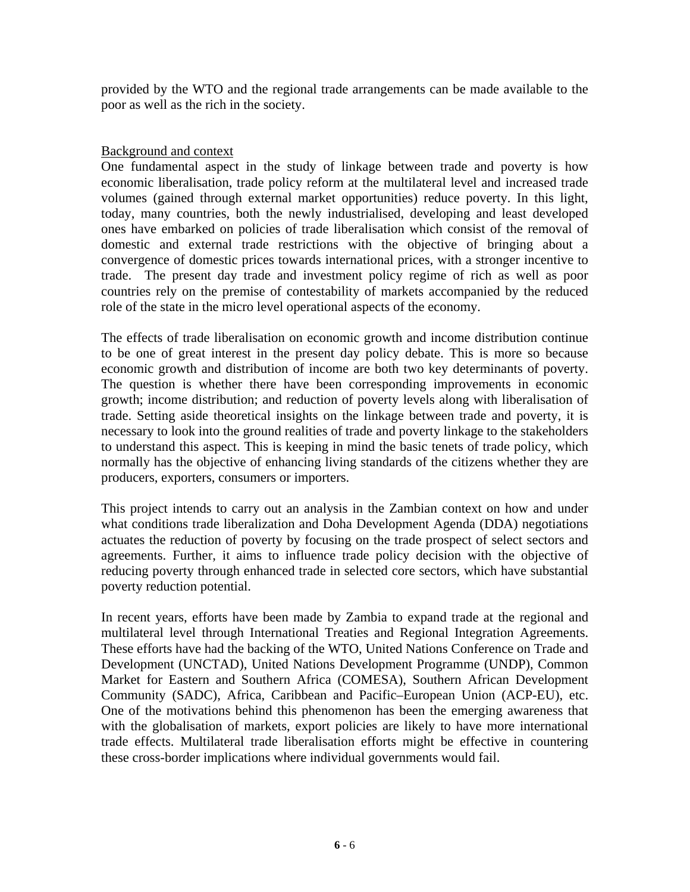provided by the WTO and the regional trade arrangements can be made available to the poor as well as the rich in the society.

<u>Background and context</u>

One fundamental aspect in the study of linkage between trade and poverty is how economic liberalisation, trade policy reform at the multilateral level and increased trade volumes (gained through external market opportunities) reduce poverty. In this light, today, many countries, both the newly industrialised, developing and least developed ones have embarked on policies of trade liberalisation which consist of the removal of domestic and external trade restrictions with the objective of bringing about a convergence of domestic prices towards international prices, with a stronger incentive to trade. The present day trade and investment policy regime of rich as well as poor countries rely on the premise of contestability of markets accompanied by the reduced role of the state in the micro level operational aspects of the economy.

The effects of trade liberalisation on economic growth and income distribution continue to be one of great interest in the present day policy debate. This is more so because economic growth and distribution of income are both two key determinants of poverty. The question is whether there have been corresponding improvements in economic growth; income distribution; and reduction of poverty levels along with liberalisation of trade. Setting aside theoretical insights on the linkage between trade and poverty, it is necessary to look into the ground realities of trade and poverty linkage to the stakeholders to understand this aspect. This is keeping in mind the basic tenets of trade policy, which normally has the objective of enhancing living standards of the citizens whether they are producers, exporters, consumers or importers.

This project intends to carry out an analysis in the Zambian context on how and under what conditions trade liberalization and Doha Development Agenda (DDA) negotiations actuates the reduction of poverty by focusing on the trade prospect of select sectors and agreements. Further, it aims to influence trade policy decision with the objective of reducing poverty through enhanced trade in selected core sectors, which have substantial poverty reduction potential.

In recent years, efforts have been made by Zambia to expand trade at the regional and multilateral level through International Treaties and Regional Integration Agreements. These efforts have had the backing of the WTO, United Nations Conference on Trade and Development (UNCTAD), United Nations Development Programme (UNDP), Common Market for Eastern and Southern Africa (COMESA), Southern African Development Community (SADC), Africa, Caribbean and Pacific–European Union (ACP-EU), etc. One of the motivations behind this phenomenon has been the emerging awareness that with the globalisation of markets, export policies are likely to have more international trade effects. Multilateral trade liberalisation efforts might be effective in countering these cross-border implications where individual governments would fail.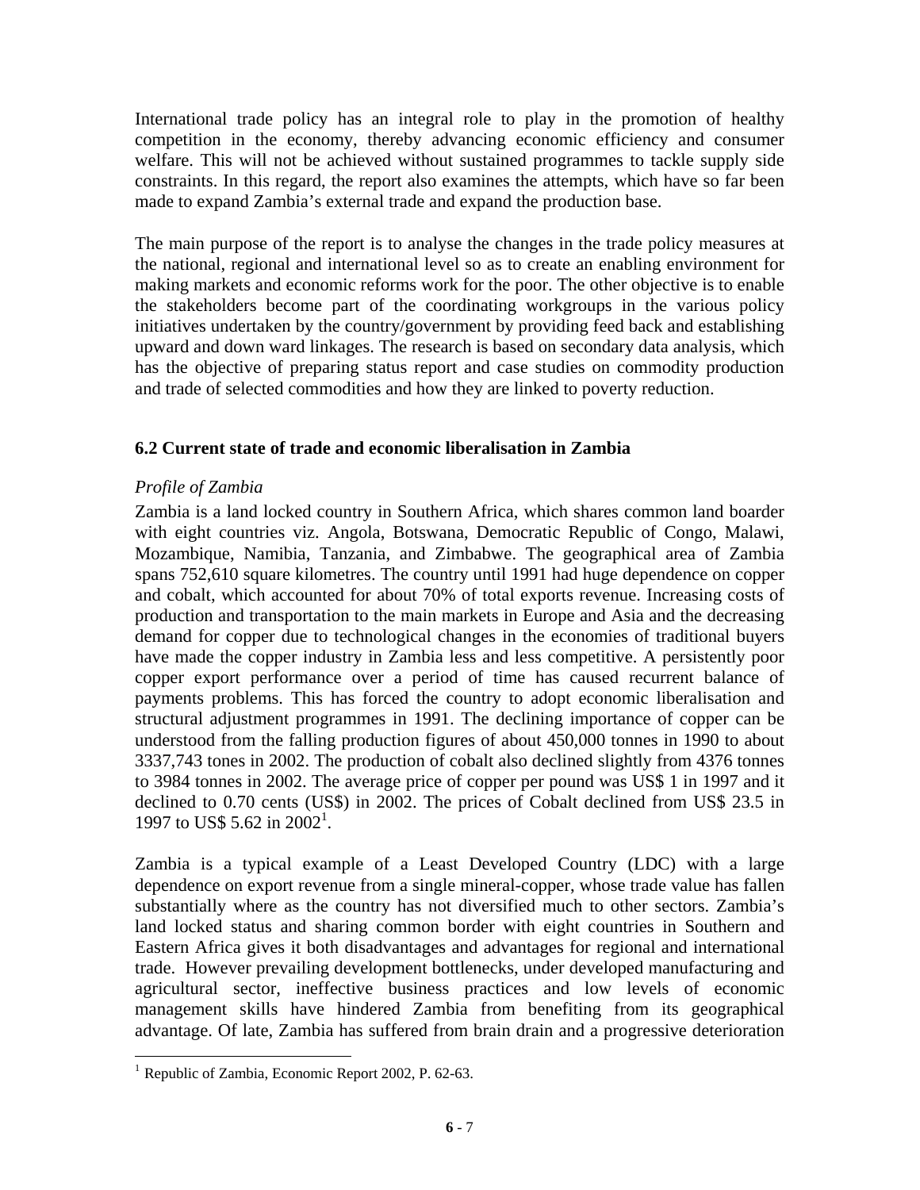International trade policy has an integral role to play in the promotion of healthy competition in the economy, thereby advancing economic efficiency and consumer welfare. This will not be achieved without sustained programmes to tackle supply side constraints. In this regard, the report also examines the attempts, which have so far been made to expand Zambia's external trade and expand the production base.

The main purpose of the report is to analyse the changes in the trade policy measures at the national, regional and international level so as to create an enabling environment for making markets and economic reforms work for the poor. The other objective is to enable the stakeholders become part of the coordinating workgroups in the various policy initiatives undertaken by the country/government by providing feed back and establishing upward and down ward linkages. The research is based on secondary data analysis, which has the objective of preparing status report and case studies on commodity production and trade of selected commodities and how they are linked to poverty reduction.

### 6.2 Current state of trade and economic liberalisation in Zambia

*Profile of Zambia*

Zambia is a land locked country in Southern Africa, which shares common land boarder with eight countries viz. Angola, Botswana, Democratic Republic of Congo, Malawi, Mozambique, Namibia, Tanzania, and Zimbabwe. The geographical area of Zambia spans 752,610 square kilometres. The country until 1991 had huge dependence on copper and cobalt, which accounted for about 70% of total exports revenue. Increasing costs of production and transportation to the main markets in Europe and Asia and the decreasing demand for copper due to technological changes in the economies of traditional buyers have made the copper industry in Zambia less and less competitive. A persistently poor copper export performance over a period of time has caused recurrent balance of payments problems. This has forced the country to adopt economic liberalisation and structural adjustment programmes in 1991. The declining importance of copper can be understood from the falling production figures of about 450,000 tonnes in 1990 to about 3337,743 tones in 2002. The production of cobalt also declined slightly from 4376 tonnes to 3984 tonnes in 2002. The average price of copper per pound was US$ 1 in 1997 and it declined to 0.70 cents (US$) in 2002. The prices of Cobalt declined from US$ 23.5 in 1997 to US$ 5.62 in 2002[1].

Zambia is a typical example of a Least Developed Country (LDC) with a large dependence on export revenue from a single mineral-copper, whose trade value has fallen substantially where as the country has not diversified much to other sectors. Zambia's land locked status and sharing common border with eight countries in Southern and Eastern Africa gives it both disadvantages and advantages for regional and international trade. However prevailing development bottlenecks, under developed manufacturing and agricultural sector, ineffective business practices and low levels of economic management skills have hindered Zambia from benefiting from its geographical advantage. Of late, Zambia has suffered from brain drain and a progressive deterioration

[1] Republic of Zambia, Economic Report 2002, P. 62-63.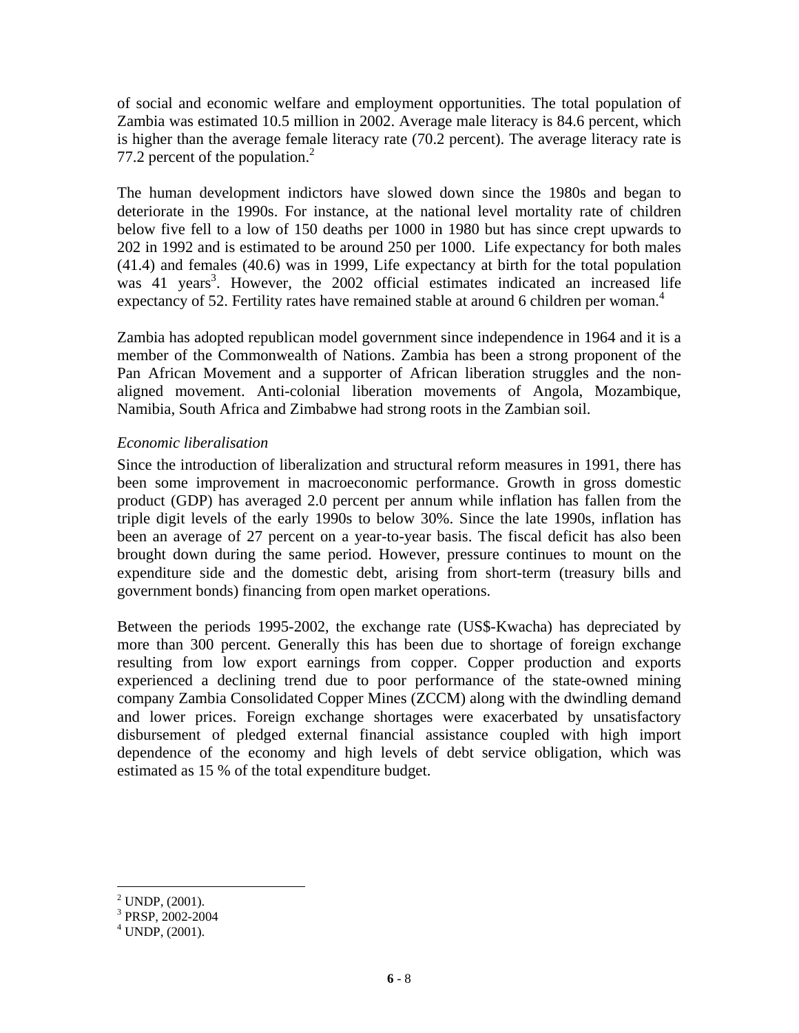of social and economic welfare and employment opportunities. The total population of Zambia was estimated 10.5 million in 2002. Average male literacy is 84.6 percent, which is higher than the average female literacy rate (70.2 percent). The average literacy rate is 77.2 percent of the population.[2]

The human development indictors have slowed down since the 1980s and began to deteriorate in the 1990s. For instance, at the national level mortality rate of children below five fell to a low of 150 deaths per 1000 in 1980 but has since crept upwards to 202 in 1992 and is estimated to be around 250 per 1000. Life expectancy for both males (41.4) and females (40.6) was in 1999, Life expectancy at birth for the total population was 41 years[3]. However, the 2002 official estimates indicated an increased life expectancy of 52. Fertility rates have remained stable at around 6 children per woman.[4]

Zambia has adopted republican model government since independence in 1964 and it is a member of the Commonwealth of Nations. Zambia has been a strong proponent of the Pan African Movement and a supporter of African liberation struggles and the non-aligned movement. Anti-colonial liberation movements of Angola, Mozambique, Namibia, South Africa and Zimbabwe had strong roots in the Zambian soil.

*Economic liberalisation*

Since the introduction of liberalization and structural reform measures in 1991, there has been some improvement in macroeconomic performance. Growth in gross domestic product (GDP) has averaged 2.0 percent per annum while inflation has fallen from the triple digit levels of the early 1990s to below 30%. Since the late 1990s, inflation has been an average of 27 percent on a year-to-year basis. The fiscal deficit has also been brought down during the same period. However, pressure continues to mount on the expenditure side and the domestic debt, arising from short-term (treasury bills and government bonds) financing from open market operations.

Between the periods 1995-2002, the exchange rate (US$-Kwacha) has depreciated by more than 300 percent. Generally this has been due to shortage of foreign exchange resulting from low export earnings from copper. Copper production and exports experienced a declining trend due to poor performance of the state-owned mining company Zambia Consolidated Copper Mines (ZCCM) along with the dwindling demand and lower prices. Foreign exchange shortages were exacerbated by unsatisfactory disbursement of pledged external financial assistance coupled with high import dependence of the economy and high levels of debt service obligation, which was estimated as 15 % of the total expenditure budget.

---

[2] UNDP, (2001).

[3] PRSP, 2002-2004

[4] UNDP, (2001).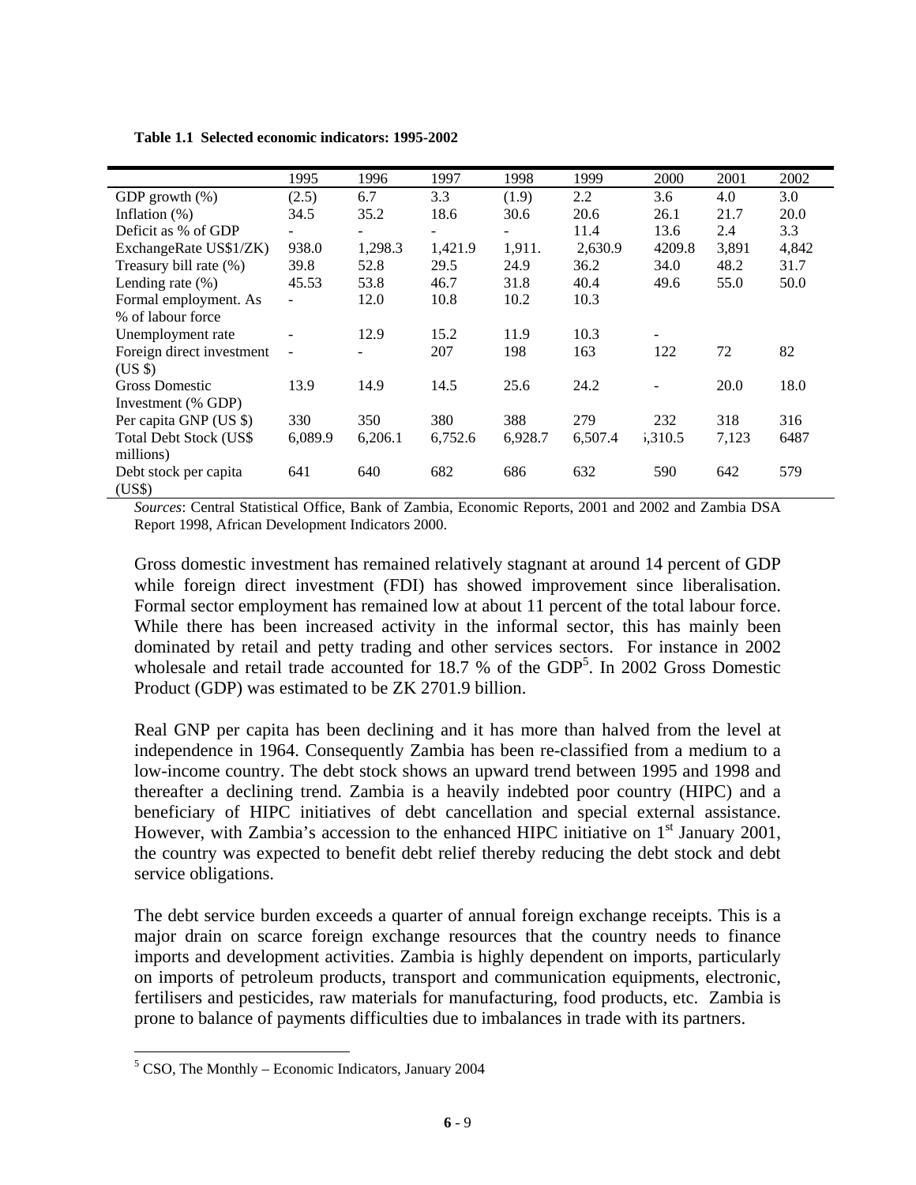**Table 1.1 Selected economic indicators: 1995-2002**

| | 1995 | 1996 | 1997 | 1998 | 1999 | 2000 | 2001 | 2002 |
|---|---|---|---|---|---|---|---|---|
| GDP growth (%) | (2.5) | 6.7 | 3.3 | (1.9) | 2.2 | 3.6 | 4.0 | 3.0 |
| Inflation (%) | 34.5 | 35.2 | 18.6 | 30.6 | 20.6 | 26.1 | 21.7 | 20.0 |
| Deficit as % of GDP | - | - | - | - | 11.4 | 13.6 | 2.4 | 3.3 |
| ExchangeRate US$1/ZK) | 938.0 | 1,298.3 | 1,421.9 | 1,911. | 2,630.9 | 4209.8 | 3,891 | 4,842 |
| Treasury bill rate (%) | 39.8 | 52.8 | 29.5 | 24.9 | 36.2 | 34.0 | 48.2 | 31.7 |
| Lending rate (%) | 45.53 | 53.8 | 46.7 | 31.8 | 40.4 | 49.6 | 55.0 | 50.0 |
| Formal employment. As % of labour force | - | 12.0 | 10.8 | 10.2 | 10.3 | | | |
| Unemployment rate | - | 12.9 | 15.2 | 11.9 | 10.3 | - | | |
| Foreign direct investment (US $) | - | - | 207 | 198 | 163 | 122 | 72 | 82 |
| Gross Domestic Investment (% GDP) | 13.9 | 14.9 | 14.5 | 25.6 | 24.2 | - | 20.0 | 18.0 |
| Per capita GNP (US $) | 330 | 350 | 380 | 388 | 279 | 232 | 318 | 316 |
| Total Debt Stock (US$ millions) | 6,089.9 | 6,206.1 | 6,752.6 | 6,928.7 | 6,507.4 | ,310.5 | 7,123 | 6487 |
| Debt stock per capita (US$) | 641 | 640 | 682 | 686 | 632 | 590 | 642 | 579 |

*Sources*: Central Statistical Office, Bank of Zambia, Economic Reports, 2001 and 2002 and Zambia DSA Report 1998, African Development Indicators 2000.

Gross domestic investment has remained relatively stagnant at around 14 percent of GDP while foreign direct investment (FDI) has showed improvement since liberalisation. Formal sector employment has remained low at about 11 percent of the total labour force. While there has been increased activity in the informal sector, this has mainly been dominated by retail and petty trading and other services sectors. For instance in 2002 wholesale and retail trade accounted for 18.7 % of the GDP[5]. In 2002 Gross Domestic Product (GDP) was estimated to be ZK 2701.9 billion.

Real GNP per capita has been declining and it has more than halved from the level at independence in 1964. Consequently Zambia has been re-classified from a medium to a low-income country. The debt stock shows an upward trend between 1995 and 1998 and thereafter a declining trend. Zambia is a heavily indebted poor country (HIPC) and a beneficiary of HIPC initiatives of debt cancellation and special external assistance. However, with Zambia's accession to the enhanced HIPC initiative on 1st January 2001, the country was expected to benefit debt relief thereby reducing the debt stock and debt service obligations.

The debt service burden exceeds a quarter of annual foreign exchange receipts. This is a major drain on scarce foreign exchange resources that the country needs to finance imports and development activities. Zambia is highly dependent on imports, particularly on imports of petroleum products, transport and communication equipments, electronic, fertilisers and pesticides, raw materials for manufacturing, food products, etc. Zambia is prone to balance of payments difficulties due to imbalances in trade with its partners.

[5] CSO, The Monthly – Economic Indicators, January 2004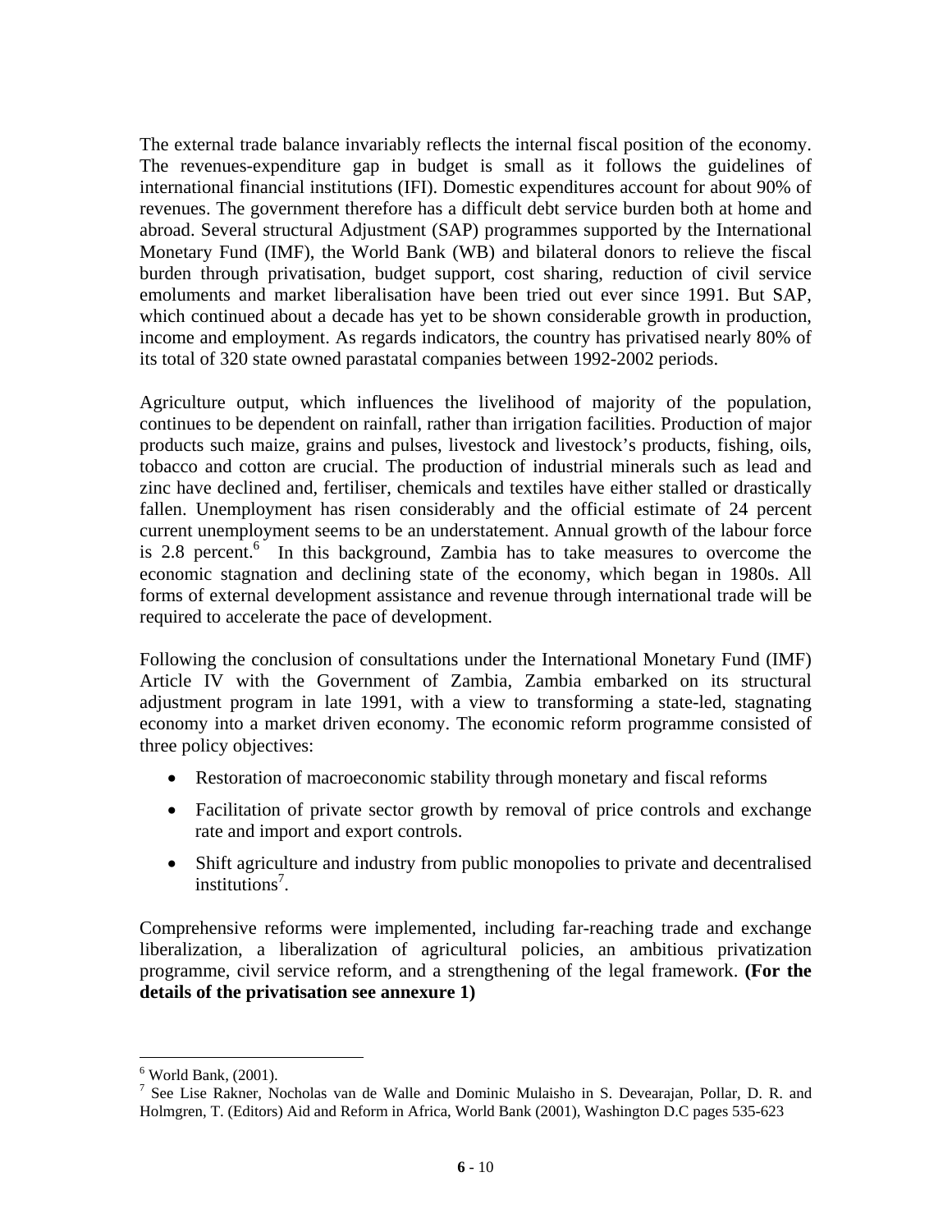The external trade balance invariably reflects the internal fiscal position of the economy. The revenues-expenditure gap in budget is small as it follows the guidelines of international financial institutions (IFI). Domestic expenditures account for about 90% of revenues. The government therefore has a difficult debt service burden both at home and abroad. Several structural Adjustment (SAP) programmes supported by the International Monetary Fund (IMF), the World Bank (WB) and bilateral donors to relieve the fiscal burden through privatisation, budget support, cost sharing, reduction of civil service emoluments and market liberalisation have been tried out ever since 1991. But SAP, which continued about a decade has yet to be shown considerable growth in production, income and employment. As regards indicators, the country has privatised nearly 80% of its total of 320 state owned parastatal companies between 1992-2002 periods.

Agriculture output, which influences the livelihood of majority of the population, continues to be dependent on rainfall, rather than irrigation facilities. Production of major products such maize, grains and pulses, livestock and livestock's products, fishing, oils, tobacco and cotton are crucial. The production of industrial minerals such as lead and zinc have declined and, fertiliser, chemicals and textiles have either stalled or drastically fallen. Unemployment has risen considerably and the official estimate of 24 percent current unemployment seems to be an understatement. Annual growth of the labour force is 2.8 percent.[6] In this background, Zambia has to take measures to overcome the economic stagnation and declining state of the economy, which began in 1980s. All forms of external development assistance and revenue through international trade will be required to accelerate the pace of development.

Following the conclusion of consultations under the International Monetary Fund (IMF) Article IV with the Government of Zambia, Zambia embarked on its structural adjustment program in late 1991, with a view to transforming a state-led, stagnating economy into a market driven economy. The economic reform programme consisted of three policy objectives:

- Restoration of macroeconomic stability through monetary and fiscal reforms
- Facilitation of private sector growth by removal of price controls and exchange rate and import and export controls.
- Shift agriculture and industry from public monopolies to private and decentralised institutions[7].

Comprehensive reforms were implemented, including far-reaching trade and exchange liberalization, a liberalization of agricultural policies, an ambitious privatization programme, civil service reform, and a strengthening of the legal framework. **(For the details of the privatisation see annexure 1)**

---

[6] World Bank, (2001).

[7] See Lise Rakner, Nocholas van de Walle and Dominic Mulaisho in S. Devearajan, Pollar, D. R. and Holmgren, T. (Editors) Aid and Reform in Africa, World Bank (2001), Washington D.C pages 535-623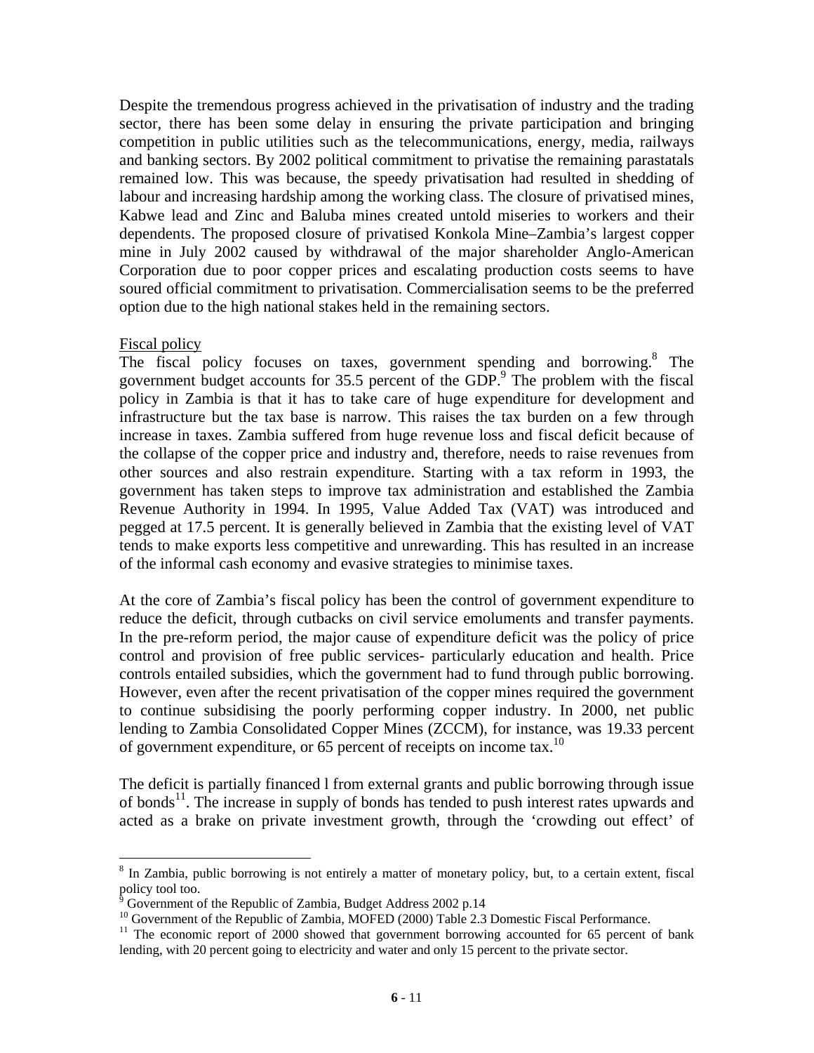Despite the tremendous progress achieved in the privatisation of industry and the trading sector, there has been some delay in ensuring the private participation and bringing competition in public utilities such as the telecommunications, energy, media, railways and banking sectors. By 2002 political commitment to privatise the remaining parastatals remained low. This was because, the speedy privatisation had resulted in shedding of labour and increasing hardship among the working class. The closure of privatised mines, Kabwe lead and Zinc and Baluba mines created untold miseries to workers and their dependents. The proposed closure of privatised Konkola Mine–Zambia's largest copper mine in July 2002 caused by withdrawal of the major shareholder Anglo-American Corporation due to poor copper prices and escalating production costs seems to have soured official commitment to privatisation. Commercialisation seems to be the preferred option due to the high national stakes held in the remaining sectors.

Fiscal policy

The fiscal policy focuses on taxes, government spending and borrowing.[8] The government budget accounts for 35.5 percent of the GDP.[9] The problem with the fiscal policy in Zambia is that it has to take care of huge expenditure for development and infrastructure but the tax base is narrow. This raises the tax burden on a few through increase in taxes. Zambia suffered from huge revenue loss and fiscal deficit because of the collapse of the copper price and industry and, therefore, needs to raise revenues from other sources and also restrain expenditure. Starting with a tax reform in 1993, the government has taken steps to improve tax administration and established the Zambia Revenue Authority in 1994. In 1995, Value Added Tax (VAT) was introduced and pegged at 17.5 percent. It is generally believed in Zambia that the existing level of VAT tends to make exports less competitive and unrewarding. This has resulted in an increase of the informal cash economy and evasive strategies to minimise taxes.

At the core of Zambia's fiscal policy has been the control of government expenditure to reduce the deficit, through cutbacks on civil service emoluments and transfer payments. In the pre-reform period, the major cause of expenditure deficit was the policy of price control and provision of free public services- particularly education and health. Price controls entailed subsidies, which the government had to fund through public borrowing. However, even after the recent privatisation of the copper mines required the government to continue subsidising the poorly performing copper industry. In 2000, net public lending to Zambia Consolidated Copper Mines (ZCCM), for instance, was 19.33 percent of government expenditure, or 65 percent of receipts on income tax.[10]

The deficit is partially financed l from external grants and public borrowing through issue of bonds[11]. The increase in supply of bonds has tended to push interest rates upwards and acted as a brake on private investment growth, through the 'crowding out effect' of

[8] In Zambia, public borrowing is not entirely a matter of monetary policy, but, to a certain extent, fiscal policy tool too.

[9] Government of the Republic of Zambia, Budget Address 2002 p.14

[10] Government of the Republic of Zambia, MOFED (2000) Table 2.3 Domestic Fiscal Performance.

[11] The economic report of 2000 showed that government borrowing accounted for 65 percent of bank lending, with 20 percent going to electricity and water and only 15 percent to the private sector.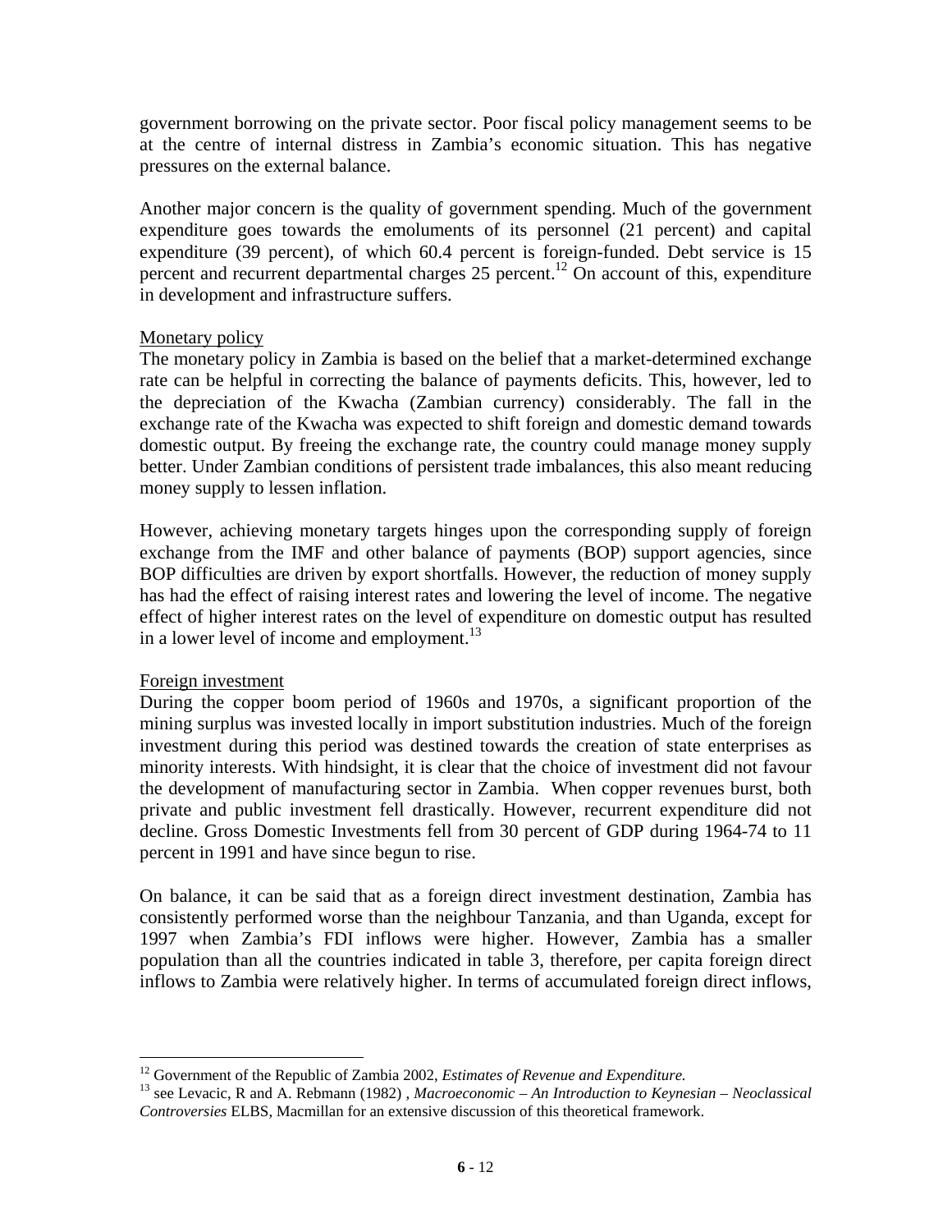government borrowing on the private sector. Poor fiscal policy management seems to be at the centre of internal distress in Zambia's economic situation. This has negative pressures on the external balance.

Another major concern is the quality of government spending. Much of the government expenditure goes towards the emoluments of its personnel (21 percent) and capital expenditure (39 percent), of which 60.4 percent is foreign-funded. Debt service is 15 percent and recurrent departmental charges 25 percent.[12] On account of this, expenditure in development and infrastructure suffers.

Monetary policy

The monetary policy in Zambia is based on the belief that a market-determined exchange rate can be helpful in correcting the balance of payments deficits. This, however, led to the depreciation of the Kwacha (Zambian currency) considerably. The fall in the exchange rate of the Kwacha was expected to shift foreign and domestic demand towards domestic output. By freeing the exchange rate, the country could manage money supply better. Under Zambian conditions of persistent trade imbalances, this also meant reducing money supply to lessen inflation.

However, achieving monetary targets hinges upon the corresponding supply of foreign exchange from the IMF and other balance of payments (BOP) support agencies, since BOP difficulties are driven by export shortfalls. However, the reduction of money supply has had the effect of raising interest rates and lowering the level of income. The negative effect of higher interest rates on the level of expenditure on domestic output has resulted in a lower level of income and employment.[13]

Foreign investment

During the copper boom period of 1960s and 1970s, a significant proportion of the mining surplus was invested locally in import substitution industries. Much of the foreign investment during this period was destined towards the creation of state enterprises as minority interests. With hindsight, it is clear that the choice of investment did not favour the development of manufacturing sector in Zambia. When copper revenues burst, both private and public investment fell drastically. However, recurrent expenditure did not decline. Gross Domestic Investments fell from 30 percent of GDP during 1964-74 to 11 percent in 1991 and have since begun to rise.

On balance, it can be said that as a foreign direct investment destination, Zambia has consistently performed worse than the neighbour Tanzania, and than Uganda, except for 1997 when Zambia's FDI inflows were higher. However, Zambia has a smaller population than all the countries indicated in table 3, therefore, per capita foreign direct inflows to Zambia were relatively higher. In terms of accumulated foreign direct inflows,

---

[12] Government of the Republic of Zambia 2002, *Estimates of Revenue and Expenditure.*

[13] see Levacic, R and A. Rebmann (1982) , *Macroeconomic – An Introduction to Keynesian – Neoclassical Controversies* ELBS, Macmillan for an extensive discussion of this theoretical framework.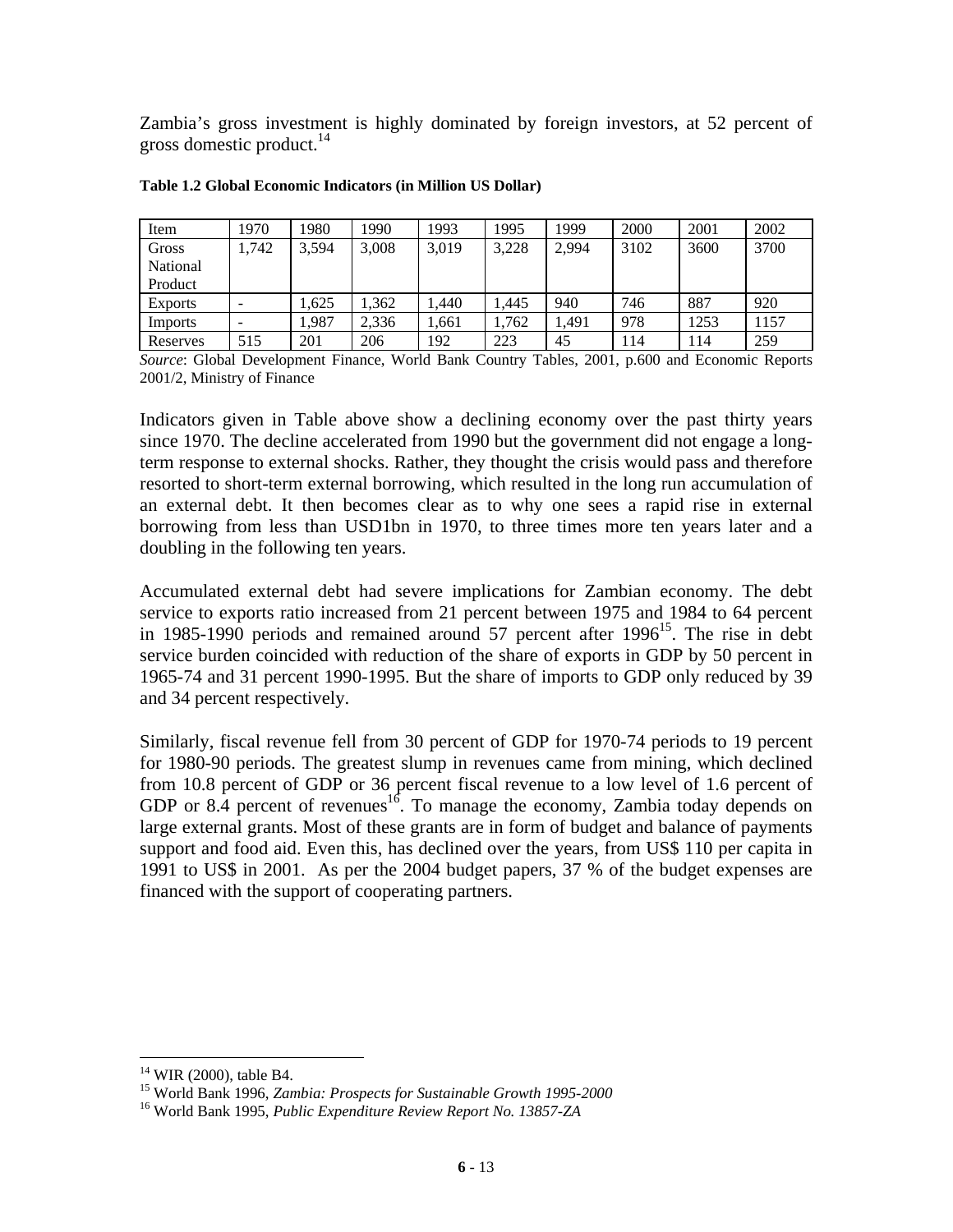Zambia's gross investment is highly dominated by foreign investors, at 52 percent of gross domestic product.[14]

**Table 1.2 Global Economic Indicators (in Million US Dollar)**

| Item | 1970 | 1980 | 1990 | 1993 | 1995 | 1999 | 2000 | 2001 | 2002 |
|---|---|---|---|---|---|---|---|---|---|
| Gross National Product | 1,742 | 3,594 | 3,008 | 3,019 | 3,228 | 2,994 | 3102 | 3600 | 3700 |
| Exports | - | 1,625 | 1,362 | 1,440 | 1,445 | 940 | 746 | 887 | 920 |
| Imports | - | 1,987 | 2,336 | 1,661 | 1,762 | 1,491 | 978 | 1253 | 1157 |
| Reserves | 515 | 201 | 206 | 192 | 223 | 45 | 114 | 114 | 259 |

*Source*: Global Development Finance, World Bank Country Tables, 2001, p.600 and Economic Reports 2001/2, Ministry of Finance

Indicators given in Table above show a declining economy over the past thirty years since 1970. The decline accelerated from 1990 but the government did not engage a long-term response to external shocks. Rather, they thought the crisis would pass and therefore resorted to short-term external borrowing, which resulted in the long run accumulation of an external debt. It then becomes clear as to why one sees a rapid rise in external borrowing from less than USD1bn in 1970, to three times more ten years later and a doubling in the following ten years.

Accumulated external debt had severe implications for Zambian economy. The debt service to exports ratio increased from 21 percent between 1975 and 1984 to 64 percent in 1985-1990 periods and remained around 57 percent after 1996[15]. The rise in debt service burden coincided with reduction of the share of exports in GDP by 50 percent in 1965-74 and 31 percent 1990-1995. But the share of imports to GDP only reduced by 39 and 34 percent respectively.

Similarly, fiscal revenue fell from 30 percent of GDP for 1970-74 periods to 19 percent for 1980-90 periods. The greatest slump in revenues came from mining, which declined from 10.8 percent of GDP or 36 percent fiscal revenue to a low level of 1.6 percent of GDP or 8.4 percent of revenues[16]. To manage the economy, Zambia today depends on large external grants. Most of these grants are in form of budget and balance of payments support and food aid. Even this, has declined over the years, from US$ 110 per capita in 1991 to US$ in 2001. As per the 2004 budget papers, 37 % of the budget expenses are financed with the support of cooperating partners.

---

[14] WIR (2000), table B4.

[15] World Bank 1996, *Zambia: Prospects for Sustainable Growth 1995-2000*

[16] World Bank 1995, *Public Expenditure Review Report No. 13857-ZA*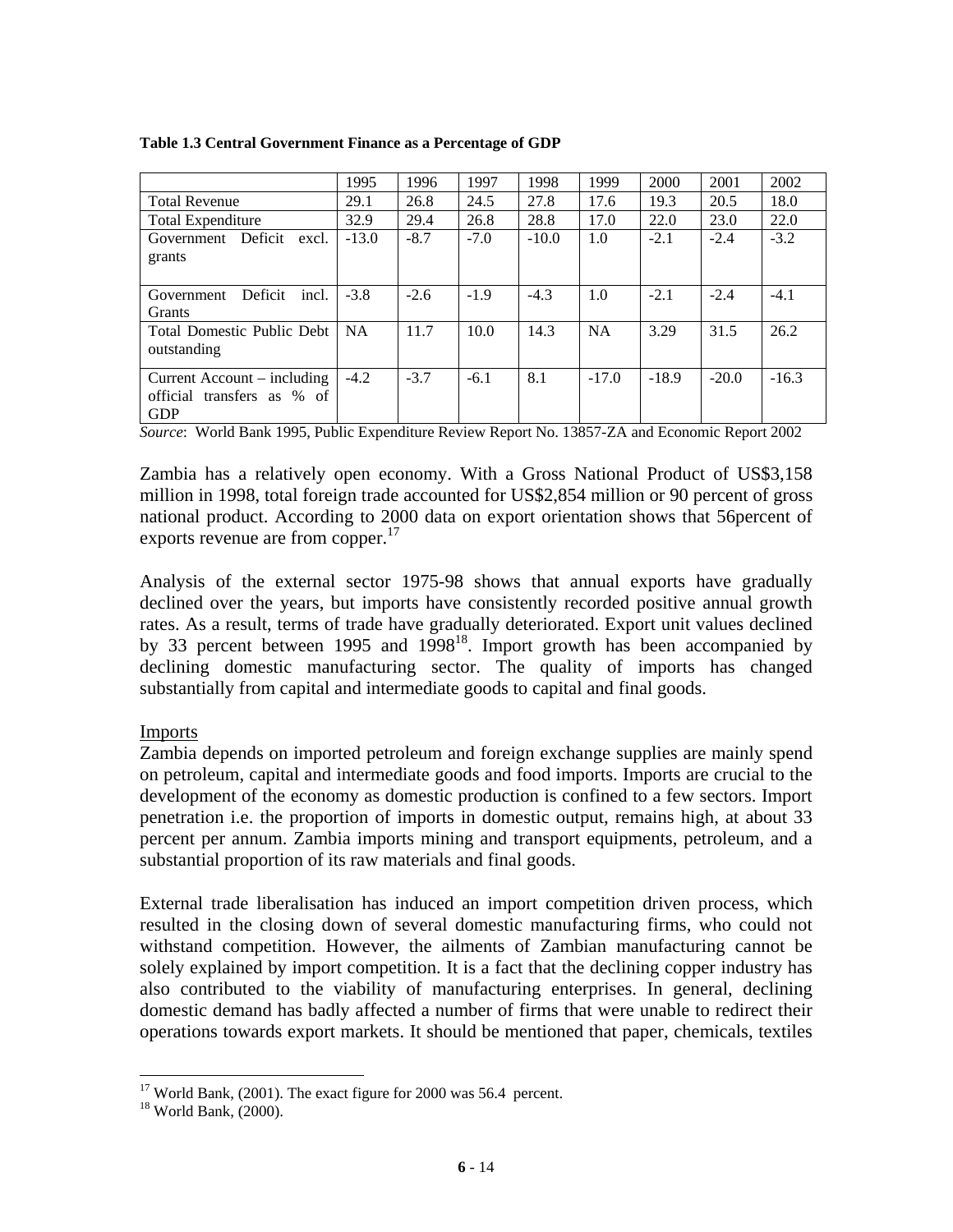**Table 1.3 Central Government Finance as a Percentage of GDP**

| | 1995 | 1996 | 1997 | 1998 | 1999 | 2000 | 2001 | 2002 |
|---|---|---|---|---|---|---|---|---|
| Total Revenue | 29.1 | 26.8 | 24.5 | 27.8 | 17.6 | 19.3 | 20.5 | 18.0 |
| Total Expenditure | 32.9 | 29.4 | 26.8 | 28.8 | 17.0 | 22.0 | 23.0 | 22.0 |
| Government Deficit excl. grants | -13.0 | -8.7 | -7.0 | -10.0 | 1.0 | -2.1 | -2.4 | -3.2 |
| Government Deficit incl. Grants | -3.8 | -2.6 | -1.9 | -4.3 | 1.0 | -2.1 | -2.4 | -4.1 |
| Total Domestic Public Debt outstanding | NA | 11.7 | 10.0 | 14.3 | NA | 3.29 | 31.5 | 26.2 |
| Current Account – including official transfers as % of GDP | -4.2 | -3.7 | -6.1 | 8.1 | -17.0 | -18.9 | -20.0 | -16.3 |

*Source*: World Bank 1995, Public Expenditure Review Report No. 13857-ZA and Economic Report 2002

Zambia has a relatively open economy. With a Gross National Product of US$3,158 million in 1998, total foreign trade accounted for US$2,854 million or 90 percent of gross national product. According to 2000 data on export orientation shows that 56percent of exports revenue are from copper.[17]

Analysis of the external sector 1975-98 shows that annual exports have gradually declined over the years, but imports have consistently recorded positive annual growth rates. As a result, terms of trade have gradually deteriorated. Export unit values declined by 33 percent between 1995 and 1998[18]. Import growth has been accompanied by declining domestic manufacturing sector. The quality of imports has changed substantially from capital and intermediate goods to capital and final goods.

Imports

Zambia depends on imported petroleum and foreign exchange supplies are mainly spend on petroleum, capital and intermediate goods and food imports. Imports are crucial to the development of the economy as domestic production is confined to a few sectors. Import penetration i.e. the proportion of imports in domestic output, remains high, at about 33 percent per annum. Zambia imports mining and transport equipments, petroleum, and a substantial proportion of its raw materials and final goods.

External trade liberalisation has induced an import competition driven process, which resulted in the closing down of several domestic manufacturing firms, who could not withstand competition. However, the ailments of Zambian manufacturing cannot be solely explained by import competition. It is a fact that the declining copper industry has also contributed to the viability of manufacturing enterprises. In general, declining domestic demand has badly affected a number of firms that were unable to redirect their operations towards export markets. It should be mentioned that paper, chemicals, textiles

[17] World Bank, (2001). The exact figure for 2000 was 56.4 percent.

[18] World Bank, (2000).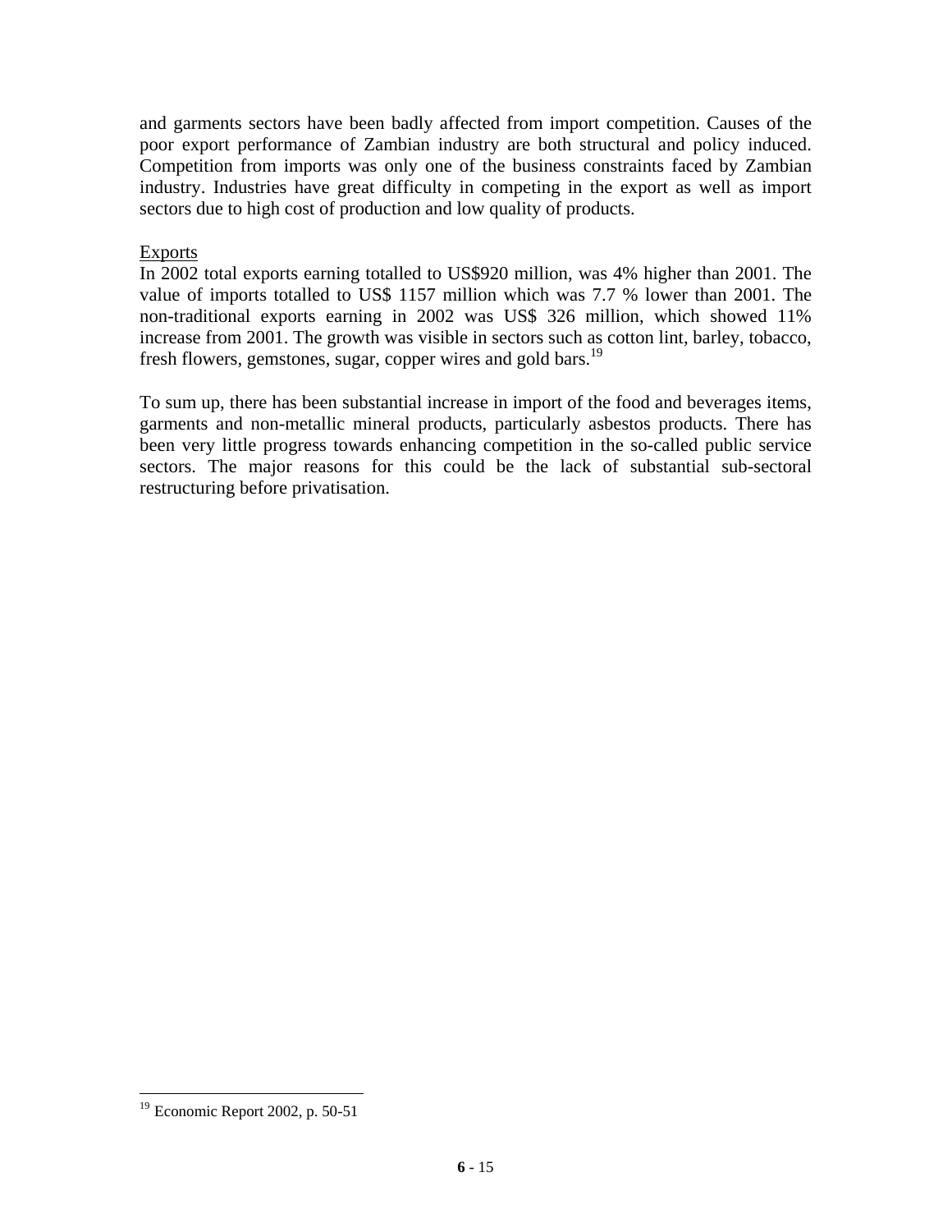and garments sectors have been badly affected from import competition. Causes of the poor export performance of Zambian industry are both structural and policy induced. Competition from imports was only one of the business constraints faced by Zambian industry. Industries have great difficulty in competing in the export as well as import sectors due to high cost of production and low quality of products.

<u>Exports</u>

In 2002 total exports earning totalled to US$920 million, was 4% higher than 2001. The value of imports totalled to US$ 1157 million which was 7.7 % lower than 2001. The non-traditional exports earning in 2002 was US$ 326 million, which showed 11% increase from 2001. The growth was visible in sectors such as cotton lint, barley, tobacco, fresh flowers, gemstones, sugar, copper wires and gold bars.[19]

To sum up, there has been substantial increase in import of the food and beverages items, garments and non-metallic mineral products, particularly asbestos products. There has been very little progress towards enhancing competition in the so-called public service sectors. The major reasons for this could be the lack of substantial sub-sectoral restructuring before privatisation.

---

[19] Economic Report 2002, p. 50-51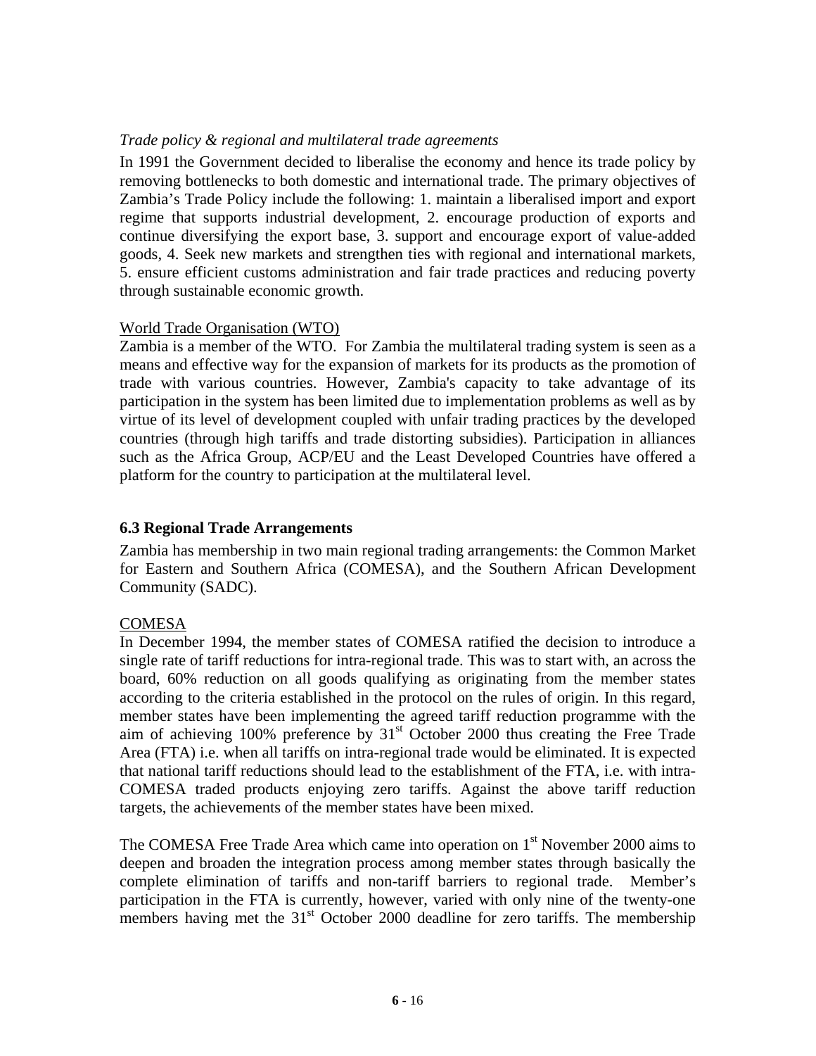*Trade policy & regional and multilateral trade agreements*

In 1991 the Government decided to liberalise the economy and hence its trade policy by removing bottlenecks to both domestic and international trade. The primary objectives of Zambia's Trade Policy include the following: 1. maintain a liberalised import and export regime that supports industrial development, 2. encourage production of exports and continue diversifying the export base, 3. support and encourage export of value-added goods, 4. Seek new markets and strengthen ties with regional and international markets, 5. ensure efficient customs administration and fair trade practices and reducing poverty through sustainable economic growth.

<u>World Trade Organisation (WTO)</u>

Zambia is a member of the WTO. For Zambia the multilateral trading system is seen as a means and effective way for the expansion of markets for its products as the promotion of trade with various countries. However, Zambia's capacity to take advantage of its participation in the system has been limited due to implementation problems as well as by virtue of its level of development coupled with unfair trading practices by the developed countries (through high tariffs and trade distorting subsidies). Participation in alliances such as the Africa Group, ACP/EU and the Least Developed Countries have offered a platform for the country to participation at the multilateral level.

### 6.3 Regional Trade Arrangements

Zambia has membership in two main regional trading arrangements: the Common Market for Eastern and Southern Africa (COMESA), and the Southern African Development Community (SADC).

<u>COMESA</u>

In December 1994, the member states of COMESA ratified the decision to introduce a single rate of tariff reductions for intra-regional trade. This was to start with, an across the board, 60% reduction on all goods qualifying as originating from the member states according to the criteria established in the protocol on the rules of origin. In this regard, member states have been implementing the agreed tariff reduction programme with the aim of achieving 100% preference by 31st October 2000 thus creating the Free Trade Area (FTA) i.e. when all tariffs on intra-regional trade would be eliminated. It is expected that national tariff reductions should lead to the establishment of the FTA, i.e. with intra-COMESA traded products enjoying zero tariffs. Against the above tariff reduction targets, the achievements of the member states have been mixed.

The COMESA Free Trade Area which came into operation on 1st November 2000 aims to deepen and broaden the integration process among member states through basically the complete elimination of tariffs and non-tariff barriers to regional trade. Member's participation in the FTA is currently, however, varied with only nine of the twenty-one members having met the 31st October 2000 deadline for zero tariffs. The membership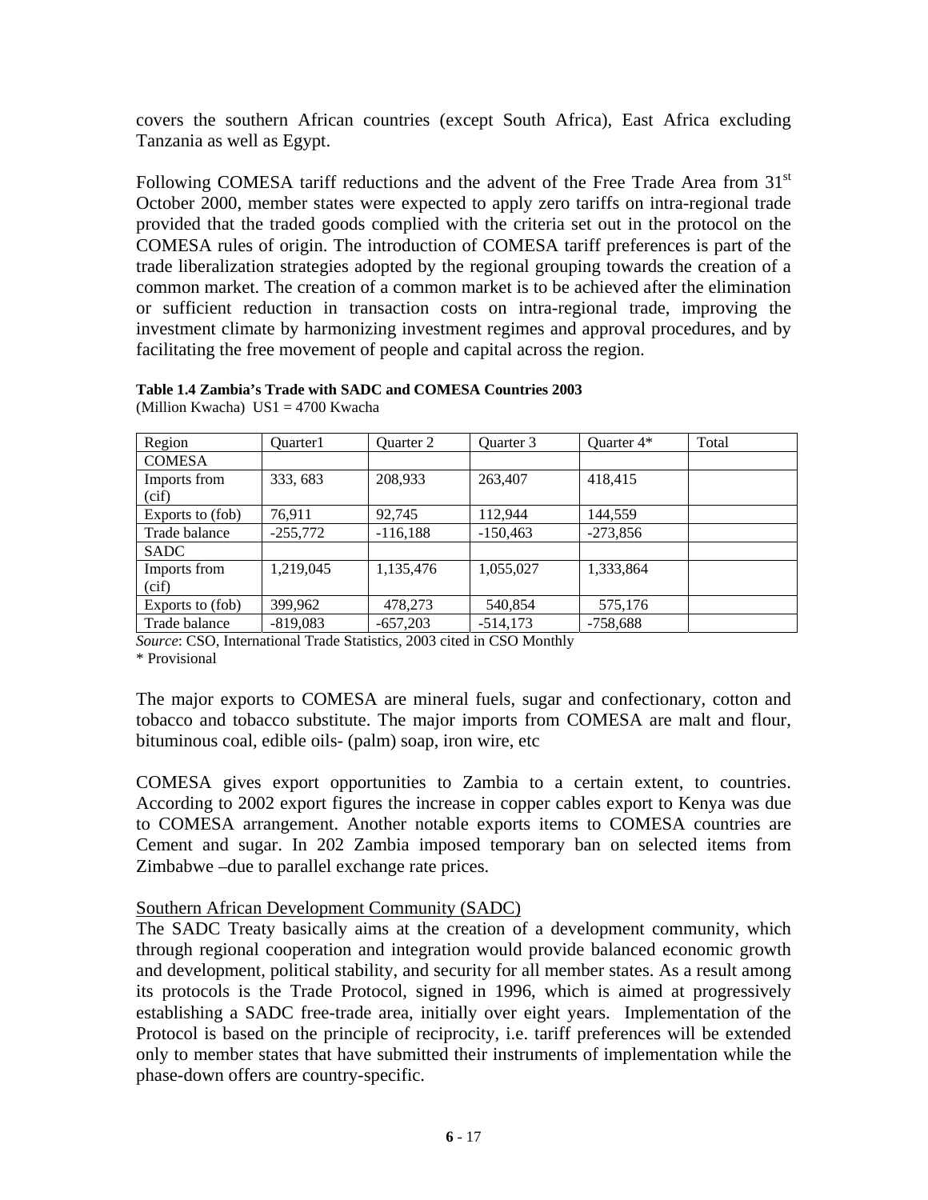covers the southern African countries (except South Africa), East Africa excluding Tanzania as well as Egypt.

Following COMESA tariff reductions and the advent of the Free Trade Area from 31[st] October 2000, member states were expected to apply zero tariffs on intra-regional trade provided that the traded goods complied with the criteria set out in the protocol on the COMESA rules of origin. The introduction of COMESA tariff preferences is part of the trade liberalization strategies adopted by the regional grouping towards the creation of a common market. The creation of a common market is to be achieved after the elimination or sufficient reduction in transaction costs on intra-regional trade, improving the investment climate by harmonizing investment regimes and approval procedures, and by facilitating the free movement of people and capital across the region.

**Table 1.4 Zambia's Trade with SADC and COMESA Countries 2003**
(Million Kwacha) US1 = 4700 Kwacha

| Region | Quarter1 | Quarter 2 | Quarter 3 | Quarter 4* | Total |
|---|---|---|---|---|---|
| COMESA | | | | | |
| Imports from (cif) | 333, 683 | 208,933 | 263,407 | 418,415 | |
| Exports to (fob) | 76,911 | 92,745 | 112,944 | 144,559 | |
| Trade balance | -255,772 | -116,188 | -150,463 | -273,856 | |
| SADC | | | | | |
| Imports from (cif) | 1,219,045 | 1,135,476 | 1,055,027 | 1,333,864 | |
| Exports to (fob) | 399,962 | 478,273 | 540,854 | 575,176 | |
| Trade balance | -819,083 | -657,203 | -514,173 | -758,688 | |

*Source*: CSO, International Trade Statistics, 2003 cited in CSO Monthly
\* Provisional

The major exports to COMESA are mineral fuels, sugar and confectionary, cotton and tobacco and tobacco substitute. The major imports from COMESA are malt and flour, bituminous coal, edible oils- (palm) soap, iron wire, etc

COMESA gives export opportunities to Zambia to a certain extent, to countries. According to 2002 export figures the increase in copper cables export to Kenya was due to COMESA arrangement. Another notable exports items to COMESA countries are Cement and sugar. In 202 Zambia imposed temporary ban on selected items from Zimbabwe –due to parallel exchange rate prices.

Southern African Development Community (SADC)

The SADC Treaty basically aims at the creation of a development community, which through regional cooperation and integration would provide balanced economic growth and development, political stability, and security for all member states. As a result among its protocols is the Trade Protocol, signed in 1996, which is aimed at progressively establishing a SADC free-trade area, initially over eight years. Implementation of the Protocol is based on the principle of reciprocity, i.e. tariff preferences will be extended only to member states that have submitted their instruments of implementation while the phase-down offers are country-specific.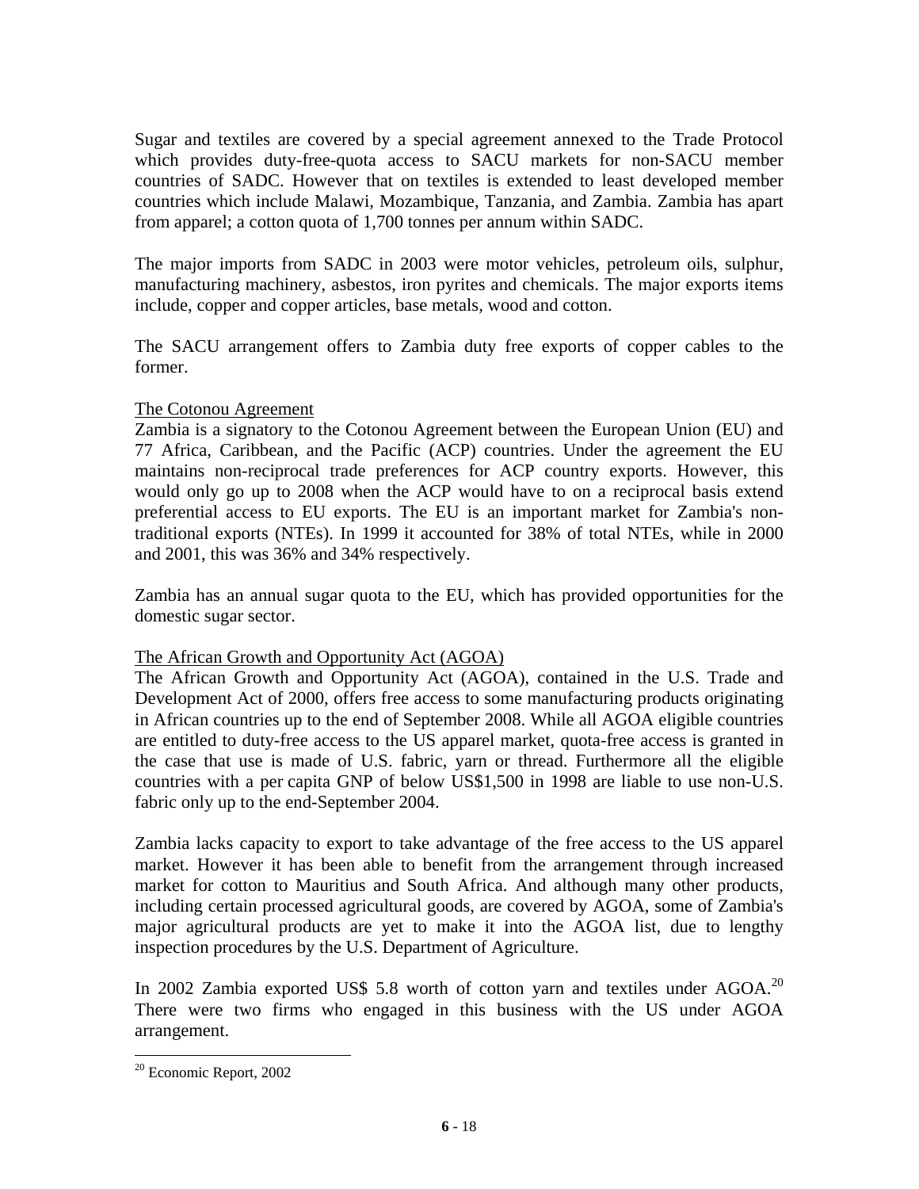Sugar and textiles are covered by a special agreement annexed to the Trade Protocol which provides duty-free-quota access to SACU markets for non-SACU member countries of SADC. However that on textiles is extended to least developed member countries which include Malawi, Mozambique, Tanzania, and Zambia. Zambia has apart from apparel; a cotton quota of 1,700 tonnes per annum within SADC.

The major imports from SADC in 2003 were motor vehicles, petroleum oils, sulphur, manufacturing machinery, asbestos, iron pyrites and chemicals. The major exports items include, copper and copper articles, base metals, wood and cotton.

The SACU arrangement offers to Zambia duty free exports of copper cables to the former.

<u>The Cotonou Agreement</u>

Zambia is a signatory to the Cotonou Agreement between the European Union (EU) and 77 Africa, Caribbean, and the Pacific (ACP) countries. Under the agreement the EU maintains non-reciprocal trade preferences for ACP country exports. However, this would only go up to 2008 when the ACP would have to on a reciprocal basis extend preferential access to EU exports. The EU is an important market for Zambia's non-traditional exports (NTEs). In 1999 it accounted for 38% of total NTEs, while in 2000 and 2001, this was 36% and 34% respectively.

Zambia has an annual sugar quota to the EU, which has provided opportunities for the domestic sugar sector.

<u>The African Growth and Opportunity Act (AGOA)</u>

The African Growth and Opportunity Act (AGOA), contained in the U.S. Trade and Development Act of 2000, offers free access to some manufacturing products originating in African countries up to the end of September 2008. While all AGOA eligible countries are entitled to duty-free access to the US apparel market, quota-free access is granted in the case that use is made of U.S. fabric, yarn or thread. Furthermore all the eligible countries with a per capita GNP of below US$1,500 in 1998 are liable to use non-U.S. fabric only up to the end-September 2004.

Zambia lacks capacity to export to take advantage of the free access to the US apparel market. However it has been able to benefit from the arrangement through increased market for cotton to Mauritius and South Africa. And although many other products, including certain processed agricultural goods, are covered by AGOA, some of Zambia's major agricultural products are yet to make it into the AGOA list, due to lengthy inspection procedures by the U.S. Department of Agriculture.

In 2002 Zambia exported US$ 5.8 worth of cotton yarn and textiles under AGOA.[20] There were two firms who engaged in this business with the US under AGOA arrangement.

[20] Economic Report, 2002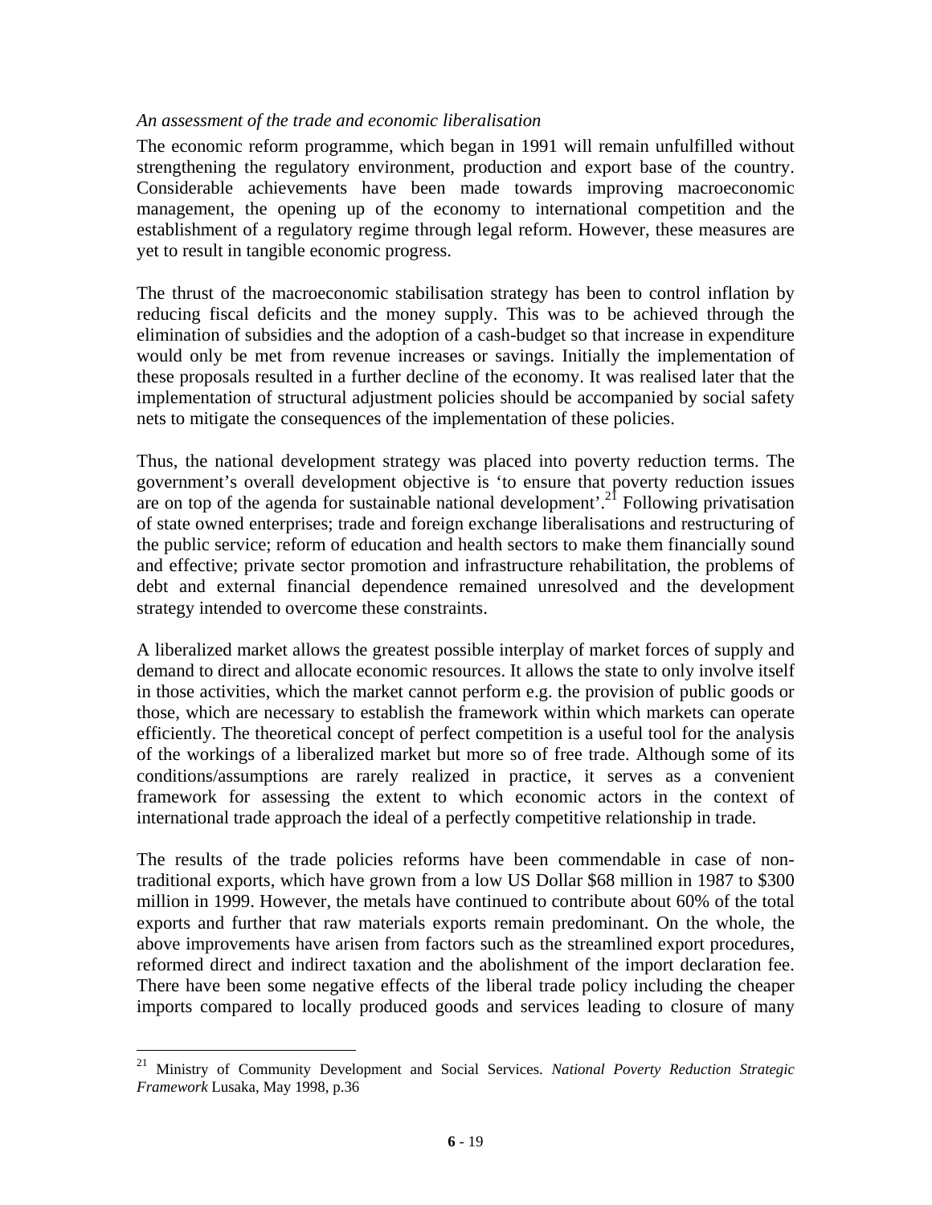*An assessment of the trade and economic liberalisation*

The economic reform programme, which began in 1991 will remain unfulfilled without strengthening the regulatory environment, production and export base of the country. Considerable achievements have been made towards improving macroeconomic management, the opening up of the economy to international competition and the establishment of a regulatory regime through legal reform. However, these measures are yet to result in tangible economic progress.

The thrust of the macroeconomic stabilisation strategy has been to control inflation by reducing fiscal deficits and the money supply. This was to be achieved through the elimination of subsidies and the adoption of a cash-budget so that increase in expenditure would only be met from revenue increases or savings. Initially the implementation of these proposals resulted in a further decline of the economy. It was realised later that the implementation of structural adjustment policies should be accompanied by social safety nets to mitigate the consequences of the implementation of these policies.

Thus, the national development strategy was placed into poverty reduction terms. The government's overall development objective is 'to ensure that poverty reduction issues are on top of the agenda for sustainable national development'.[21] Following privatisation of state owned enterprises; trade and foreign exchange liberalisations and restructuring of the public service; reform of education and health sectors to make them financially sound and effective; private sector promotion and infrastructure rehabilitation, the problems of debt and external financial dependence remained unresolved and the development strategy intended to overcome these constraints.

A liberalized market allows the greatest possible interplay of market forces of supply and demand to direct and allocate economic resources. It allows the state to only involve itself in those activities, which the market cannot perform e.g. the provision of public goods or those, which are necessary to establish the framework within which markets can operate efficiently. The theoretical concept of perfect competition is a useful tool for the analysis of the workings of a liberalized market but more so of free trade. Although some of its conditions/assumptions are rarely realized in practice, it serves as a convenient framework for assessing the extent to which economic actors in the context of international trade approach the ideal of a perfectly competitive relationship in trade.

The results of the trade policies reforms have been commendable in case of non-traditional exports, which have grown from a low US Dollar $68 million in 1987 to $300 million in 1999. However, the metals have continued to contribute about 60% of the total exports and further that raw materials exports remain predominant. On the whole, the above improvements have arisen from factors such as the streamlined export procedures, reformed direct and indirect taxation and the abolishment of the import declaration fee. There have been some negative effects of the liberal trade policy including the cheaper imports compared to locally produced goods and services leading to closure of many

---

[21] Ministry of Community Development and Social Services. *National Poverty Reduction Strategic Framework* Lusaka, May 1998, p.36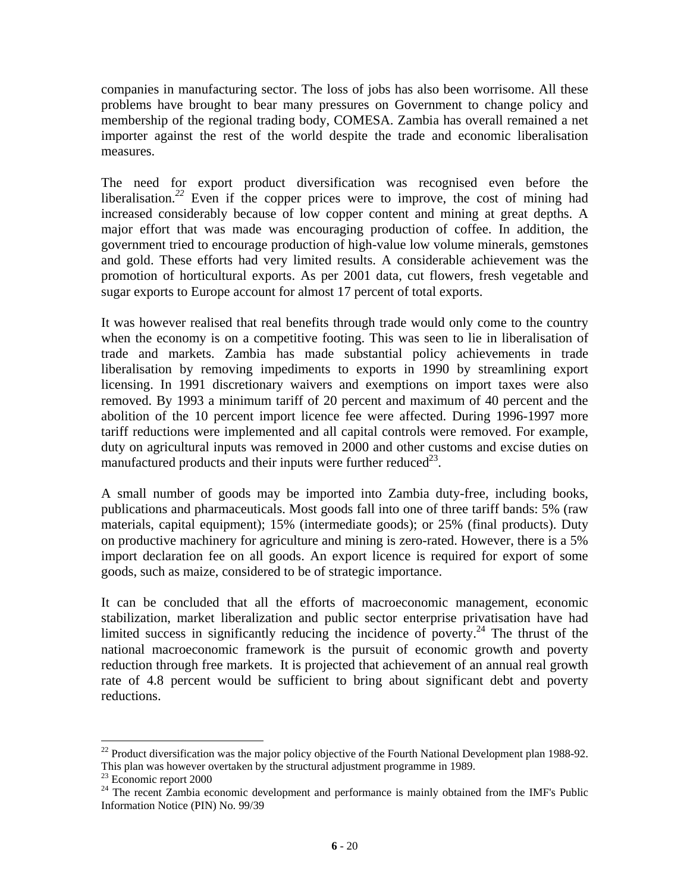companies in manufacturing sector. The loss of jobs has also been worrisome. All these problems have brought to bear many pressures on Government to change policy and membership of the regional trading body, COMESA. Zambia has overall remained a net importer against the rest of the world despite the trade and economic liberalisation measures.

The need for export product diversification was recognised even before the liberalisation.[22] Even if the copper prices were to improve, the cost of mining had increased considerably because of low copper content and mining at great depths. A major effort that was made was encouraging production of coffee. In addition, the government tried to encourage production of high-value low volume minerals, gemstones and gold. These efforts had very limited results. A considerable achievement was the promotion of horticultural exports. As per 2001 data, cut flowers, fresh vegetable and sugar exports to Europe account for almost 17 percent of total exports.

It was however realised that real benefits through trade would only come to the country when the economy is on a competitive footing. This was seen to lie in liberalisation of trade and markets. Zambia has made substantial policy achievements in trade liberalisation by removing impediments to exports in 1990 by streamlining export licensing. In 1991 discretionary waivers and exemptions on import taxes were also removed. By 1993 a minimum tariff of 20 percent and maximum of 40 percent and the abolition of the 10 percent import licence fee were affected. During 1996-1997 more tariff reductions were implemented and all capital controls were removed. For example, duty on agricultural inputs was removed in 2000 and other customs and excise duties on manufactured products and their inputs were further reduced[23].

A small number of goods may be imported into Zambia duty-free, including books, publications and pharmaceuticals. Most goods fall into one of three tariff bands: 5% (raw materials, capital equipment); 15% (intermediate goods); or 25% (final products). Duty on productive machinery for agriculture and mining is zero-rated. However, there is a 5% import declaration fee on all goods. An export licence is required for export of some goods, such as maize, considered to be of strategic importance.

It can be concluded that all the efforts of macroeconomic management, economic stabilization, market liberalization and public sector enterprise privatisation have had limited success in significantly reducing the incidence of poverty.[24] The thrust of the national macroeconomic framework is the pursuit of economic growth and poverty reduction through free markets. It is projected that achievement of an annual real growth rate of 4.8 percent would be sufficient to bring about significant debt and poverty reductions.

---

[22] Product diversification was the major policy objective of the Fourth National Development plan 1988-92. This plan was however overtaken by the structural adjustment programme in 1989.

[23] Economic report 2000

[24] The recent Zambia economic development and performance is mainly obtained from the IMF's Public Information Notice (PIN) No. 99/39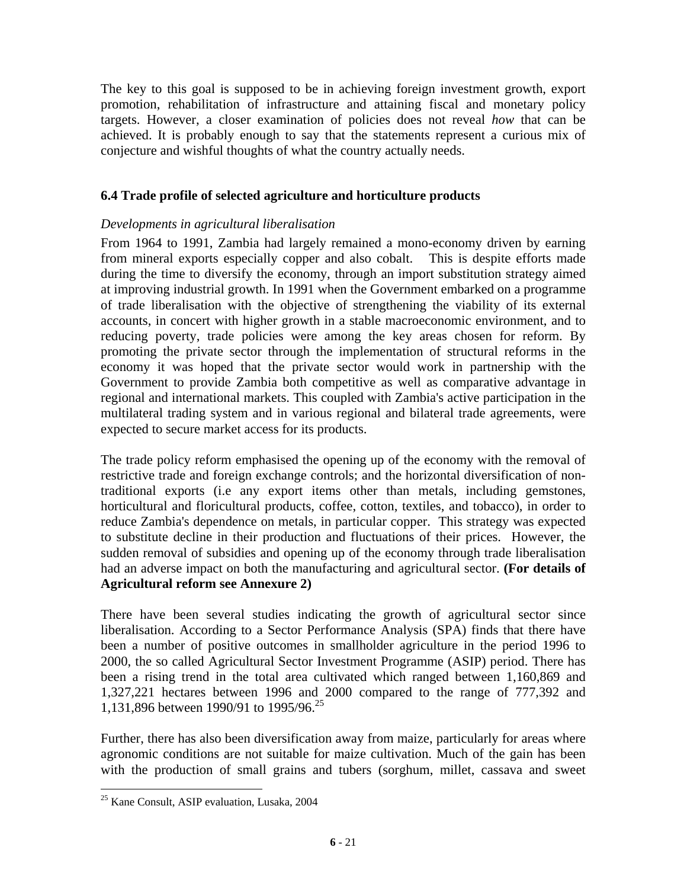The key to this goal is supposed to be in achieving foreign investment growth, export promotion, rehabilitation of infrastructure and attaining fiscal and monetary policy targets. However, a closer examination of policies does not reveal *how* that can be achieved. It is probably enough to say that the statements represent a curious mix of conjecture and wishful thoughts of what the country actually needs.

### 6.4 Trade profile of selected agriculture and horticulture products

*Developments in agricultural liberalisation*

From 1964 to 1991, Zambia had largely remained a mono-economy driven by earning from mineral exports especially copper and also cobalt. This is despite efforts made during the time to diversify the economy, through an import substitution strategy aimed at improving industrial growth. In 1991 when the Government embarked on a programme of trade liberalisation with the objective of strengthening the viability of its external accounts, in concert with higher growth in a stable macroeconomic environment, and to reducing poverty, trade policies were among the key areas chosen for reform. By promoting the private sector through the implementation of structural reforms in the economy it was hoped that the private sector would work in partnership with the Government to provide Zambia both competitive as well as comparative advantage in regional and international markets. This coupled with Zambia's active participation in the multilateral trading system and in various regional and bilateral trade agreements, were expected to secure market access for its products.

The trade policy reform emphasised the opening up of the economy with the removal of restrictive trade and foreign exchange controls; and the horizontal diversification of non-traditional exports (i.e any export items other than metals, including gemstones, horticultural and floricultural products, coffee, cotton, textiles, and tobacco), in order to reduce Zambia's dependence on metals, in particular copper. This strategy was expected to substitute decline in their production and fluctuations of their prices. However, the sudden removal of subsidies and opening up of the economy through trade liberalisation had an adverse impact on both the manufacturing and agricultural sector. **(For details of Agricultural reform see Annexure 2)**

There have been several studies indicating the growth of agricultural sector since liberalisation. According to a Sector Performance Analysis (SPA) finds that there have been a number of positive outcomes in smallholder agriculture in the period 1996 to 2000, the so called Agricultural Sector Investment Programme (ASIP) period. There has been a rising trend in the total area cultivated which ranged between 1,160,869 and 1,327,221 hectares between 1996 and 2000 compared to the range of 777,392 and 1,131,896 between 1990/91 to 1995/96.[25]

Further, there has also been diversification away from maize, particularly for areas where agronomic conditions are not suitable for maize cultivation. Much of the gain has been with the production of small grains and tubers (sorghum, millet, cassava and sweet

---

[25] Kane Consult, ASIP evaluation, Lusaka, 2004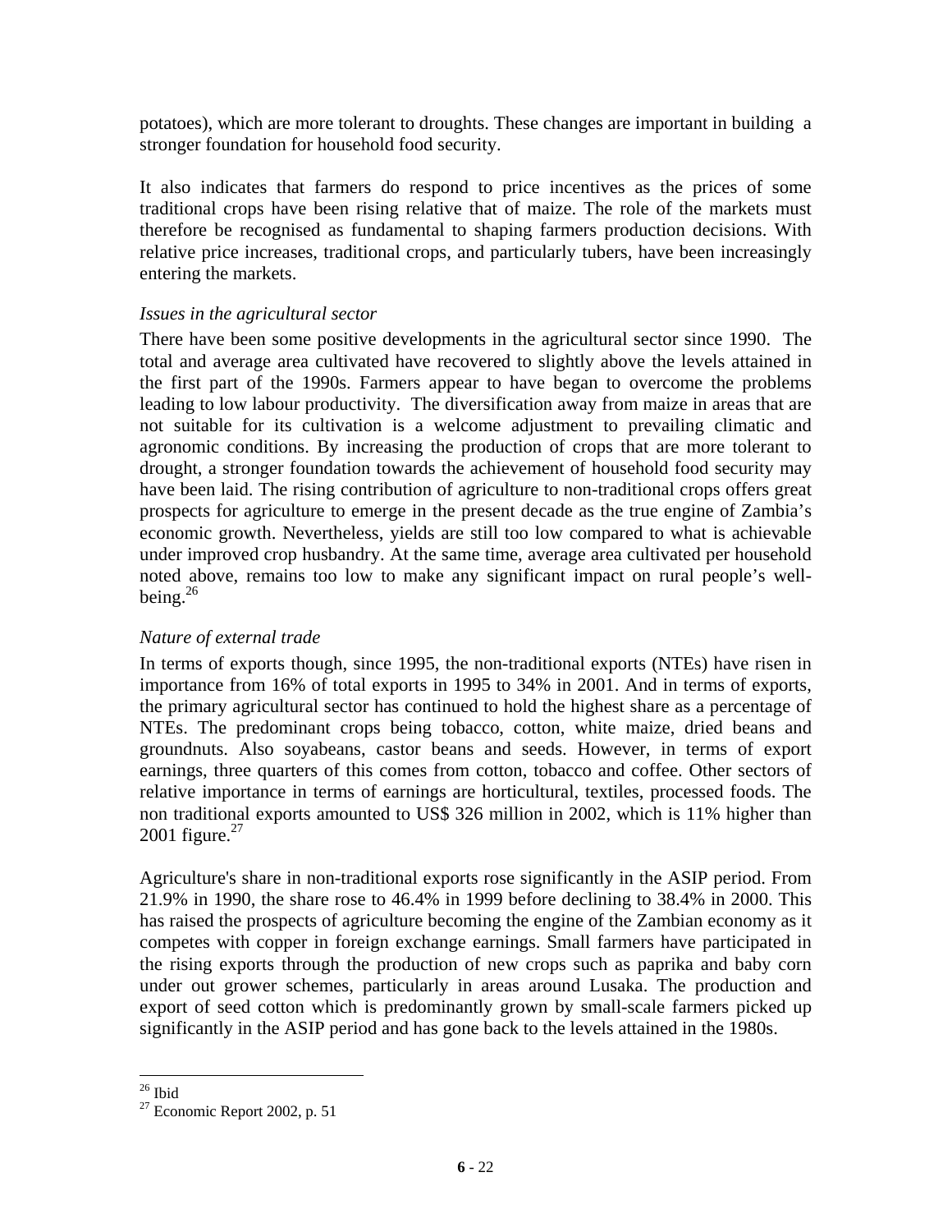potatoes), which are more tolerant to droughts. These changes are important in building a stronger foundation for household food security.

It also indicates that farmers do respond to price incentives as the prices of some traditional crops have been rising relative that of maize. The role of the markets must therefore be recognised as fundamental to shaping farmers production decisions. With relative price increases, traditional crops, and particularly tubers, have been increasingly entering the markets.

*Issues in the agricultural sector*

There have been some positive developments in the agricultural sector since 1990. The total and average area cultivated have recovered to slightly above the levels attained in the first part of the 1990s. Farmers appear to have began to overcome the problems leading to low labour productivity. The diversification away from maize in areas that are not suitable for its cultivation is a welcome adjustment to prevailing climatic and agronomic conditions. By increasing the production of crops that are more tolerant to drought, a stronger foundation towards the achievement of household food security may have been laid. The rising contribution of agriculture to non-traditional crops offers great prospects for agriculture to emerge in the present decade as the true engine of Zambia's economic growth. Nevertheless, yields are still too low compared to what is achievable under improved crop husbandry. At the same time, average area cultivated per household noted above, remains too low to make any significant impact on rural people's well-being.[26]

*Nature of external trade*

In terms of exports though, since 1995, the non-traditional exports (NTEs) have risen in importance from 16% of total exports in 1995 to 34% in 2001. And in terms of exports, the primary agricultural sector has continued to hold the highest share as a percentage of NTEs. The predominant crops being tobacco, cotton, white maize, dried beans and groundnuts. Also soyabeans, castor beans and seeds. However, in terms of export earnings, three quarters of this comes from cotton, tobacco and coffee. Other sectors of relative importance in terms of earnings are horticultural, textiles, processed foods. The non traditional exports amounted to US$ 326 million in 2002, which is 11% higher than 2001 figure.[27]

Agriculture's share in non-traditional exports rose significantly in the ASIP period. From 21.9% in 1990, the share rose to 46.4% in 1999 before declining to 38.4% in 2000. This has raised the prospects of agriculture becoming the engine of the Zambian economy as it competes with copper in foreign exchange earnings. Small farmers have participated in the rising exports through the production of new crops such as paprika and baby corn under out grower schemes, particularly in areas around Lusaka. The production and export of seed cotton which is predominantly grown by small-scale farmers picked up significantly in the ASIP period and has gone back to the levels attained in the 1980s.

---

[26] Ibid

[27] Economic Report 2002, p. 51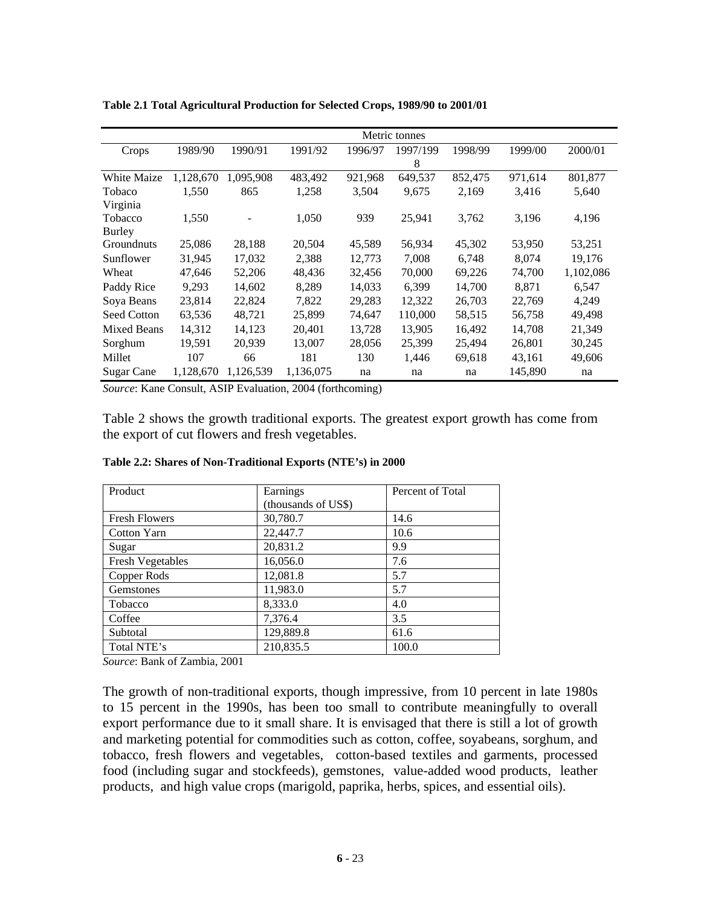**Table 2.1 Total Agricultural Production for Selected Crops, 1989/90 to 2001/01**

| | Metric tonnes | | | | | | | |
|---|---|---|---|---|---|---|---|---|
| Crops | 1989/90 | 1990/91 | 1991/92 | 1996/97 | 1997/1998 | 1998/99 | 1999/00 | 2000/01 |
| White Maize | 1,128,670 | 1,095,908 | 483,492 | 921,968 | 649,537 | 852,475 | 971,614 | 801,877 |
| Tobaco Virginia | 1,550 | 865 | 1,258 | 3,504 | 9,675 | 2,169 | 3,416 | 5,640 |
| Tobacco Burley | 1,550 | - | 1,050 | 939 | 25,941 | 3,762 | 3,196 | 4,196 |
| Groundnuts | 25,086 | 28,188 | 20,504 | 45,589 | 56,934 | 45,302 | 53,950 | 53,251 |
| Sunflower | 31,945 | 17,032 | 2,388 | 12,773 | 7,008 | 6,748 | 8,074 | 19,176 |
| Wheat | 47,646 | 52,206 | 48,436 | 32,456 | 70,000 | 69,226 | 74,700 | 1,102,086 |
| Paddy Rice | 9,293 | 14,602 | 8,289 | 14,033 | 6,399 | 14,700 | 8,871 | 6,547 |
| Soya Beans | 23,814 | 22,824 | 7,822 | 29,283 | 12,322 | 26,703 | 22,769 | 4,249 |
| Seed Cotton | 63,536 | 48,721 | 25,899 | 74,647 | 110,000 | 58,515 | 56,758 | 49,498 |
| Mixed Beans | 14,312 | 14,123 | 20,401 | 13,728 | 13,905 | 16,492 | 14,708 | 21,349 |
| Sorghum | 19,591 | 20,939 | 13,007 | 28,056 | 25,399 | 25,494 | 26,801 | 30,245 |
| Millet | 107 | 66 | 181 | 130 | 1,446 | 69,618 | 43,161 | 49,606 |
| Sugar Cane | 1,128,670 | 1,126,539 | 1,136,075 | na | na | na | 145,890 | na |

*Source*: Kane Consult, ASIP Evaluation, 2004 (forthcoming)

Table 2 shows the growth traditional exports. The greatest export growth has come from the export of cut flowers and fresh vegetables.

**Table 2.2: Shares of Non-Traditional Exports (NTE's) in 2000**

| Product | Earnings (thousands of US$) | Percent of Total |
|---|---|---|
| Fresh Flowers | 30,780.7 | 14.6 |
| Cotton Yarn | 22,447.7 | 10.6 |
| Sugar | 20,831.2 | 9.9 |
| Fresh Vegetables | 16,056.0 | 7.6 |
| Copper Rods | 12,081.8 | 5.7 |
| Gemstones | 11,983.0 | 5.7 |
| Tobacco | 8,333.0 | 4.0 |
| Coffee | 7,376.4 | 3.5 |
| Subtotal | 129,889.8 | 61.6 |
| Total NTE's | 210,835.5 | 100.0 |

*Source*: Bank of Zambia, 2001

The growth of non-traditional exports, though impressive, from 10 percent in late 1980s to 15 percent in the 1990s, has been too small to contribute meaningfully to overall export performance due to it small share. It is envisaged that there is still a lot of growth and marketing potential for commodities such as cotton, coffee, soyabeans, sorghum, and tobacco, fresh flowers and vegetables, cotton-based textiles and garments, processed food (including sugar and stockfeeds), gemstones, value-added wood products, leather products, and high value crops (marigold, paprika, herbs, spices, and essential oils).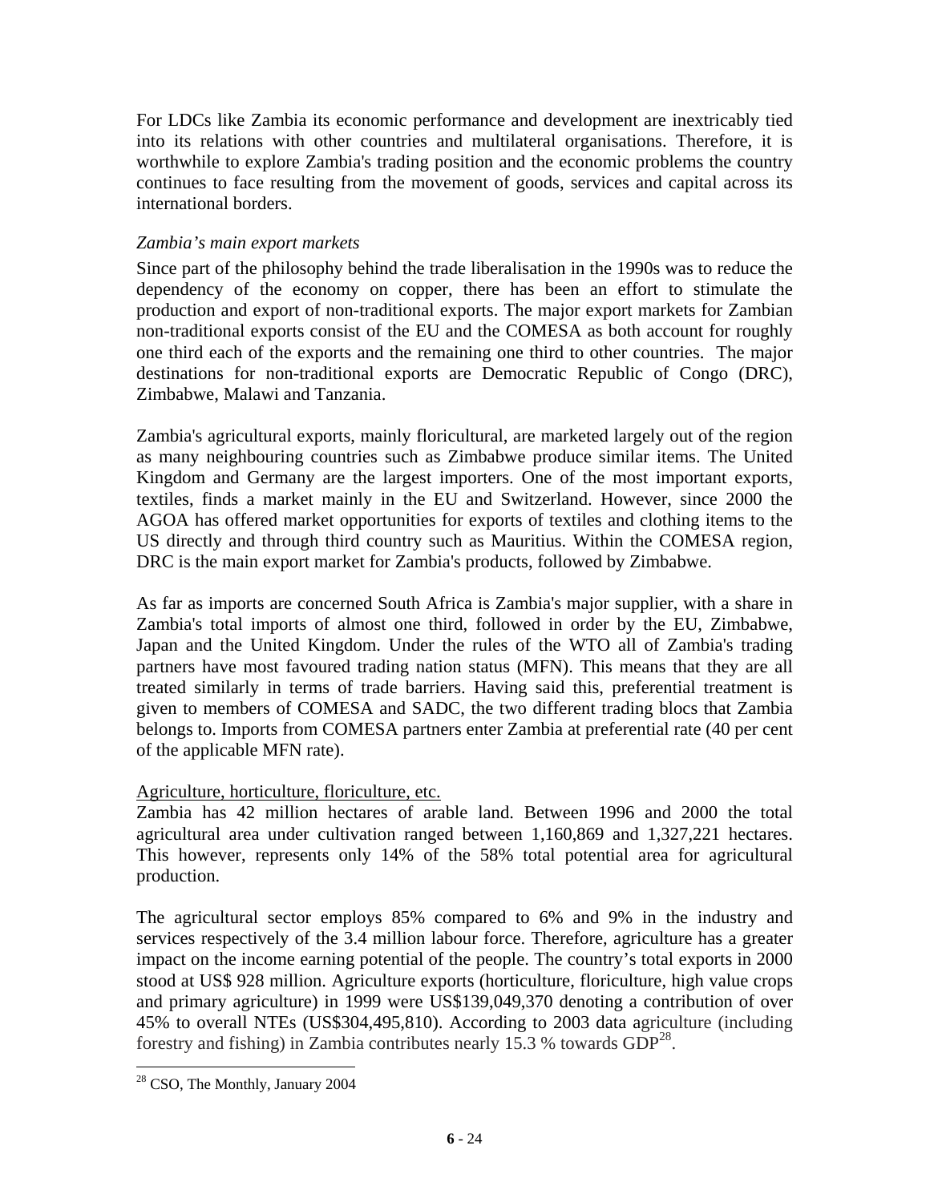For LDCs like Zambia its economic performance and development are inextricably tied into its relations with other countries and multilateral organisations. Therefore, it is worthwhile to explore Zambia's trading position and the economic problems the country continues to face resulting from the movement of goods, services and capital across its international borders.

*Zambia's main export markets*

Since part of the philosophy behind the trade liberalisation in the 1990s was to reduce the dependency of the economy on copper, there has been an effort to stimulate the production and export of non-traditional exports. The major export markets for Zambian non-traditional exports consist of the EU and the COMESA as both account for roughly one third each of the exports and the remaining one third to other countries. The major destinations for non-traditional exports are Democratic Republic of Congo (DRC), Zimbabwe, Malawi and Tanzania.

Zambia's agricultural exports, mainly floricultural, are marketed largely out of the region as many neighbouring countries such as Zimbabwe produce similar items. The United Kingdom and Germany are the largest importers. One of the most important exports, textiles, finds a market mainly in the EU and Switzerland. However, since 2000 the AGOA has offered market opportunities for exports of textiles and clothing items to the US directly and through third country such as Mauritius. Within the COMESA region, DRC is the main export market for Zambia's products, followed by Zimbabwe.

As far as imports are concerned South Africa is Zambia's major supplier, with a share in Zambia's total imports of almost one third, followed in order by the EU, Zimbabwe, Japan and the United Kingdom. Under the rules of the WTO all of Zambia's trading partners have most favoured trading nation status (MFN). This means that they are all treated similarly in terms of trade barriers. Having said this, preferential treatment is given to members of COMESA and SADC, the two different trading blocs that Zambia belongs to. Imports from COMESA partners enter Zambia at preferential rate (40 per cent of the applicable MFN rate).

<u>Agriculture, horticulture, floriculture, etc.</u>

Zambia has 42 million hectares of arable land. Between 1996 and 2000 the total agricultural area under cultivation ranged between 1,160,869 and 1,327,221 hectares. This however, represents only 14% of the 58% total potential area for agricultural production.

The agricultural sector employs 85% compared to 6% and 9% in the industry and services respectively of the 3.4 million labour force. Therefore, agriculture has a greater impact on the income earning potential of the people. The country's total exports in 2000 stood at US$ 928 million. Agriculture exports (horticulture, floriculture, high value crops and primary agriculture) in 1999 were US$139,049,370 denoting a contribution of over 45% to overall NTEs (US$304,495,810). According to 2003 data agriculture (including forestry and fishing) in Zambia contributes nearly 15.3 % towards GDP[28].

[28] CSO, The Monthly, January 2004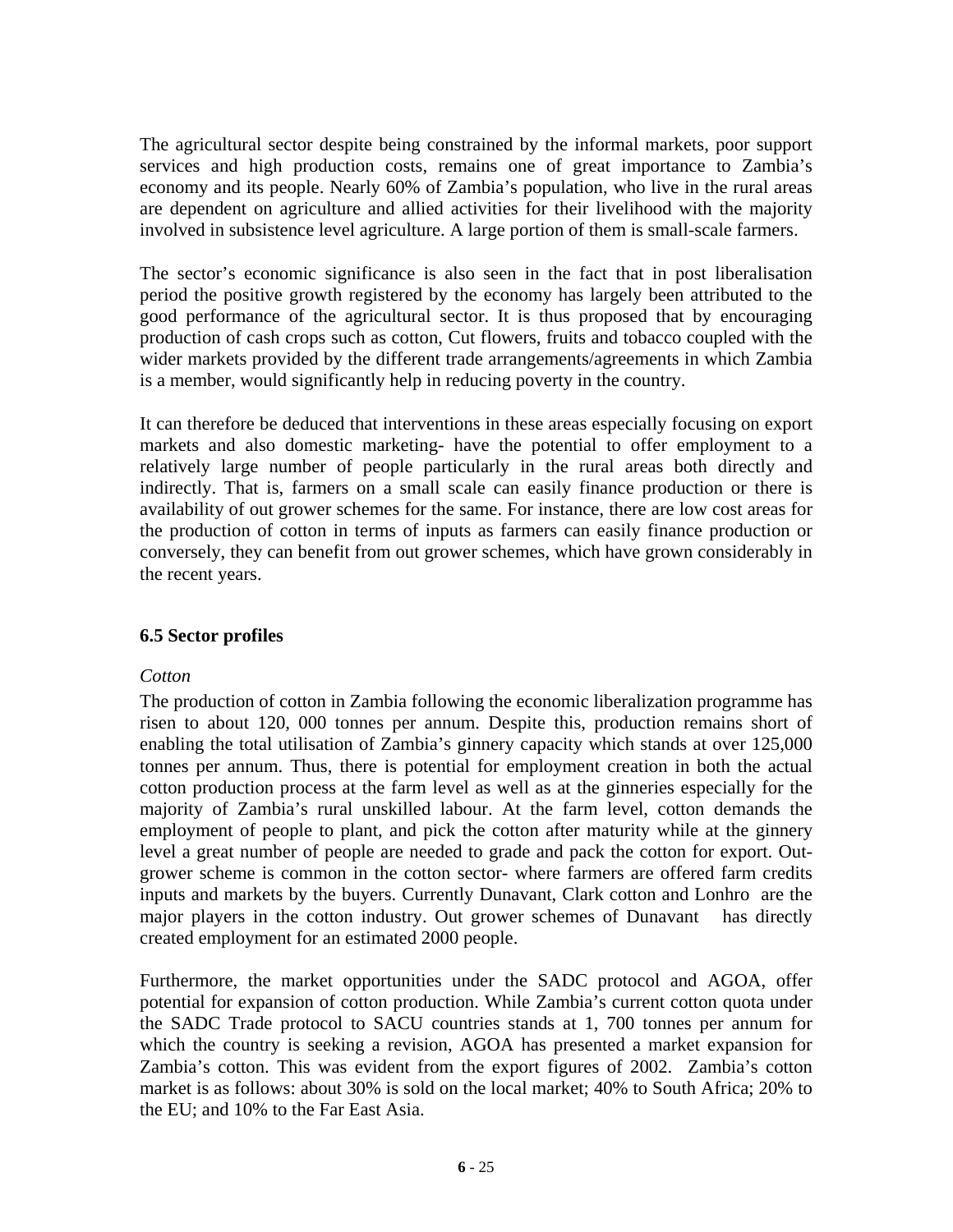The agricultural sector despite being constrained by the informal markets, poor support services and high production costs, remains one of great importance to Zambia's economy and its people. Nearly 60% of Zambia's population, who live in the rural areas are dependent on agriculture and allied activities for their livelihood with the majority involved in subsistence level agriculture. A large portion of them is small-scale farmers.

The sector's economic significance is also seen in the fact that in post liberalisation period the positive growth registered by the economy has largely been attributed to the good performance of the agricultural sector. It is thus proposed that by encouraging production of cash crops such as cotton, Cut flowers, fruits and tobacco coupled with the wider markets provided by the different trade arrangements/agreements in which Zambia is a member, would significantly help in reducing poverty in the country.

It can therefore be deduced that interventions in these areas especially focusing on export markets and also domestic marketing- have the potential to offer employment to a relatively large number of people particularly in the rural areas both directly and indirectly. That is, farmers on a small scale can easily finance production or there is availability of out grower schemes for the same. For instance, there are low cost areas for the production of cotton in terms of inputs as farmers can easily finance production or conversely, they can benefit from out grower schemes, which have grown considerably in the recent years.

### 6.5 Sector profiles

*Cotton*

The production of cotton in Zambia following the economic liberalization programme has risen to about 120, 000 tonnes per annum. Despite this, production remains short of enabling the total utilisation of Zambia's ginnery capacity which stands at over 125,000 tonnes per annum. Thus, there is potential for employment creation in both the actual cotton production process at the farm level as well as at the ginneries especially for the majority of Zambia's rural unskilled labour. At the farm level, cotton demands the employment of people to plant, and pick the cotton after maturity while at the ginnery level a great number of people are needed to grade and pack the cotton for export. Out-grower scheme is common in the cotton sector- where farmers are offered farm credits inputs and markets by the buyers. Currently Dunavant, Clark cotton and Lonhro are the major players in the cotton industry. Out grower schemes of Dunavant has directly created employment for an estimated 2000 people.

Furthermore, the market opportunities under the SADC protocol and AGOA, offer potential for expansion of cotton production. While Zambia's current cotton quota under the SADC Trade protocol to SACU countries stands at 1, 700 tonnes per annum for which the country is seeking a revision, AGOA has presented a market expansion for Zambia's cotton. This was evident from the export figures of 2002. Zambia's cotton market is as follows: about 30% is sold on the local market; 40% to South Africa; 20% to the EU; and 10% to the Far East Asia.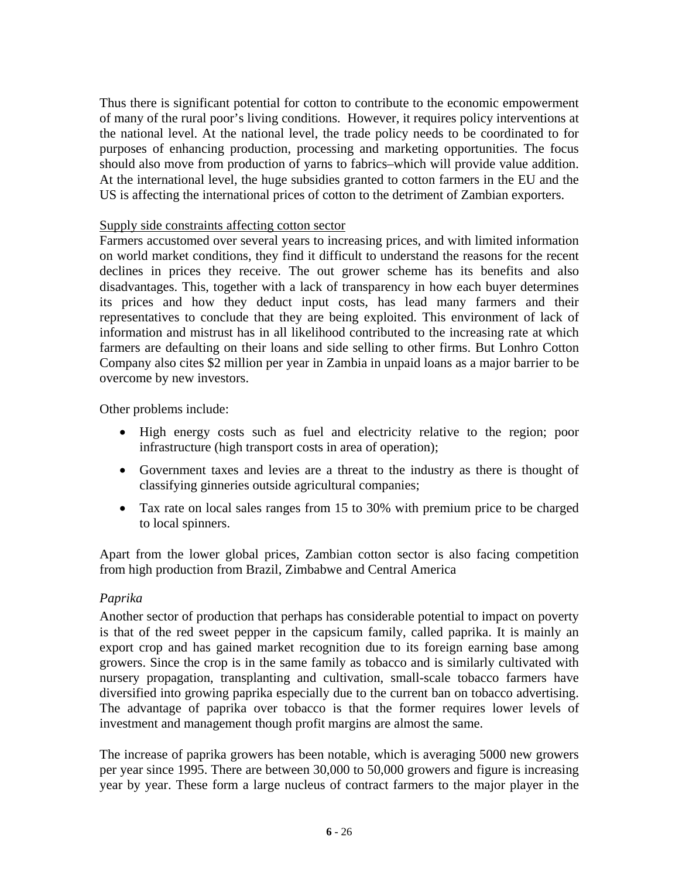Thus there is significant potential for cotton to contribute to the economic empowerment of many of the rural poor's living conditions. However, it requires policy interventions at the national level. At the national level, the trade policy needs to be coordinated to for purposes of enhancing production, processing and marketing opportunities. The focus should also move from production of yarns to fabrics–which will provide value addition. At the international level, the huge subsidies granted to cotton farmers in the EU and the US is affecting the international prices of cotton to the detriment of Zambian exporters.

<u>Supply side constraints affecting cotton sector</u>

Farmers accustomed over several years to increasing prices, and with limited information on world market conditions, they find it difficult to understand the reasons for the recent declines in prices they receive. The out grower scheme has its benefits and also disadvantages. This, together with a lack of transparency in how each buyer determines its prices and how they deduct input costs, has lead many farmers and their representatives to conclude that they are being exploited. This environment of lack of information and mistrust has in all likelihood contributed to the increasing rate at which farmers are defaulting on their loans and side selling to other firms. But Lonhro Cotton Company also cites $2 million per year in Zambia in unpaid loans as a major barrier to be overcome by new investors.

Other problems include:

- High energy costs such as fuel and electricity relative to the region; poor infrastructure (high transport costs in area of operation);
- Government taxes and levies are a threat to the industry as there is thought of classifying ginneries outside agricultural companies;
- Tax rate on local sales ranges from 15 to 30% with premium price to be charged to local spinners.

Apart from the lower global prices, Zambian cotton sector is also facing competition from high production from Brazil, Zimbabwe and Central America

*Paprika*

Another sector of production that perhaps has considerable potential to impact on poverty is that of the red sweet pepper in the capsicum family, called paprika. It is mainly an export crop and has gained market recognition due to its foreign earning base among growers. Since the crop is in the same family as tobacco and is similarly cultivated with nursery propagation, transplanting and cultivation, small-scale tobacco farmers have diversified into growing paprika especially due to the current ban on tobacco advertising. The advantage of paprika over tobacco is that the former requires lower levels of investment and management though profit margins are almost the same.

The increase of paprika growers has been notable, which is averaging 5000 new growers per year since 1995. There are between 30,000 to 50,000 growers and figure is increasing year by year. These form a large nucleus of contract farmers to the major player in the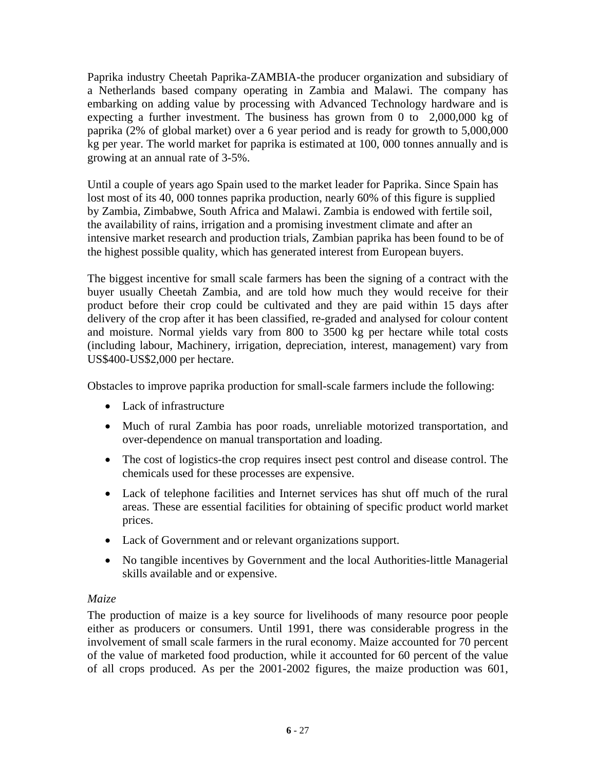Paprika industry Cheetah Paprika-ZAMBIA-the producer organization and subsidiary of a Netherlands based company operating in Zambia and Malawi. The company has embarking on adding value by processing with Advanced Technology hardware and is expecting a further investment. The business has grown from 0 to 2,000,000 kg of paprika (2% of global market) over a 6 year period and is ready for growth to 5,000,000 kg per year. The world market for paprika is estimated at 100, 000 tonnes annually and is growing at an annual rate of 3-5%.

Until a couple of years ago Spain used to the market leader for Paprika. Since Spain has lost most of its 40, 000 tonnes paprika production, nearly 60% of this figure is supplied by Zambia, Zimbabwe, South Africa and Malawi. Zambia is endowed with fertile soil, the availability of rains, irrigation and a promising investment climate and after an intensive market research and production trials, Zambian paprika has been found to be of the highest possible quality, which has generated interest from European buyers.

The biggest incentive for small scale farmers has been the signing of a contract with the buyer usually Cheetah Zambia, and are told how much they would receive for their product before their crop could be cultivated and they are paid within 15 days after delivery of the crop after it has been classified, re-graded and analysed for colour content and moisture. Normal yields vary from 800 to 3500 kg per hectare while total costs (including labour, Machinery, irrigation, depreciation, interest, management) vary from US$400-US$2,000 per hectare.

Obstacles to improve paprika production for small-scale farmers include the following:

- Lack of infrastructure
- Much of rural Zambia has poor roads, unreliable motorized transportation, and over-dependence on manual transportation and loading.
- The cost of logistics-the crop requires insect pest control and disease control. The chemicals used for these processes are expensive.
- Lack of telephone facilities and Internet services has shut off much of the rural areas. These are essential facilities for obtaining of specific product world market prices.
- Lack of Government and or relevant organizations support.
- No tangible incentives by Government and the local Authorities-little Managerial skills available and or expensive.

*Maize*

The production of maize is a key source for livelihoods of many resource poor people either as producers or consumers. Until 1991, there was considerable progress in the involvement of small scale farmers in the rural economy. Maize accounted for 70 percent of the value of marketed food production, while it accounted for 60 percent of the value of all crops produced. As per the 2001-2002 figures, the maize production was 601,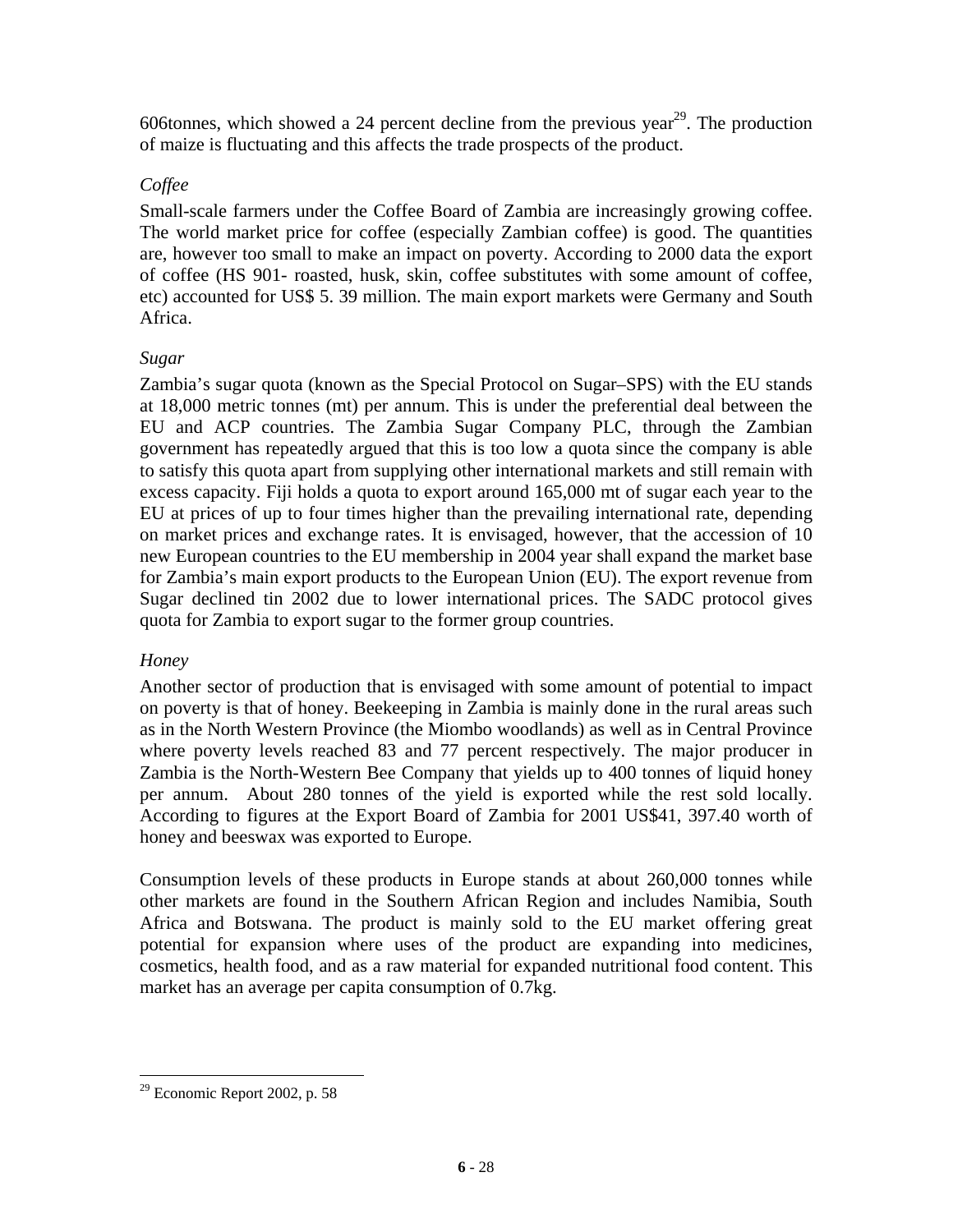606tonnes, which showed a 24 percent decline from the previous year[29]. The production of maize is fluctuating and this affects the trade prospects of the product.

*Coffee*

Small-scale farmers under the Coffee Board of Zambia are increasingly growing coffee. The world market price for coffee (especially Zambian coffee) is good. The quantities are, however too small to make an impact on poverty. According to 2000 data the export of coffee (HS 901- roasted, husk, skin, coffee substitutes with some amount of coffee, etc) accounted for US$ 5. 39 million. The main export markets were Germany and South Africa.

*Sugar*

Zambia's sugar quota (known as the Special Protocol on Sugar–SPS) with the EU stands at 18,000 metric tonnes (mt) per annum. This is under the preferential deal between the EU and ACP countries. The Zambia Sugar Company PLC, through the Zambian government has repeatedly argued that this is too low a quota since the company is able to satisfy this quota apart from supplying other international markets and still remain with excess capacity. Fiji holds a quota to export around 165,000 mt of sugar each year to the EU at prices of up to four times higher than the prevailing international rate, depending on market prices and exchange rates. It is envisaged, however, that the accession of 10 new European countries to the EU membership in 2004 year shall expand the market base for Zambia's main export products to the European Union (EU). The export revenue from Sugar declined tin 2002 due to lower international prices. The SADC protocol gives quota for Zambia to export sugar to the former group countries.

*Honey*

Another sector of production that is envisaged with some amount of potential to impact on poverty is that of honey. Beekeeping in Zambia is mainly done in the rural areas such as in the North Western Province (the Miombo woodlands) as well as in Central Province where poverty levels reached 83 and 77 percent respectively. The major producer in Zambia is the North-Western Bee Company that yields up to 400 tonnes of liquid honey per annum. About 280 tonnes of the yield is exported while the rest sold locally. According to figures at the Export Board of Zambia for 2001 US$41, 397.40 worth of honey and beeswax was exported to Europe.

Consumption levels of these products in Europe stands at about 260,000 tonnes while other markets are found in the Southern African Region and includes Namibia, South Africa and Botswana. The product is mainly sold to the EU market offering great potential for expansion where uses of the product are expanding into medicines, cosmetics, health food, and as a raw material for expanded nutritional food content. This market has an average per capita consumption of 0.7kg.

---

[29] Economic Report 2002, p. 58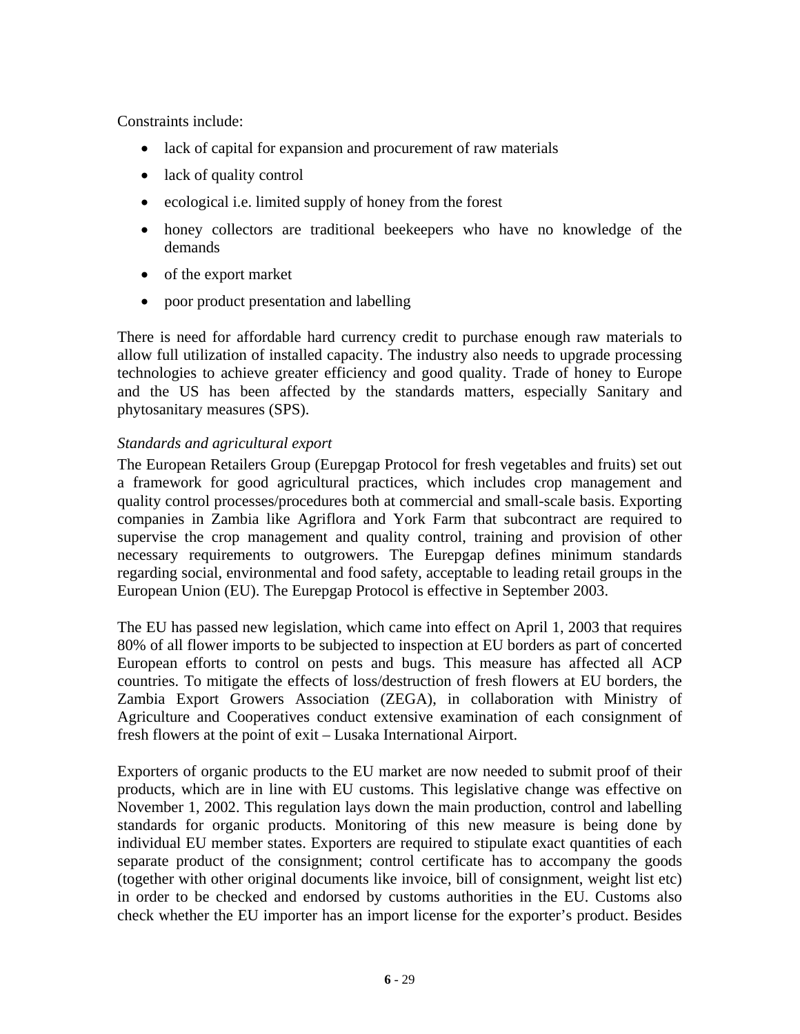Constraints include:

- lack of capital for expansion and procurement of raw materials
- lack of quality control
- ecological i.e. limited supply of honey from the forest
- honey collectors are traditional beekeepers who have no knowledge of the demands
- of the export market
- poor product presentation and labelling

There is need for affordable hard currency credit to purchase enough raw materials to allow full utilization of installed capacity. The industry also needs to upgrade processing technologies to achieve greater efficiency and good quality. Trade of honey to Europe and the US has been affected by the standards matters, especially Sanitary and phytosanitary measures (SPS).

*Standards and agricultural export*

The European Retailers Group (Eurepgap Protocol for fresh vegetables and fruits) set out a framework for good agricultural practices, which includes crop management and quality control processes/procedures both at commercial and small-scale basis. Exporting companies in Zambia like Agriflora and York Farm that subcontract are required to supervise the crop management and quality control, training and provision of other necessary requirements to outgrowers. The Eurepgap defines minimum standards regarding social, environmental and food safety, acceptable to leading retail groups in the European Union (EU). The Eurepgap Protocol is effective in September 2003.

The EU has passed new legislation, which came into effect on April 1, 2003 that requires 80% of all flower imports to be subjected to inspection at EU borders as part of concerted European efforts to control on pests and bugs. This measure has affected all ACP countries. To mitigate the effects of loss/destruction of fresh flowers at EU borders, the Zambia Export Growers Association (ZEGA), in collaboration with Ministry of Agriculture and Cooperatives conduct extensive examination of each consignment of fresh flowers at the point of exit – Lusaka International Airport.

Exporters of organic products to the EU market are now needed to submit proof of their products, which are in line with EU customs. This legislative change was effective on November 1, 2002. This regulation lays down the main production, control and labelling standards for organic products. Monitoring of this new measure is being done by individual EU member states. Exporters are required to stipulate exact quantities of each separate product of the consignment; control certificate has to accompany the goods (together with other original documents like invoice, bill of consignment, weight list etc) in order to be checked and endorsed by customs authorities in the EU. Customs also check whether the EU importer has an import license for the exporter's product. Besides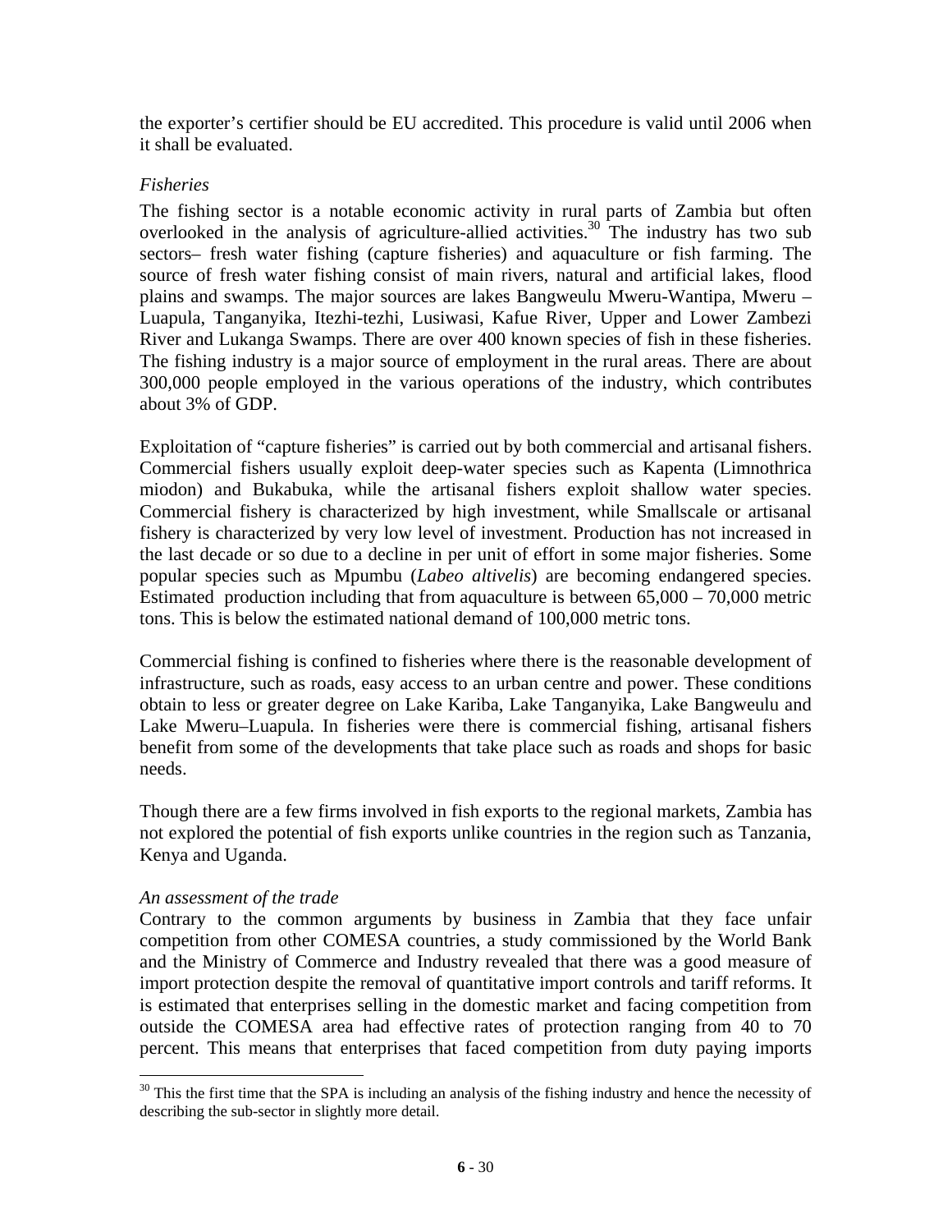the exporter's certifier should be EU accredited. This procedure is valid until 2006 when it shall be evaluated.

*Fisheries*

The fishing sector is a notable economic activity in rural parts of Zambia but often overlooked in the analysis of agriculture-allied activities.[30] The industry has two sub sectors– fresh water fishing (capture fisheries) and aquaculture or fish farming. The source of fresh water fishing consist of main rivers, natural and artificial lakes, flood plains and swamps. The major sources are lakes Bangweulu Mweru-Wantipa, Mweru – Luapula, Tanganyika, Itezhi-tezhi, Lusiwasi, Kafue River, Upper and Lower Zambezi River and Lukanga Swamps. There are over 400 known species of fish in these fisheries. The fishing industry is a major source of employment in the rural areas. There are about 300,000 people employed in the various operations of the industry, which contributes about 3% of GDP.

Exploitation of "capture fisheries" is carried out by both commercial and artisanal fishers. Commercial fishers usually exploit deep-water species such as Kapenta (Limnothrica miodon) and Bukabuka, while the artisanal fishers exploit shallow water species. Commercial fishery is characterized by high investment, while Smallscale or artisanal fishery is characterized by very low level of investment. Production has not increased in the last decade or so due to a decline in per unit of effort in some major fisheries. Some popular species such as Mpumbu (*Labeo altivelis*) are becoming endangered species. Estimated production including that from aquaculture is between 65,000 – 70,000 metric tons. This is below the estimated national demand of 100,000 metric tons.

Commercial fishing is confined to fisheries where there is the reasonable development of infrastructure, such as roads, easy access to an urban centre and power. These conditions obtain to less or greater degree on Lake Kariba, Lake Tanganyika, Lake Bangweulu and Lake Mweru–Luapula. In fisheries were there is commercial fishing, artisanal fishers benefit from some of the developments that take place such as roads and shops for basic needs.

Though there are a few firms involved in fish exports to the regional markets, Zambia has not explored the potential of fish exports unlike countries in the region such as Tanzania, Kenya and Uganda.

*An assessment of the trade*

Contrary to the common arguments by business in Zambia that they face unfair competition from other COMESA countries, a study commissioned by the World Bank and the Ministry of Commerce and Industry revealed that there was a good measure of import protection despite the removal of quantitative import controls and tariff reforms. It is estimated that enterprises selling in the domestic market and facing competition from outside the COMESA area had effective rates of protection ranging from 40 to 70 percent. This means that enterprises that faced competition from duty paying imports

[30] This the first time that the SPA is including an analysis of the fishing industry and hence the necessity of describing the sub-sector in slightly more detail.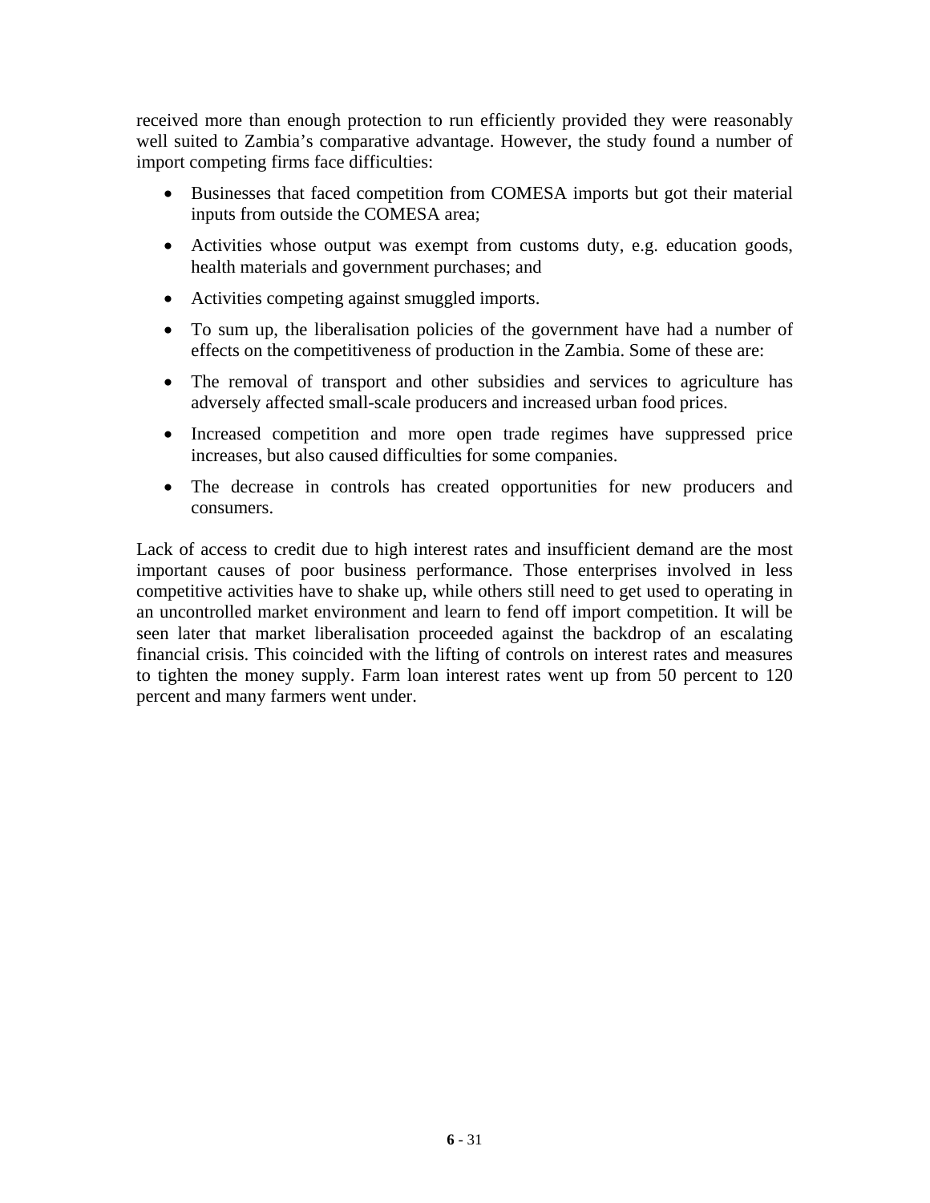received more than enough protection to run efficiently provided they were reasonably well suited to Zambia's comparative advantage. However, the study found a number of import competing firms face difficulties:

- Businesses that faced competition from COMESA imports but got their material inputs from outside the COMESA area;
- Activities whose output was exempt from customs duty, e.g. education goods, health materials and government purchases; and
- Activities competing against smuggled imports.
- To sum up, the liberalisation policies of the government have had a number of effects on the competitiveness of production in the Zambia. Some of these are:
- The removal of transport and other subsidies and services to agriculture has adversely affected small-scale producers and increased urban food prices.
- Increased competition and more open trade regimes have suppressed price increases, but also caused difficulties for some companies.
- The decrease in controls has created opportunities for new producers and consumers.

Lack of access to credit due to high interest rates and insufficient demand are the most important causes of poor business performance. Those enterprises involved in less competitive activities have to shake up, while others still need to get used to operating in an uncontrolled market environment and learn to fend off import competition. It will be seen later that market liberalisation proceeded against the backdrop of an escalating financial crisis. This coincided with the lifting of controls on interest rates and measures to tighten the money supply. Farm loan interest rates went up from 50 percent to 120 percent and many farmers went under.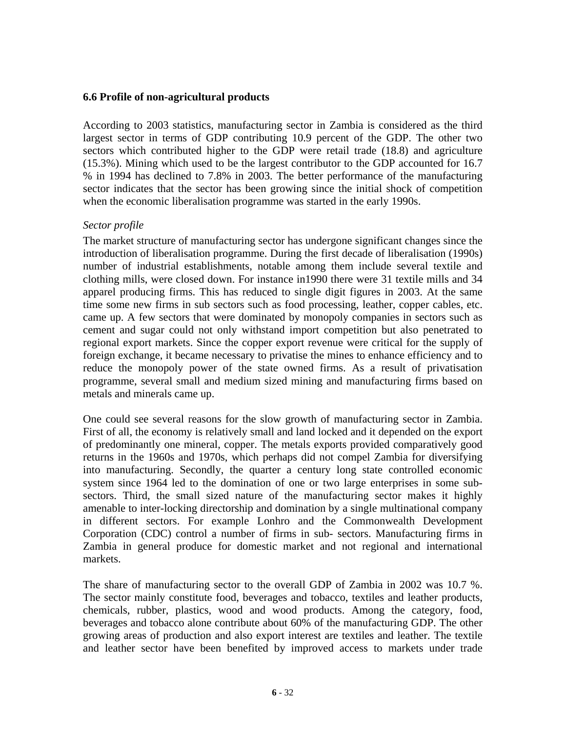### 6.6 Profile of non-agricultural products

According to 2003 statistics, manufacturing sector in Zambia is considered as the third largest sector in terms of GDP contributing 10.9 percent of the GDP. The other two sectors which contributed higher to the GDP were retail trade (18.8) and agriculture (15.3%). Mining which used to be the largest contributor to the GDP accounted for 16.7 % in 1994 has declined to 7.8% in 2003. The better performance of the manufacturing sector indicates that the sector has been growing since the initial shock of competition when the economic liberalisation programme was started in the early 1990s.

*Sector profile*

The market structure of manufacturing sector has undergone significant changes since the introduction of liberalisation programme. During the first decade of liberalisation (1990s) number of industrial establishments, notable among them include several textile and clothing mills, were closed down. For instance in1990 there were 31 textile mills and 34 apparel producing firms. This has reduced to single digit figures in 2003. At the same time some new firms in sub sectors such as food processing, leather, copper cables, etc. came up. A few sectors that were dominated by monopoly companies in sectors such as cement and sugar could not only withstand import competition but also penetrated to regional export markets. Since the copper export revenue were critical for the supply of foreign exchange, it became necessary to privatise the mines to enhance efficiency and to reduce the monopoly power of the state owned firms. As a result of privatisation programme, several small and medium sized mining and manufacturing firms based on metals and minerals came up.

One could see several reasons for the slow growth of manufacturing sector in Zambia. First of all, the economy is relatively small and land locked and it depended on the export of predominantly one mineral, copper. The metals exports provided comparatively good returns in the 1960s and 1970s, which perhaps did not compel Zambia for diversifying into manufacturing. Secondly, the quarter a century long state controlled economic system since 1964 led to the domination of one or two large enterprises in some sub-sectors. Third, the small sized nature of the manufacturing sector makes it highly amenable to inter-locking directorship and domination by a single multinational company in different sectors. For example Lonhro and the Commonwealth Development Corporation (CDC) control a number of firms in sub- sectors. Manufacturing firms in Zambia in general produce for domestic market and not regional and international markets.

The share of manufacturing sector to the overall GDP of Zambia in 2002 was 10.7 %. The sector mainly constitute food, beverages and tobacco, textiles and leather products, chemicals, rubber, plastics, wood and wood products. Among the category, food, beverages and tobacco alone contribute about 60% of the manufacturing GDP. The other growing areas of production and also export interest are textiles and leather. The textile and leather sector have been benefited by improved access to markets under trade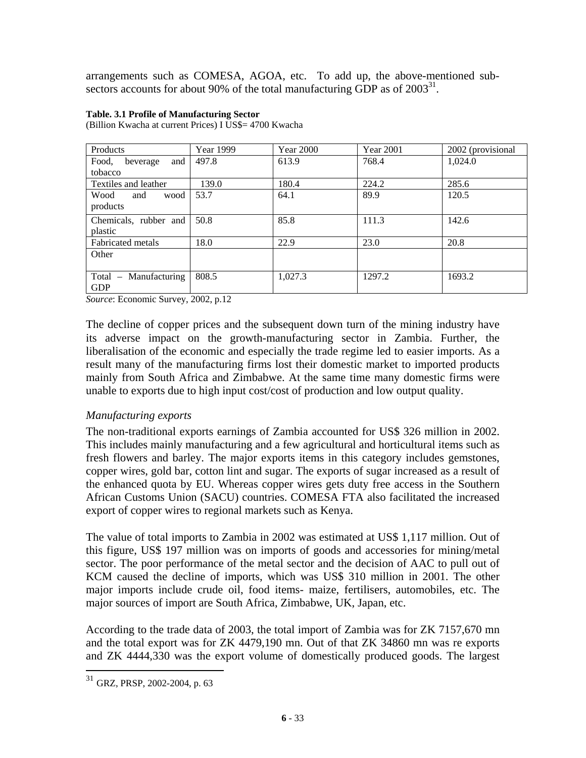arrangements such as COMESA, AGOA, etc. To add up, the above-mentioned sub-sectors accounts for about 90% of the total manufacturing GDP as of 2003[31].

**Table. 3.1 Profile of Manufacturing Sector**

(Billion Kwacha at current Prices) I US$= 4700 Kwacha

| Products | Year 1999 | Year 2000 | Year 2001 | 2002 (provisional |
|---|---|---|---|---|
| Food, beverage and tobacco | 497.8 | 613.9 | 768.4 | 1,024.0 |
| Textiles and leather | 139.0 | 180.4 | 224.2 | 285.6 |
| Wood and wood products | 53.7 | 64.1 | 89.9 | 120.5 |
| Chemicals, rubber and plastic | 50.8 | 85.8 | 111.3 | 142.6 |
| Fabricated metals | 18.0 | 22.9 | 23.0 | 20.8 |
| Other | | | | |
| Total – Manufacturing GDP | 808.5 | 1,027.3 | 1297.2 | 1693.2 |

*Source*: Economic Survey, 2002, p.12

The decline of copper prices and the subsequent down turn of the mining industry have its adverse impact on the growth-manufacturing sector in Zambia. Further, the liberalisation of the economic and especially the trade regime led to easier imports. As a result many of the manufacturing firms lost their domestic market to imported products mainly from South Africa and Zimbabwe. At the same time many domestic firms were unable to exports due to high input cost/cost of production and low output quality.

*Manufacturing exports*

The non-traditional exports earnings of Zambia accounted for US$ 326 million in 2002. This includes mainly manufacturing and a few agricultural and horticultural items such as fresh flowers and barley. The major exports items in this category includes gemstones, copper wires, gold bar, cotton lint and sugar. The exports of sugar increased as a result of the enhanced quota by EU. Whereas copper wires gets duty free access in the Southern African Customs Union (SACU) countries. COMESA FTA also facilitated the increased export of copper wires to regional markets such as Kenya.

The value of total imports to Zambia in 2002 was estimated at US$ 1,117 million. Out of this figure, US$ 197 million was on imports of goods and accessories for mining/metal sector. The poor performance of the metal sector and the decision of AAC to pull out of KCM caused the decline of imports, which was US$ 310 million in 2001. The other major imports include crude oil, food items- maize, fertilisers, automobiles, etc. The major sources of import are South Africa, Zimbabwe, UK, Japan, etc.

According to the trade data of 2003, the total import of Zambia was for ZK 7157,670 mn and the total export was for ZK 4479,190 mn. Out of that ZK 34860 mn was re exports and ZK 4444,330 was the export volume of domestically produced goods. The largest

[31] GRZ, PRSP, 2002-2004, p. 63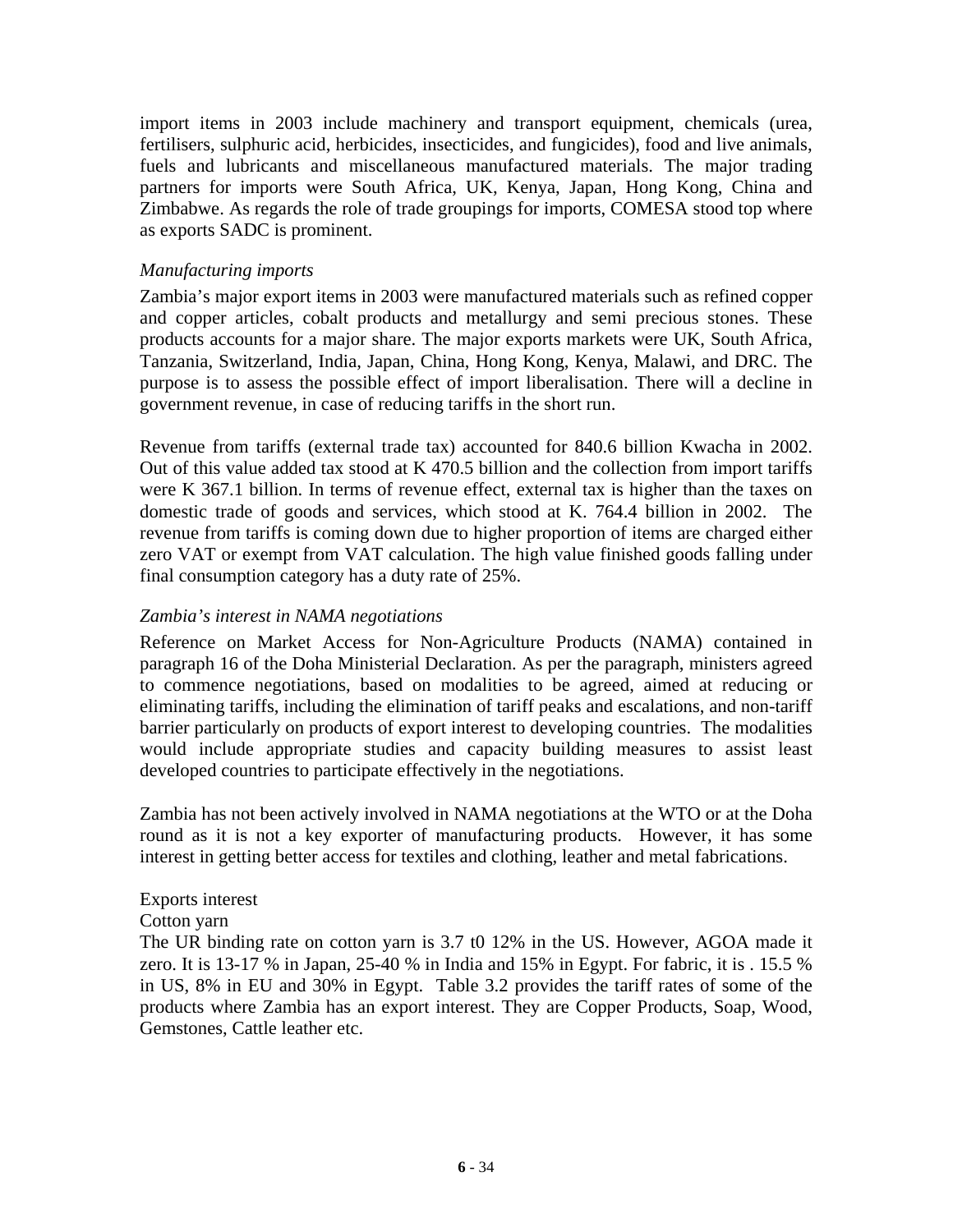import items in 2003 include machinery and transport equipment, chemicals (urea, fertilisers, sulphuric acid, herbicides, insecticides, and fungicides), food and live animals, fuels and lubricants and miscellaneous manufactured materials. The major trading partners for imports were South Africa, UK, Kenya, Japan, Hong Kong, China and Zimbabwe. As regards the role of trade groupings for imports, COMESA stood top where as exports SADC is prominent.

*Manufacturing imports*

Zambia's major export items in 2003 were manufactured materials such as refined copper and copper articles, cobalt products and metallurgy and semi precious stones. These products accounts for a major share. The major exports markets were UK, South Africa, Tanzania, Switzerland, India, Japan, China, Hong Kong, Kenya, Malawi, and DRC. The purpose is to assess the possible effect of import liberalisation. There will a decline in government revenue, in case of reducing tariffs in the short run.

Revenue from tariffs (external trade tax) accounted for 840.6 billion Kwacha in 2002. Out of this value added tax stood at K 470.5 billion and the collection from import tariffs were K 367.1 billion. In terms of revenue effect, external tax is higher than the taxes on domestic trade of goods and services, which stood at K. 764.4 billion in 2002. The revenue from tariffs is coming down due to higher proportion of items are charged either zero VAT or exempt from VAT calculation. The high value finished goods falling under final consumption category has a duty rate of 25%.

*Zambia's interest in NAMA negotiations*

Reference on Market Access for Non-Agriculture Products (NAMA) contained in paragraph 16 of the Doha Ministerial Declaration. As per the paragraph, ministers agreed to commence negotiations, based on modalities to be agreed, aimed at reducing or eliminating tariffs, including the elimination of tariff peaks and escalations, and non-tariff barrier particularly on products of export interest to developing countries. The modalities would include appropriate studies and capacity building measures to assist least developed countries to participate effectively in the negotiations.

Zambia has not been actively involved in NAMA negotiations at the WTO or at the Doha round as it is not a key exporter of manufacturing products. However, it has some interest in getting better access for textiles and clothing, leather and metal fabrications.

Exports interest

Cotton yarn

The UR binding rate on cotton yarn is 3.7 t0 12% in the US. However, AGOA made it zero. It is 13-17 % in Japan, 25-40 % in India and 15% in Egypt. For fabric, it is . 15.5 % in US, 8% in EU and 30% in Egypt. Table 3.2 provides the tariff rates of some of the products where Zambia has an export interest. They are Copper Products, Soap, Wood, Gemstones, Cattle leather etc.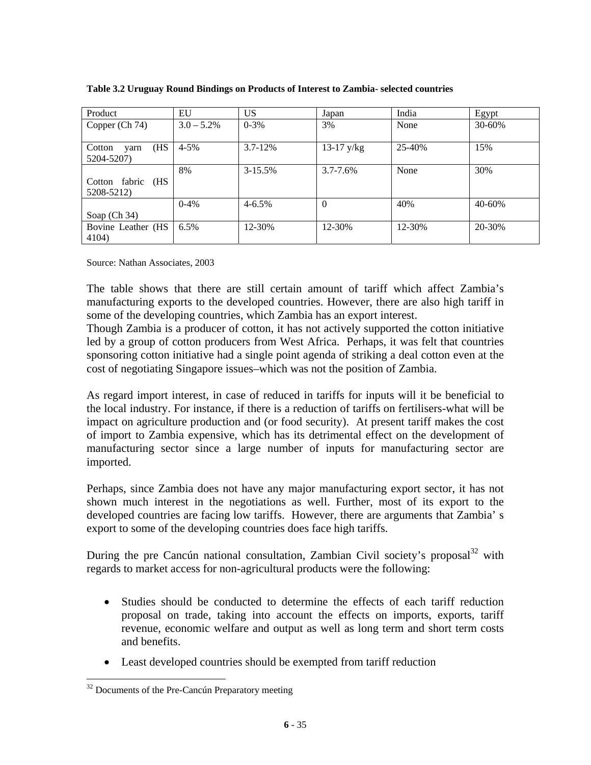**Table 3.2 Uruguay Round Bindings on Products of Interest to Zambia- selected countries**

| Product | EU | US | Japan | India | Egypt |
|---|---|---|---|---|---|
| Copper (Ch 74) | 3.0 – 5.2% | 0-3% | 3% | None | 30-60% |
| Cotton yarn (HS 5204-5207) | 4-5% | 3.7-12% | 13-17 y/kg | 25-40% | 15% |
| Cotton fabric (HS 5208-5212) | 8% | 3-15.5% | 3.7-7.6% | None | 30% |
| Soap (Ch 34) | 0-4% | 4-6.5% | 0 | 40% | 40-60% |
| Bovine Leather (HS 4104) | 6.5% | 12-30% | 12-30% | 12-30% | 20-30% |

Source: Nathan Associates, 2003

The table shows that there are still certain amount of tariff which affect Zambia's manufacturing exports to the developed countries. However, there are also high tariff in some of the developing countries, which Zambia has an export interest.

Though Zambia is a producer of cotton, it has not actively supported the cotton initiative led by a group of cotton producers from West Africa. Perhaps, it was felt that countries sponsoring cotton initiative had a single point agenda of striking a deal cotton even at the cost of negotiating Singapore issues–which was not the position of Zambia.

As regard import interest, in case of reduced in tariffs for inputs will it be beneficial to the local industry. For instance, if there is a reduction of tariffs on fertilisers-what will be impact on agriculture production and (or food security). At present tariff makes the cost of import to Zambia expensive, which has its detrimental effect on the development of manufacturing sector since a large number of inputs for manufacturing sector are imported.

Perhaps, since Zambia does not have any major manufacturing export sector, it has not shown much interest in the negotiations as well. Further, most of its export to the developed countries are facing low tariffs. However, there are arguments that Zambia' s export to some of the developing countries does face high tariffs.

During the pre Cancún national consultation, Zambian Civil society's proposal[32] with regards to market access for non-agricultural products were the following:

- Studies should be conducted to determine the effects of each tariff reduction proposal on trade, taking into account the effects on imports, exports, tariff revenue, economic welfare and output as well as long term and short term costs and benefits.
- Least developed countries should be exempted from tariff reduction

[32] Documents of the Pre-Cancún Preparatory meeting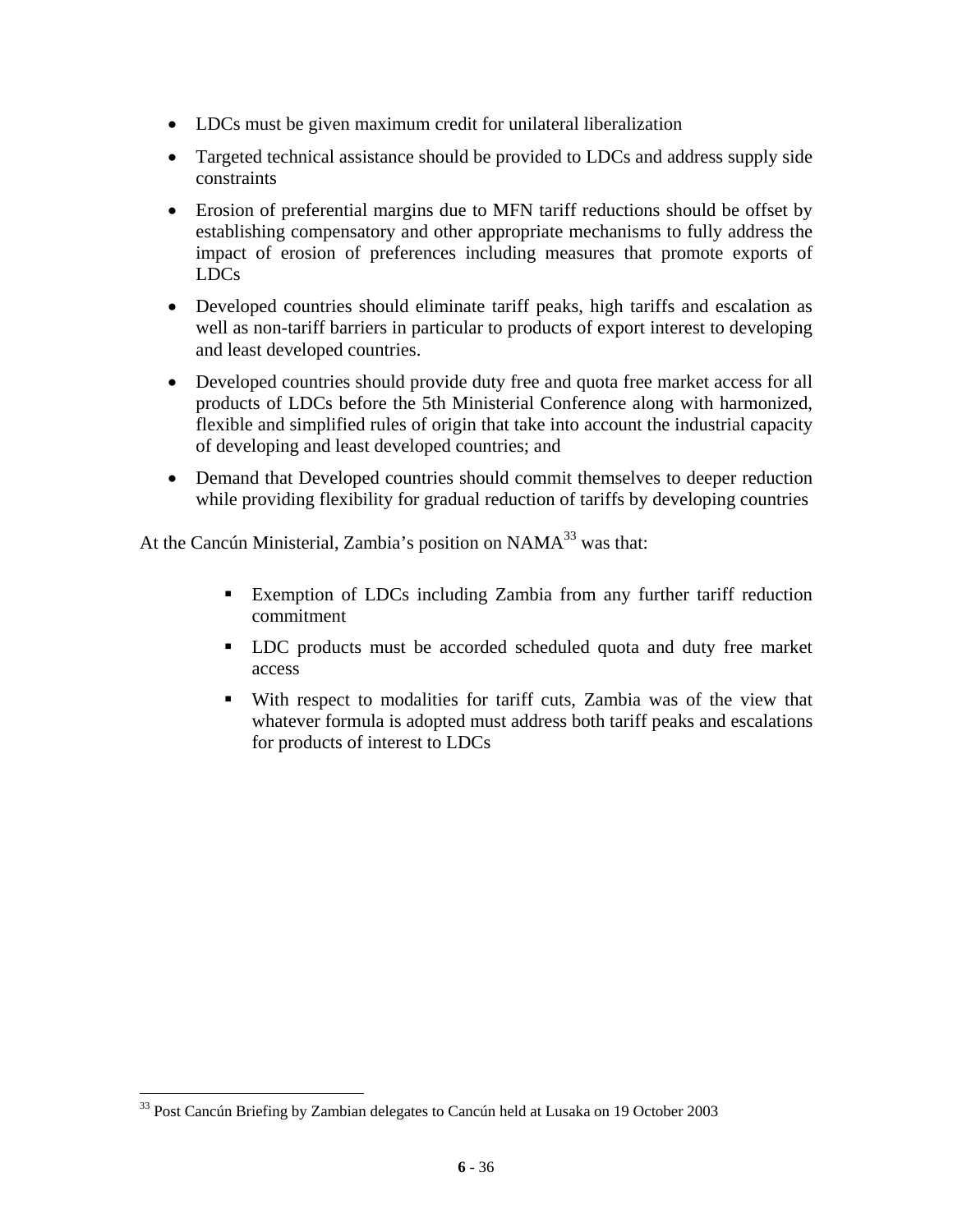- LDCs must be given maximum credit for unilateral liberalization
- Targeted technical assistance should be provided to LDCs and address supply side constraints
- Erosion of preferential margins due to MFN tariff reductions should be offset by establishing compensatory and other appropriate mechanisms to fully address the impact of erosion of preferences including measures that promote exports of LDCs
- Developed countries should eliminate tariff peaks, high tariffs and escalation as well as non-tariff barriers in particular to products of export interest to developing and least developed countries.
- Developed countries should provide duty free and quota free market access for all products of LDCs before the 5th Ministerial Conference along with harmonized, flexible and simplified rules of origin that take into account the industrial capacity of developing and least developed countries; and
- Demand that Developed countries should commit themselves to deeper reduction while providing flexibility for gradual reduction of tariffs by developing countries

At the Cancún Ministerial, Zambia's position on NAMA[33] was that:

- Exemption of LDCs including Zambia from any further tariff reduction commitment
- LDC products must be accorded scheduled quota and duty free market access
- With respect to modalities for tariff cuts, Zambia was of the view that whatever formula is adopted must address both tariff peaks and escalations for products of interest to LDCs

[33] Post Cancún Briefing by Zambian delegates to Cancún held at Lusaka on 19 October 2003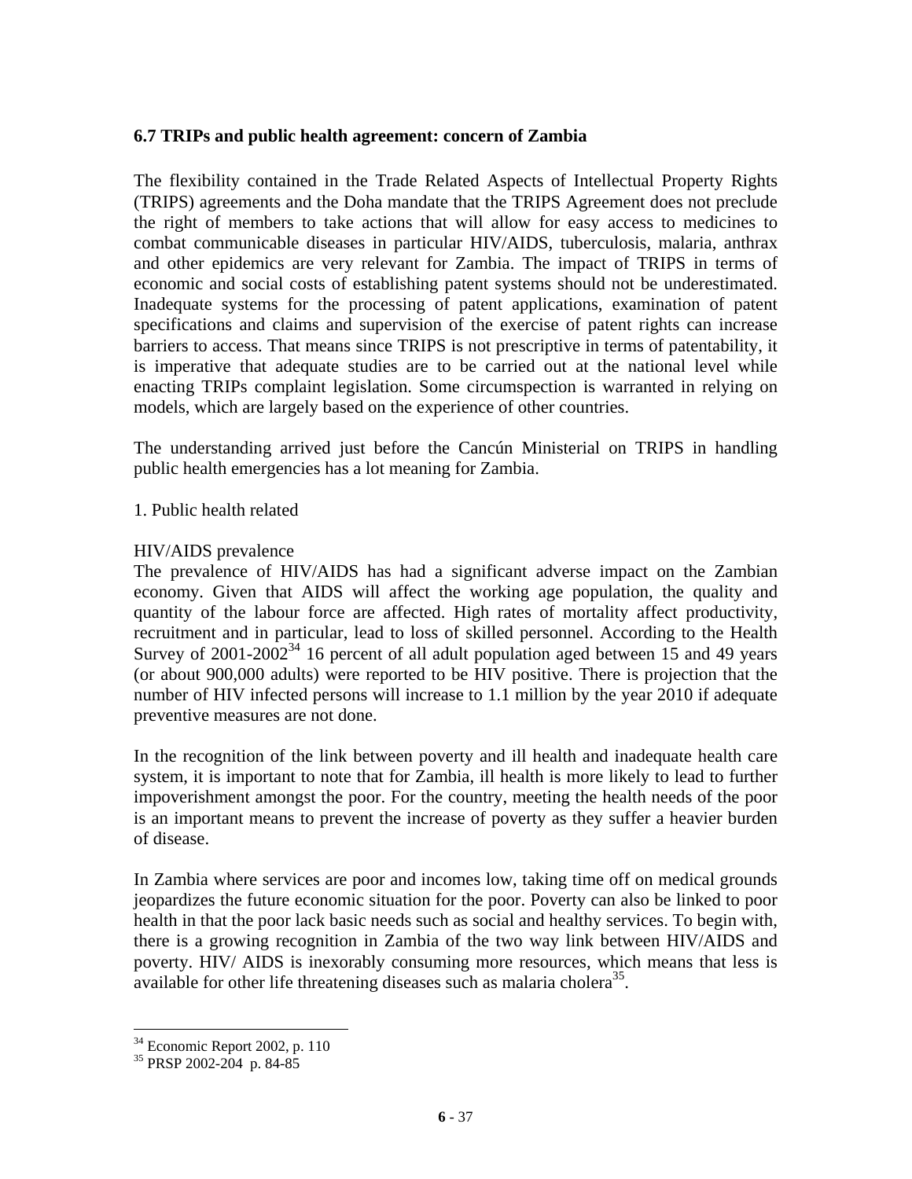### 6.7 TRIPs and public health agreement: concern of Zambia

The flexibility contained in the Trade Related Aspects of Intellectual Property Rights (TRIPS) agreements and the Doha mandate that the TRIPS Agreement does not preclude the right of members to take actions that will allow for easy access to medicines to combat communicable diseases in particular HIV/AIDS, tuberculosis, malaria, anthrax and other epidemics are very relevant for Zambia. The impact of TRIPS in terms of economic and social costs of establishing patent systems should not be underestimated. Inadequate systems for the processing of patent applications, examination of patent specifications and claims and supervision of the exercise of patent rights can increase barriers to access. That means since TRIPS is not prescriptive in terms of patentability, it is imperative that adequate studies are to be carried out at the national level while enacting TRIPs complaint legislation. Some circumspection is warranted in relying on models, which are largely based on the experience of other countries.

The understanding arrived just before the Cancún Ministerial on TRIPS in handling public health emergencies has a lot meaning for Zambia.

1. Public health related

HIV/AIDS prevalence

The prevalence of HIV/AIDS has had a significant adverse impact on the Zambian economy. Given that AIDS will affect the working age population, the quality and quantity of the labour force are affected. High rates of mortality affect productivity, recruitment and in particular, lead to loss of skilled personnel. According to the Health Survey of 2001-2002[34] 16 percent of all adult population aged between 15 and 49 years (or about 900,000 adults) were reported to be HIV positive. There is projection that the number of HIV infected persons will increase to 1.1 million by the year 2010 if adequate preventive measures are not done.

In the recognition of the link between poverty and ill health and inadequate health care system, it is important to note that for Zambia, ill health is more likely to lead to further impoverishment amongst the poor. For the country, meeting the health needs of the poor is an important means to prevent the increase of poverty as they suffer a heavier burden of disease.

In Zambia where services are poor and incomes low, taking time off on medical grounds jeopardizes the future economic situation for the poor. Poverty can also be linked to poor health in that the poor lack basic needs such as social and healthy services. To begin with, there is a growing recognition in Zambia of the two way link between HIV/AIDS and poverty. HIV/ AIDS is inexorably consuming more resources, which means that less is available for other life threatening diseases such as malaria cholera[35].

---

[34] Economic Report 2002, p. 110

[35] PRSP 2002-204 p. 84-85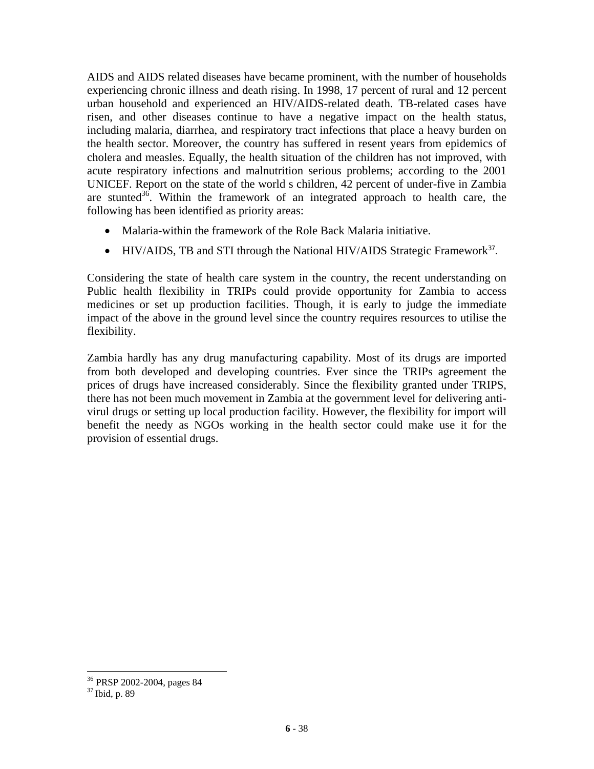AIDS and AIDS related diseases have became prominent, with the number of households experiencing chronic illness and death rising. In 1998, 17 percent of rural and 12 percent urban household and experienced an HIV/AIDS-related death. TB-related cases have risen, and other diseases continue to have a negative impact on the health status, including malaria, diarrhea, and respiratory tract infections that place a heavy burden on the health sector. Moreover, the country has suffered in resent years from epidemics of cholera and measles. Equally, the health situation of the children has not improved, with acute respiratory infections and malnutrition serious problems; according to the 2001 UNICEF. Report on the state of the world s children, 42 percent of under-five in Zambia are stunted[36]. Within the framework of an integrated approach to health care, the following has been identified as priority areas:

- Malaria-within the framework of the Role Back Malaria initiative.
- HIV/AIDS, TB and STI through the National HIV/AIDS Strategic Framework[37].

Considering the state of health care system in the country, the recent understanding on Public health flexibility in TRIPs could provide opportunity for Zambia to access medicines or set up production facilities. Though, it is early to judge the immediate impact of the above in the ground level since the country requires resources to utilise the flexibility.

Zambia hardly has any drug manufacturing capability. Most of its drugs are imported from both developed and developing countries. Ever since the TRIPs agreement the prices of drugs have increased considerably. Since the flexibility granted under TRIPS, there has not been much movement in Zambia at the government level for delivering anti-virul drugs or setting up local production facility. However, the flexibility for import will benefit the needy as NGOs working in the health sector could make use it for the provision of essential drugs.

---

[36] PRSP 2002-2004, pages 84

[37] Ibid, p. 89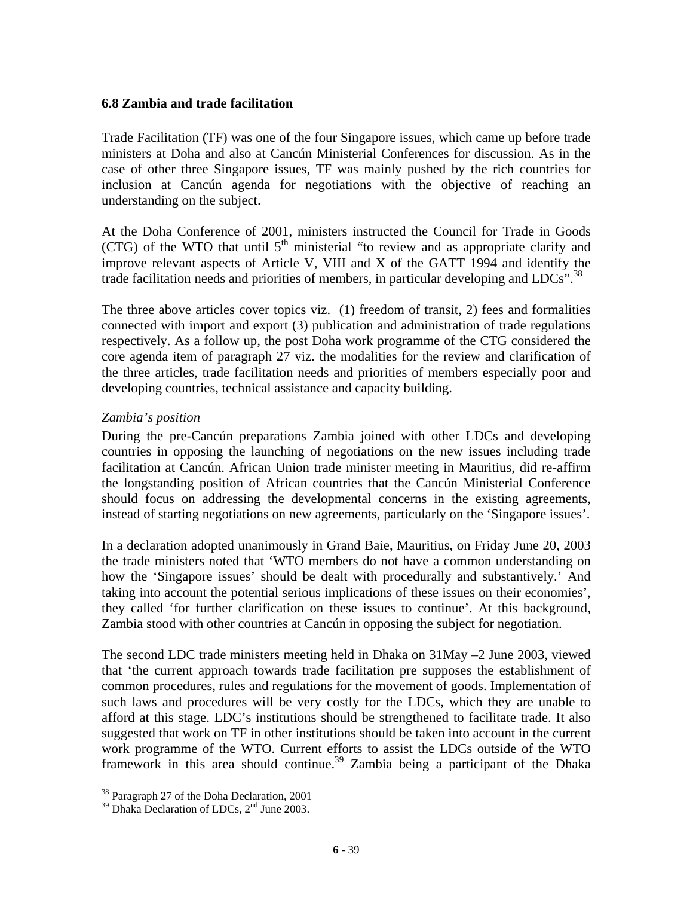### 6.8 Zambia and trade facilitation

Trade Facilitation (TF) was one of the four Singapore issues, which came up before trade ministers at Doha and also at Cancún Ministerial Conferences for discussion. As in the case of other three Singapore issues, TF was mainly pushed by the rich countries for inclusion at Cancún agenda for negotiations with the objective of reaching an understanding on the subject.

At the Doha Conference of 2001, ministers instructed the Council for Trade in Goods (CTG) of the WTO that until 5th ministerial "to review and as appropriate clarify and improve relevant aspects of Article V, VIII and X of the GATT 1994 and identify the trade facilitation needs and priorities of members, in particular developing and LDCs".[38]

The three above articles cover topics viz. (1) freedom of transit, 2) fees and formalities connected with import and export (3) publication and administration of trade regulations respectively. As a follow up, the post Doha work programme of the CTG considered the core agenda item of paragraph 27 viz. the modalities for the review and clarification of the three articles, trade facilitation needs and priorities of members especially poor and developing countries, technical assistance and capacity building.

*Zambia's position*

During the pre-Cancún preparations Zambia joined with other LDCs and developing countries in opposing the launching of negotiations on the new issues including trade facilitation at Cancún. African Union trade minister meeting in Mauritius, did re-affirm the longstanding position of African countries that the Cancún Ministerial Conference should focus on addressing the developmental concerns in the existing agreements, instead of starting negotiations on new agreements, particularly on the 'Singapore issues'.

In a declaration adopted unanimously in Grand Baie, Mauritius, on Friday June 20, 2003 the trade ministers noted that 'WTO members do not have a common understanding on how the 'Singapore issues' should be dealt with procedurally and substantively.' And taking into account the potential serious implications of these issues on their economies', they called 'for further clarification on these issues to continue'. At this background, Zambia stood with other countries at Cancún in opposing the subject for negotiation.

The second LDC trade ministers meeting held in Dhaka on 31May –2 June 2003, viewed that 'the current approach towards trade facilitation pre supposes the establishment of common procedures, rules and regulations for the movement of goods. Implementation of such laws and procedures will be very costly for the LDCs, which they are unable to afford at this stage. LDC's institutions should be strengthened to facilitate trade. It also suggested that work on TF in other institutions should be taken into account in the current work programme of the WTO. Current efforts to assist the LDCs outside of the WTO framework in this area should continue.[39] Zambia being a participant of the Dhaka

[38] Paragraph 27 of the Doha Declaration, 2001

[39] Dhaka Declaration of LDCs, 2nd June 2003.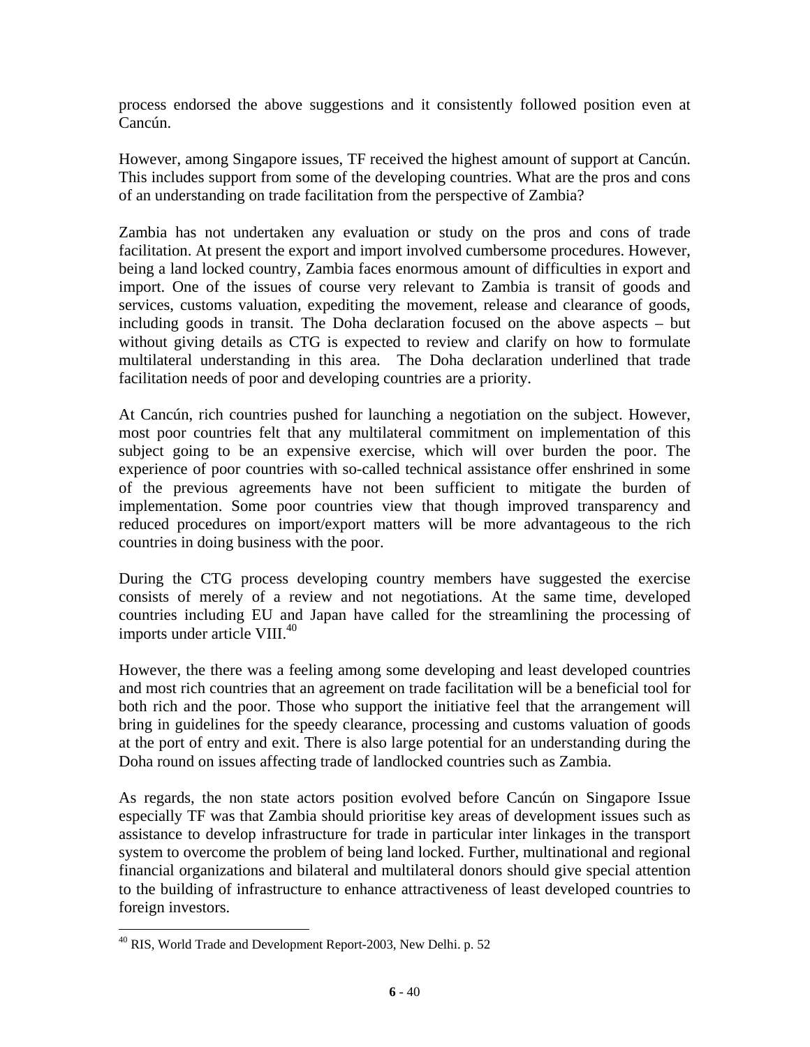process endorsed the above suggestions and it consistently followed position even at Cancún.

However, among Singapore issues, TF received the highest amount of support at Cancún. This includes support from some of the developing countries. What are the pros and cons of an understanding on trade facilitation from the perspective of Zambia?

Zambia has not undertaken any evaluation or study on the pros and cons of trade facilitation. At present the export and import involved cumbersome procedures. However, being a land locked country, Zambia faces enormous amount of difficulties in export and import. One of the issues of course very relevant to Zambia is transit of goods and services, customs valuation, expediting the movement, release and clearance of goods, including goods in transit. The Doha declaration focused on the above aspects – but without giving details as CTG is expected to review and clarify on how to formulate multilateral understanding in this area. The Doha declaration underlined that trade facilitation needs of poor and developing countries are a priority.

At Cancún, rich countries pushed for launching a negotiation on the subject. However, most poor countries felt that any multilateral commitment on implementation of this subject going to be an expensive exercise, which will over burden the poor. The experience of poor countries with so-called technical assistance offer enshrined in some of the previous agreements have not been sufficient to mitigate the burden of implementation. Some poor countries view that though improved transparency and reduced procedures on import/export matters will be more advantageous to the rich countries in doing business with the poor.

During the CTG process developing country members have suggested the exercise consists of merely of a review and not negotiations. At the same time, developed countries including EU and Japan have called for the streamlining the processing of imports under article VIII.[40]

However, the there was a feeling among some developing and least developed countries and most rich countries that an agreement on trade facilitation will be a beneficial tool for both rich and the poor. Those who support the initiative feel that the arrangement will bring in guidelines for the speedy clearance, processing and customs valuation of goods at the port of entry and exit. There is also large potential for an understanding during the Doha round on issues affecting trade of landlocked countries such as Zambia.

As regards, the non state actors position evolved before Cancún on Singapore Issue especially TF was that Zambia should prioritise key areas of development issues such as assistance to develop infrastructure for trade in particular inter linkages in the transport system to overcome the problem of being land locked. Further, multinational and regional financial organizations and bilateral and multilateral donors should give special attention to the building of infrastructure to enhance attractiveness of least developed countries to foreign investors.

---

[40] RIS, World Trade and Development Report-2003, New Delhi. p. 52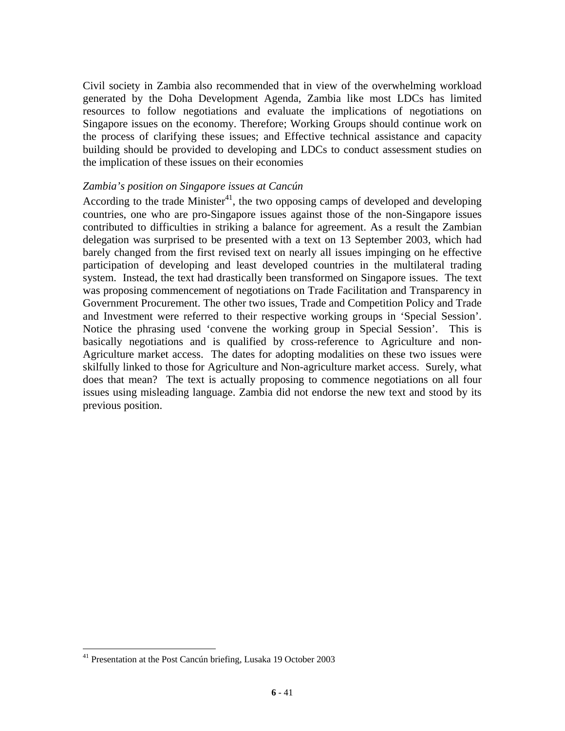Civil society in Zambia also recommended that in view of the overwhelming workload generated by the Doha Development Agenda, Zambia like most LDCs has limited resources to follow negotiations and evaluate the implications of negotiations on Singapore issues on the economy. Therefore; Working Groups should continue work on the process of clarifying these issues; and Effective technical assistance and capacity building should be provided to developing and LDCs to conduct assessment studies on the implication of these issues on their economies

*Zambia's position on Singapore issues at Cancún*

According to the trade Minister[41], the two opposing camps of developed and developing countries, one who are pro-Singapore issues against those of the non-Singapore issues contributed to difficulties in striking a balance for agreement. As a result the Zambian delegation was surprised to be presented with a text on 13 September 2003, which had barely changed from the first revised text on nearly all issues impinging on he effective participation of developing and least developed countries in the multilateral trading system. Instead, the text had drastically been transformed on Singapore issues. The text was proposing commencement of negotiations on Trade Facilitation and Transparency in Government Procurement. The other two issues, Trade and Competition Policy and Trade and Investment were referred to their respective working groups in 'Special Session'. Notice the phrasing used 'convene the working group in Special Session'. This is basically negotiations and is qualified by cross-reference to Agriculture and non-Agriculture market access. The dates for adopting modalities on these two issues were skilfully linked to those for Agriculture and Non-agriculture market access. Surely, what does that mean? The text is actually proposing to commence negotiations on all four issues using misleading language. Zambia did not endorse the new text and stood by its previous position.

[41] Presentation at the Post Cancún briefing, Lusaka 19 October 2003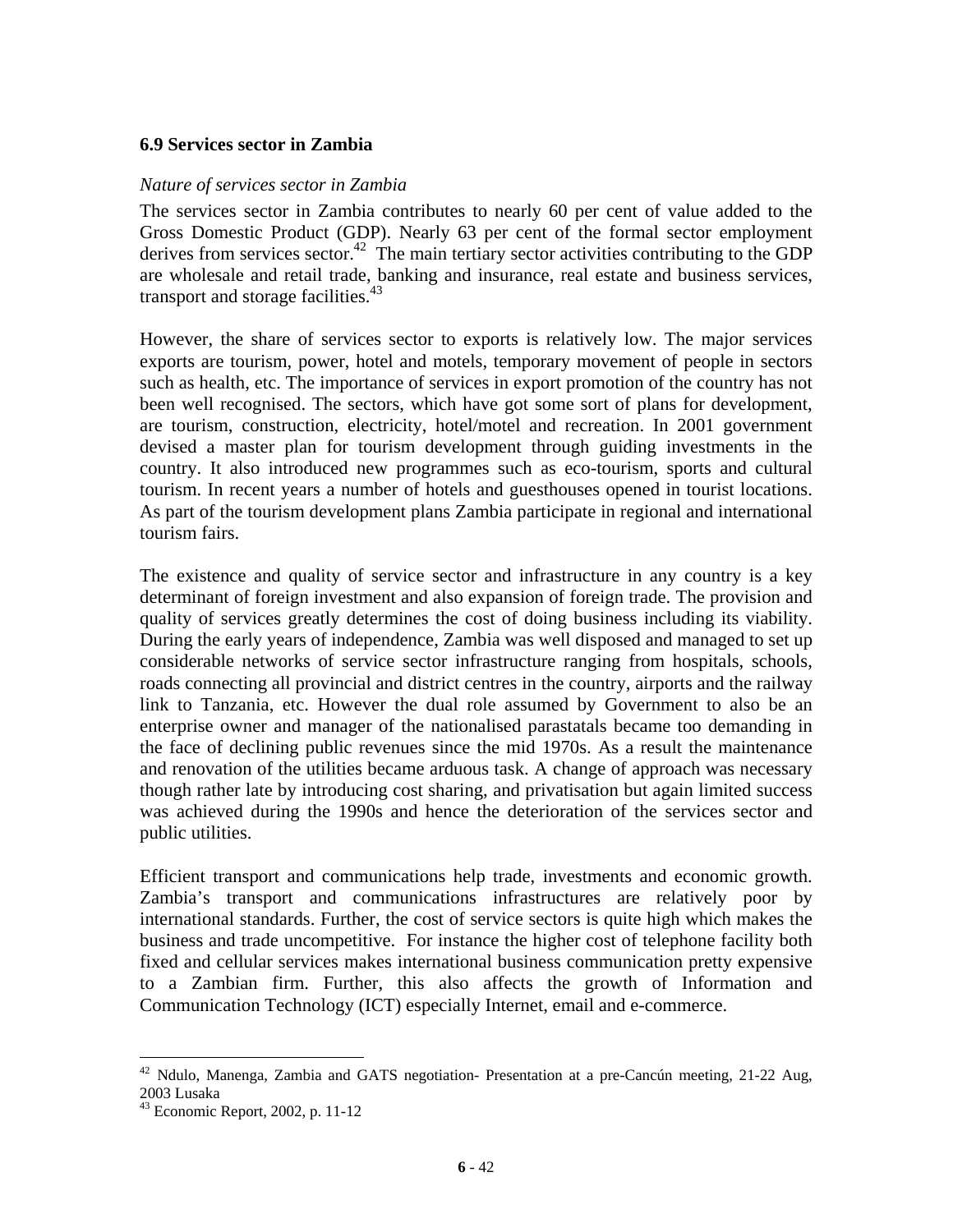### 6.9 Services sector in Zambia

*Nature of services sector in Zambia*

The services sector in Zambia contributes to nearly 60 per cent of value added to the Gross Domestic Product (GDP). Nearly 63 per cent of the formal sector employment derives from services sector.[42] The main tertiary sector activities contributing to the GDP are wholesale and retail trade, banking and insurance, real estate and business services, transport and storage facilities.[43]

However, the share of services sector to exports is relatively low. The major services exports are tourism, power, hotel and motels, temporary movement of people in sectors such as health, etc. The importance of services in export promotion of the country has not been well recognised. The sectors, which have got some sort of plans for development, are tourism, construction, electricity, hotel/motel and recreation. In 2001 government devised a master plan for tourism development through guiding investments in the country. It also introduced new programmes such as eco-tourism, sports and cultural tourism. In recent years a number of hotels and guesthouses opened in tourist locations. As part of the tourism development plans Zambia participate in regional and international tourism fairs.

The existence and quality of service sector and infrastructure in any country is a key determinant of foreign investment and also expansion of foreign trade. The provision and quality of services greatly determines the cost of doing business including its viability. During the early years of independence, Zambia was well disposed and managed to set up considerable networks of service sector infrastructure ranging from hospitals, schools, roads connecting all provincial and district centres in the country, airports and the railway link to Tanzania, etc. However the dual role assumed by Government to also be an enterprise owner and manager of the nationalised parastatals became too demanding in the face of declining public revenues since the mid 1970s. As a result the maintenance and renovation of the utilities became arduous task. A change of approach was necessary though rather late by introducing cost sharing, and privatisation but again limited success was achieved during the 1990s and hence the deterioration of the services sector and public utilities.

Efficient transport and communications help trade, investments and economic growth. Zambia's transport and communications infrastructures are relatively poor by international standards. Further, the cost of service sectors is quite high which makes the business and trade uncompetitive. For instance the higher cost of telephone facility both fixed and cellular services makes international business communication pretty expensive to a Zambian firm. Further, this also affects the growth of Information and Communication Technology (ICT) especially Internet, email and e-commerce.

---

[42] Ndulo, Manenga, Zambia and GATS negotiation- Presentation at a pre-Cancún meeting, 21-22 Aug, 2003 Lusaka

[43] Economic Report, 2002, p. 11-12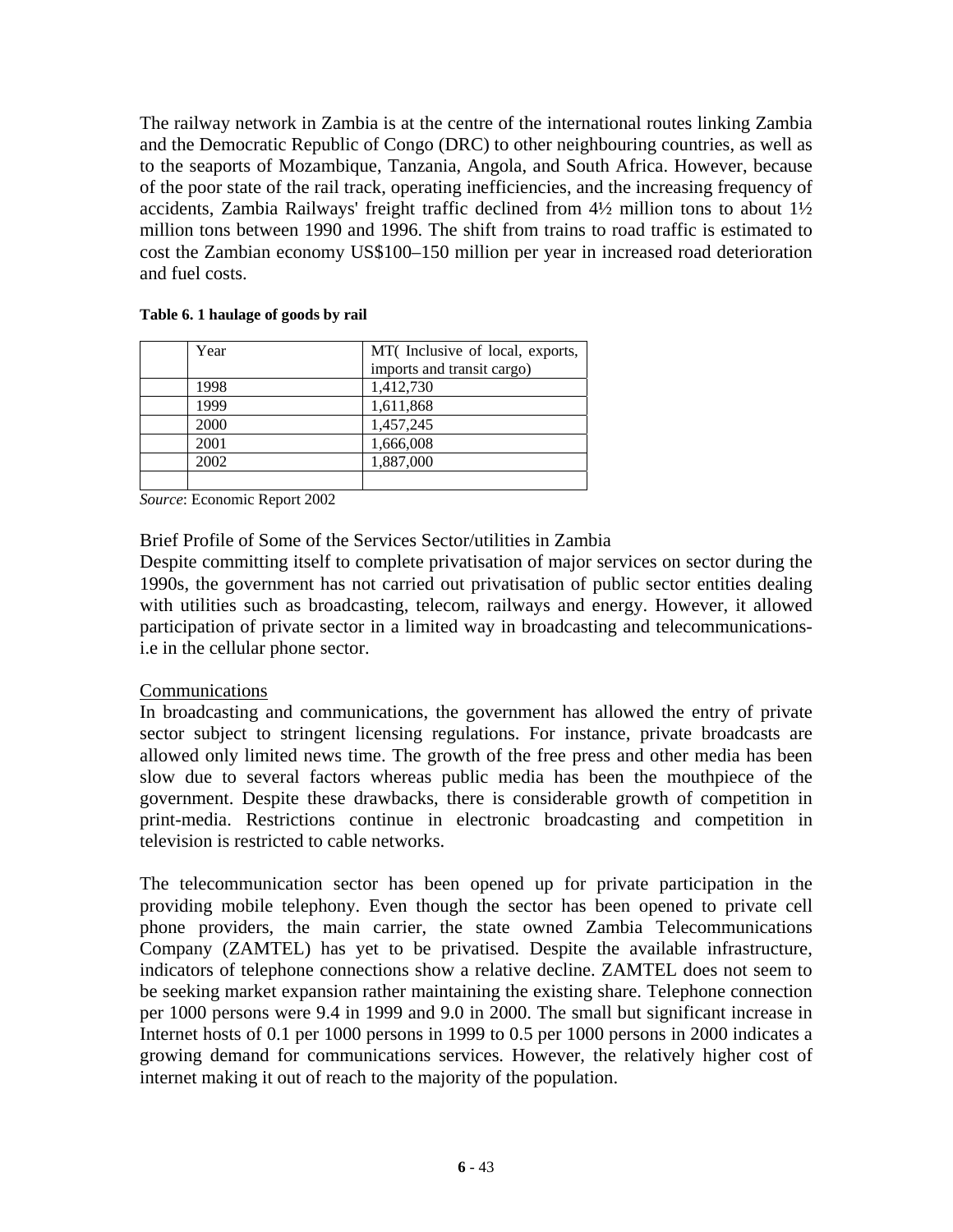The railway network in Zambia is at the centre of the international routes linking Zambia and the Democratic Republic of Congo (DRC) to other neighbouring countries, as well as to the seaports of Mozambique, Tanzania, Angola, and South Africa. However, because of the poor state of the rail track, operating inefficiencies, and the increasing frequency of accidents, Zambia Railways' freight traffic declined from 4½ million tons to about 1½ million tons between 1990 and 1996. The shift from trains to road traffic is estimated to cost the Zambian economy US$100–150 million per year in increased road deterioration and fuel costs.

**Table 6. 1 haulage of goods by rail**

| | Year | MT( Inclusive of local, exports, imports and transit cargo) |
|---|---|---|
| | 1998 | 1,412,730 |
| | 1999 | 1,611,868 |
| | 2000 | 1,457,245 |
| | 2001 | 1,666,008 |
| | 2002 | 1,887,000 |
| | | |

*Source*: Economic Report 2002

Brief Profile of Some of the Services Sector/utilities in Zambia

Despite committing itself to complete privatisation of major services on sector during the 1990s, the government has not carried out privatisation of public sector entities dealing with utilities such as broadcasting, telecom, railways and energy. However, it allowed participation of private sector in a limited way in broadcasting and telecommunications- i.e in the cellular phone sector.

Communications

In broadcasting and communications, the government has allowed the entry of private sector subject to stringent licensing regulations. For instance, private broadcasts are allowed only limited news time. The growth of the free press and other media has been slow due to several factors whereas public media has been the mouthpiece of the government. Despite these drawbacks, there is considerable growth of competition in print-media. Restrictions continue in electronic broadcasting and competition in television is restricted to cable networks.

The telecommunication sector has been opened up for private participation in the providing mobile telephony. Even though the sector has been opened to private cell phone providers, the main carrier, the state owned Zambia Telecommunications Company (ZAMTEL) has yet to be privatised. Despite the available infrastructure, indicators of telephone connections show a relative decline. ZAMTEL does not seem to be seeking market expansion rather maintaining the existing share. Telephone connection per 1000 persons were 9.4 in 1999 and 9.0 in 2000. The small but significant increase in Internet hosts of 0.1 per 1000 persons in 1999 to 0.5 per 1000 persons in 2000 indicates a growing demand for communications services. However, the relatively higher cost of internet making it out of reach to the majority of the population.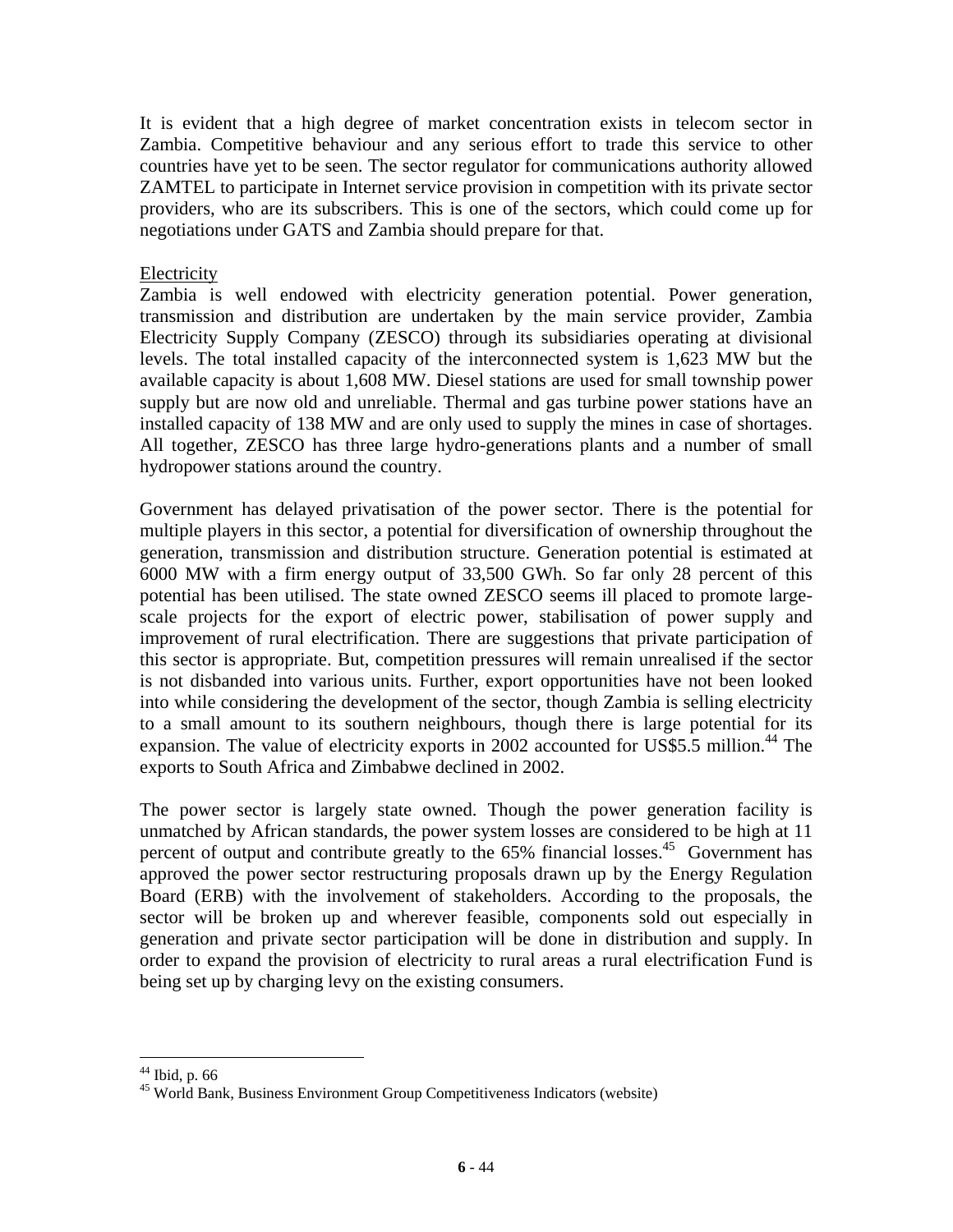It is evident that a high degree of market concentration exists in telecom sector in Zambia. Competitive behaviour and any serious effort to trade this service to other countries have yet to be seen. The sector regulator for communications authority allowed ZAMTEL to participate in Internet service provision in competition with its private sector providers, who are its subscribers. This is one of the sectors, which could come up for negotiations under GATS and Zambia should prepare for that.

Electricity

Zambia is well endowed with electricity generation potential. Power generation, transmission and distribution are undertaken by the main service provider, Zambia Electricity Supply Company (ZESCO) through its subsidiaries operating at divisional levels. The total installed capacity of the interconnected system is 1,623 MW but the available capacity is about 1,608 MW. Diesel stations are used for small township power supply but are now old and unreliable. Thermal and gas turbine power stations have an installed capacity of 138 MW and are only used to supply the mines in case of shortages. All together, ZESCO has three large hydro-generations plants and a number of small hydropower stations around the country.

Government has delayed privatisation of the power sector. There is the potential for multiple players in this sector, a potential for diversification of ownership throughout the generation, transmission and distribution structure. Generation potential is estimated at 6000 MW with a firm energy output of 33,500 GWh. So far only 28 percent of this potential has been utilised. The state owned ZESCO seems ill placed to promote large-scale projects for the export of electric power, stabilisation of power supply and improvement of rural electrification. There are suggestions that private participation of this sector is appropriate. But, competition pressures will remain unrealised if the sector is not disbanded into various units. Further, export opportunities have not been looked into while considering the development of the sector, though Zambia is selling electricity to a small amount to its southern neighbours, though there is large potential for its expansion. The value of electricity exports in 2002 accounted for US$5.5 million.[44] The exports to South Africa and Zimbabwe declined in 2002.

The power sector is largely state owned. Though the power generation facility is unmatched by African standards, the power system losses are considered to be high at 11 percent of output and contribute greatly to the 65% financial losses.[45] Government has approved the power sector restructuring proposals drawn up by the Energy Regulation Board (ERB) with the involvement of stakeholders. According to the proposals, the sector will be broken up and wherever feasible, components sold out especially in generation and private sector participation will be done in distribution and supply. In order to expand the provision of electricity to rural areas a rural electrification Fund is being set up by charging levy on the existing consumers.

---

[44] Ibid, p. 66

[45] World Bank, Business Environment Group Competitiveness Indicators (website)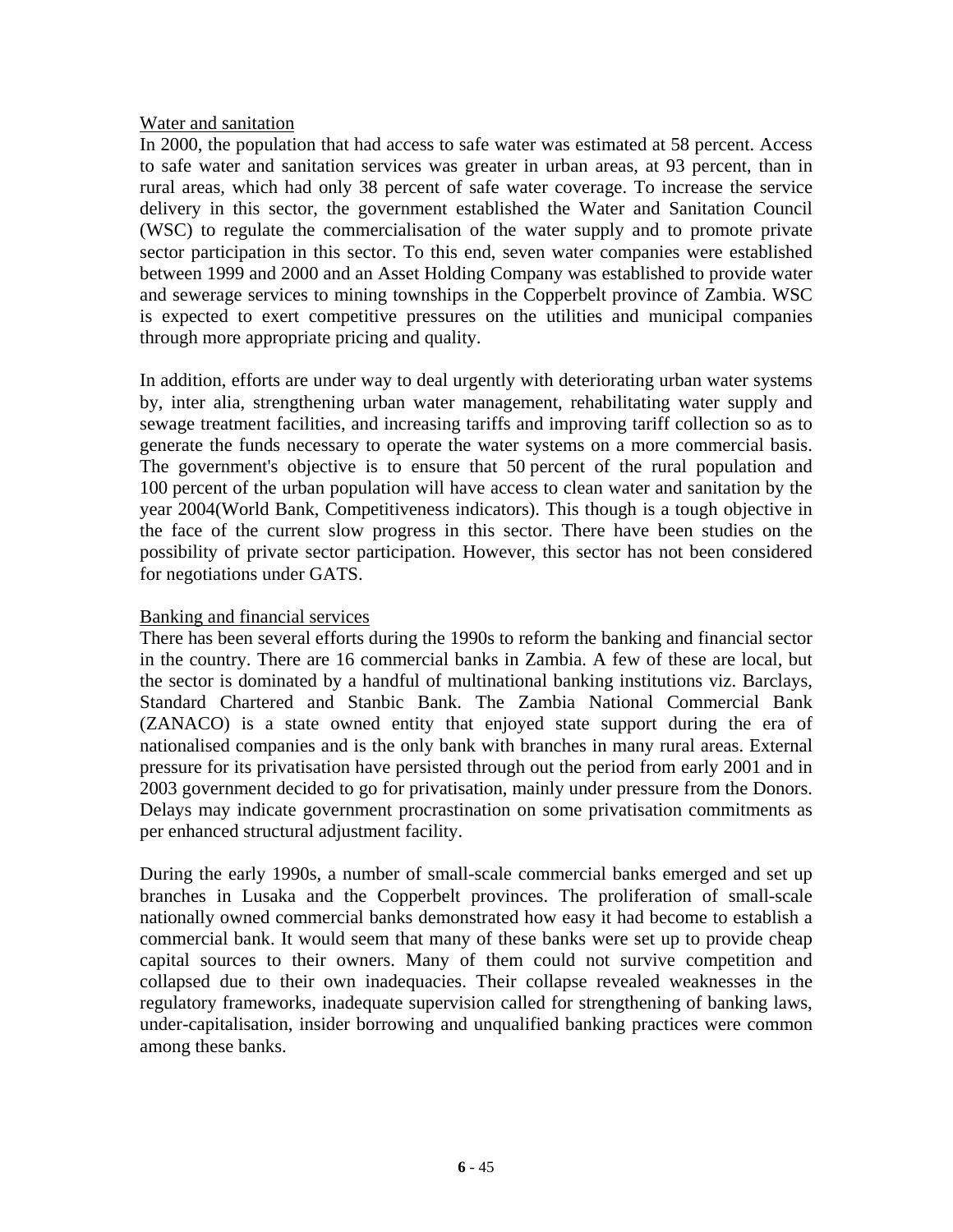Water and sanitation

In 2000, the population that had access to safe water was estimated at 58 percent. Access to safe water and sanitation services was greater in urban areas, at 93 percent, than in rural areas, which had only 38 percent of safe water coverage. To increase the service delivery in this sector, the government established the Water and Sanitation Council (WSC) to regulate the commercialisation of the water supply and to promote private sector participation in this sector. To this end, seven water companies were established between 1999 and 2000 and an Asset Holding Company was established to provide water and sewerage services to mining townships in the Copperbelt province of Zambia. WSC is expected to exert competitive pressures on the utilities and municipal companies through more appropriate pricing and quality.

In addition, efforts are under way to deal urgently with deteriorating urban water systems by, inter alia, strengthening urban water management, rehabilitating water supply and sewage treatment facilities, and increasing tariffs and improving tariff collection so as to generate the funds necessary to operate the water systems on a more commercial basis. The government's objective is to ensure that 50 percent of the rural population and 100 percent of the urban population will have access to clean water and sanitation by the year 2004(World Bank, Competitiveness indicators). This though is a tough objective in the face of the current slow progress in this sector. There have been studies on the possibility of private sector participation. However, this sector has not been considered for negotiations under GATS.

Banking and financial services

There has been several efforts during the 1990s to reform the banking and financial sector in the country. There are 16 commercial banks in Zambia. A few of these are local, but the sector is dominated by a handful of multinational banking institutions viz. Barclays, Standard Chartered and Stanbic Bank. The Zambia National Commercial Bank (ZANACO) is a state owned entity that enjoyed state support during the era of nationalised companies and is the only bank with branches in many rural areas. External pressure for its privatisation have persisted through out the period from early 2001 and in 2003 government decided to go for privatisation, mainly under pressure from the Donors. Delays may indicate government procrastination on some privatisation commitments as per enhanced structural adjustment facility.

During the early 1990s, a number of small-scale commercial banks emerged and set up branches in Lusaka and the Copperbelt provinces. The proliferation of small-scale nationally owned commercial banks demonstrated how easy it had become to establish a commercial bank. It would seem that many of these banks were set up to provide cheap capital sources to their owners. Many of them could not survive competition and collapsed due to their own inadequacies. Their collapse revealed weaknesses in the regulatory frameworks, inadequate supervision called for strengthening of banking laws, under-capitalisation, insider borrowing and unqualified banking practices were common among these banks.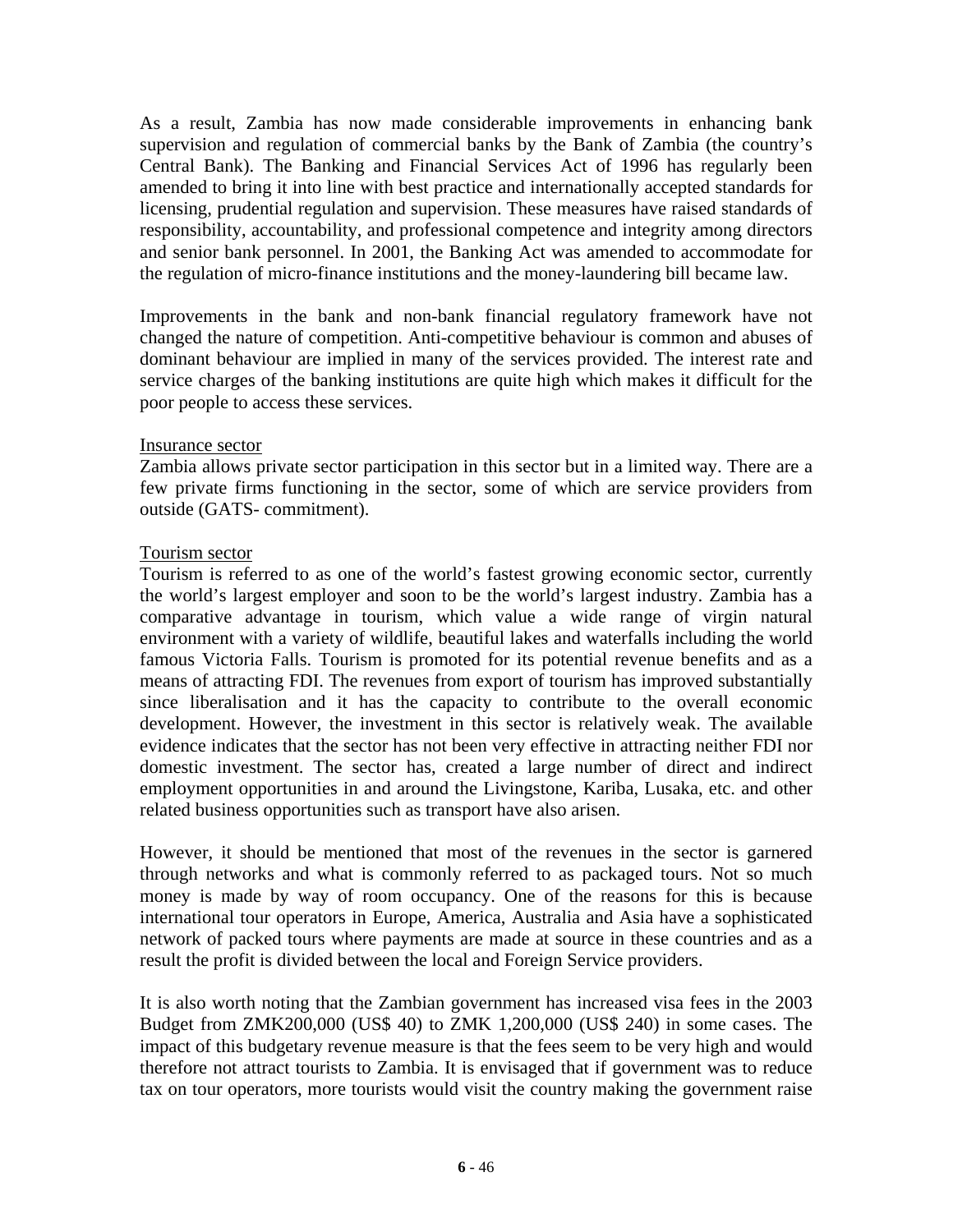As a result, Zambia has now made considerable improvements in enhancing bank supervision and regulation of commercial banks by the Bank of Zambia (the country's Central Bank). The Banking and Financial Services Act of 1996 has regularly been amended to bring it into line with best practice and internationally accepted standards for licensing, prudential regulation and supervision. These measures have raised standards of responsibility, accountability, and professional competence and integrity among directors and senior bank personnel. In 2001, the Banking Act was amended to accommodate for the regulation of micro-finance institutions and the money-laundering bill became law.

Improvements in the bank and non-bank financial regulatory framework have not changed the nature of competition. Anti-competitive behaviour is common and abuses of dominant behaviour are implied in many of the services provided. The interest rate and service charges of the banking institutions are quite high which makes it difficult for the poor people to access these services.

<u>Insurance sector</u>

Zambia allows private sector participation in this sector but in a limited way. There are a few private firms functioning in the sector, some of which are service providers from outside (GATS- commitment).

<u>Tourism sector</u>

Tourism is referred to as one of the world's fastest growing economic sector, currently the world's largest employer and soon to be the world's largest industry. Zambia has a comparative advantage in tourism, which value a wide range of virgin natural environment with a variety of wildlife, beautiful lakes and waterfalls including the world famous Victoria Falls. Tourism is promoted for its potential revenue benefits and as a means of attracting FDI. The revenues from export of tourism has improved substantially since liberalisation and it has the capacity to contribute to the overall economic development. However, the investment in this sector is relatively weak. The available evidence indicates that the sector has not been very effective in attracting neither FDI nor domestic investment. The sector has, created a large number of direct and indirect employment opportunities in and around the Livingstone, Kariba, Lusaka, etc. and other related business opportunities such as transport have also arisen.

However, it should be mentioned that most of the revenues in the sector is garnered through networks and what is commonly referred to as packaged tours. Not so much money is made by way of room occupancy. One of the reasons for this is because international tour operators in Europe, America, Australia and Asia have a sophisticated network of packed tours where payments are made at source in these countries and as a result the profit is divided between the local and Foreign Service providers.

It is also worth noting that the Zambian government has increased visa fees in the 2003 Budget from ZMK200,000 (US$ 40) to ZMK 1,200,000 (US$ 240) in some cases. The impact of this budgetary revenue measure is that the fees seem to be very high and would therefore not attract tourists to Zambia. It is envisaged that if government was to reduce tax on tour operators, more tourists would visit the country making the government raise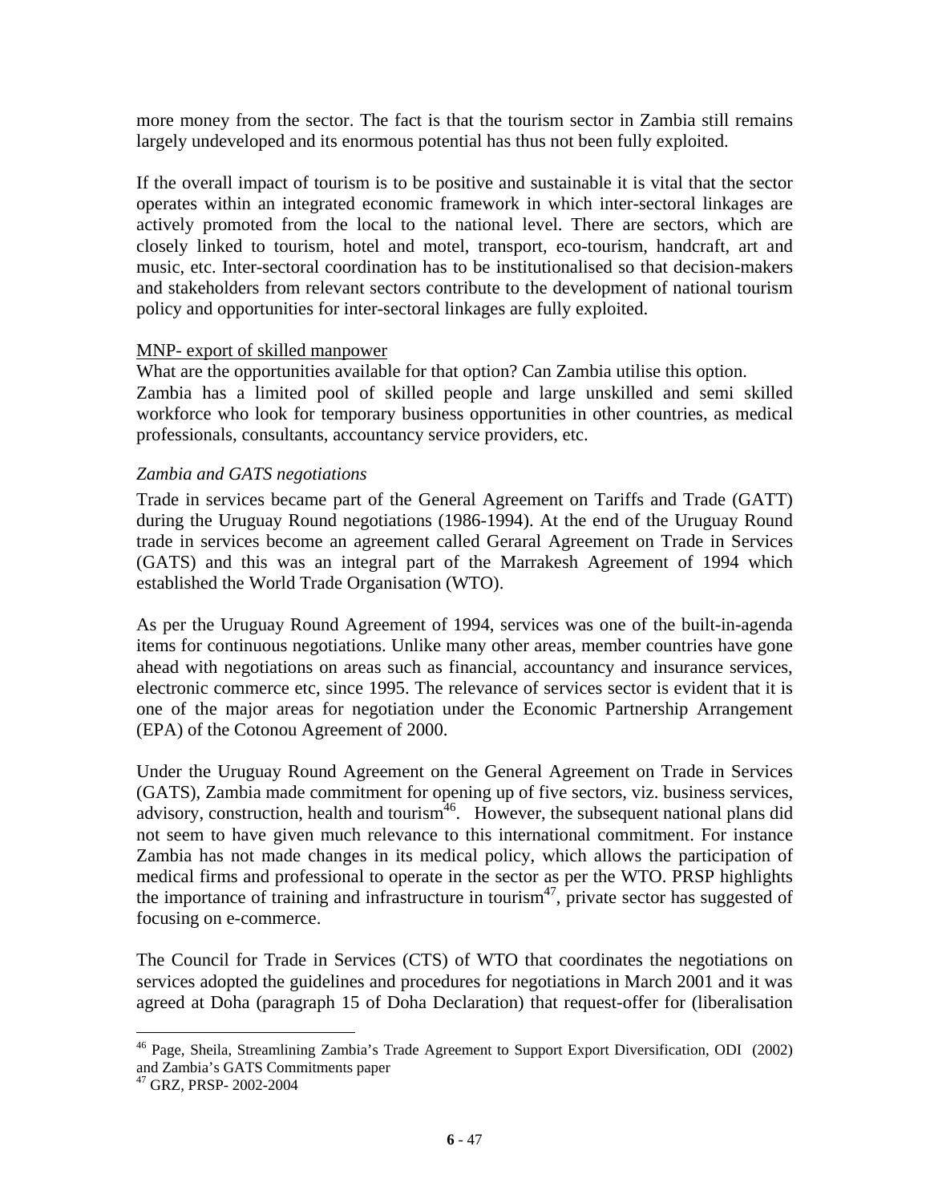more money from the sector. The fact is that the tourism sector in Zambia still remains largely undeveloped and its enormous potential has thus not been fully exploited.

If the overall impact of tourism is to be positive and sustainable it is vital that the sector operates within an integrated economic framework in which inter-sectoral linkages are actively promoted from the local to the national level. There are sectors, which are closely linked to tourism, hotel and motel, transport, eco-tourism, handcraft, art and music, etc. Inter-sectoral coordination has to be institutionalised so that decision-makers and stakeholders from relevant sectors contribute to the development of national tourism policy and opportunities for inter-sectoral linkages are fully exploited.

<u>MNP- export of skilled manpower</u>

What are the opportunities available for that option? Can Zambia utilise this option.
Zambia has a limited pool of skilled people and large unskilled and semi skilled workforce who look for temporary business opportunities in other countries, as medical professionals, consultants, accountancy service providers, etc.

*Zambia and GATS negotiations*

Trade in services became part of the General Agreement on Tariffs and Trade (GATT) during the Uruguay Round negotiations (1986-1994). At the end of the Uruguay Round trade in services become an agreement called Geraral Agreement on Trade in Services (GATS) and this was an integral part of the Marrakesh Agreement of 1994 which established the World Trade Organisation (WTO).

As per the Uruguay Round Agreement of 1994, services was one of the built-in-agenda items for continuous negotiations. Unlike many other areas, member countries have gone ahead with negotiations on areas such as financial, accountancy and insurance services, electronic commerce etc, since 1995. The relevance of services sector is evident that it is one of the major areas for negotiation under the Economic Partnership Arrangement (EPA) of the Cotonou Agreement of 2000.

Under the Uruguay Round Agreement on the General Agreement on Trade in Services (GATS), Zambia made commitment for opening up of five sectors, viz. business services, advisory, construction, health and tourism[46]. However, the subsequent national plans did not seem to have given much relevance to this international commitment. For instance Zambia has not made changes in its medical policy, which allows the participation of medical firms and professional to operate in the sector as per the WTO. PRSP highlights the importance of training and infrastructure in tourism[47], private sector has suggested of focusing on e-commerce.

The Council for Trade in Services (CTS) of WTO that coordinates the negotiations on services adopted the guidelines and procedures for negotiations in March 2001 and it was agreed at Doha (paragraph 15 of Doha Declaration) that request-offer for (liberalisation

---

[46] Page, Sheila, Streamlining Zambia's Trade Agreement to Support Export Diversification, ODI (2002) and Zambia's GATS Commitments paper

[47] GRZ, PRSP- 2002-2004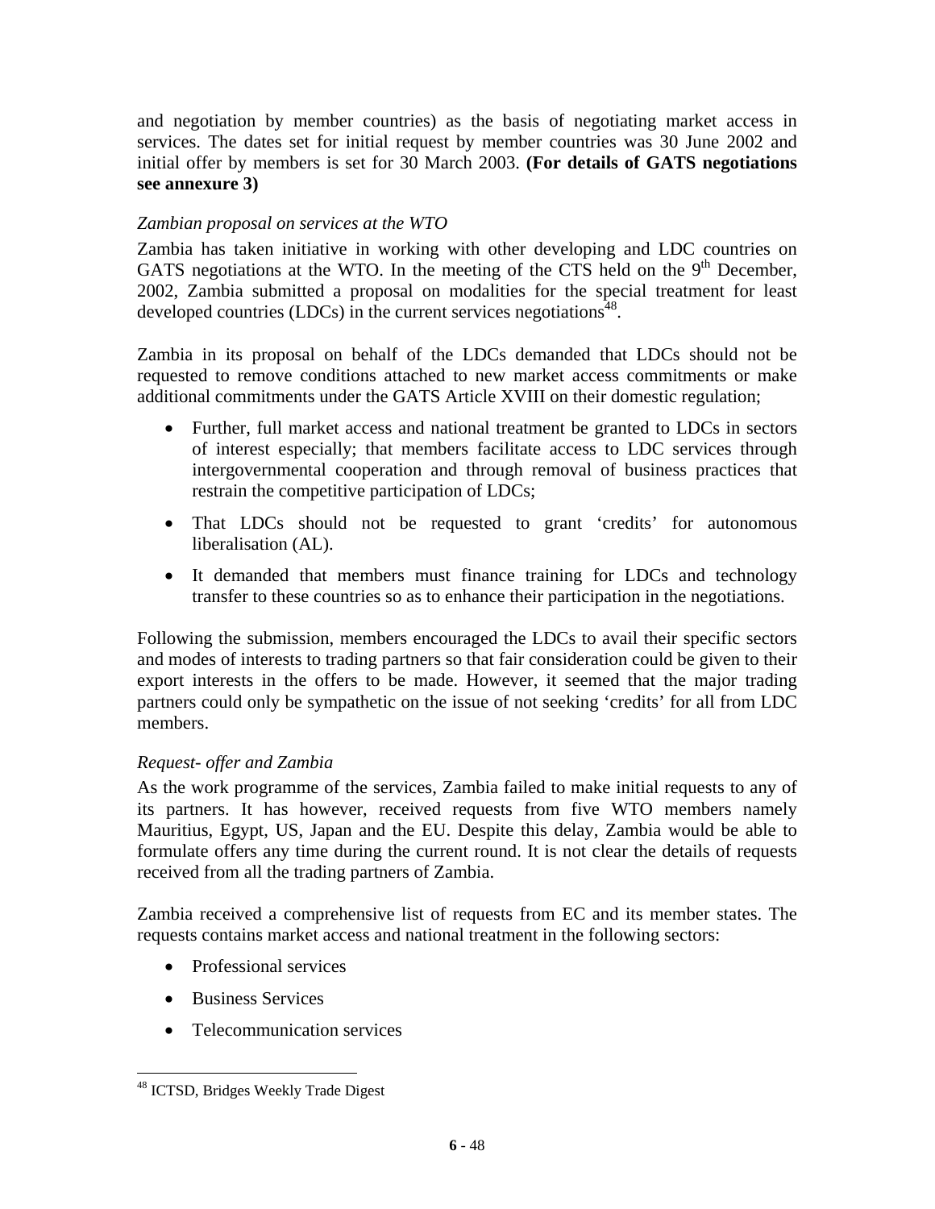and negotiation by member countries) as the basis of negotiating market access in services. The dates set for initial request by member countries was 30 June 2002 and initial offer by members is set for 30 March 2003. **(For details of GATS negotiations see annexure 3)**

*Zambian proposal on services at the WTO*

Zambia has taken initiative in working with other developing and LDC countries on GATS negotiations at the WTO. In the meeting of the CTS held on the 9th December, 2002, Zambia submitted a proposal on modalities for the special treatment for least developed countries (LDCs) in the current services negotiations[48].

Zambia in its proposal on behalf of the LDCs demanded that LDCs should not be requested to remove conditions attached to new market access commitments or make additional commitments under the GATS Article XVIII on their domestic regulation;

- Further, full market access and national treatment be granted to LDCs in sectors of interest especially; that members facilitate access to LDC services through intergovernmental cooperation and through removal of business practices that restrain the competitive participation of LDCs;
- That LDCs should not be requested to grant 'credits' for autonomous liberalisation (AL).
- It demanded that members must finance training for LDCs and technology transfer to these countries so as to enhance their participation in the negotiations.

Following the submission, members encouraged the LDCs to avail their specific sectors and modes of interests to trading partners so that fair consideration could be given to their export interests in the offers to be made. However, it seemed that the major trading partners could only be sympathetic on the issue of not seeking 'credits' for all from LDC members.

*Request- offer and Zambia*

As the work programme of the services, Zambia failed to make initial requests to any of its partners. It has however, received requests from five WTO members namely Mauritius, Egypt, US, Japan and the EU. Despite this delay, Zambia would be able to formulate offers any time during the current round. It is not clear the details of requests received from all the trading partners of Zambia.

Zambia received a comprehensive list of requests from EC and its member states. The requests contains market access and national treatment in the following sectors:

- Professional services
- Business Services
- Telecommunication services

[48] ICTSD, Bridges Weekly Trade Digest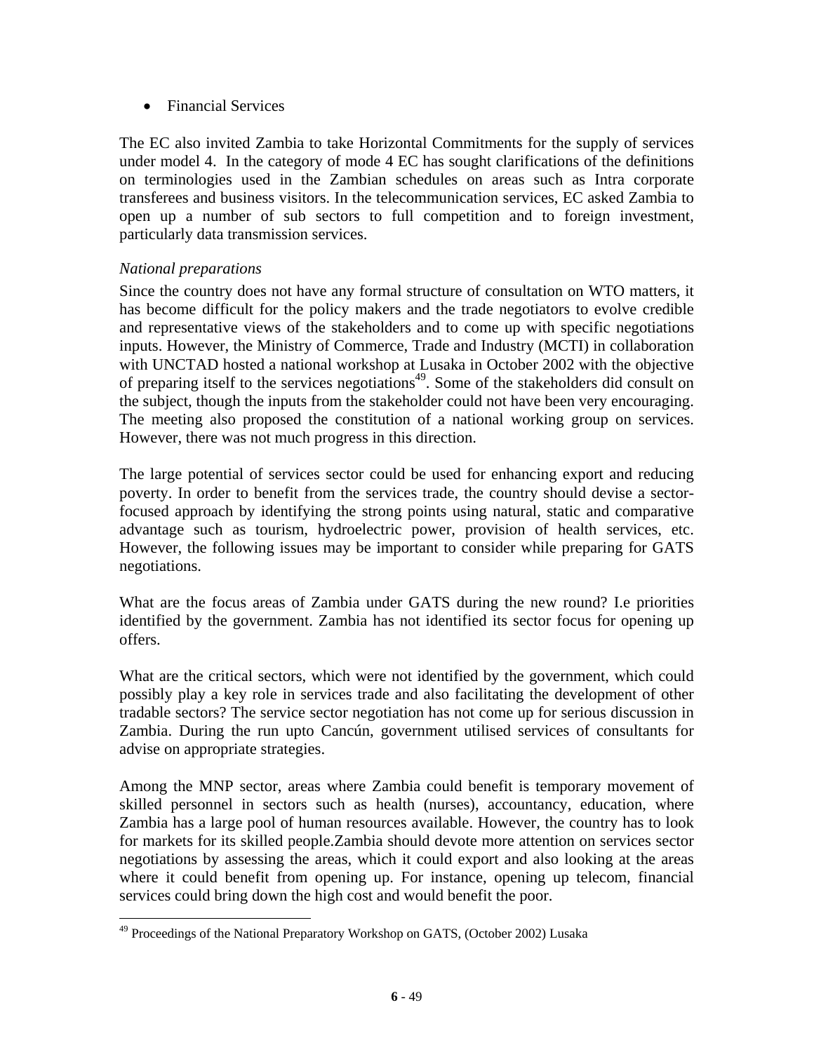- Financial Services

The EC also invited Zambia to take Horizontal Commitments for the supply of services under model 4. In the category of mode 4 EC has sought clarifications of the definitions on terminologies used in the Zambian schedules on areas such as Intra corporate transferees and business visitors. In the telecommunication services, EC asked Zambia to open up a number of sub sectors to full competition and to foreign investment, particularly data transmission services.

*National preparations*

Since the country does not have any formal structure of consultation on WTO matters, it has become difficult for the policy makers and the trade negotiators to evolve credible and representative views of the stakeholders and to come up with specific negotiations inputs. However, the Ministry of Commerce, Trade and Industry (MCTI) in collaboration with UNCTAD hosted a national workshop at Lusaka in October 2002 with the objective of preparing itself to the services negotiations[49]. Some of the stakeholders did consult on the subject, though the inputs from the stakeholder could not have been very encouraging. The meeting also proposed the constitution of a national working group on services. However, there was not much progress in this direction.

The large potential of services sector could be used for enhancing export and reducing poverty. In order to benefit from the services trade, the country should devise a sector-focused approach by identifying the strong points using natural, static and comparative advantage such as tourism, hydroelectric power, provision of health services, etc. However, the following issues may be important to consider while preparing for GATS negotiations.

What are the focus areas of Zambia under GATS during the new round? I.e priorities identified by the government. Zambia has not identified its sector focus for opening up offers.

What are the critical sectors, which were not identified by the government, which could possibly play a key role in services trade and also facilitating the development of other tradable sectors? The service sector negotiation has not come up for serious discussion in Zambia. During the run upto Cancún, government utilised services of consultants for advise on appropriate strategies.

Among the MNP sector, areas where Zambia could benefit is temporary movement of skilled personnel in sectors such as health (nurses), accountancy, education, where Zambia has a large pool of human resources available. However, the country has to look for markets for its skilled people.Zambia should devote more attention on services sector negotiations by assessing the areas, which it could export and also looking at the areas where it could benefit from opening up. For instance, opening up telecom, financial services could bring down the high cost and would benefit the poor.

---

[49] Proceedings of the National Preparatory Workshop on GATS, (October 2002) Lusaka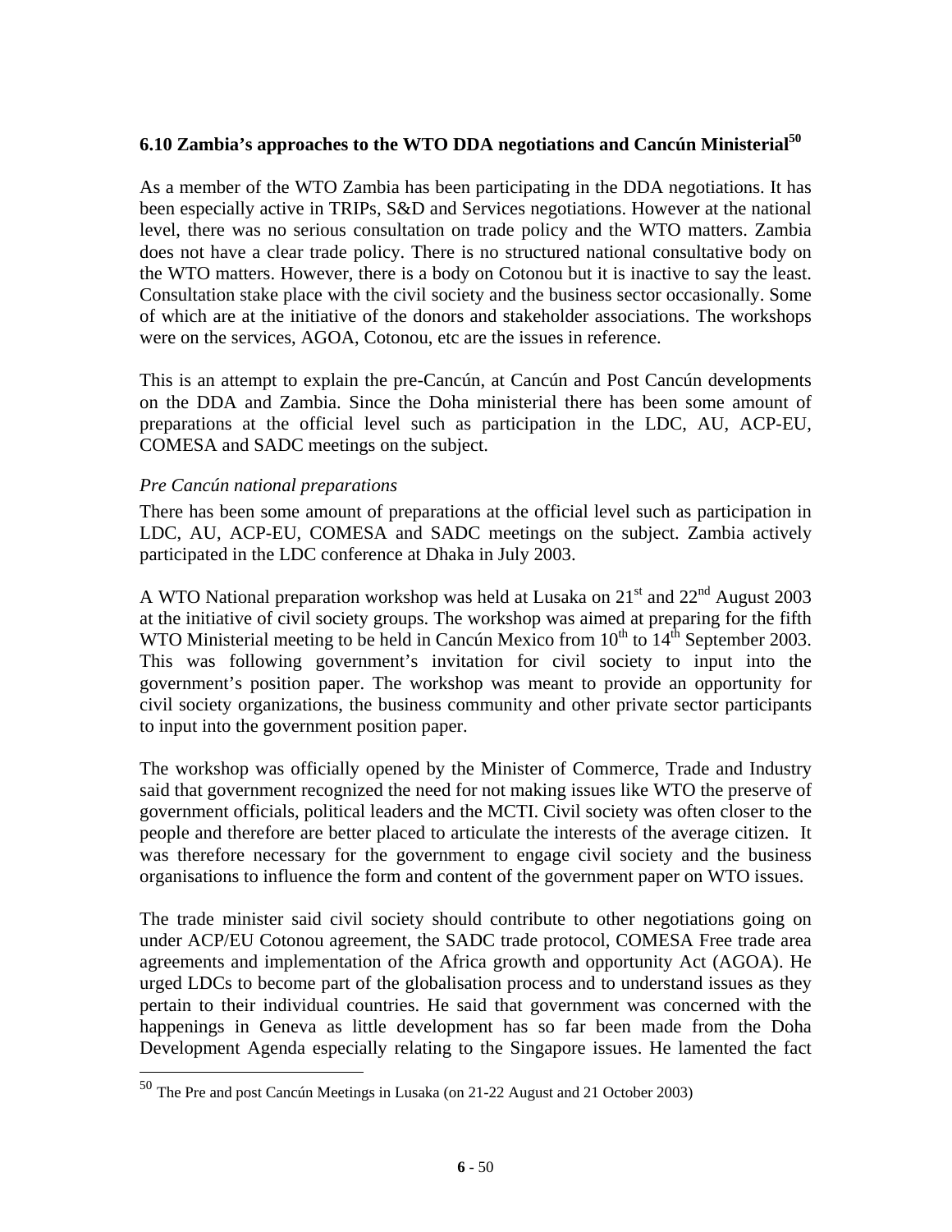### 6.10 Zambia's approaches to the WTO DDA negotiations and Cancún Ministerial[50]

As a member of the WTO Zambia has been participating in the DDA negotiations. It has been especially active in TRIPs, S&D and Services negotiations. However at the national level, there was no serious consultation on trade policy and the WTO matters. Zambia does not have a clear trade policy. There is no structured national consultative body on the WTO matters. However, there is a body on Cotonou but it is inactive to say the least. Consultation stake place with the civil society and the business sector occasionally. Some of which are at the initiative of the donors and stakeholder associations. The workshops were on the services, AGOA, Cotonou, etc are the issues in reference.

This is an attempt to explain the pre-Cancún, at Cancún and Post Cancún developments on the DDA and Zambia. Since the Doha ministerial there has been some amount of preparations at the official level such as participation in the LDC, AU, ACP-EU, COMESA and SADC meetings on the subject.

*Pre Cancún national preparations*

There has been some amount of preparations at the official level such as participation in LDC, AU, ACP-EU, COMESA and SADC meetings on the subject. Zambia actively participated in the LDC conference at Dhaka in July 2003.

A WTO National preparation workshop was held at Lusaka on 21st and 22nd August 2003 at the initiative of civil society groups. The workshop was aimed at preparing for the fifth WTO Ministerial meeting to be held in Cancún Mexico from 10th to 14th September 2003. This was following government's invitation for civil society to input into the government's position paper. The workshop was meant to provide an opportunity for civil society organizations, the business community and other private sector participants to input into the government position paper.

The workshop was officially opened by the Minister of Commerce, Trade and Industry said that government recognized the need for not making issues like WTO the preserve of government officials, political leaders and the MCTI. Civil society was often closer to the people and therefore are better placed to articulate the interests of the average citizen. It was therefore necessary for the government to engage civil society and the business organisations to influence the form and content of the government paper on WTO issues.

The trade minister said civil society should contribute to other negotiations going on under ACP/EU Cotonou agreement, the SADC trade protocol, COMESA Free trade area agreements and implementation of the Africa growth and opportunity Act (AGOA). He urged LDCs to become part of the globalisation process and to understand issues as they pertain to their individual countries. He said that government was concerned with the happenings in Geneva as little development has so far been made from the Doha Development Agenda especially relating to the Singapore issues. He lamented the fact

---

[50] The Pre and post Cancún Meetings in Lusaka (on 21-22 August and 21 October 2003)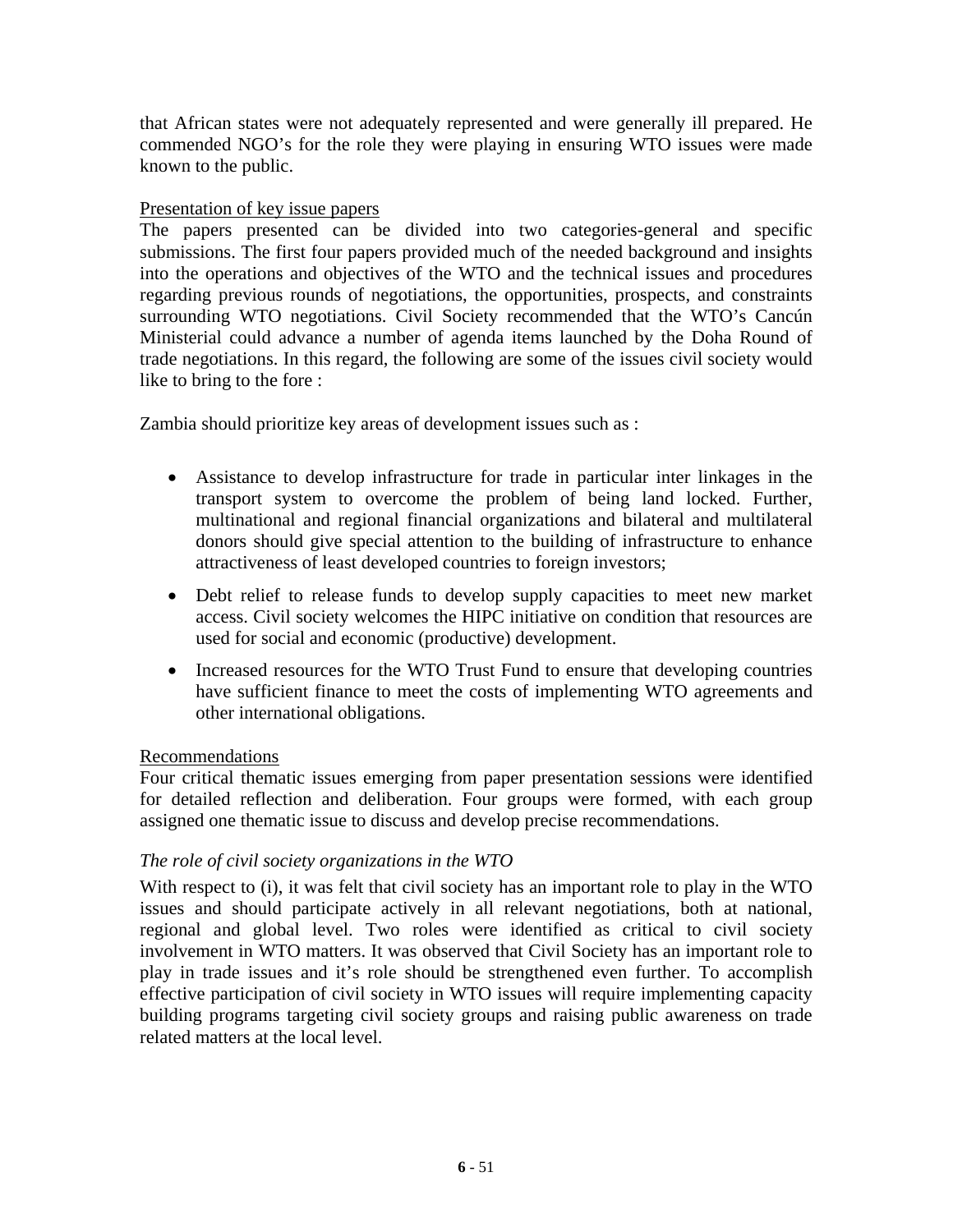that African states were not adequately represented and were generally ill prepared. He commended NGO's for the role they were playing in ensuring WTO issues were made known to the public.

<u>Presentation of key issue papers</u>

The papers presented can be divided into two categories-general and specific submissions. The first four papers provided much of the needed background and insights into the operations and objectives of the WTO and the technical issues and procedures regarding previous rounds of negotiations, the opportunities, prospects, and constraints surrounding WTO negotiations. Civil Society recommended that the WTO's Cancún Ministerial could advance a number of agenda items launched by the Doha Round of trade negotiations. In this regard, the following are some of the issues civil society would like to bring to the fore :

Zambia should prioritize key areas of development issues such as :

- Assistance to develop infrastructure for trade in particular inter linkages in the transport system to overcome the problem of being land locked. Further, multinational and regional financial organizations and bilateral and multilateral donors should give special attention to the building of infrastructure to enhance attractiveness of least developed countries to foreign investors;
- Debt relief to release funds to develop supply capacities to meet new market access. Civil society welcomes the HIPC initiative on condition that resources are used for social and economic (productive) development.
- Increased resources for the WTO Trust Fund to ensure that developing countries have sufficient finance to meet the costs of implementing WTO agreements and other international obligations.

<u>Recommendations</u>

Four critical thematic issues emerging from paper presentation sessions were identified for detailed reflection and deliberation. Four groups were formed, with each group assigned one thematic issue to discuss and develop precise recommendations.

*The role of civil society organizations in the WTO*

With respect to (i), it was felt that civil society has an important role to play in the WTO issues and should participate actively in all relevant negotiations, both at national, regional and global level. Two roles were identified as critical to civil society involvement in WTO matters. It was observed that Civil Society has an important role to play in trade issues and it's role should be strengthened even further. To accomplish effective participation of civil society in WTO issues will require implementing capacity building programs targeting civil society groups and raising public awareness on trade related matters at the local level.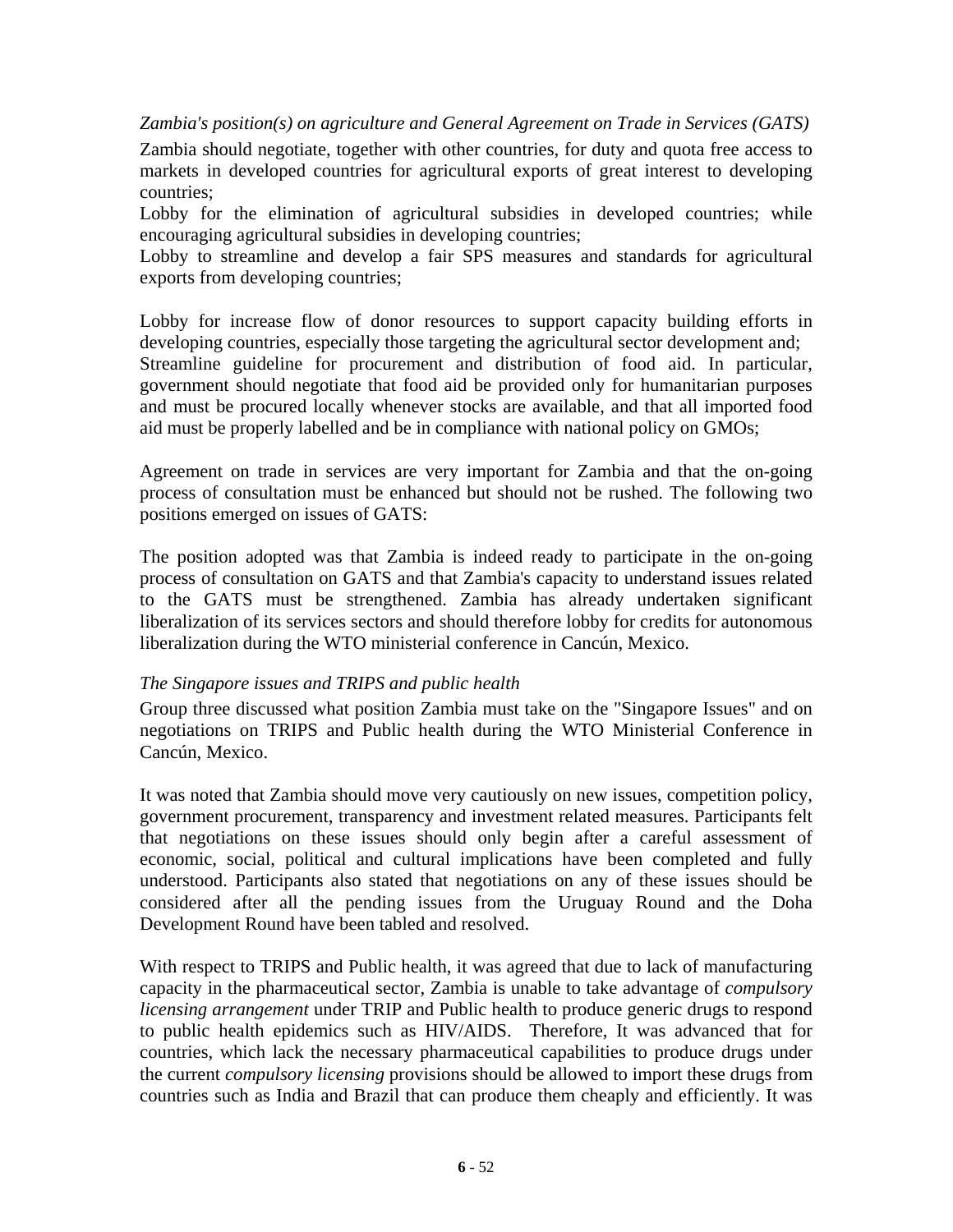*Zambia's position(s) on agriculture and General Agreement on Trade in Services (GATS)*

Zambia should negotiate, together with other countries, for duty and quota free access to markets in developed countries for agricultural exports of great interest to developing countries;

Lobby for the elimination of agricultural subsidies in developed countries; while encouraging agricultural subsidies in developing countries;

Lobby to streamline and develop a fair SPS measures and standards for agricultural exports from developing countries;

Lobby for increase flow of donor resources to support capacity building efforts in developing countries, especially those targeting the agricultural sector development and;

Streamline guideline for procurement and distribution of food aid. In particular, government should negotiate that food aid be provided only for humanitarian purposes and must be procured locally whenever stocks are available, and that all imported food aid must be properly labelled and be in compliance with national policy on GMOs;

Agreement on trade in services are very important for Zambia and that the on-going process of consultation must be enhanced but should not be rushed. The following two positions emerged on issues of GATS:

The position adopted was that Zambia is indeed ready to participate in the on-going process of consultation on GATS and that Zambia's capacity to understand issues related to the GATS must be strengthened. Zambia has already undertaken significant liberalization of its services sectors and should therefore lobby for credits for autonomous liberalization during the WTO ministerial conference in Cancún, Mexico.

*The Singapore issues and TRIPS and public health*

Group three discussed what position Zambia must take on the "Singapore Issues" and on negotiations on TRIPS and Public health during the WTO Ministerial Conference in Cancún, Mexico.

It was noted that Zambia should move very cautiously on new issues, competition policy, government procurement, transparency and investment related measures. Participants felt that negotiations on these issues should only begin after a careful assessment of economic, social, political and cultural implications have been completed and fully understood. Participants also stated that negotiations on any of these issues should be considered after all the pending issues from the Uruguay Round and the Doha Development Round have been tabled and resolved.

With respect to TRIPS and Public health, it was agreed that due to lack of manufacturing capacity in the pharmaceutical sector, Zambia is unable to take advantage of *compulsory licensing arrangement* under TRIP and Public health to produce generic drugs to respond to public health epidemics such as HIV/AIDS. Therefore, It was advanced that for countries, which lack the necessary pharmaceutical capabilities to produce drugs under the current *compulsory licensing* provisions should be allowed to import these drugs from countries such as India and Brazil that can produce them cheaply and efficiently. It was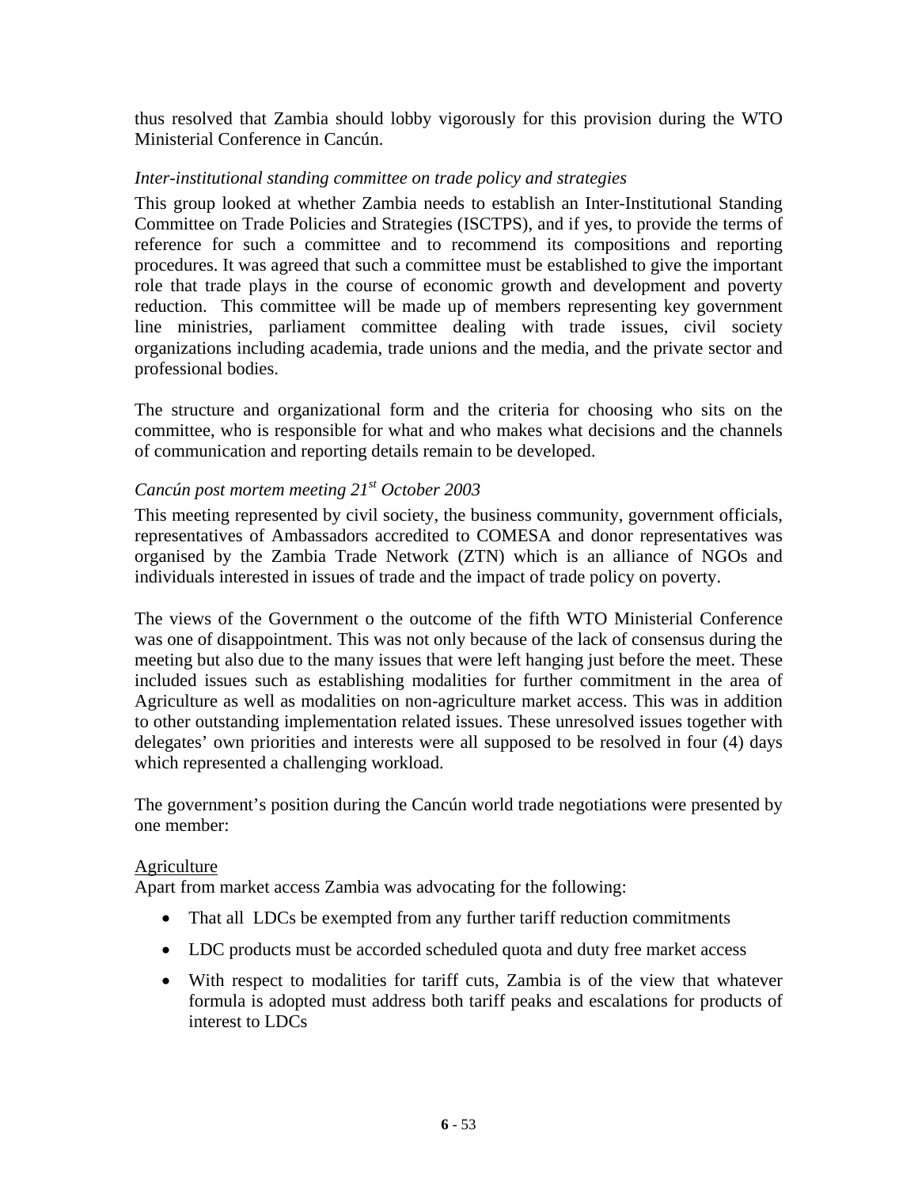thus resolved that Zambia should lobby vigorously for this provision during the WTO Ministerial Conference in Cancún.

*Inter-institutional standing committee on trade policy and strategies*

This group looked at whether Zambia needs to establish an Inter-Institutional Standing Committee on Trade Policies and Strategies (ISCTPS), and if yes, to provide the terms of reference for such a committee and to recommend its compositions and reporting procedures. It was agreed that such a committee must be established to give the important role that trade plays in the course of economic growth and development and poverty reduction. This committee will be made up of members representing key government line ministries, parliament committee dealing with trade issues, civil society organizations including academia, trade unions and the media, and the private sector and professional bodies.

The structure and organizational form and the criteria for choosing who sits on the committee, who is responsible for what and who makes what decisions and the channels of communication and reporting details remain to be developed.

*Cancún post mortem meeting 21st October 2003*

This meeting represented by civil society, the business community, government officials, representatives of Ambassadors accredited to COMESA and donor representatives was organised by the Zambia Trade Network (ZTN) which is an alliance of NGOs and individuals interested in issues of trade and the impact of trade policy on poverty.

The views of the Government o the outcome of the fifth WTO Ministerial Conference was one of disappointment. This was not only because of the lack of consensus during the meeting but also due to the many issues that were left hanging just before the meet. These included issues such as establishing modalities for further commitment in the area of Agriculture as well as modalities on non-agriculture market access. This was in addition to other outstanding implementation related issues. These unresolved issues together with delegates' own priorities and interests were all supposed to be resolved in four (4) days which represented a challenging workload.

The government's position during the Cancún world trade negotiations were presented by one member:

Agriculture

Apart from market access Zambia was advocating for the following:

- That all LDCs be exempted from any further tariff reduction commitments
- LDC products must be accorded scheduled quota and duty free market access
- With respect to modalities for tariff cuts, Zambia is of the view that whatever formula is adopted must address both tariff peaks and escalations for products of interest to LDCs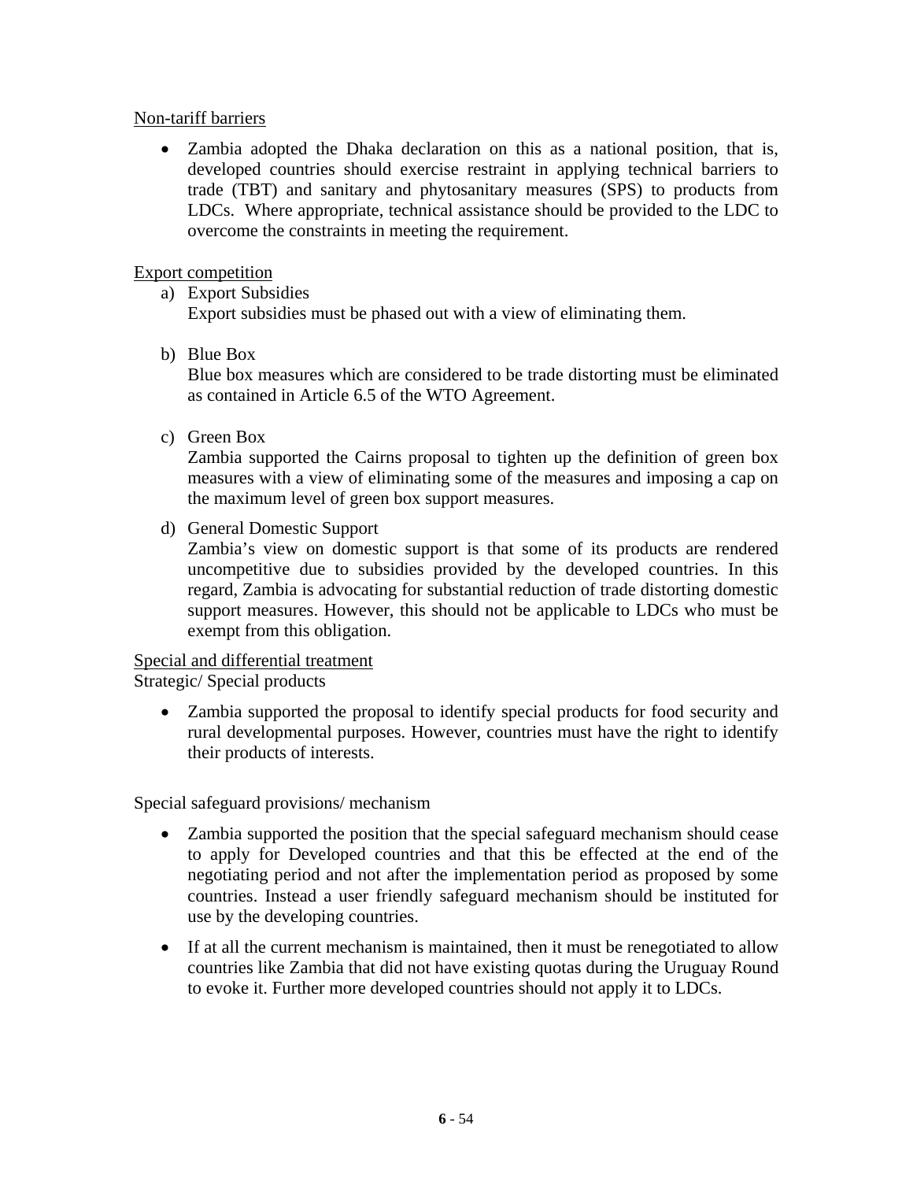Non-tariff barriers

- Zambia adopted the Dhaka declaration on this as a national position, that is, developed countries should exercise restraint in applying technical barriers to trade (TBT) and sanitary and phytosanitary measures (SPS) to products from LDCs. Where appropriate, technical assistance should be provided to the LDC to overcome the constraints in meeting the requirement.

Export competition

a) Export Subsidies
   Export subsidies must be phased out with a view of eliminating them.

b) Blue Box
   Blue box measures which are considered to be trade distorting must be eliminated as contained in Article 6.5 of the WTO Agreement.

c) Green Box
   Zambia supported the Cairns proposal to tighten up the definition of green box measures with a view of eliminating some of the measures and imposing a cap on the maximum level of green box support measures.

d) General Domestic Support
   Zambia's view on domestic support is that some of its products are rendered uncompetitive due to subsidies provided by the developed countries. In this regard, Zambia is advocating for substantial reduction of trade distorting domestic support measures. However, this should not be applicable to LDCs who must be exempt from this obligation.

Special and differential treatment

Strategic/ Special products

- Zambia supported the proposal to identify special products for food security and rural developmental purposes. However, countries must have the right to identify their products of interests.

Special safeguard provisions/ mechanism

- Zambia supported the position that the special safeguard mechanism should cease to apply for Developed countries and that this be effected at the end of the negotiating period and not after the implementation period as proposed by some countries. Instead a user friendly safeguard mechanism should be instituted for use by the developing countries.
- If at all the current mechanism is maintained, then it must be renegotiated to allow countries like Zambia that did not have existing quotas during the Uruguay Round to evoke it. Further more developed countries should not apply it to LDCs.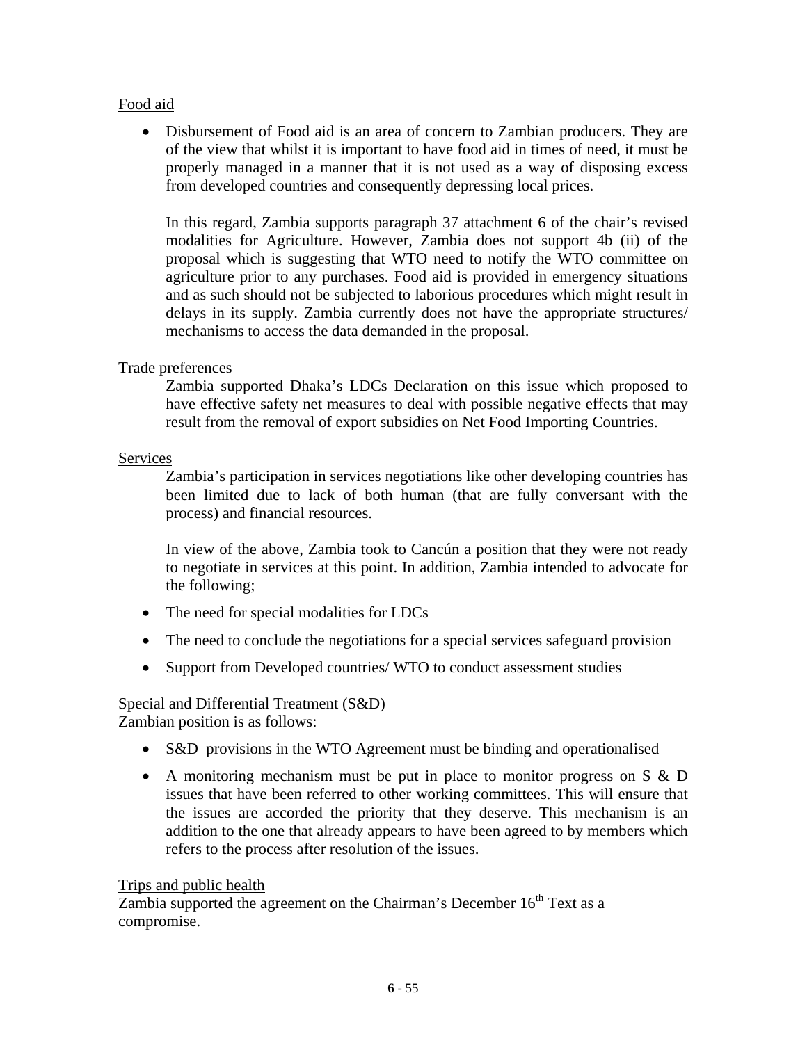Food aid

- Disbursement of Food aid is an area of concern to Zambian producers. They are of the view that whilst it is important to have food aid in times of need, it must be properly managed in a manner that it is not used as a way of disposing excess from developed countries and consequently depressing local prices.

  In this regard, Zambia supports paragraph 37 attachment 6 of the chair's revised modalities for Agriculture. However, Zambia does not support 4b (ii) of the proposal which is suggesting that WTO need to notify the WTO committee on agriculture prior to any purchases. Food aid is provided in emergency situations and as such should not be subjected to laborious procedures which might result in delays in its supply. Zambia currently does not have the appropriate structures/ mechanisms to access the data demanded in the proposal.

Trade preferences

Zambia supported Dhaka's LDCs Declaration on this issue which proposed to have effective safety net measures to deal with possible negative effects that may result from the removal of export subsidies on Net Food Importing Countries.

Services

Zambia's participation in services negotiations like other developing countries has been limited due to lack of both human (that are fully conversant with the process) and financial resources.

In view of the above, Zambia took to Cancún a position that they were not ready to negotiate in services at this point. In addition, Zambia intended to advocate for the following;

- The need for special modalities for LDCs
- The need to conclude the negotiations for a special services safeguard provision
- Support from Developed countries/ WTO to conduct assessment studies

Special and Differential Treatment (S&D)

Zambian position is as follows:

- S&D provisions in the WTO Agreement must be binding and operationalised
- A monitoring mechanism must be put in place to monitor progress on S & D issues that have been referred to other working committees. This will ensure that the issues are accorded the priority that they deserve. This mechanism is an addition to the one that already appears to have been agreed to by members which refers to the process after resolution of the issues.

Trips and public health

Zambia supported the agreement on the Chairman's December 16th Text as a compromise.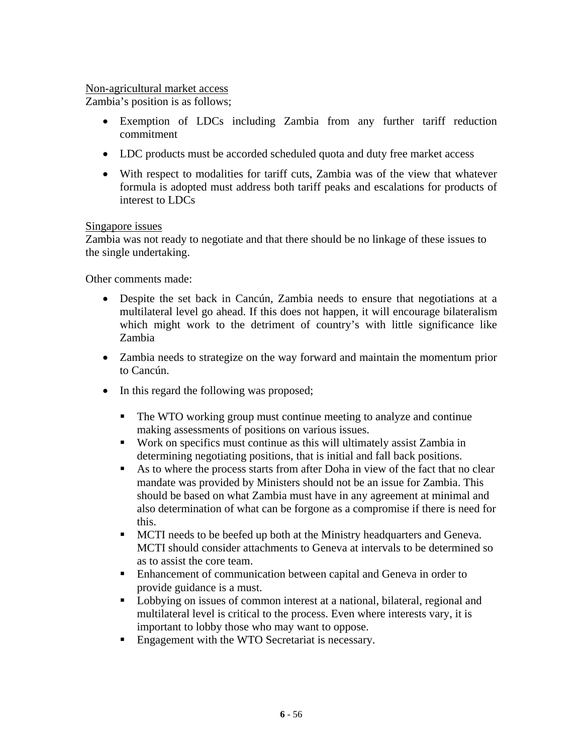<u>Non-agricultural market access</u>

Zambia's position is as follows;

- Exemption of LDCs including Zambia from any further tariff reduction commitment
- LDC products must be accorded scheduled quota and duty free market access
- With respect to modalities for tariff cuts, Zambia was of the view that whatever formula is adopted must address both tariff peaks and escalations for products of interest to LDCs

<u>Singapore issues</u>

Zambia was not ready to negotiate and that there should be no linkage of these issues to the single undertaking.

Other comments made:

- Despite the set back in Cancún, Zambia needs to ensure that negotiations at a multilateral level go ahead. If this does not happen, it will encourage bilateralism which might work to the detriment of country's with little significance like Zambia
- Zambia needs to strategize on the way forward and maintain the momentum prior to Cancún.
- In this regard the following was proposed;
  - The WTO working group must continue meeting to analyze and continue making assessments of positions on various issues.
  - Work on specifics must continue as this will ultimately assist Zambia in determining negotiating positions, that is initial and fall back positions.
  - As to where the process starts from after Doha in view of the fact that no clear mandate was provided by Ministers should not be an issue for Zambia. This should be based on what Zambia must have in any agreement at minimal and also determination of what can be forgone as a compromise if there is need for this.
  - MCTI needs to be beefed up both at the Ministry headquarters and Geneva. MCTI should consider attachments to Geneva at intervals to be determined so as to assist the core team.
  - Enhancement of communication between capital and Geneva in order to provide guidance is a must.
  - Lobbying on issues of common interest at a national, bilateral, regional and multilateral level is critical to the process. Even where interests vary, it is important to lobby those who may want to oppose.
  - Engagement with the WTO Secretariat is necessary.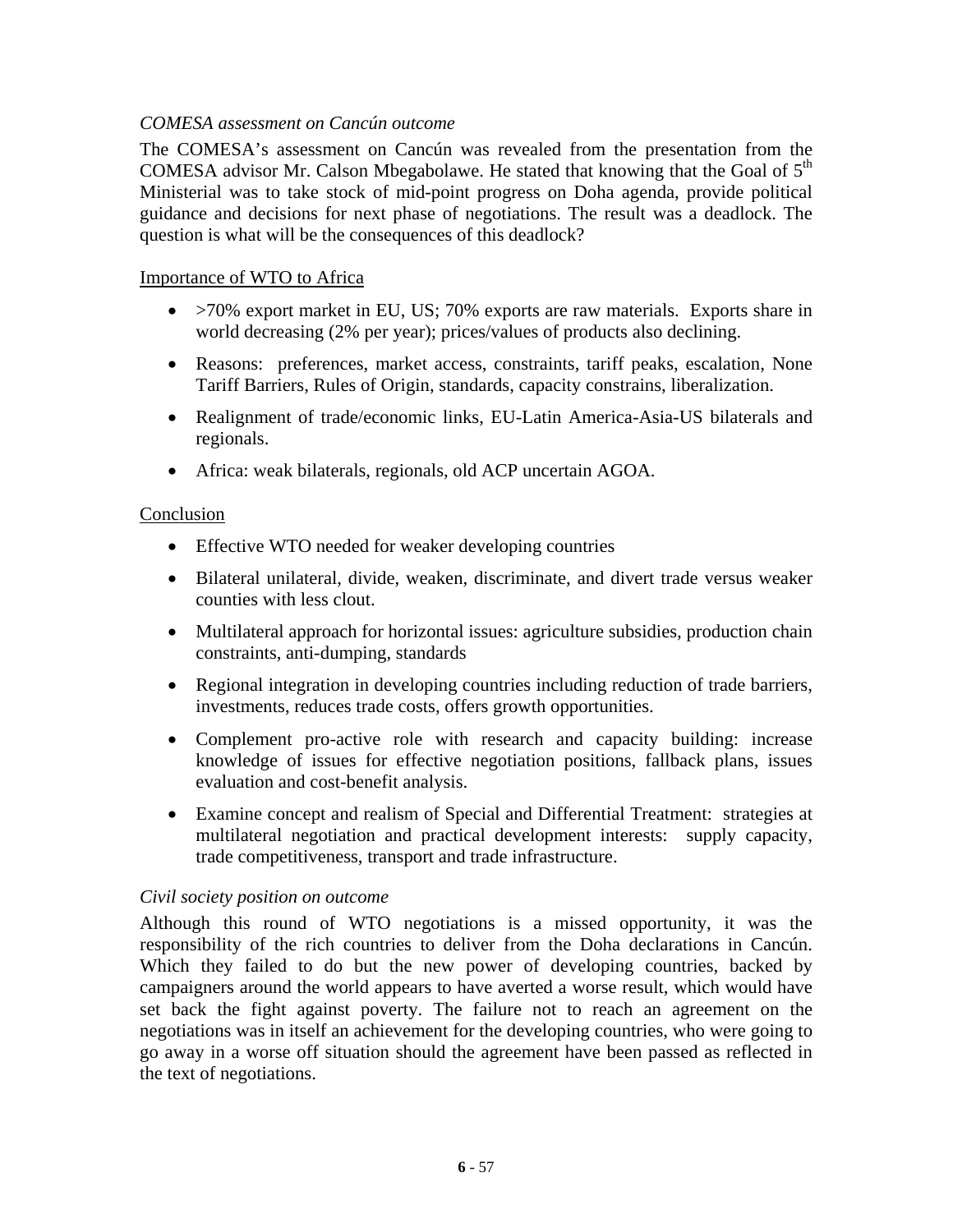*COMESA assessment on Cancún outcome*

The COMESA's assessment on Cancún was revealed from the presentation from the COMESA advisor Mr. Calson Mbegabolawe. He stated that knowing that the Goal of 5th Ministerial was to take stock of mid-point progress on Doha agenda, provide political guidance and decisions for next phase of negotiations. The result was a deadlock. The question is what will be the consequences of this deadlock?

Importance of WTO to Africa

- >70% export market in EU, US; 70% exports are raw materials. Exports share in world decreasing (2% per year); prices/values of products also declining.
- Reasons: preferences, market access, constraints, tariff peaks, escalation, None Tariff Barriers, Rules of Origin, standards, capacity constrains, liberalization.
- Realignment of trade/economic links, EU-Latin America-Asia-US bilaterals and regionals.
- Africa: weak bilaterals, regionals, old ACP uncertain AGOA.

Conclusion

- Effective WTO needed for weaker developing countries
- Bilateral unilateral, divide, weaken, discriminate, and divert trade versus weaker counties with less clout.
- Multilateral approach for horizontal issues: agriculture subsidies, production chain constraints, anti-dumping, standards
- Regional integration in developing countries including reduction of trade barriers, investments, reduces trade costs, offers growth opportunities.
- Complement pro-active role with research and capacity building: increase knowledge of issues for effective negotiation positions, fallback plans, issues evaluation and cost-benefit analysis.
- Examine concept and realism of Special and Differential Treatment: strategies at multilateral negotiation and practical development interests: supply capacity, trade competitiveness, transport and trade infrastructure.

*Civil society position on outcome*

Although this round of WTO negotiations is a missed opportunity, it was the responsibility of the rich countries to deliver from the Doha declarations in Cancún. Which they failed to do but the new power of developing countries, backed by campaigners around the world appears to have averted a worse result, which would have set back the fight against poverty. The failure not to reach an agreement on the negotiations was in itself an achievement for the developing countries, who were going to go away in a worse off situation should the agreement have been passed as reflected in the text of negotiations.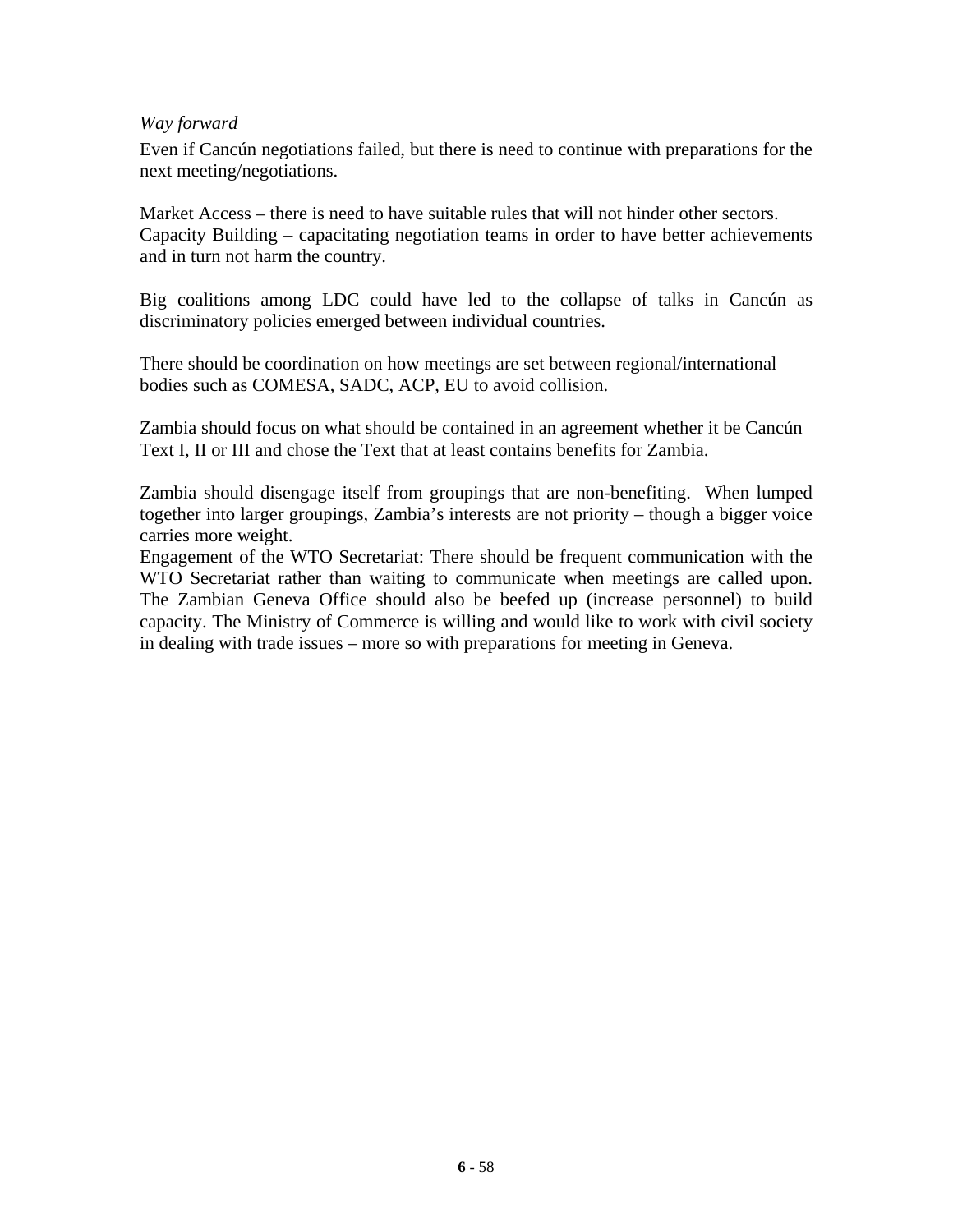*Way forward*

Even if Cancún negotiations failed, but there is need to continue with preparations for the next meeting/negotiations.

Market Access – there is need to have suitable rules that will not hinder other sectors.
Capacity Building – capacitating negotiation teams in order to have better achievements and in turn not harm the country.

Big coalitions among LDC could have led to the collapse of talks in Cancún as discriminatory policies emerged between individual countries.

There should be coordination on how meetings are set between regional/international bodies such as COMESA, SADC, ACP, EU to avoid collision.

Zambia should focus on what should be contained in an agreement whether it be Cancún Text I, II or III and chose the Text that at least contains benefits for Zambia.

Zambia should disengage itself from groupings that are non-benefiting. When lumped together into larger groupings, Zambia's interests are not priority – though a bigger voice carries more weight.
Engagement of the WTO Secretariat: There should be frequent communication with the WTO Secretariat rather than waiting to communicate when meetings are called upon. The Zambian Geneva Office should also be beefed up (increase personnel) to build capacity. The Ministry of Commerce is willing and would like to work with civil society in dealing with trade issues – more so with preparations for meeting in Geneva.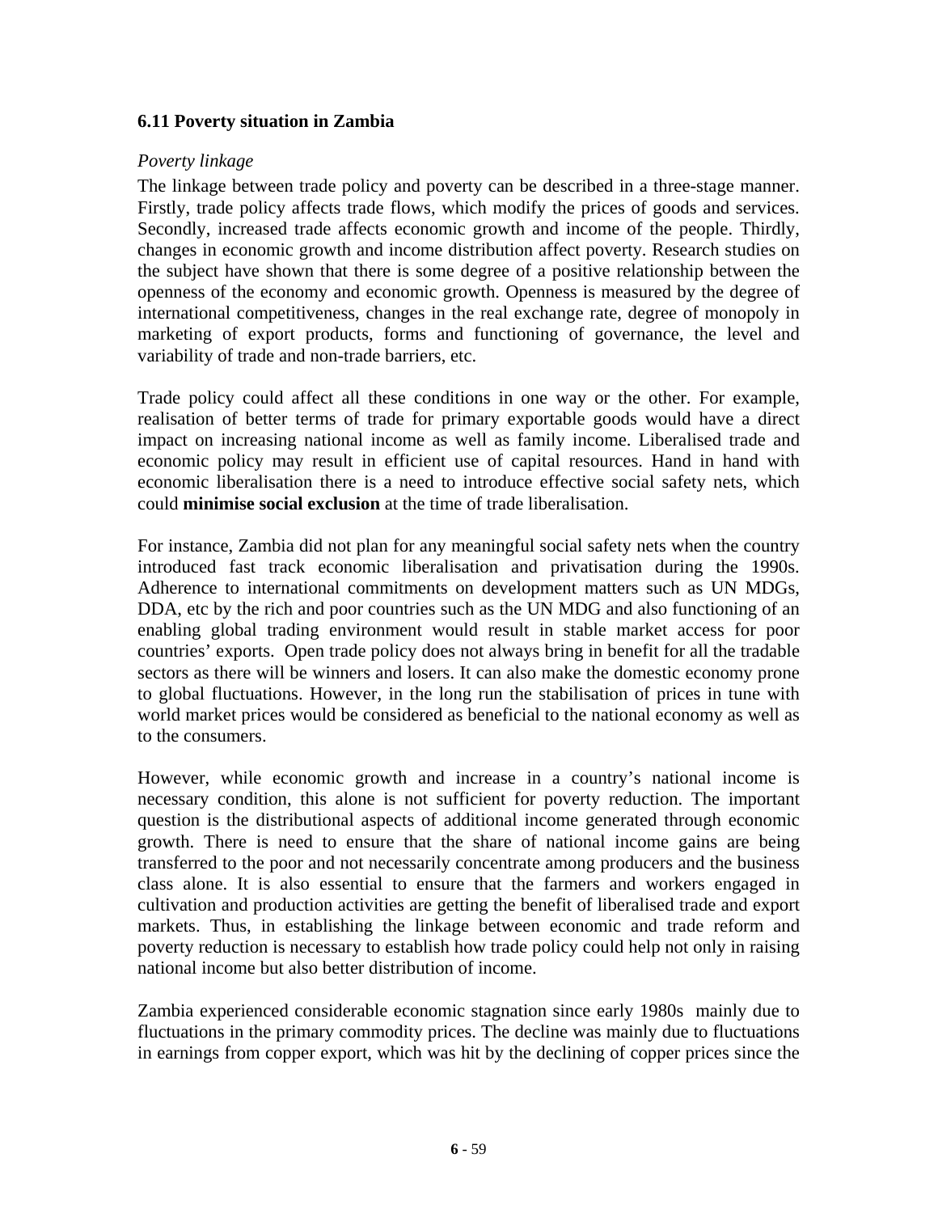### 6.11 Poverty situation in Zambia

*Poverty linkage*

The linkage between trade policy and poverty can be described in a three-stage manner. Firstly, trade policy affects trade flows, which modify the prices of goods and services. Secondly, increased trade affects economic growth and income of the people. Thirdly, changes in economic growth and income distribution affect poverty. Research studies on the subject have shown that there is some degree of a positive relationship between the openness of the economy and economic growth. Openness is measured by the degree of international competitiveness, changes in the real exchange rate, degree of monopoly in marketing of export products, forms and functioning of governance, the level and variability of trade and non-trade barriers, etc.

Trade policy could affect all these conditions in one way or the other. For example, realisation of better terms of trade for primary exportable goods would have a direct impact on increasing national income as well as family income. Liberalised trade and economic policy may result in efficient use of capital resources. Hand in hand with economic liberalisation there is a need to introduce effective social safety nets, which could **minimise social exclusion** at the time of trade liberalisation.

For instance, Zambia did not plan for any meaningful social safety nets when the country introduced fast track economic liberalisation and privatisation during the 1990s. Adherence to international commitments on development matters such as UN MDGs, DDA, etc by the rich and poor countries such as the UN MDG and also functioning of an enabling global trading environment would result in stable market access for poor countries' exports. Open trade policy does not always bring in benefit for all the tradable sectors as there will be winners and losers. It can also make the domestic economy prone to global fluctuations. However, in the long run the stabilisation of prices in tune with world market prices would be considered as beneficial to the national economy as well as to the consumers.

However, while economic growth and increase in a country's national income is necessary condition, this alone is not sufficient for poverty reduction. The important question is the distributional aspects of additional income generated through economic growth. There is need to ensure that the share of national income gains are being transferred to the poor and not necessarily concentrate among producers and the business class alone. It is also essential to ensure that the farmers and workers engaged in cultivation and production activities are getting the benefit of liberalised trade and export markets. Thus, in establishing the linkage between economic and trade reform and poverty reduction is necessary to establish how trade policy could help not only in raising national income but also better distribution of income.

Zambia experienced considerable economic stagnation since early 1980s mainly due to fluctuations in the primary commodity prices. The decline was mainly due to fluctuations in earnings from copper export, which was hit by the declining of copper prices since the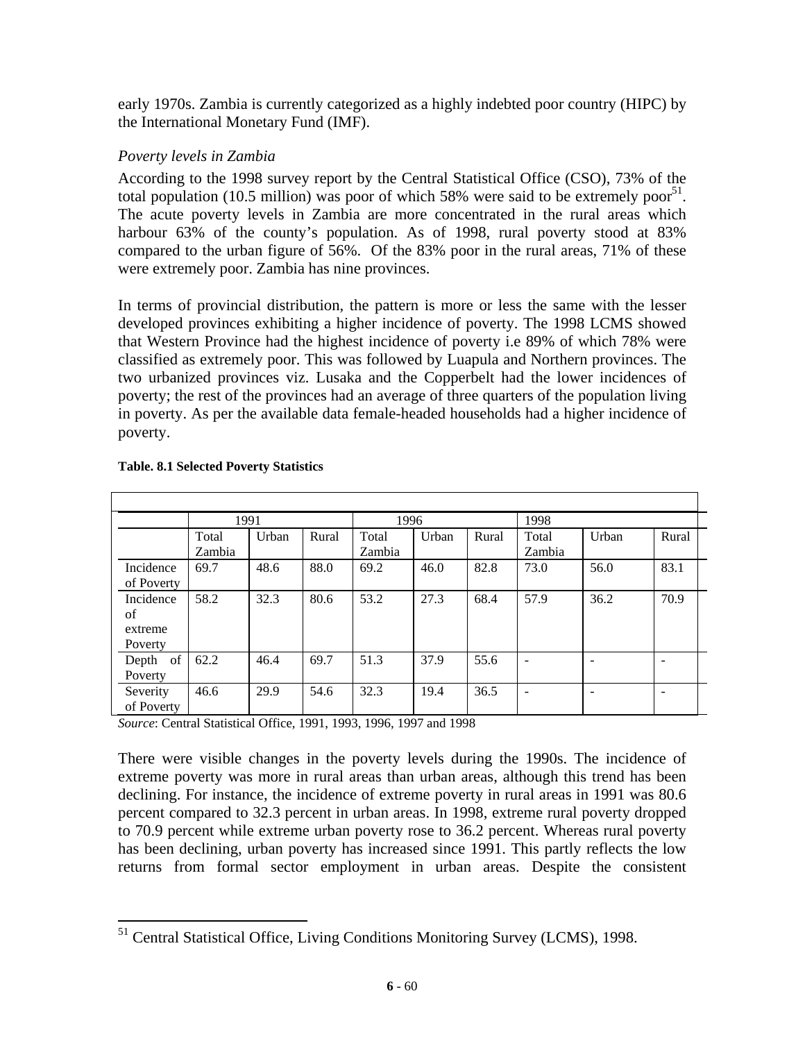early 1970s. Zambia is currently categorized as a highly indebted poor country (HIPC) by the International Monetary Fund (IMF).

*Poverty levels in Zambia*

According to the 1998 survey report by the Central Statistical Office (CSO), 73% of the total population (10.5 million) was poor of which 58% were said to be extremely poor[51]. The acute poverty levels in Zambia are more concentrated in the rural areas which harbour 63% of the county's population. As of 1998, rural poverty stood at 83% compared to the urban figure of 56%. Of the 83% poor in the rural areas, 71% of these were extremely poor. Zambia has nine provinces.

In terms of provincial distribution, the pattern is more or less the same with the lesser developed provinces exhibiting a higher incidence of poverty. The 1998 LCMS showed that Western Province had the highest incidence of poverty i.e 89% of which 78% were classified as extremely poor. This was followed by Luapula and Northern provinces. The two urbanized provinces viz. Lusaka and the Copperbelt had the lower incidences of poverty; the rest of the provinces had an average of three quarters of the population living in poverty. As per the available data female-headed households had a higher incidence of poverty.

**Table. 8.1 Selected Poverty Statistics**

| | 1991 | | | 1996 | | | 1998 | | |
|---|---|---|---|---|---|---|---|---|---|
| | Total Zambia | Urban | Rural | Total Zambia | Urban | Rural | Total Zambia | Urban | Rural |
| Incidence of Poverty | 69.7 | 48.6 | 88.0 | 69.2 | 46.0 | 82.8 | 73.0 | 56.0 | 83.1 |
| Incidence of extreme Poverty | 58.2 | 32.3 | 80.6 | 53.2 | 27.3 | 68.4 | 57.9 | 36.2 | 70.9 |
| Depth of Poverty | 62.2 | 46.4 | 69.7 | 51.3 | 37.9 | 55.6 | - | - | - |
| Severity of Poverty | 46.6 | 29.9 | 54.6 | 32.3 | 19.4 | 36.5 | - | - | - |

*Source*: Central Statistical Office, 1991, 1993, 1996, 1997 and 1998

There were visible changes in the poverty levels during the 1990s. The incidence of extreme poverty was more in rural areas than urban areas, although this trend has been declining. For instance, the incidence of extreme poverty in rural areas in 1991 was 80.6 percent compared to 32.3 percent in urban areas. In 1998, extreme rural poverty dropped to 70.9 percent while extreme urban poverty rose to 36.2 percent. Whereas rural poverty has been declining, urban poverty has increased since 1991. This partly reflects the low returns from formal sector employment in urban areas. Despite the consistent

[51] Central Statistical Office, Living Conditions Monitoring Survey (LCMS), 1998.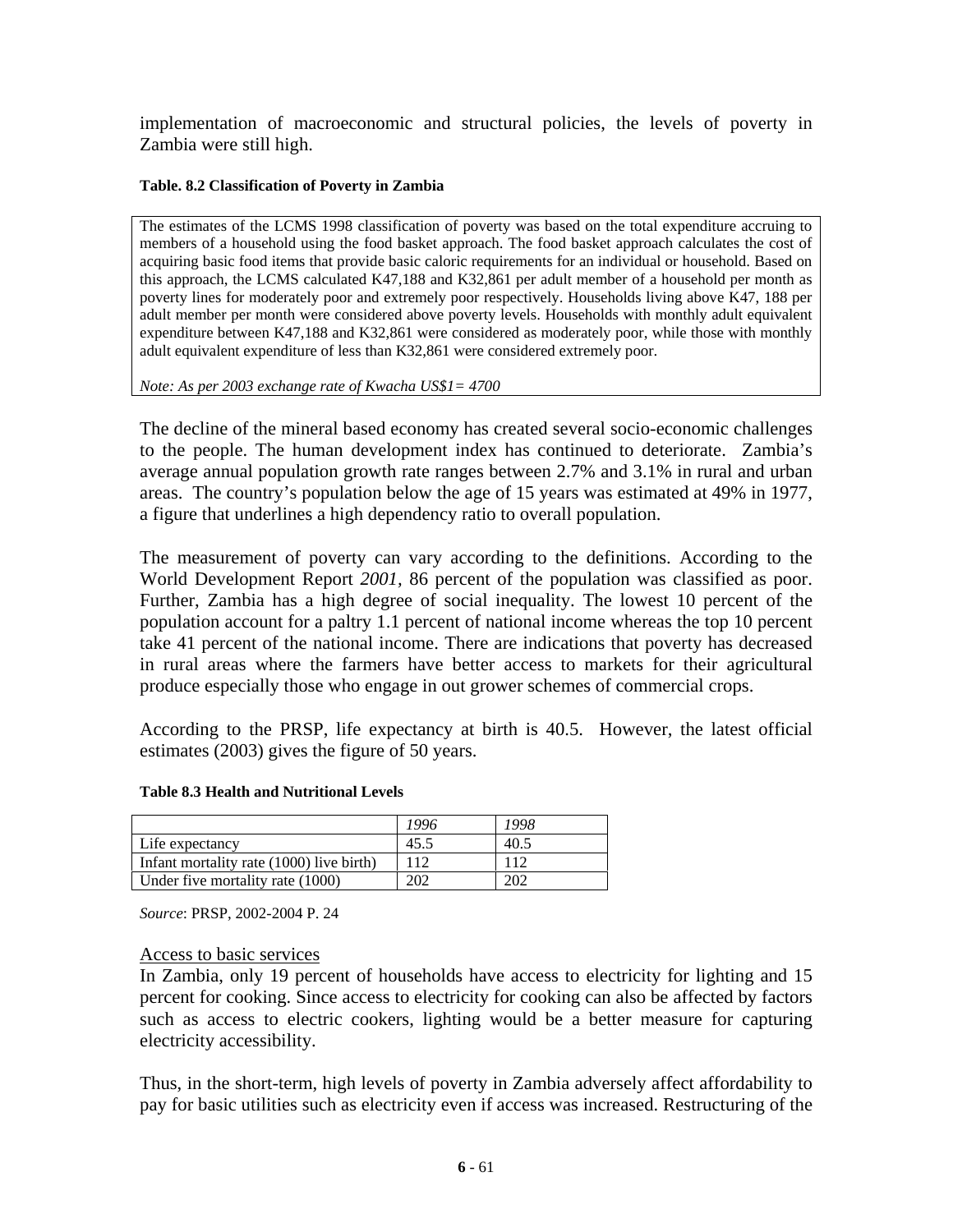implementation of macroeconomic and structural policies, the levels of poverty in Zambia were still high.

**Table. 8.2 Classification of Poverty in Zambia**

> The estimates of the LCMS 1998 classification of poverty was based on the total expenditure accruing to members of a household using the food basket approach. The food basket approach calculates the cost of acquiring basic food items that provide basic caloric requirements for an individual or household. Based on this approach, the LCMS calculated K47,188 and K32,861 per adult member of a household per month as poverty lines for moderately poor and extremely poor respectively. Households living above K47, 188 per adult member per month were considered above poverty levels. Households with monthly adult equivalent expenditure between K47,188 and K32,861 were considered as moderately poor, while those with monthly adult equivalent expenditure of less than K32,861 were considered extremely poor.
>
> *Note: As per 2003 exchange rate of Kwacha US$1= 4700*

The decline of the mineral based economy has created several socio-economic challenges to the people. The human development index has continued to deteriorate. Zambia's average annual population growth rate ranges between 2.7% and 3.1% in rural and urban areas. The country's population below the age of 15 years was estimated at 49% in 1977, a figure that underlines a high dependency ratio to overall population.

The measurement of poverty can vary according to the definitions. According to the World Development Report *2001*, 86 percent of the population was classified as poor. Further, Zambia has a high degree of social inequality. The lowest 10 percent of the population account for a paltry 1.1 percent of national income whereas the top 10 percent take 41 percent of the national income. There are indications that poverty has decreased in rural areas where the farmers have better access to markets for their agricultural produce especially those who engage in out grower schemes of commercial crops.

According to the PRSP, life expectancy at birth is 40.5. However, the latest official estimates (2003) gives the figure of 50 years.

**Table 8.3 Health and Nutritional Levels**

| | *1996* | *1998* |
|---|---|---|
| Life expectancy | 45.5 | 40.5 |
| Infant mortality rate (1000) live birth) | 112 | 112 |
| Under five mortality rate (1000) | 202 | 202 |

*Source*: PRSP, 2002-2004 P. 24

<u>Access to basic services</u>

In Zambia, only 19 percent of households have access to electricity for lighting and 15 percent for cooking. Since access to electricity for cooking can also be affected by factors such as access to electric cookers, lighting would be a better measure for capturing electricity accessibility.

Thus, in the short-term, high levels of poverty in Zambia adversely affect affordability to pay for basic utilities such as electricity even if access was increased. Restructuring of the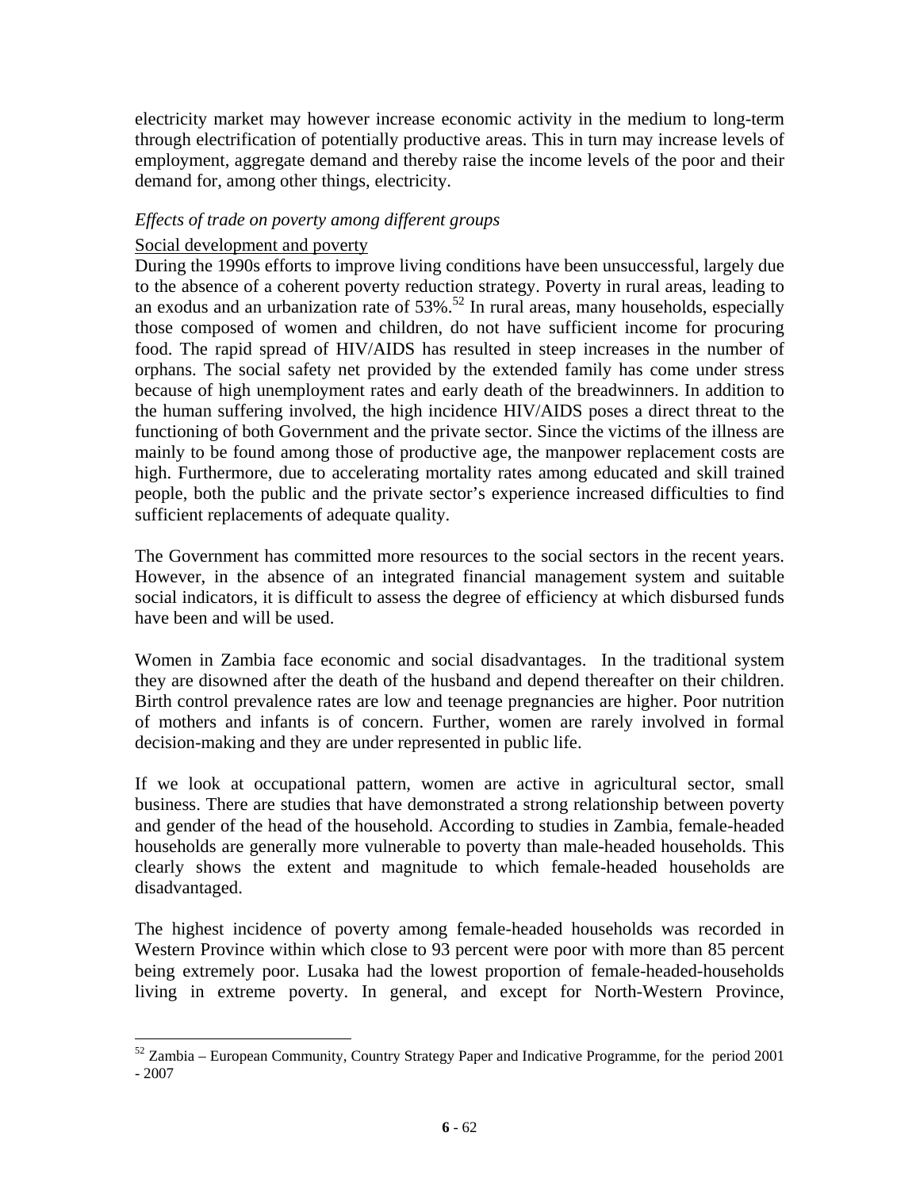electricity market may however increase economic activity in the medium to long-term through electrification of potentially productive areas. This in turn may increase levels of employment, aggregate demand and thereby raise the income levels of the poor and their demand for, among other things, electricity.

*Effects of trade on poverty among different groups*

Social development and poverty

During the 1990s efforts to improve living conditions have been unsuccessful, largely due to the absence of a coherent poverty reduction strategy. Poverty in rural areas, leading to an exodus and an urbanization rate of 53%.[52] In rural areas, many households, especially those composed of women and children, do not have sufficient income for procuring food. The rapid spread of HIV/AIDS has resulted in steep increases in the number of orphans. The social safety net provided by the extended family has come under stress because of high unemployment rates and early death of the breadwinners. In addition to the human suffering involved, the high incidence HIV/AIDS poses a direct threat to the functioning of both Government and the private sector. Since the victims of the illness are mainly to be found among those of productive age, the manpower replacement costs are high. Furthermore, due to accelerating mortality rates among educated and skill trained people, both the public and the private sector's experience increased difficulties to find sufficient replacements of adequate quality.

The Government has committed more resources to the social sectors in the recent years. However, in the absence of an integrated financial management system and suitable social indicators, it is difficult to assess the degree of efficiency at which disbursed funds have been and will be used.

Women in Zambia face economic and social disadvantages. In the traditional system they are disowned after the death of the husband and depend thereafter on their children. Birth control prevalence rates are low and teenage pregnancies are higher. Poor nutrition of mothers and infants is of concern. Further, women are rarely involved in formal decision-making and they are under represented in public life.

If we look at occupational pattern, women are active in agricultural sector, small business. There are studies that have demonstrated a strong relationship between poverty and gender of the head of the household. According to studies in Zambia, female-headed households are generally more vulnerable to poverty than male-headed households. This clearly shows the extent and magnitude to which female-headed households are disadvantaged.

The highest incidence of poverty among female-headed households was recorded in Western Province within which close to 93 percent were poor with more than 85 percent being extremely poor. Lusaka had the lowest proportion of female-headed-households living in extreme poverty. In general, and except for North-Western Province,

[52] Zambia – European Community, Country Strategy Paper and Indicative Programme, for the period 2001 - 2007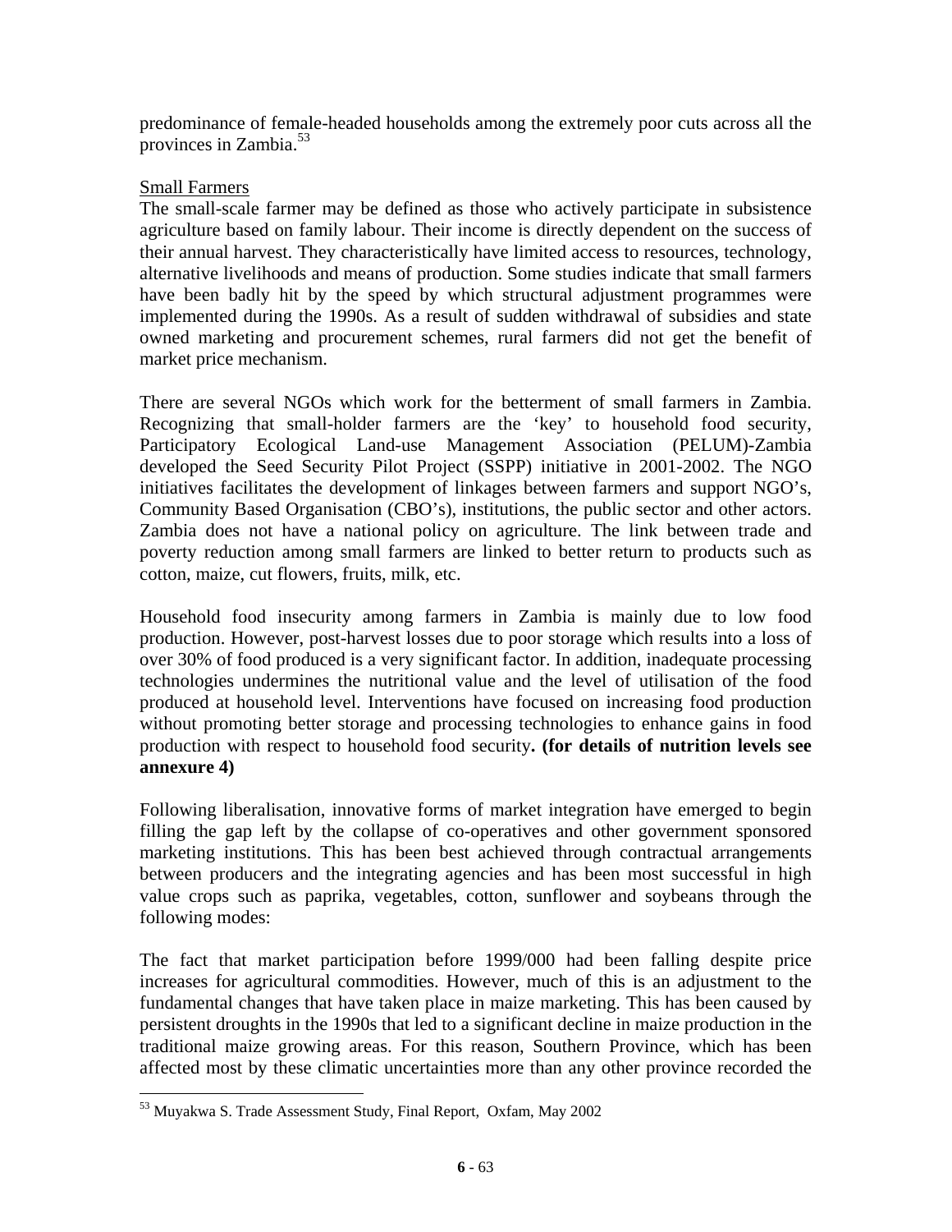predominance of female-headed households among the extremely poor cuts across all the provinces in Zambia.[53]

Small Farmers

The small-scale farmer may be defined as those who actively participate in subsistence agriculture based on family labour. Their income is directly dependent on the success of their annual harvest. They characteristically have limited access to resources, technology, alternative livelihoods and means of production. Some studies indicate that small farmers have been badly hit by the speed by which structural adjustment programmes were implemented during the 1990s. As a result of sudden withdrawal of subsidies and state owned marketing and procurement schemes, rural farmers did not get the benefit of market price mechanism.

There are several NGOs which work for the betterment of small farmers in Zambia. Recognizing that small-holder farmers are the 'key' to household food security, Participatory Ecological Land-use Management Association (PELUM)-Zambia developed the Seed Security Pilot Project (SSPP) initiative in 2001-2002. The NGO initiatives facilitates the development of linkages between farmers and support NGO's, Community Based Organisation (CBO's), institutions, the public sector and other actors. Zambia does not have a national policy on agriculture. The link between trade and poverty reduction among small farmers are linked to better return to products such as cotton, maize, cut flowers, fruits, milk, etc.

Household food insecurity among farmers in Zambia is mainly due to low food production. However, post-harvest losses due to poor storage which results into a loss of over 30% of food produced is a very significant factor. In addition, inadequate processing technologies undermines the nutritional value and the level of utilisation of the food produced at household level. Interventions have focused on increasing food production without promoting better storage and processing technologies to enhance gains in food production with respect to household food security**. (for details of nutrition levels see annexure 4)**

Following liberalisation, innovative forms of market integration have emerged to begin filling the gap left by the collapse of co-operatives and other government sponsored marketing institutions. This has been best achieved through contractual arrangements between producers and the integrating agencies and has been most successful in high value crops such as paprika, vegetables, cotton, sunflower and soybeans through the following modes:

The fact that market participation before 1999/000 had been falling despite price increases for agricultural commodities. However, much of this is an adjustment to the fundamental changes that have taken place in maize marketing. This has been caused by persistent droughts in the 1990s that led to a significant decline in maize production in the traditional maize growing areas. For this reason, Southern Province, which has been affected most by these climatic uncertainties more than any other province recorded the

[53] Muyakwa S. Trade Assessment Study, Final Report, Oxfam, May 2002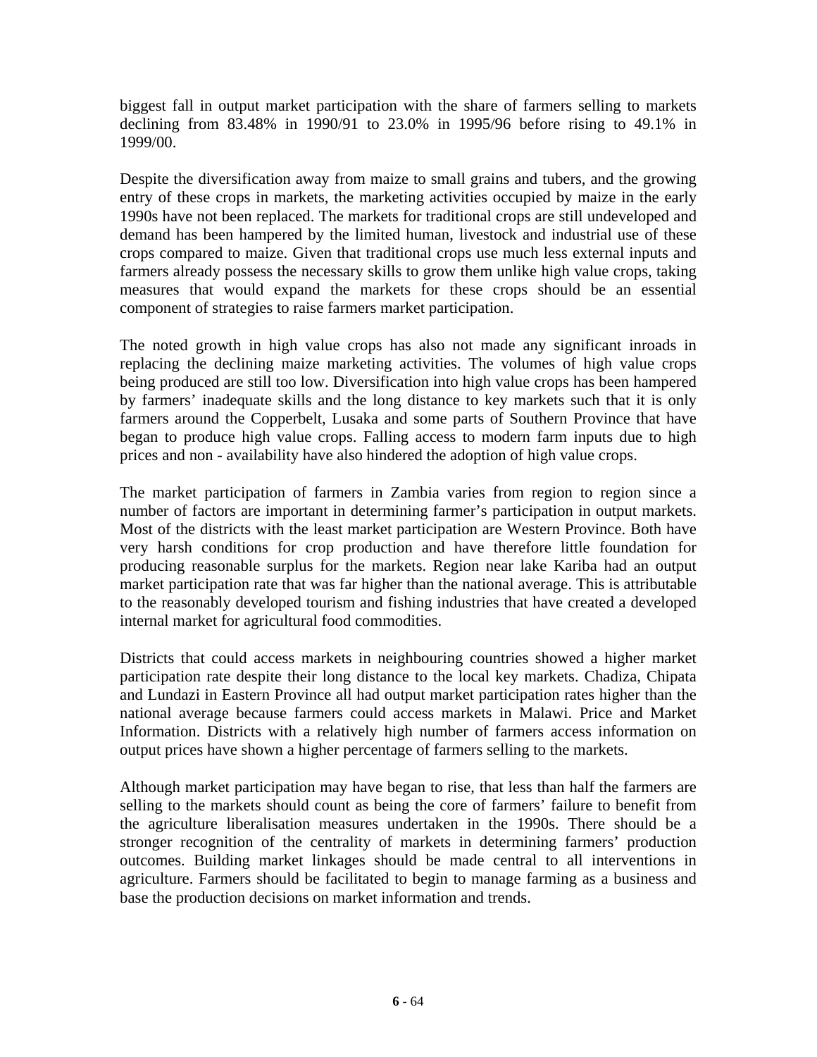biggest fall in output market participation with the share of farmers selling to markets declining from 83.48% in 1990/91 to 23.0% in 1995/96 before rising to 49.1% in 1999/00.

Despite the diversification away from maize to small grains and tubers, and the growing entry of these crops in markets, the marketing activities occupied by maize in the early 1990s have not been replaced. The markets for traditional crops are still undeveloped and demand has been hampered by the limited human, livestock and industrial use of these crops compared to maize. Given that traditional crops use much less external inputs and farmers already possess the necessary skills to grow them unlike high value crops, taking measures that would expand the markets for these crops should be an essential component of strategies to raise farmers market participation.

The noted growth in high value crops has also not made any significant inroads in replacing the declining maize marketing activities. The volumes of high value crops being produced are still too low. Diversification into high value crops has been hampered by farmers' inadequate skills and the long distance to key markets such that it is only farmers around the Copperbelt, Lusaka and some parts of Southern Province that have began to produce high value crops. Falling access to modern farm inputs due to high prices and non - availability have also hindered the adoption of high value crops.

The market participation of farmers in Zambia varies from region to region since a number of factors are important in determining farmer's participation in output markets. Most of the districts with the least market participation are Western Province. Both have very harsh conditions for crop production and have therefore little foundation for producing reasonable surplus for the markets. Region near lake Kariba had an output market participation rate that was far higher than the national average. This is attributable to the reasonably developed tourism and fishing industries that have created a developed internal market for agricultural food commodities.

Districts that could access markets in neighbouring countries showed a higher market participation rate despite their long distance to the local key markets. Chadiza, Chipata and Lundazi in Eastern Province all had output market participation rates higher than the national average because farmers could access markets in Malawi. Price and Market Information. Districts with a relatively high number of farmers access information on output prices have shown a higher percentage of farmers selling to the markets.

Although market participation may have began to rise, that less than half the farmers are selling to the markets should count as being the core of farmers' failure to benefit from the agriculture liberalisation measures undertaken in the 1990s. There should be a stronger recognition of the centrality of markets in determining farmers' production outcomes. Building market linkages should be made central to all interventions in agriculture. Farmers should be facilitated to begin to manage farming as a business and base the production decisions on market information and trends.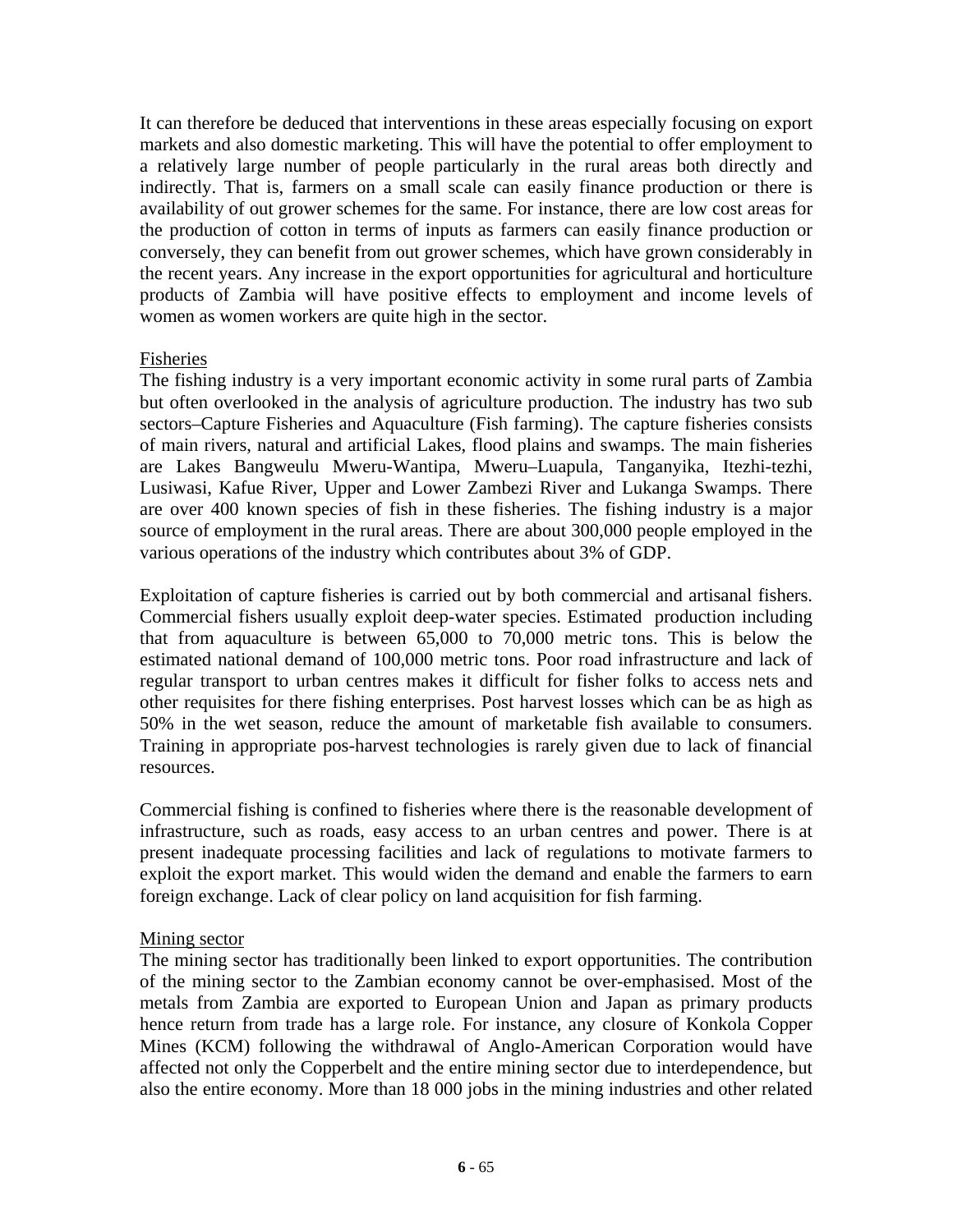It can therefore be deduced that interventions in these areas especially focusing on export markets and also domestic marketing. This will have the potential to offer employment to a relatively large number of people particularly in the rural areas both directly and indirectly. That is, farmers on a small scale can easily finance production or there is availability of out grower schemes for the same. For instance, there are low cost areas for the production of cotton in terms of inputs as farmers can easily finance production or conversely, they can benefit from out grower schemes, which have grown considerably in the recent years. Any increase in the export opportunities for agricultural and horticulture products of Zambia will have positive effects to employment and income levels of women as women workers are quite high in the sector.

<u>Fisheries</u>

The fishing industry is a very important economic activity in some rural parts of Zambia but often overlooked in the analysis of agriculture production. The industry has two sub sectors–Capture Fisheries and Aquaculture (Fish farming). The capture fisheries consists of main rivers, natural and artificial Lakes, flood plains and swamps. The main fisheries are Lakes Bangweulu Mweru-Wantipa, Mweru–Luapula, Tanganyika, Itezhi-tezhi, Lusiwasi, Kafue River, Upper and Lower Zambezi River and Lukanga Swamps. There are over 400 known species of fish in these fisheries. The fishing industry is a major source of employment in the rural areas. There are about 300,000 people employed in the various operations of the industry which contributes about 3% of GDP.

Exploitation of capture fisheries is carried out by both commercial and artisanal fishers. Commercial fishers usually exploit deep-water species. Estimated production including that from aquaculture is between 65,000 to 70,000 metric tons. This is below the estimated national demand of 100,000 metric tons. Poor road infrastructure and lack of regular transport to urban centres makes it difficult for fisher folks to access nets and other requisites for there fishing enterprises. Post harvest losses which can be as high as 50% in the wet season, reduce the amount of marketable fish available to consumers. Training in appropriate pos-harvest technologies is rarely given due to lack of financial resources.

Commercial fishing is confined to fisheries where there is the reasonable development of infrastructure, such as roads, easy access to an urban centres and power. There is at present inadequate processing facilities and lack of regulations to motivate farmers to exploit the export market. This would widen the demand and enable the farmers to earn foreign exchange. Lack of clear policy on land acquisition for fish farming.

<u>Mining sector</u>

The mining sector has traditionally been linked to export opportunities. The contribution of the mining sector to the Zambian economy cannot be over-emphasised. Most of the metals from Zambia are exported to European Union and Japan as primary products hence return from trade has a large role. For instance, any closure of Konkola Copper Mines (KCM) following the withdrawal of Anglo-American Corporation would have affected not only the Copperbelt and the entire mining sector due to interdependence, but also the entire economy. More than 18 000 jobs in the mining industries and other related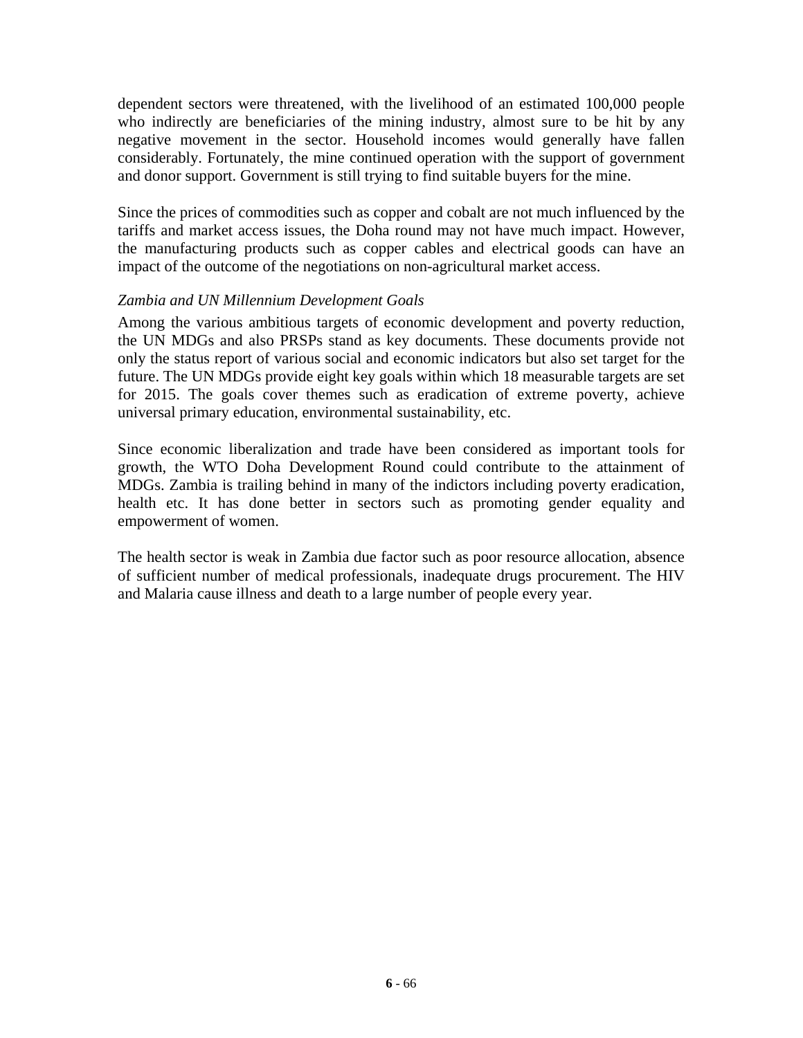dependent sectors were threatened, with the livelihood of an estimated 100,000 people who indirectly are beneficiaries of the mining industry, almost sure to be hit by any negative movement in the sector. Household incomes would generally have fallen considerably. Fortunately, the mine continued operation with the support of government and donor support. Government is still trying to find suitable buyers for the mine.

Since the prices of commodities such as copper and cobalt are not much influenced by the tariffs and market access issues, the Doha round may not have much impact. However, the manufacturing products such as copper cables and electrical goods can have an impact of the outcome of the negotiations on non-agricultural market access.

*Zambia and UN Millennium Development Goals*

Among the various ambitious targets of economic development and poverty reduction, the UN MDGs and also PRSPs stand as key documents. These documents provide not only the status report of various social and economic indicators but also set target for the future. The UN MDGs provide eight key goals within which 18 measurable targets are set for 2015. The goals cover themes such as eradication of extreme poverty, achieve universal primary education, environmental sustainability, etc.

Since economic liberalization and trade have been considered as important tools for growth, the WTO Doha Development Round could contribute to the attainment of MDGs. Zambia is trailing behind in many of the indictors including poverty eradication, health etc. It has done better in sectors such as promoting gender equality and empowerment of women.

The health sector is weak in Zambia due factor such as poor resource allocation, absence of sufficient number of medical professionals, inadequate drugs procurement. The HIV and Malaria cause illness and death to a large number of people every year.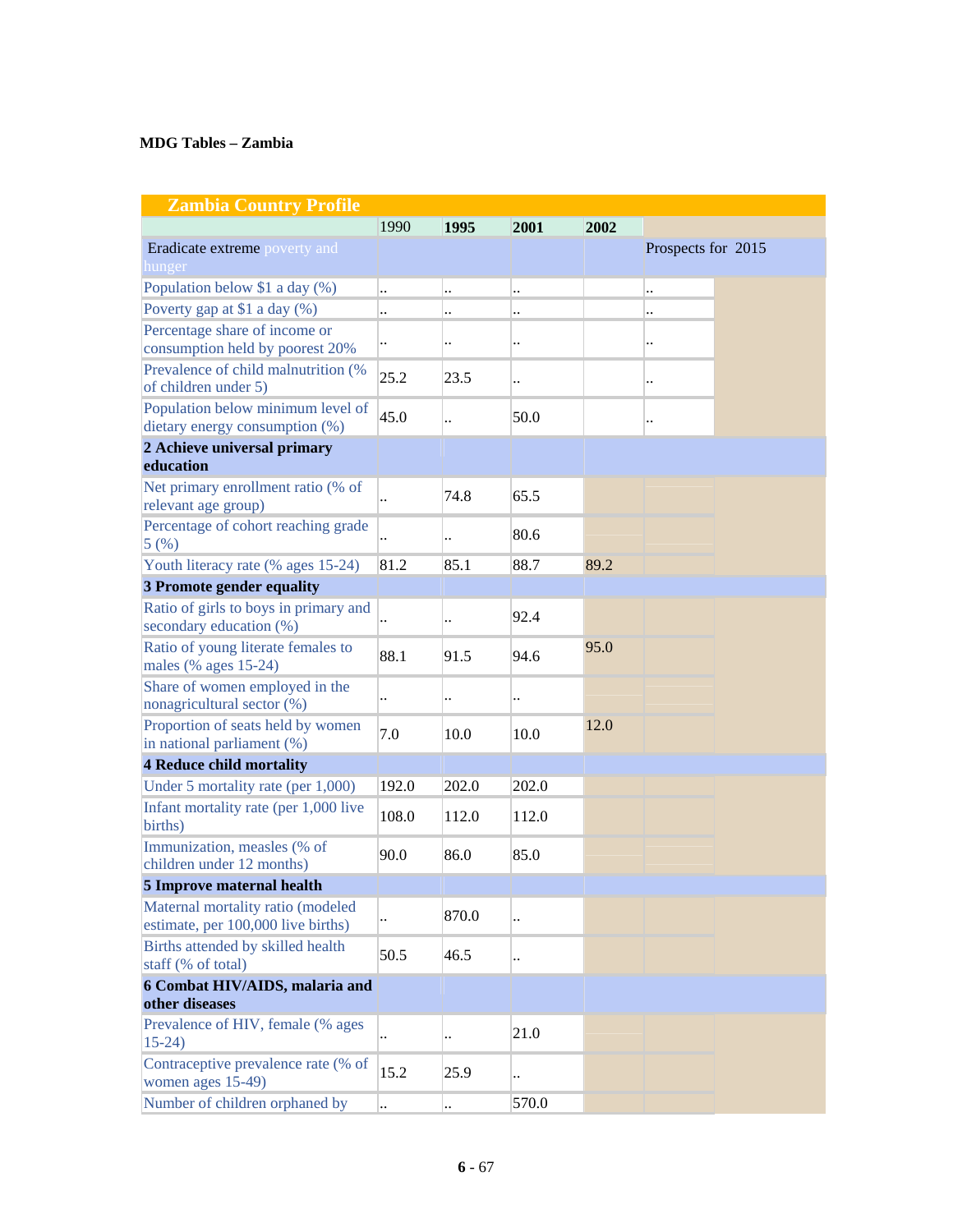**MDG Tables – Zambia**

| Zambia Country Profile | | | | | |
|---|---|---|---|---|---|
| | 1990 | 1995 | 2001 | 2002 | |
| Eradicate extreme poverty and hunger | | | | | Prospects for 2015 |
| Population below $1 a day (%) | .. | .. | .. | | .. |
| Poverty gap at $1 a day (%) | .. | .. | .. | | .. |
| Percentage share of income or consumption held by poorest 20% | .. | .. | .. | | .. |
| Prevalence of child malnutrition (% of children under 5) | 25.2 | 23.5 | .. | | .. |
| Population below minimum level of dietary energy consumption (%) | 45.0 | .. | 50.0 | | .. |
| **2 Achieve universal primary education** | | | | | |
| Net primary enrollment ratio (% of relevant age group) | .. | 74.8 | 65.5 | | |
| Percentage of cohort reaching grade 5 (%) | .. | .. | 80.6 | | |
| Youth literacy rate (% ages 15-24) | 81.2 | 85.1 | 88.7 | 89.2 | |
| **3 Promote gender equality** | | | | | |
| Ratio of girls to boys in primary and secondary education (%) | .. | .. | 92.4 | | |
| Ratio of young literate females to males (% ages 15-24) | 88.1 | 91.5 | 94.6 | 95.0 | |
| Share of women employed in the nonagricultural sector (%) | .. | .. | .. | | |
| Proportion of seats held by women in national parliament (%) | 7.0 | 10.0 | 10.0 | 12.0 | |
| **4 Reduce child mortality** | | | | | |
| Under 5 mortality rate (per 1,000) | 192.0 | 202.0 | 202.0 | | |
| Infant mortality rate (per 1,000 live births) | 108.0 | 112.0 | 112.0 | | |
| Immunization, measles (% of children under 12 months) | 90.0 | 86.0 | 85.0 | | |
| **5 Improve maternal health** | | | | | |
| Maternal mortality ratio (modeled estimate, per 100,000 live births) | .. | 870.0 | .. | | |
| Births attended by skilled health staff (% of total) | 50.5 | 46.5 | .. | | |
| **6 Combat HIV/AIDS, malaria and other diseases** | | | | | |
| Prevalence of HIV, female (% ages 15-24) | .. | .. | 21.0 | | |
| Contraceptive prevalence rate (% of women ages 15-49) | 15.2 | 25.9 | .. | | |
| Number of children orphaned by | .. | .. | 570.0 | | |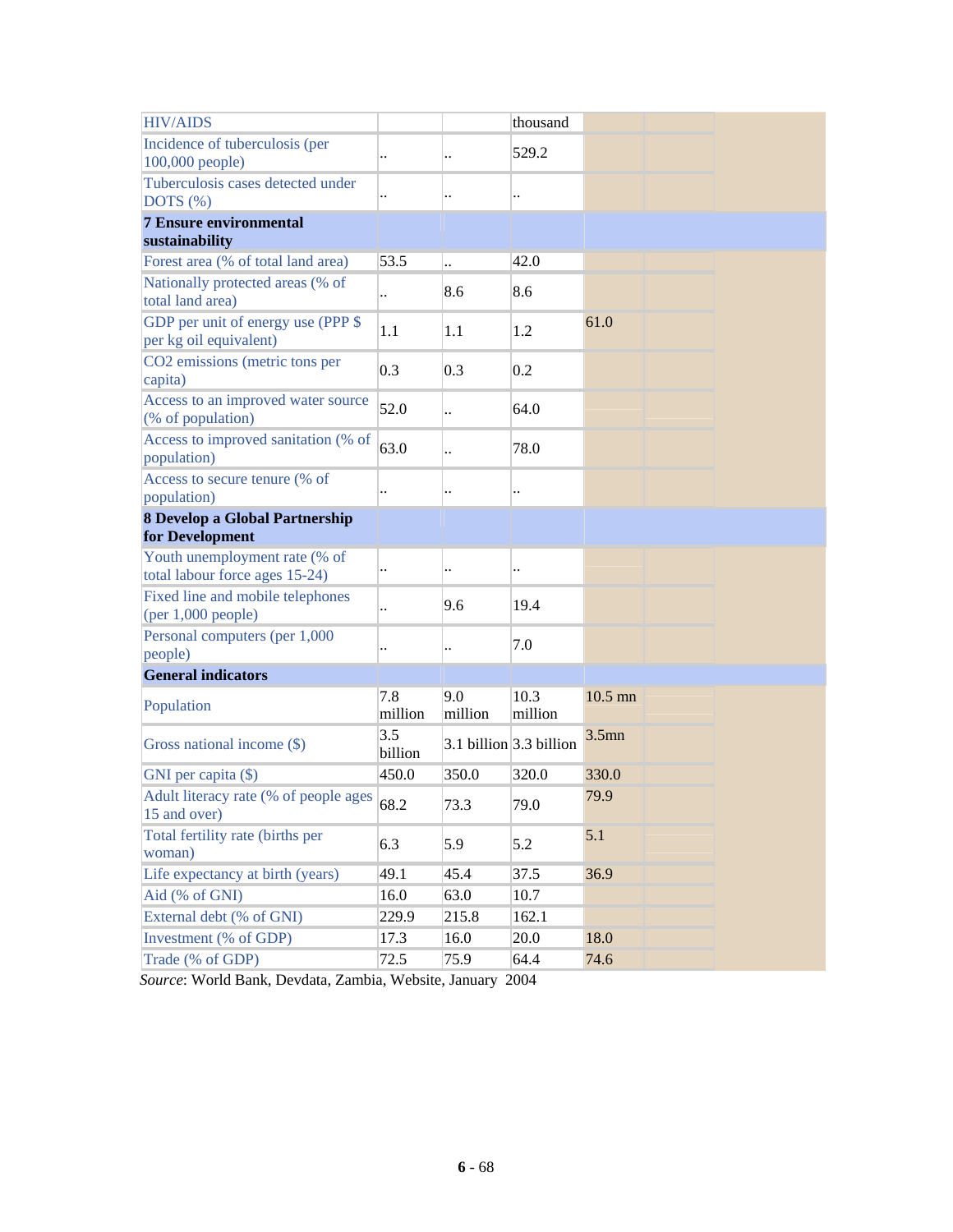| | | | | | |
|---|---|---|---|---|---|
| HIV/AIDS | | | thousand | | |
| Incidence of tuberculosis (per 100,000 people) | .. | .. | 529.2 | | |
| Tuberculosis cases detected under DOTS (%) | .. | .. | .. | | |
| **7 Ensure environmental sustainability** | | | | | |
| Forest area (% of total land area) | 53.5 | .. | 42.0 | | |
| Nationally protected areas (% of total land area) | .. | 8.6 | 8.6 | | |
| GDP per unit of energy use (PPP $ per kg oil equivalent) | 1.1 | 1.1 | 1.2 | 61.0 | |
| CO2 emissions (metric tons per capita) | 0.3 | 0.3 | 0.2 | | |
| Access to an improved water source (% of population) | 52.0 | .. | 64.0 | | |
| Access to improved sanitation (% of population) | 63.0 | .. | 78.0 | | |
| Access to secure tenure (% of population) | .. | .. | .. | | |
| **8 Develop a Global Partnership for Development** | | | | | |
| Youth unemployment rate (% of total labour force ages 15-24) | .. | .. | .. | | |
| Fixed line and mobile telephones (per 1,000 people) | .. | 9.6 | 19.4 | | |
| Personal computers (per 1,000 people) | .. | .. | 7.0 | | |
| **General indicators** | | | | | |
| Population | 7.8 million | 9.0 million | 10.3 million | 10.5 mn | |
| Gross national income ($) | 3.5 billion | 3.1 billion | 3.3 billion | 3.5mn | |
| GNI per capita ($) | 450.0 | 350.0 | 320.0 | 330.0 | |
| Adult literacy rate (% of people ages 15 and over) | 68.2 | 73.3 | 79.0 | 79.9 | |
| Total fertility rate (births per woman) | 6.3 | 5.9 | 5.2 | 5.1 | |
| Life expectancy at birth (years) | 49.1 | 45.4 | 37.5 | 36.9 | |
| Aid (% of GNI) | 16.0 | 63.0 | 10.7 | | |
| External debt (% of GNI) | 229.9 | 215.8 | 162.1 | | |
| Investment (% of GDP) | 17.3 | 16.0 | 20.0 | 18.0 | |
| Trade (% of GDP) | 72.5 | 75.9 | 64.4 | 74.6 | |

*Source*: World Bank, Devdata, Zambia, Website, January 2004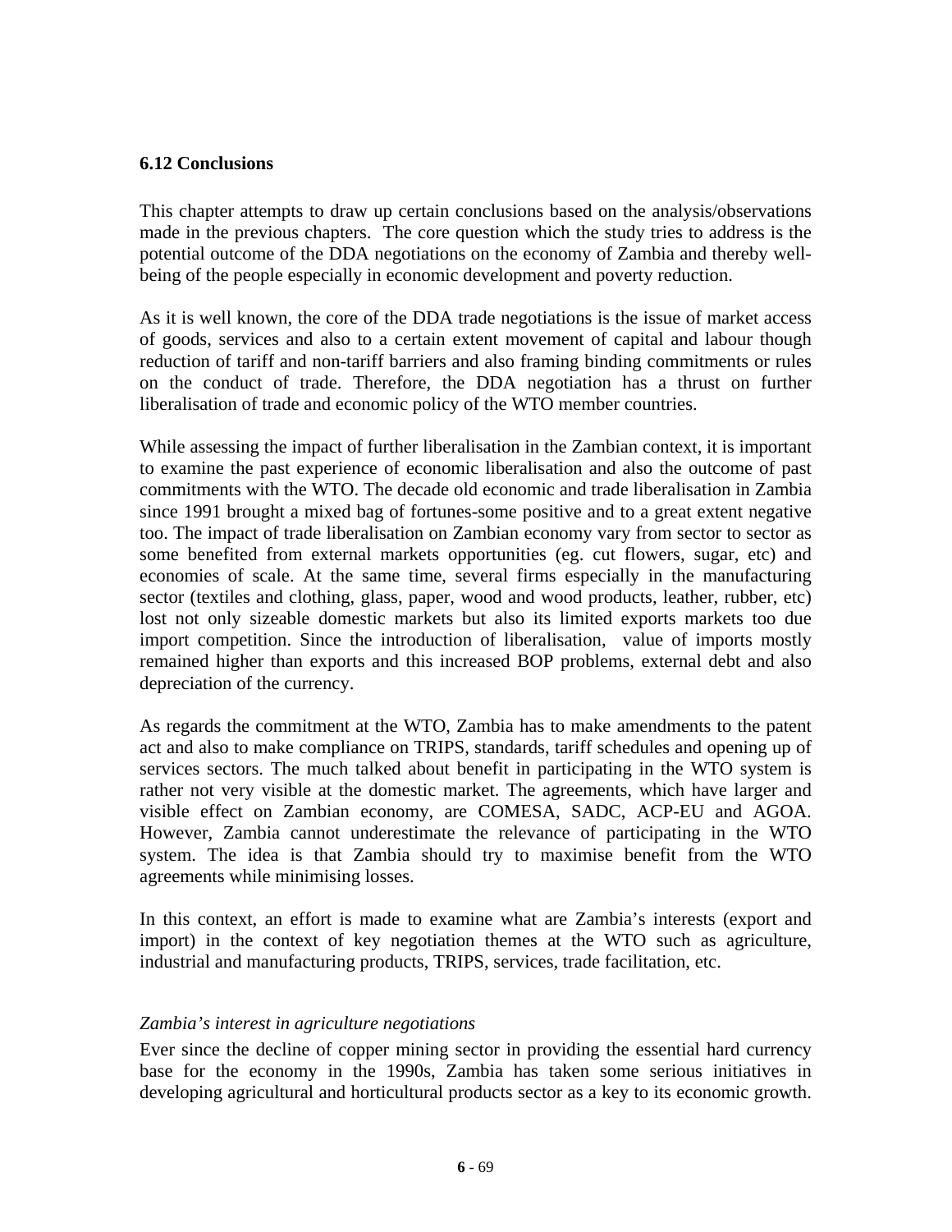### 6.12 Conclusions

This chapter attempts to draw up certain conclusions based on the analysis/observations made in the previous chapters. The core question which the study tries to address is the potential outcome of the DDA negotiations on the economy of Zambia and thereby well-being of the people especially in economic development and poverty reduction.

As it is well known, the core of the DDA trade negotiations is the issue of market access of goods, services and also to a certain extent movement of capital and labour though reduction of tariff and non-tariff barriers and also framing binding commitments or rules on the conduct of trade. Therefore, the DDA negotiation has a thrust on further liberalisation of trade and economic policy of the WTO member countries.

While assessing the impact of further liberalisation in the Zambian context, it is important to examine the past experience of economic liberalisation and also the outcome of past commitments with the WTO. The decade old economic and trade liberalisation in Zambia since 1991 brought a mixed bag of fortunes-some positive and to a great extent negative too. The impact of trade liberalisation on Zambian economy vary from sector to sector as some benefited from external markets opportunities (eg. cut flowers, sugar, etc) and economies of scale. At the same time, several firms especially in the manufacturing sector (textiles and clothing, glass, paper, wood and wood products, leather, rubber, etc) lost not only sizeable domestic markets but also its limited exports markets too due import competition. Since the introduction of liberalisation, value of imports mostly remained higher than exports and this increased BOP problems, external debt and also depreciation of the currency.

As regards the commitment at the WTO, Zambia has to make amendments to the patent act and also to make compliance on TRIPS, standards, tariff schedules and opening up of services sectors. The much talked about benefit in participating in the WTO system is rather not very visible at the domestic market. The agreements, which have larger and visible effect on Zambian economy, are COMESA, SADC, ACP-EU and AGOA. However, Zambia cannot underestimate the relevance of participating in the WTO system. The idea is that Zambia should try to maximise benefit from the WTO agreements while minimising losses.

In this context, an effort is made to examine what are Zambia's interests (export and import) in the context of key negotiation themes at the WTO such as agriculture, industrial and manufacturing products, TRIPS, services, trade facilitation, etc.

*Zambia's interest in agriculture negotiations*

Ever since the decline of copper mining sector in providing the essential hard currency base for the economy in the 1990s, Zambia has taken some serious initiatives in developing agricultural and horticultural products sector as a key to its economic growth.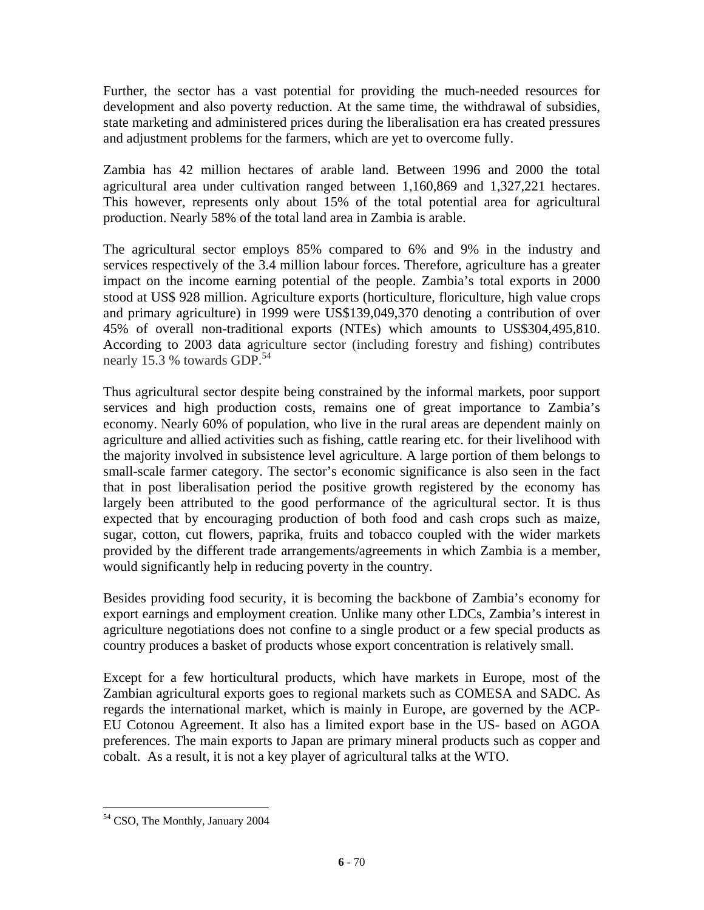Further, the sector has a vast potential for providing the much-needed resources for development and also poverty reduction. At the same time, the withdrawal of subsidies, state marketing and administered prices during the liberalisation era has created pressures and adjustment problems for the farmers, which are yet to overcome fully.

Zambia has 42 million hectares of arable land. Between 1996 and 2000 the total agricultural area under cultivation ranged between 1,160,869 and 1,327,221 hectares. This however, represents only about 15% of the total potential area for agricultural production. Nearly 58% of the total land area in Zambia is arable.

The agricultural sector employs 85% compared to 6% and 9% in the industry and services respectively of the 3.4 million labour forces. Therefore, agriculture has a greater impact on the income earning potential of the people. Zambia's total exports in 2000 stood at US$ 928 million. Agriculture exports (horticulture, floriculture, high value crops and primary agriculture) in 1999 were US$139,049,370 denoting a contribution of over 45% of overall non-traditional exports (NTEs) which amounts to US$304,495,810. According to 2003 data agriculture sector (including forestry and fishing) contributes nearly 15.3 % towards GDP.[54]

Thus agricultural sector despite being constrained by the informal markets, poor support services and high production costs, remains one of great importance to Zambia's economy. Nearly 60% of population, who live in the rural areas are dependent mainly on agriculture and allied activities such as fishing, cattle rearing etc. for their livelihood with the majority involved in subsistence level agriculture. A large portion of them belongs to small-scale farmer category. The sector's economic significance is also seen in the fact that in post liberalisation period the positive growth registered by the economy has largely been attributed to the good performance of the agricultural sector. It is thus expected that by encouraging production of both food and cash crops such as maize, sugar, cotton, cut flowers, paprika, fruits and tobacco coupled with the wider markets provided by the different trade arrangements/agreements in which Zambia is a member, would significantly help in reducing poverty in the country.

Besides providing food security, it is becoming the backbone of Zambia's economy for export earnings and employment creation. Unlike many other LDCs, Zambia's interest in agriculture negotiations does not confine to a single product or a few special products as country produces a basket of products whose export concentration is relatively small.

Except for a few horticultural products, which have markets in Europe, most of the Zambian agricultural exports goes to regional markets such as COMESA and SADC. As regards the international market, which is mainly in Europe, are governed by the ACP-EU Cotonou Agreement. It also has a limited export base in the US- based on AGOA preferences. The main exports to Japan are primary mineral products such as copper and cobalt. As a result, it is not a key player of agricultural talks at the WTO.

---

[54] CSO, The Monthly, January 2004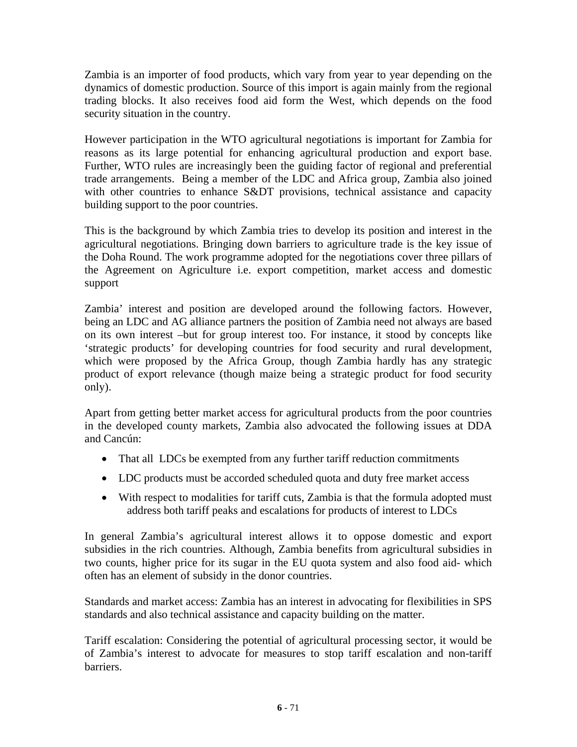Zambia is an importer of food products, which vary from year to year depending on the dynamics of domestic production. Source of this import is again mainly from the regional trading blocks. It also receives food aid form the West, which depends on the food security situation in the country.

However participation in the WTO agricultural negotiations is important for Zambia for reasons as its large potential for enhancing agricultural production and export base. Further, WTO rules are increasingly been the guiding factor of regional and preferential trade arrangements. Being a member of the LDC and Africa group, Zambia also joined with other countries to enhance S&DT provisions, technical assistance and capacity building support to the poor countries.

This is the background by which Zambia tries to develop its position and interest in the agricultural negotiations. Bringing down barriers to agriculture trade is the key issue of the Doha Round. The work programme adopted for the negotiations cover three pillars of the Agreement on Agriculture i.e. export competition, market access and domestic support

Zambia' interest and position are developed around the following factors. However, being an LDC and AG alliance partners the position of Zambia need not always are based on its own interest –but for group interest too. For instance, it stood by concepts like 'strategic products' for developing countries for food security and rural development, which were proposed by the Africa Group, though Zambia hardly has any strategic product of export relevance (though maize being a strategic product for food security only).

Apart from getting better market access for agricultural products from the poor countries in the developed county markets, Zambia also advocated the following issues at DDA and Cancún:

- That all LDCs be exempted from any further tariff reduction commitments
- LDC products must be accorded scheduled quota and duty free market access
- With respect to modalities for tariff cuts, Zambia is that the formula adopted must address both tariff peaks and escalations for products of interest to LDCs

In general Zambia's agricultural interest allows it to oppose domestic and export subsidies in the rich countries. Although, Zambia benefits from agricultural subsidies in two counts, higher price for its sugar in the EU quota system and also food aid- which often has an element of subsidy in the donor countries.

Standards and market access: Zambia has an interest in advocating for flexibilities in SPS standards and also technical assistance and capacity building on the matter.

Tariff escalation: Considering the potential of agricultural processing sector, it would be of Zambia's interest to advocate for measures to stop tariff escalation and non-tariff barriers.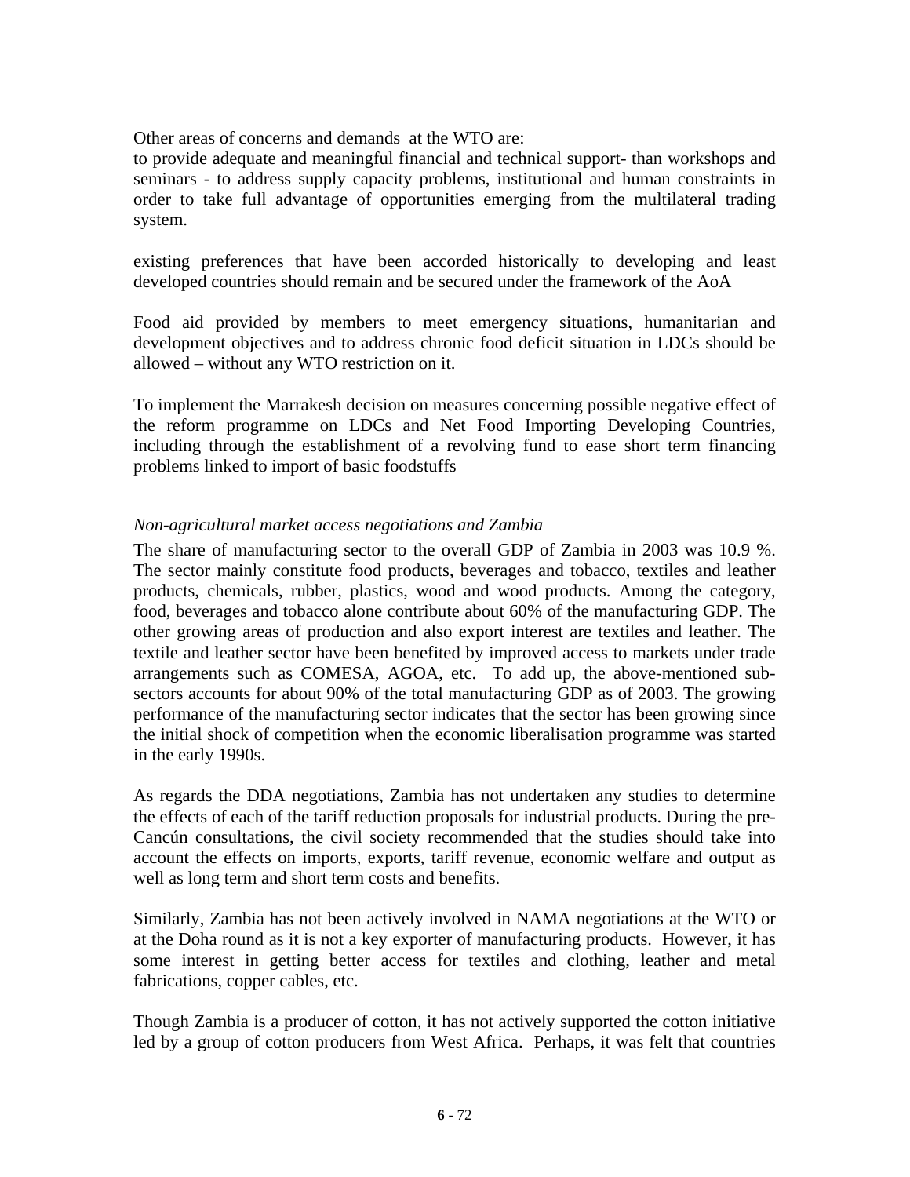Other areas of concerns and demands  at the WTO are:

to provide adequate and meaningful financial and technical support- than workshops and seminars - to address supply capacity problems, institutional and human constraints in order to take full advantage of opportunities emerging from the multilateral trading system.

existing preferences that have been accorded historically to developing and least developed countries should remain and be secured under the framework of the AoA

Food aid provided by members to meet emergency situations, humanitarian and development objectives and to address chronic food deficit situation in LDCs should be allowed – without any WTO restriction on it.

To implement the Marrakesh decision on measures concerning possible negative effect of the reform programme on LDCs and Net Food Importing Developing Countries, including through the establishment of a revolving fund to ease short term financing problems linked to import of basic foodstuffs

*Non-agricultural market access negotiations and Zambia*

The share of manufacturing sector to the overall GDP of Zambia in 2003 was 10.9 %. The sector mainly constitute food products, beverages and tobacco, textiles and leather products, chemicals, rubber, plastics, wood and wood products. Among the category, food, beverages and tobacco alone contribute about 60% of the manufacturing GDP. The other growing areas of production and also export interest are textiles and leather. The textile and leather sector have been benefited by improved access to markets under trade arrangements such as COMESA, AGOA, etc.  To add up, the above-mentioned sub-sectors accounts for about 90% of the total manufacturing GDP as of 2003. The growing performance of the manufacturing sector indicates that the sector has been growing since the initial shock of competition when the economic liberalisation programme was started in the early 1990s.

As regards the DDA negotiations, Zambia has not undertaken any studies to determine the effects of each of the tariff reduction proposals for industrial products. During the pre-Cancún consultations, the civil society recommended that the studies should take into account the effects on imports, exports, tariff revenue, economic welfare and output as well as long term and short term costs and benefits.

Similarly, Zambia has not been actively involved in NAMA negotiations at the WTO or at the Doha round as it is not a key exporter of manufacturing products.  However, it has some interest in getting better access for textiles and clothing, leather and metal fabrications, copper cables, etc.

Though Zambia is a producer of cotton, it has not actively supported the cotton initiative led by a group of cotton producers from West Africa.  Perhaps, it was felt that countries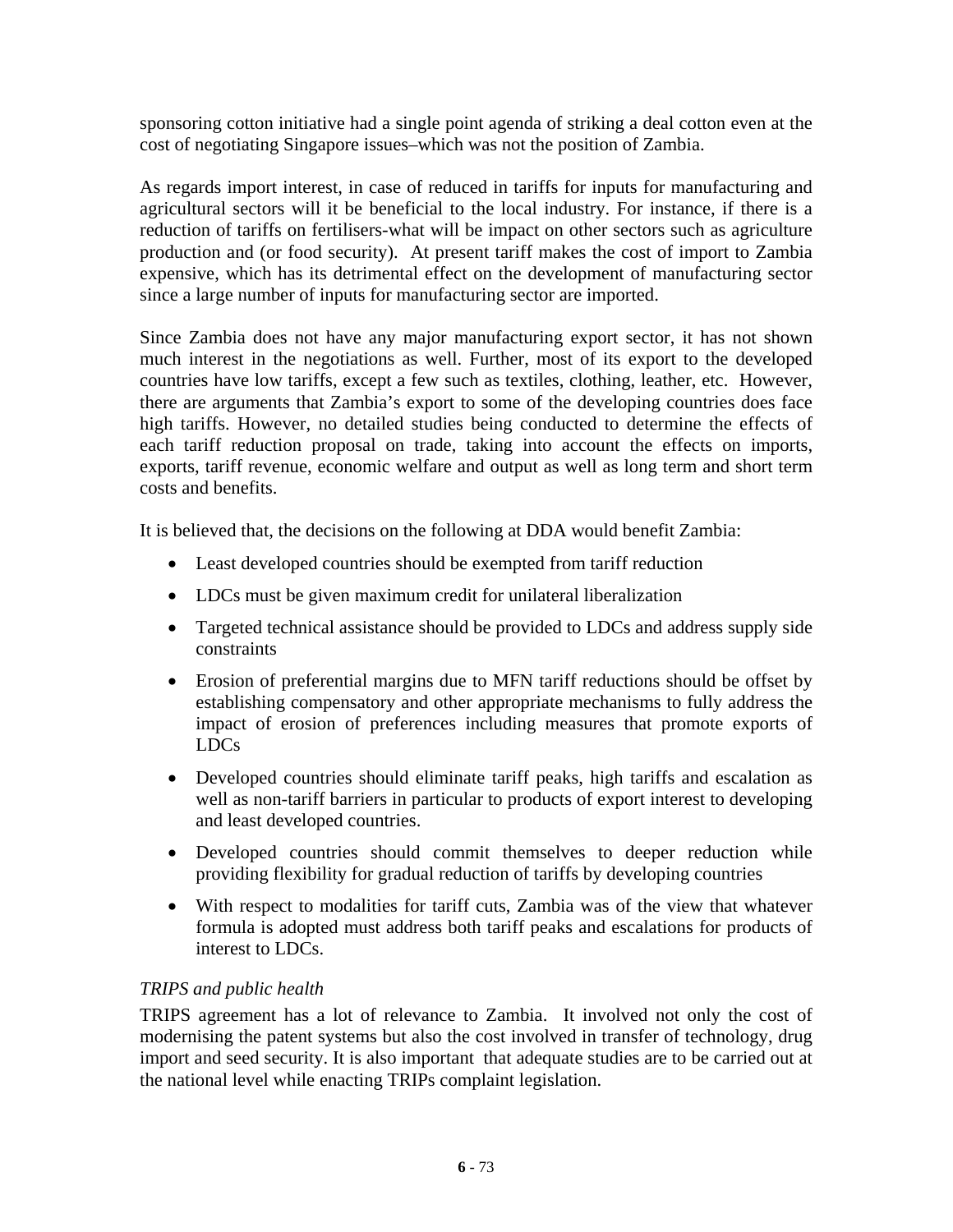sponsoring cotton initiative had a single point agenda of striking a deal cotton even at the cost of negotiating Singapore issues–which was not the position of Zambia.

As regards import interest, in case of reduced in tariffs for inputs for manufacturing and agricultural sectors will it be beneficial to the local industry. For instance, if there is a reduction of tariffs on fertilisers-what will be impact on other sectors such as agriculture production and (or food security). At present tariff makes the cost of import to Zambia expensive, which has its detrimental effect on the development of manufacturing sector since a large number of inputs for manufacturing sector are imported.

Since Zambia does not have any major manufacturing export sector, it has not shown much interest in the negotiations as well. Further, most of its export to the developed countries have low tariffs, except a few such as textiles, clothing, leather, etc. However, there are arguments that Zambia's export to some of the developing countries does face high tariffs. However, no detailed studies being conducted to determine the effects of each tariff reduction proposal on trade, taking into account the effects on imports, exports, tariff revenue, economic welfare and output as well as long term and short term costs and benefits.

It is believed that, the decisions on the following at DDA would benefit Zambia:

- Least developed countries should be exempted from tariff reduction
- LDCs must be given maximum credit for unilateral liberalization
- Targeted technical assistance should be provided to LDCs and address supply side constraints
- Erosion of preferential margins due to MFN tariff reductions should be offset by establishing compensatory and other appropriate mechanisms to fully address the impact of erosion of preferences including measures that promote exports of LDCs
- Developed countries should eliminate tariff peaks, high tariffs and escalation as well as non-tariff barriers in particular to products of export interest to developing and least developed countries.
- Developed countries should commit themselves to deeper reduction while providing flexibility for gradual reduction of tariffs by developing countries
- With respect to modalities for tariff cuts, Zambia was of the view that whatever formula is adopted must address both tariff peaks and escalations for products of interest to LDCs.

*TRIPS and public health*

TRIPS agreement has a lot of relevance to Zambia. It involved not only the cost of modernising the patent systems but also the cost involved in transfer of technology, drug import and seed security. It is also important that adequate studies are to be carried out at the national level while enacting TRIPs complaint legislation.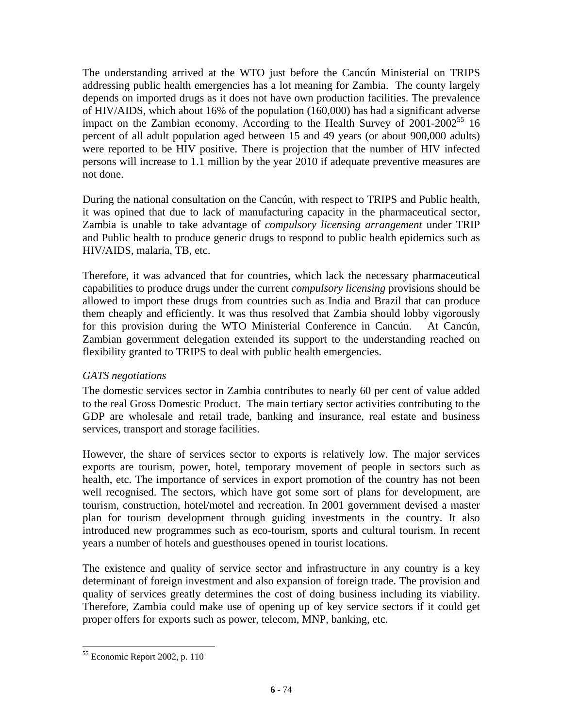The understanding arrived at the WTO just before the Cancún Ministerial on TRIPS addressing public health emergencies has a lot meaning for Zambia. The county largely depends on imported drugs as it does not have own production facilities. The prevalence of HIV/AIDS, which about 16% of the population (160,000) has had a significant adverse impact on the Zambian economy. According to the Health Survey of 2001-2002[55] 16 percent of all adult population aged between 15 and 49 years (or about 900,000 adults) were reported to be HIV positive. There is projection that the number of HIV infected persons will increase to 1.1 million by the year 2010 if adequate preventive measures are not done.

During the national consultation on the Cancún, with respect to TRIPS and Public health, it was opined that due to lack of manufacturing capacity in the pharmaceutical sector, Zambia is unable to take advantage of *compulsory licensing arrangement* under TRIP and Public health to produce generic drugs to respond to public health epidemics such as HIV/AIDS, malaria, TB, etc.

Therefore, it was advanced that for countries, which lack the necessary pharmaceutical capabilities to produce drugs under the current *compulsory licensing* provisions should be allowed to import these drugs from countries such as India and Brazil that can produce them cheaply and efficiently. It was thus resolved that Zambia should lobby vigorously for this provision during the WTO Ministerial Conference in Cancún. At Cancún, Zambian government delegation extended its support to the understanding reached on flexibility granted to TRIPS to deal with public health emergencies.

*GATS negotiations*

The domestic services sector in Zambia contributes to nearly 60 per cent of value added to the real Gross Domestic Product. The main tertiary sector activities contributing to the GDP are wholesale and retail trade, banking and insurance, real estate and business services, transport and storage facilities.

However, the share of services sector to exports is relatively low. The major services exports are tourism, power, hotel, temporary movement of people in sectors such as health, etc. The importance of services in export promotion of the country has not been well recognised. The sectors, which have got some sort of plans for development, are tourism, construction, hotel/motel and recreation. In 2001 government devised a master plan for tourism development through guiding investments in the country. It also introduced new programmes such as eco-tourism, sports and cultural tourism. In recent years a number of hotels and guesthouses opened in tourist locations.

The existence and quality of service sector and infrastructure in any country is a key determinant of foreign investment and also expansion of foreign trade. The provision and quality of services greatly determines the cost of doing business including its viability. Therefore, Zambia could make use of opening up of key service sectors if it could get proper offers for exports such as power, telecom, MNP, banking, etc.

---

[55] Economic Report 2002, p. 110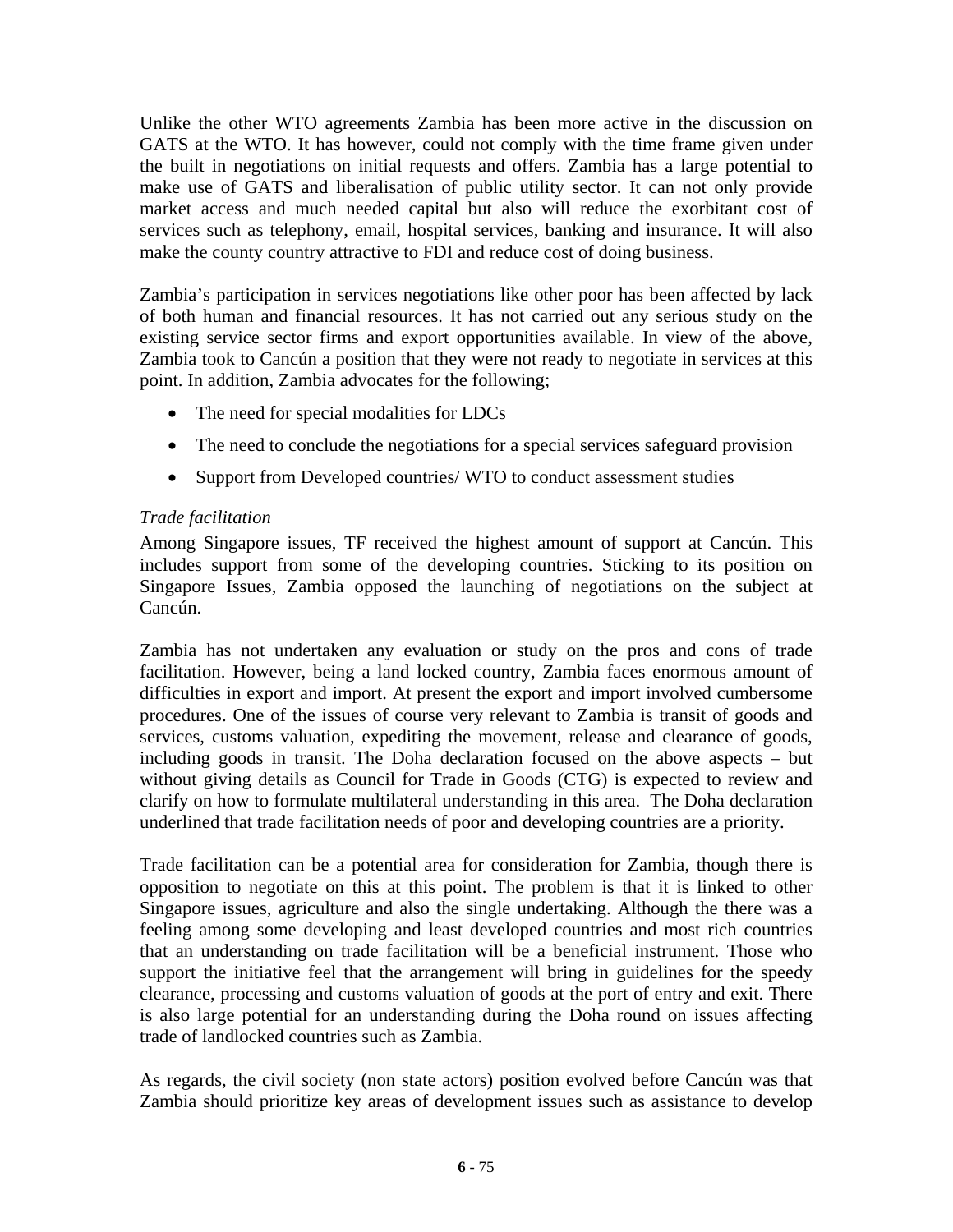Unlike the other WTO agreements Zambia has been more active in the discussion on GATS at the WTO. It has however, could not comply with the time frame given under the built in negotiations on initial requests and offers. Zambia has a large potential to make use of GATS and liberalisation of public utility sector. It can not only provide market access and much needed capital but also will reduce the exorbitant cost of services such as telephony, email, hospital services, banking and insurance. It will also make the county country attractive to FDI and reduce cost of doing business.

Zambia's participation in services negotiations like other poor has been affected by lack of both human and financial resources. It has not carried out any serious study on the existing service sector firms and export opportunities available. In view of the above, Zambia took to Cancún a position that they were not ready to negotiate in services at this point. In addition, Zambia advocates for the following;

- The need for special modalities for LDCs
- The need to conclude the negotiations for a special services safeguard provision
- Support from Developed countries/ WTO to conduct assessment studies

*Trade facilitation*

Among Singapore issues, TF received the highest amount of support at Cancún. This includes support from some of the developing countries. Sticking to its position on Singapore Issues, Zambia opposed the launching of negotiations on the subject at Cancún.

Zambia has not undertaken any evaluation or study on the pros and cons of trade facilitation. However, being a land locked country, Zambia faces enormous amount of difficulties in export and import. At present the export and import involved cumbersome procedures. One of the issues of course very relevant to Zambia is transit of goods and services, customs valuation, expediting the movement, release and clearance of goods, including goods in transit. The Doha declaration focused on the above aspects – but without giving details as Council for Trade in Goods (CTG) is expected to review and clarify on how to formulate multilateral understanding in this area. The Doha declaration underlined that trade facilitation needs of poor and developing countries are a priority.

Trade facilitation can be a potential area for consideration for Zambia, though there is opposition to negotiate on this at this point. The problem is that it is linked to other Singapore issues, agriculture and also the single undertaking. Although the there was a feeling among some developing and least developed countries and most rich countries that an understanding on trade facilitation will be a beneficial instrument. Those who support the initiative feel that the arrangement will bring in guidelines for the speedy clearance, processing and customs valuation of goods at the port of entry and exit. There is also large potential for an understanding during the Doha round on issues affecting trade of landlocked countries such as Zambia.

As regards, the civil society (non state actors) position evolved before Cancún was that Zambia should prioritize key areas of development issues such as assistance to develop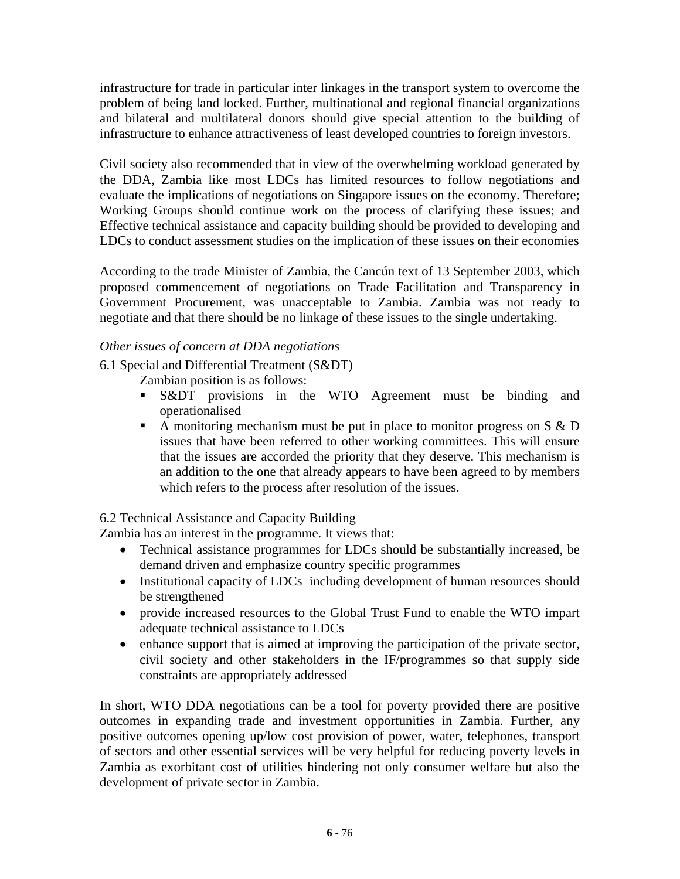infrastructure for trade in particular inter linkages in the transport system to overcome the problem of being land locked. Further, multinational and regional financial organizations and bilateral and multilateral donors should give special attention to the building of infrastructure to enhance attractiveness of least developed countries to foreign investors.

Civil society also recommended that in view of the overwhelming workload generated by the DDA, Zambia like most LDCs has limited resources to follow negotiations and evaluate the implications of negotiations on Singapore issues on the economy. Therefore; Working Groups should continue work on the process of clarifying these issues; and Effective technical assistance and capacity building should be provided to developing and LDCs to conduct assessment studies on the implication of these issues on their economies

According to the trade Minister of Zambia, the Cancún text of 13 September 2003, which proposed commencement of negotiations on Trade Facilitation and Transparency in Government Procurement, was unacceptable to Zambia. Zambia was not ready to negotiate and that there should be no linkage of these issues to the single undertaking.

*Other issues of concern at DDA negotiations*

6.1 Special and Differential Treatment (S&DT)

Zambian position is as follows:

- S&DT provisions in the WTO Agreement must be binding and operationalised
- A monitoring mechanism must be put in place to monitor progress on S & D issues that have been referred to other working committees. This will ensure that the issues are accorded the priority that they deserve. This mechanism is an addition to the one that already appears to have been agreed to by members which refers to the process after resolution of the issues.

6.2 Technical Assistance and Capacity Building

Zambia has an interest in the programme. It views that:

- Technical assistance programmes for LDCs should be substantially increased, be demand driven and emphasize country specific programmes
- Institutional capacity of LDCs including development of human resources should be strengthened
- provide increased resources to the Global Trust Fund to enable the WTO impart adequate technical assistance to LDCs
- enhance support that is aimed at improving the participation of the private sector, civil society and other stakeholders in the IF/programmes so that supply side constraints are appropriately addressed

In short, WTO DDA negotiations can be a tool for poverty provided there are positive outcomes in expanding trade and investment opportunities in Zambia. Further, any positive outcomes opening up/low cost provision of power, water, telephones, transport of sectors and other essential services will be very helpful for reducing poverty levels in Zambia as exorbitant cost of utilities hindering not only consumer welfare but also the development of private sector in Zambia.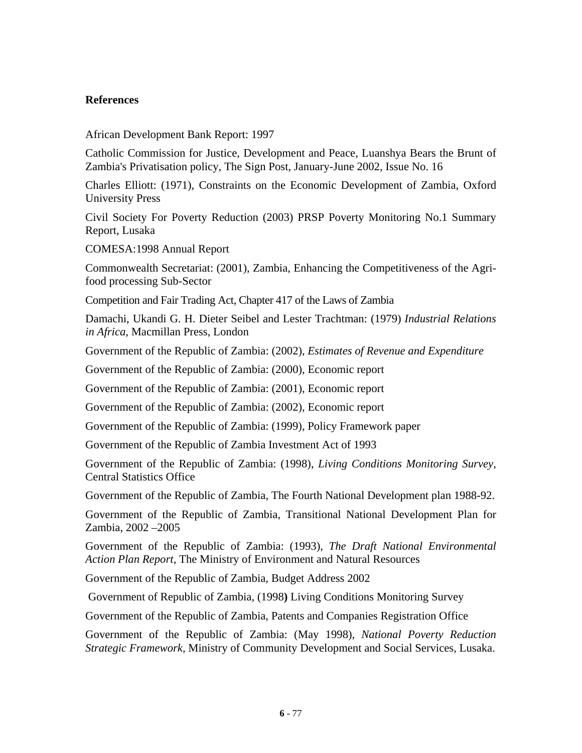**References**

African Development Bank Report: 1997

Catholic Commission for Justice, Development and Peace, Luanshya Bears the Brunt of Zambia's Privatisation policy, The Sign Post, January-June 2002, Issue No. 16

Charles Elliott: (1971), Constraints on the Economic Development of Zambia, Oxford University Press

Civil Society For Poverty Reduction (2003) PRSP Poverty Monitoring No.1 Summary Report, Lusaka

COMESA:1998 Annual Report

Commonwealth Secretariat: (2001), Zambia, Enhancing the Competitiveness of the Agri-food processing Sub-Sector

Competition and Fair Trading Act, Chapter 417 of the Laws of Zambia

Damachi, Ukandi G. H. Dieter Seibel and Lester Trachtman: (1979) *Industrial Relations in Africa*, Macmillan Press, London

Government of the Republic of Zambia: (2002), *Estimates of Revenue and Expenditure*

Government of the Republic of Zambia: (2000), Economic report

Government of the Republic of Zambia: (2001), Economic report

Government of the Republic of Zambia: (2002), Economic report

Government of the Republic of Zambia: (1999), Policy Framework paper

Government of the Republic of Zambia Investment Act of 1993

Government of the Republic of Zambia: (1998), *Living Conditions Monitoring Survey*, Central Statistics Office

Government of the Republic of Zambia, The Fourth National Development plan 1988-92.

Government of the Republic of Zambia, Transitional National Development Plan for Zambia, 2002 –2005

Government of the Republic of Zambia: (1993), *The Draft National Environmental Action Plan Report*, The Ministry of Environment and Natural Resources

Government of the Republic of Zambia, Budget Address 2002

Government of Republic of Zambia, (1998**)** Living Conditions Monitoring Survey

Government of the Republic of Zambia, Patents and Companies Registration Office

Government of the Republic of Zambia: (May 1998), *National Poverty Reduction Strategic Framework,* Ministry of Community Development and Social Services, Lusaka.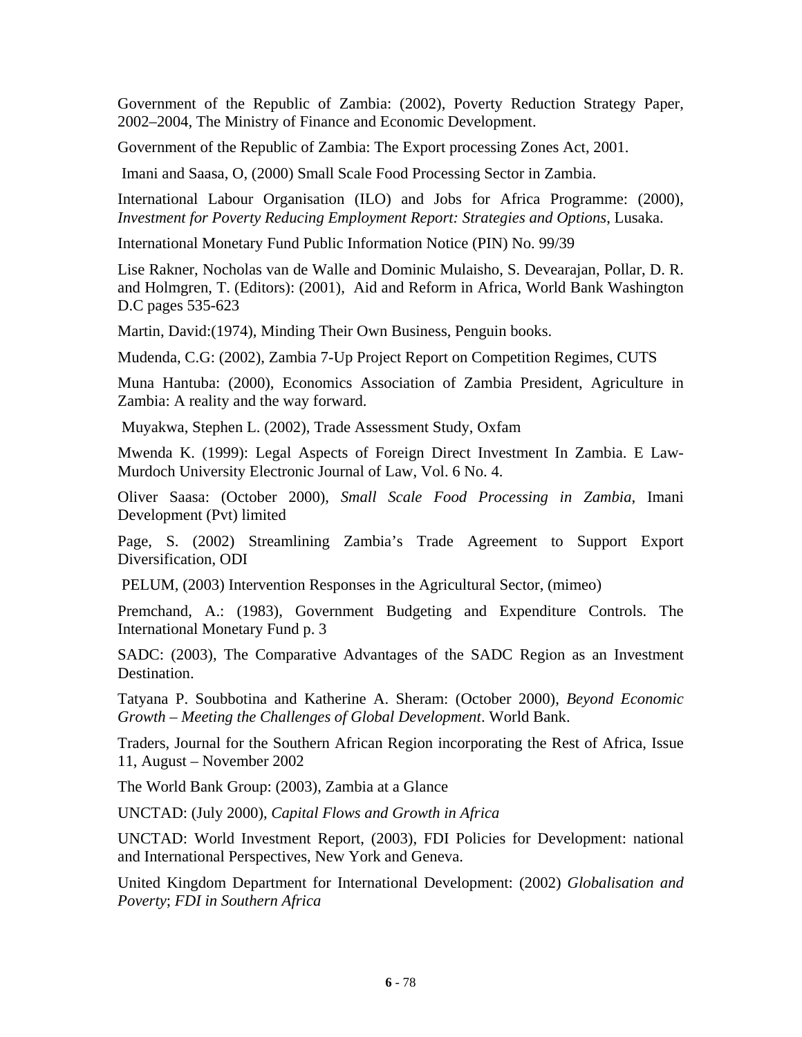Government of the Republic of Zambia: (2002), Poverty Reduction Strategy Paper, 2002–2004, The Ministry of Finance and Economic Development.

Government of the Republic of Zambia: The Export processing Zones Act, 2001.

Imani and Saasa, O, (2000) Small Scale Food Processing Sector in Zambia.

International Labour Organisation (ILO) and Jobs for Africa Programme: (2000), *Investment for Poverty Reducing Employment Report: Strategies and Options*, Lusaka.

International Monetary Fund Public Information Notice (PIN) No. 99/39

Lise Rakner, Nocholas van de Walle and Dominic Mulaisho, S. Devearajan, Pollar, D. R. and Holmgren, T. (Editors): (2001), Aid and Reform in Africa, World Bank Washington D.C pages 535-623

Martin, David:(1974), Minding Their Own Business, Penguin books.

Mudenda, C.G: (2002), Zambia 7-Up Project Report on Competition Regimes, CUTS

Muna Hantuba: (2000), Economics Association of Zambia President, Agriculture in Zambia: A reality and the way forward.

Muyakwa, Stephen L. (2002), Trade Assessment Study, Oxfam

Mwenda K. (1999): Legal Aspects of Foreign Direct Investment In Zambia. E Law-Murdoch University Electronic Journal of Law, Vol. 6 No. 4.

Oliver Saasa: (October 2000), *Small Scale Food Processing in Zambia*, Imani Development (Pvt) limited

Page, S. (2002) Streamlining Zambia's Trade Agreement to Support Export Diversification, ODI

PELUM, (2003) Intervention Responses in the Agricultural Sector, (mimeo)

Premchand, A.: (1983), Government Budgeting and Expenditure Controls. The International Monetary Fund p. 3

SADC: (2003), The Comparative Advantages of the SADC Region as an Investment Destination.

Tatyana P. Soubbotina and Katherine A. Sheram: (October 2000), *Beyond Economic Growth – Meeting the Challenges of Global Development*. World Bank.

Traders, Journal for the Southern African Region incorporating the Rest of Africa, Issue 11, August – November 2002

The World Bank Group: (2003), Zambia at a Glance

UNCTAD: (July 2000), *Capital Flows and Growth in Africa*

UNCTAD: World Investment Report, (2003), FDI Policies for Development: national and International Perspectives, New York and Geneva.

United Kingdom Department for International Development: (2002) *Globalisation and Poverty*; *FDI in Southern Africa*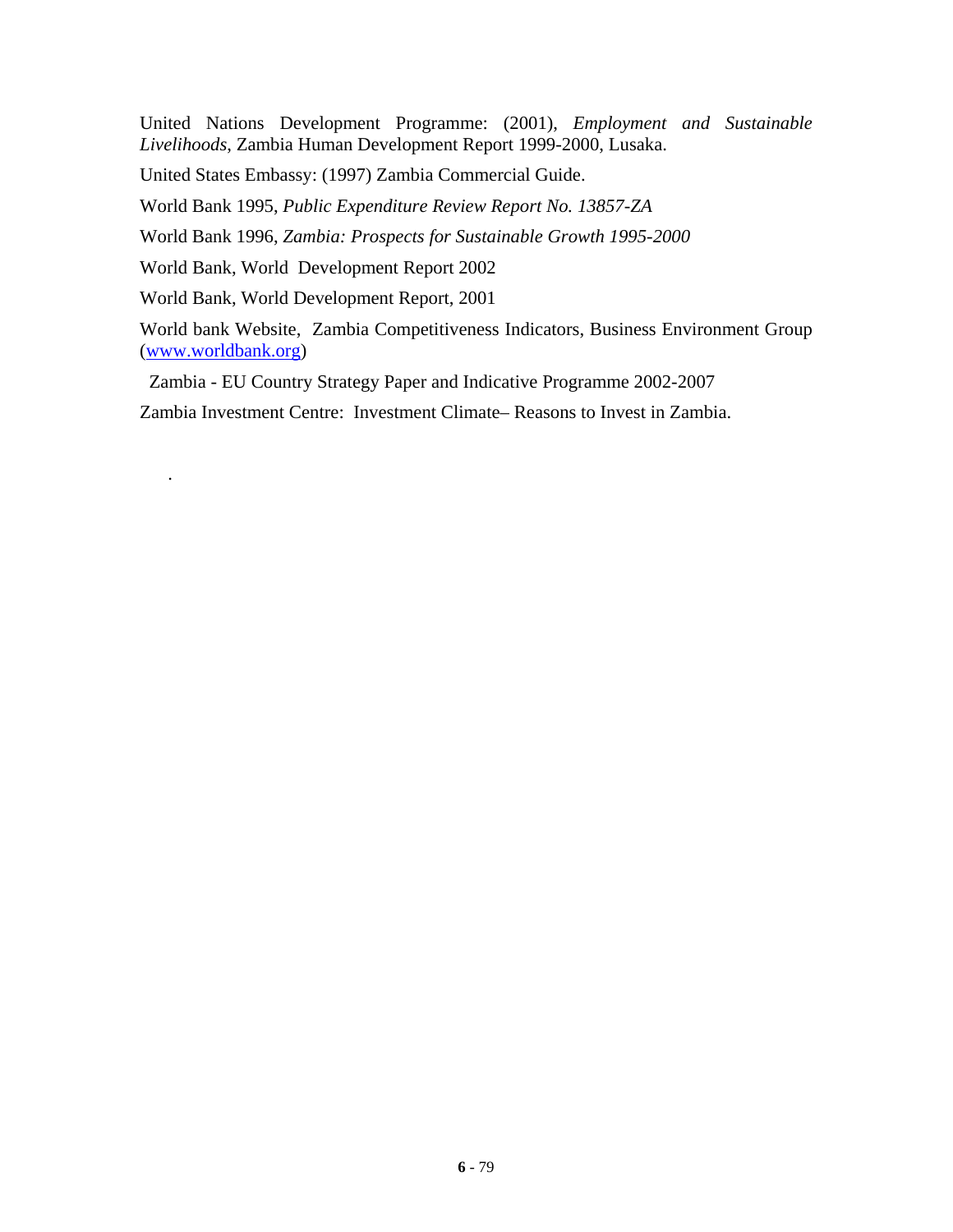United Nations Development Programme: (2001), *Employment and Sustainable Livelihoods*, Zambia Human Development Report 1999-2000, Lusaka.

United States Embassy: (1997) Zambia Commercial Guide.

World Bank 1995, *Public Expenditure Review Report No. 13857-ZA*

World Bank 1996, *Zambia: Prospects for Sustainable Growth 1995-2000*

World Bank, World Development Report 2002

World Bank, World Development Report, 2001

World bank Website, Zambia Competitiveness Indicators, Business Environment Group (www.worldbank.org)

Zambia - EU Country Strategy Paper and Indicative Programme 2002-2007

Zambia Investment Centre: Investment Climate– Reasons to Invest in Zambia.

.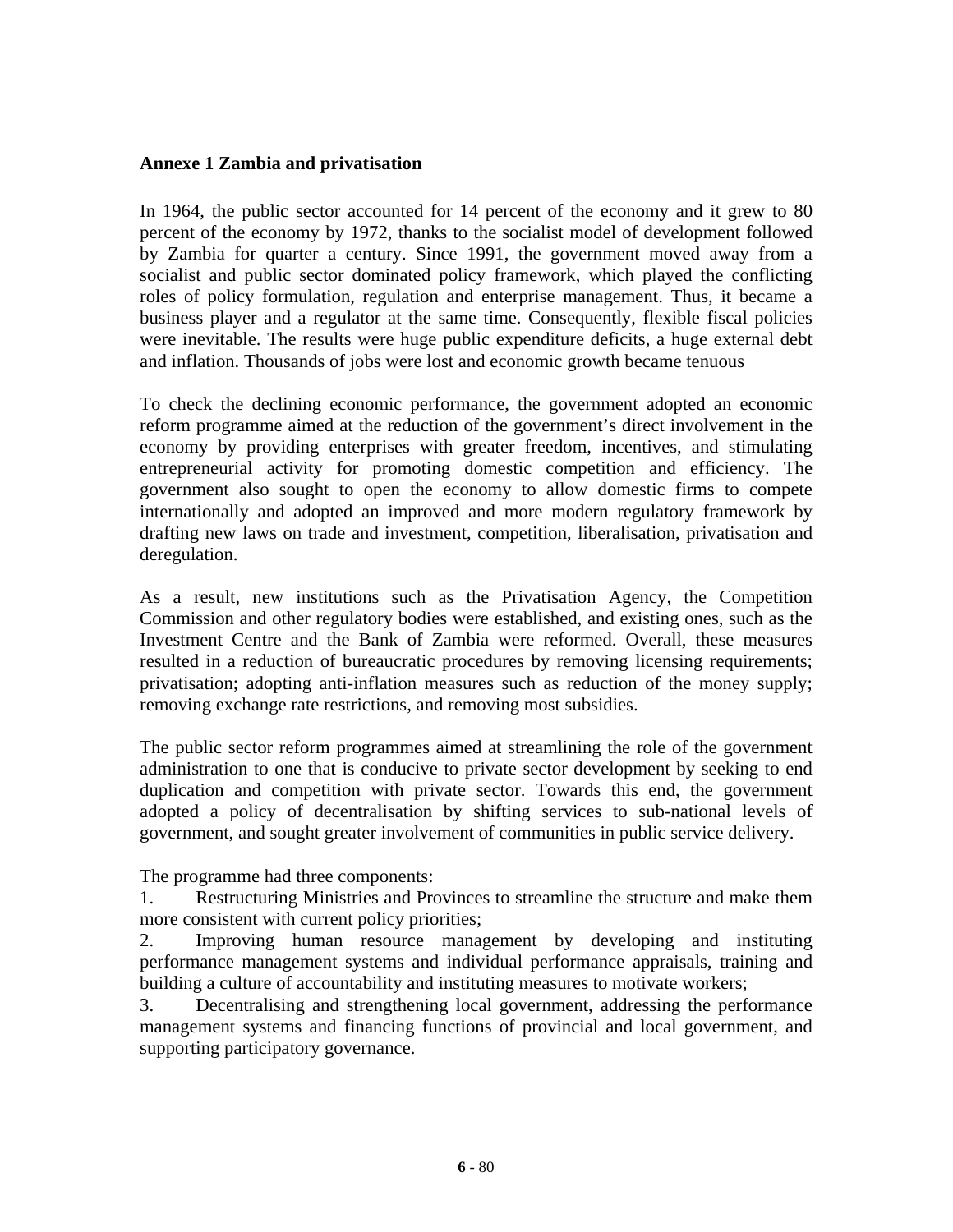## Annexe 1 Zambia and privatisation

In 1964, the public sector accounted for 14 percent of the economy and it grew to 80 percent of the economy by 1972, thanks to the socialist model of development followed by Zambia for quarter a century. Since 1991, the government moved away from a socialist and public sector dominated policy framework, which played the conflicting roles of policy formulation, regulation and enterprise management. Thus, it became a business player and a regulator at the same time. Consequently, flexible fiscal policies were inevitable. The results were huge public expenditure deficits, a huge external debt and inflation. Thousands of jobs were lost and economic growth became tenuous

To check the declining economic performance, the government adopted an economic reform programme aimed at the reduction of the government's direct involvement in the economy by providing enterprises with greater freedom, incentives, and stimulating entrepreneurial activity for promoting domestic competition and efficiency. The government also sought to open the economy to allow domestic firms to compete internationally and adopted an improved and more modern regulatory framework by drafting new laws on trade and investment, competition, liberalisation, privatisation and deregulation.

As a result, new institutions such as the Privatisation Agency, the Competition Commission and other regulatory bodies were established, and existing ones, such as the Investment Centre and the Bank of Zambia were reformed. Overall, these measures resulted in a reduction of bureaucratic procedures by removing licensing requirements; privatisation; adopting anti-inflation measures such as reduction of the money supply; removing exchange rate restrictions, and removing most subsidies.

The public sector reform programmes aimed at streamlining the role of the government administration to one that is conducive to private sector development by seeking to end duplication and competition with private sector. Towards this end, the government adopted a policy of decentralisation by shifting services to sub-national levels of government, and sought greater involvement of communities in public service delivery.

The programme had three components:

1. Restructuring Ministries and Provinces to streamline the structure and make them more consistent with current policy priorities;
2. Improving human resource management by developing and instituting performance management systems and individual performance appraisals, training and building a culture of accountability and instituting measures to motivate workers;
3. Decentralising and strengthening local government, addressing the performance management systems and financing functions of provincial and local government, and supporting participatory governance.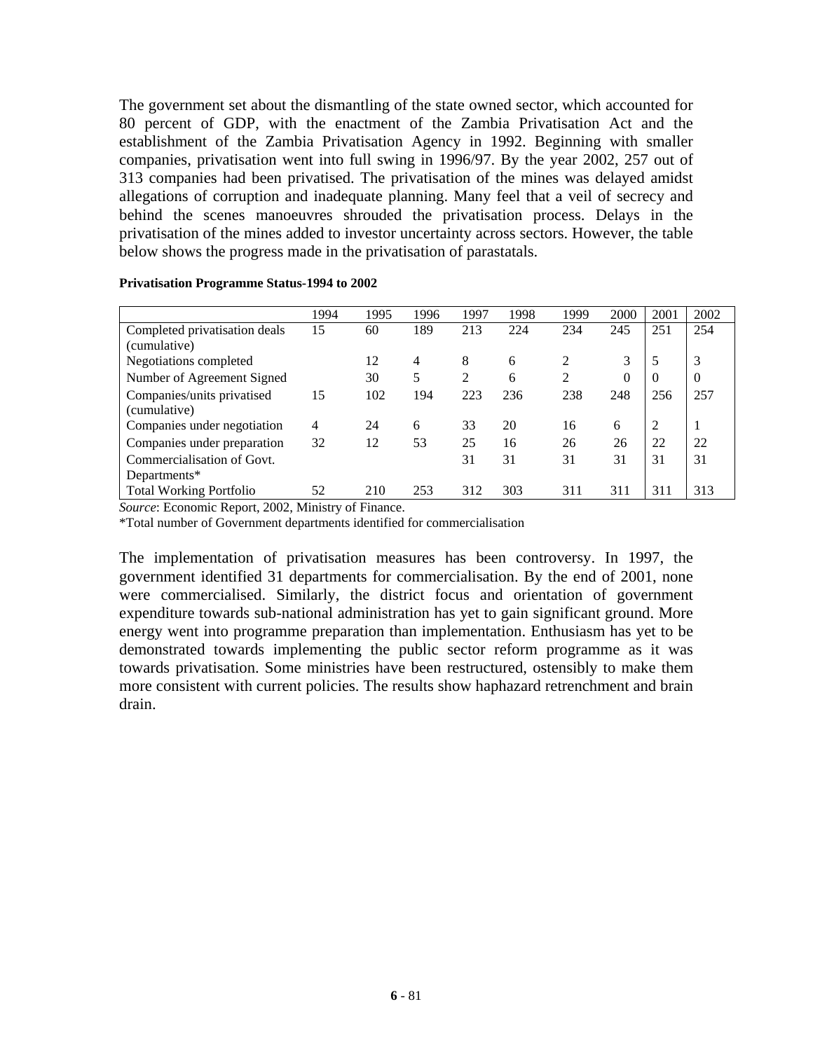The government set about the dismantling of the state owned sector, which accounted for 80 percent of GDP, with the enactment of the Zambia Privatisation Act and the establishment of the Zambia Privatisation Agency in 1992. Beginning with smaller companies, privatisation went into full swing in 1996/97. By the year 2002, 257 out of 313 companies had been privatised. The privatisation of the mines was delayed amidst allegations of corruption and inadequate planning. Many feel that a veil of secrecy and behind the scenes manoeuvres shrouded the privatisation process. Delays in the privatisation of the mines added to investor uncertainty across sectors. However, the table below shows the progress made in the privatisation of parastatals.

**Privatisation Programme Status-1994 to 2002**

| | 1994 | 1995 | 1996 | 1997 | 1998 | 1999 | 2000 | 2001 | 2002 |
|---|---|---|---|---|---|---|---|---|---|
| Completed privatisation deals (cumulative) | 15 | 60 | 189 | 213 | 224 | 234 | 245 | 251 | 254 |
| Negotiations completed | | 12 | 4 | 8 | 6 | 2 | 3 | 5 | 3 |
| Number of Agreement Signed | | 30 | 5 | 2 | 6 | 2 | 0 | 0 | 0 |
| Companies/units privatised (cumulative) | 15 | 102 | 194 | 223 | 236 | 238 | 248 | 256 | 257 |
| Companies under negotiation | 4 | 24 | 6 | 33 | 20 | 16 | 6 | 2 | 1 |
| Companies under preparation | 32 | 12 | 53 | 25 | 16 | 26 | 26 | 22 | 22 |
| Commercialisation of Govt. Departments* | | | | 31 | 31 | 31 | 31 | 31 | 31 |
| Total Working Portfolio | 52 | 210 | 253 | 312 | 303 | 311 | 311 | 311 | 313 |

*Source*: Economic Report, 2002, Ministry of Finance.

*Total number of Government departments identified for commercialisation

The implementation of privatisation measures has been controversy. In 1997, the government identified 31 departments for commercialisation. By the end of 2001, none were commercialised. Similarly, the district focus and orientation of government expenditure towards sub-national administration has yet to gain significant ground. More energy went into programme preparation than implementation. Enthusiasm has yet to be demonstrated towards implementing the public sector reform programme as it was towards privatisation. Some ministries have been restructured, ostensibly to make them more consistent with current policies. The results show haphazard retrenchment and brain drain.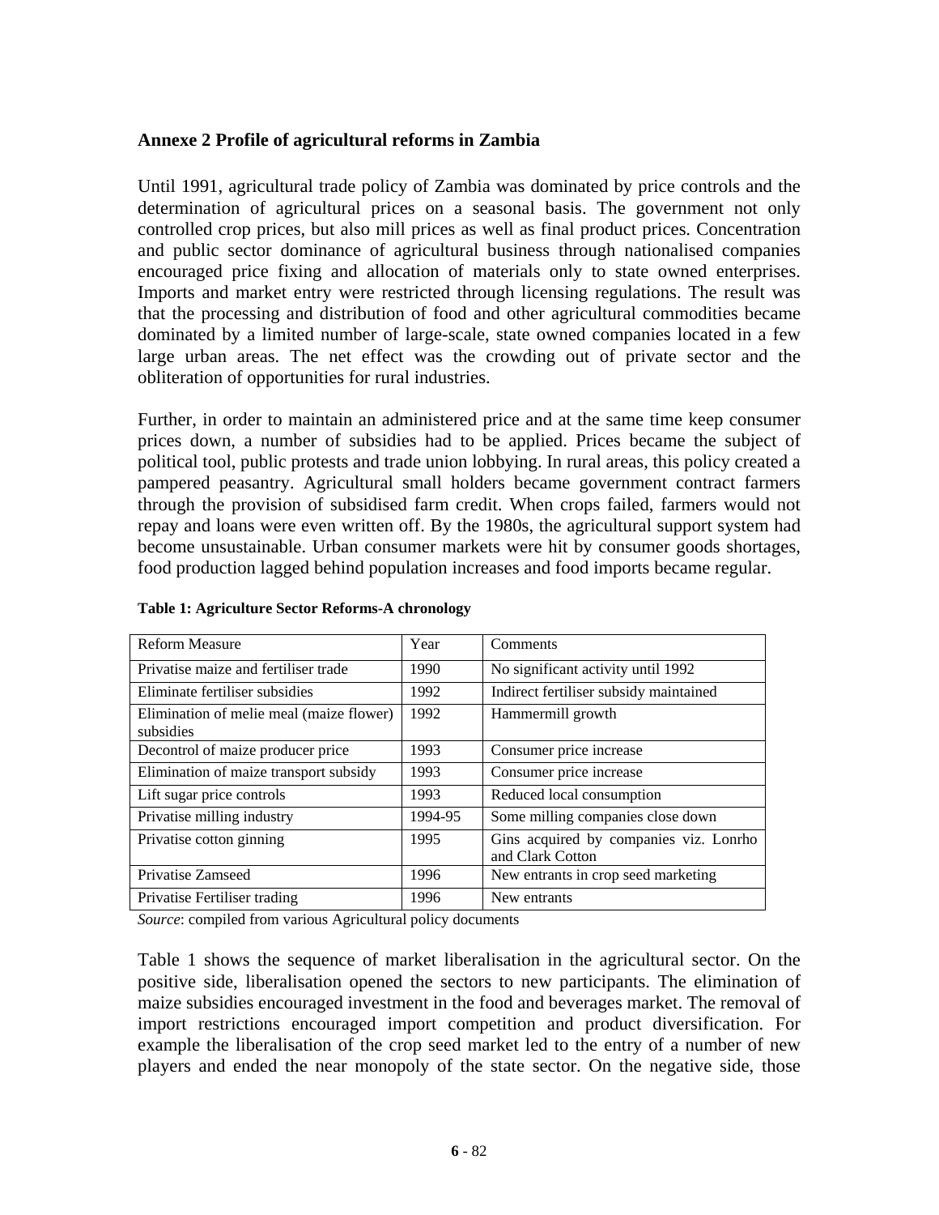## Annexe 2 Profile of agricultural reforms in Zambia

Until 1991, agricultural trade policy of Zambia was dominated by price controls and the determination of agricultural prices on a seasonal basis. The government not only controlled crop prices, but also mill prices as well as final product prices. Concentration and public sector dominance of agricultural business through nationalised companies encouraged price fixing and allocation of materials only to state owned enterprises. Imports and market entry were restricted through licensing regulations. The result was that the processing and distribution of food and other agricultural commodities became dominated by a limited number of large-scale, state owned companies located in a few large urban areas. The net effect was the crowding out of private sector and the obliteration of opportunities for rural industries.

Further, in order to maintain an administered price and at the same time keep consumer prices down, a number of subsidies had to be applied. Prices became the subject of political tool, public protests and trade union lobbying. In rural areas, this policy created a pampered peasantry. Agricultural small holders became government contract farmers through the provision of subsidised farm credit. When crops failed, farmers would not repay and loans were even written off. By the 1980s, the agricultural support system had become unsustainable. Urban consumer markets were hit by consumer goods shortages, food production lagged behind population increases and food imports became regular.

**Table 1: Agriculture Sector Reforms-A chronology**

| Reform Measure | Year | Comments |
|---|---|---|
| Privatise maize and fertiliser trade | 1990 | No significant activity until 1992 |
| Eliminate fertiliser subsidies | 1992 | Indirect fertiliser subsidy maintained |
| Elimination of melie meal (maize flower) subsidies | 1992 | Hammermill growth |
| Decontrol of maize producer price | 1993 | Consumer price increase |
| Elimination of maize transport subsidy | 1993 | Consumer price increase |
| Lift sugar price controls | 1993 | Reduced local consumption |
| Privatise milling industry | 1994-95 | Some milling companies close down |
| Privatise cotton ginning | 1995 | Gins acquired by companies viz. Lonrho and Clark Cotton |
| Privatise Zamseed | 1996 | New entrants in crop seed marketing |
| Privatise Fertiliser trading | 1996 | New entrants |

*Source*: compiled from various Agricultural policy documents

Table 1 shows the sequence of market liberalisation in the agricultural sector. On the positive side, liberalisation opened the sectors to new participants. The elimination of maize subsidies encouraged investment in the food and beverages market. The removal of import restrictions encouraged import competition and product diversification. For example the liberalisation of the crop seed market led to the entry of a number of new players and ended the near monopoly of the state sector. On the negative side, those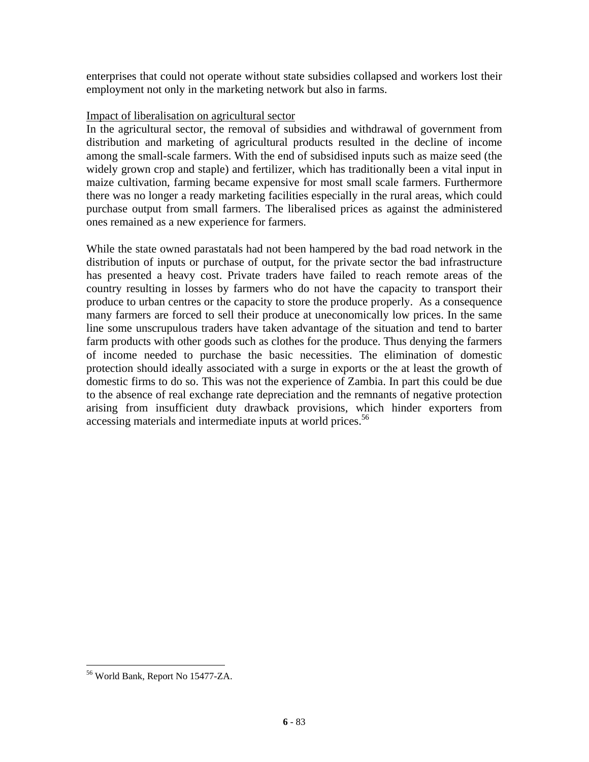enterprises that could not operate without state subsidies collapsed and workers lost their employment not only in the marketing network but also in farms.

Impact of liberalisation on agricultural sector

In the agricultural sector, the removal of subsidies and withdrawal of government from distribution and marketing of agricultural products resulted in the decline of income among the small-scale farmers. With the end of subsidised inputs such as maize seed (the widely grown crop and staple) and fertilizer, which has traditionally been a vital input in maize cultivation, farming became expensive for most small scale farmers. Furthermore there was no longer a ready marketing facilities especially in the rural areas, which could purchase output from small farmers. The liberalised prices as against the administered ones remained as a new experience for farmers.

While the state owned parastatals had not been hampered by the bad road network in the distribution of inputs or purchase of output, for the private sector the bad infrastructure has presented a heavy cost. Private traders have failed to reach remote areas of the country resulting in losses by farmers who do not have the capacity to transport their produce to urban centres or the capacity to store the produce properly. As a consequence many farmers are forced to sell their produce at uneconomically low prices. In the same line some unscrupulous traders have taken advantage of the situation and tend to barter farm products with other goods such as clothes for the produce. Thus denying the farmers of income needed to purchase the basic necessities. The elimination of domestic protection should ideally associated with a surge in exports or the at least the growth of domestic firms to do so. This was not the experience of Zambia. In part this could be due to the absence of real exchange rate depreciation and the remnants of negative protection arising from insufficient duty drawback provisions, which hinder exporters from accessing materials and intermediate inputs at world prices.[56]

[56] World Bank, Report No 15477-ZA.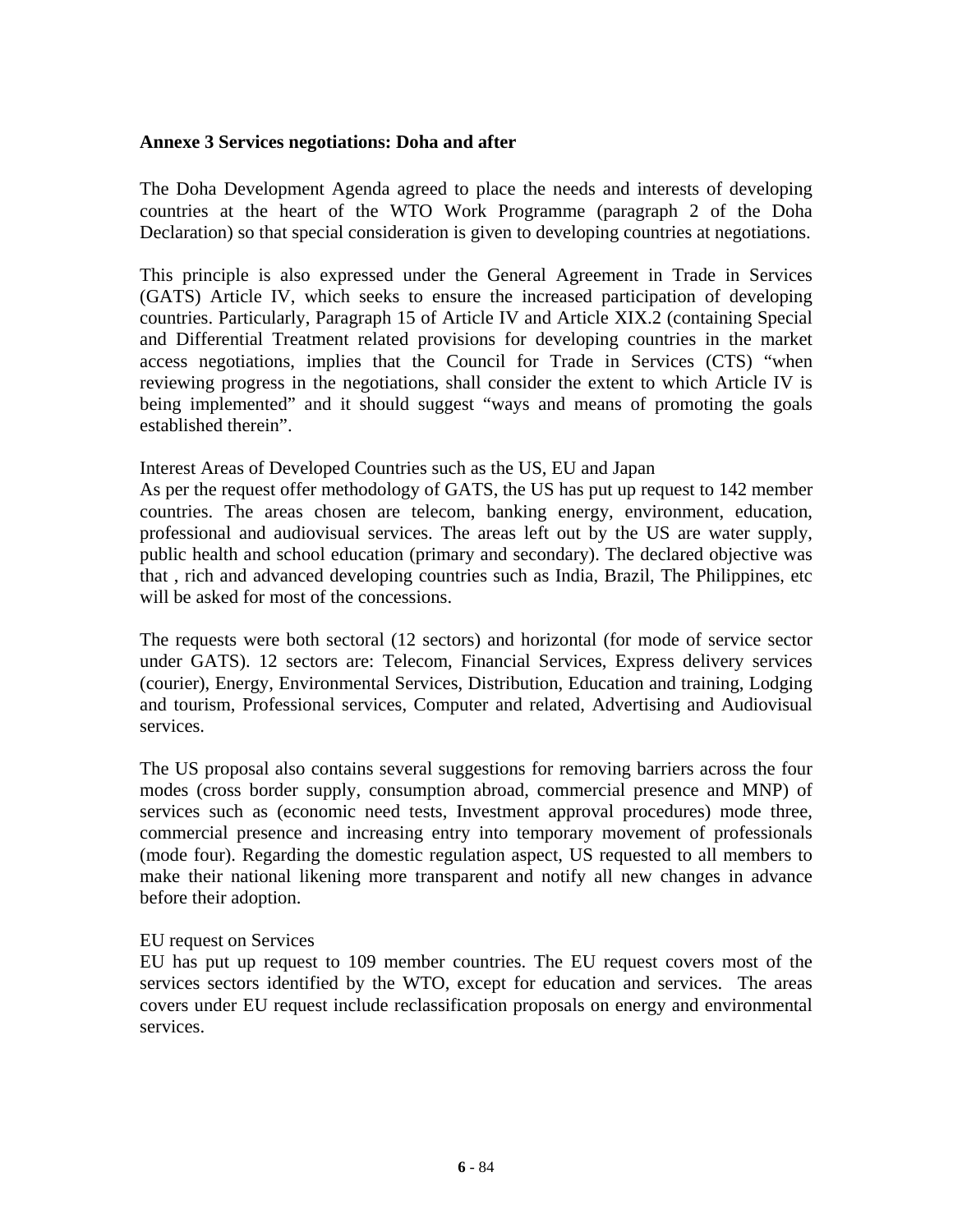**Annexe 3 Services negotiations: Doha and after**

The Doha Development Agenda agreed to place the needs and interests of developing countries at the heart of the WTO Work Programme (paragraph 2 of the Doha Declaration) so that special consideration is given to developing countries at negotiations.

This principle is also expressed under the General Agreement in Trade in Services (GATS) Article IV, which seeks to ensure the increased participation of developing countries. Particularly, Paragraph 15 of Article IV and Article XIX.2 (containing Special and Differential Treatment related provisions for developing countries in the market access negotiations, implies that the Council for Trade in Services (CTS) "when reviewing progress in the negotiations, shall consider the extent to which Article IV is being implemented" and it should suggest "ways and means of promoting the goals established therein".

Interest Areas of Developed Countries such as the US, EU and Japan

As per the request offer methodology of GATS, the US has put up request to 142 member countries. The areas chosen are telecom, banking energy, environment, education, professional and audiovisual services. The areas left out by the US are water supply, public health and school education (primary and secondary). The declared objective was that , rich and advanced developing countries such as India, Brazil, The Philippines, etc will be asked for most of the concessions.

The requests were both sectoral (12 sectors) and horizontal (for mode of service sector under GATS). 12 sectors are: Telecom, Financial Services, Express delivery services (courier), Energy, Environmental Services, Distribution, Education and training, Lodging and tourism, Professional services, Computer and related, Advertising and Audiovisual services.

The US proposal also contains several suggestions for removing barriers across the four modes (cross border supply, consumption abroad, commercial presence and MNP) of services such as (economic need tests, Investment approval procedures) mode three, commercial presence and increasing entry into temporary movement of professionals (mode four). Regarding the domestic regulation aspect, US requested to all members to make their national likening more transparent and notify all new changes in advance before their adoption.

EU request on Services

EU has put up request to 109 member countries. The EU request covers most of the services sectors identified by the WTO, except for education and services. The areas covers under EU request include reclassification proposals on energy and environmental services.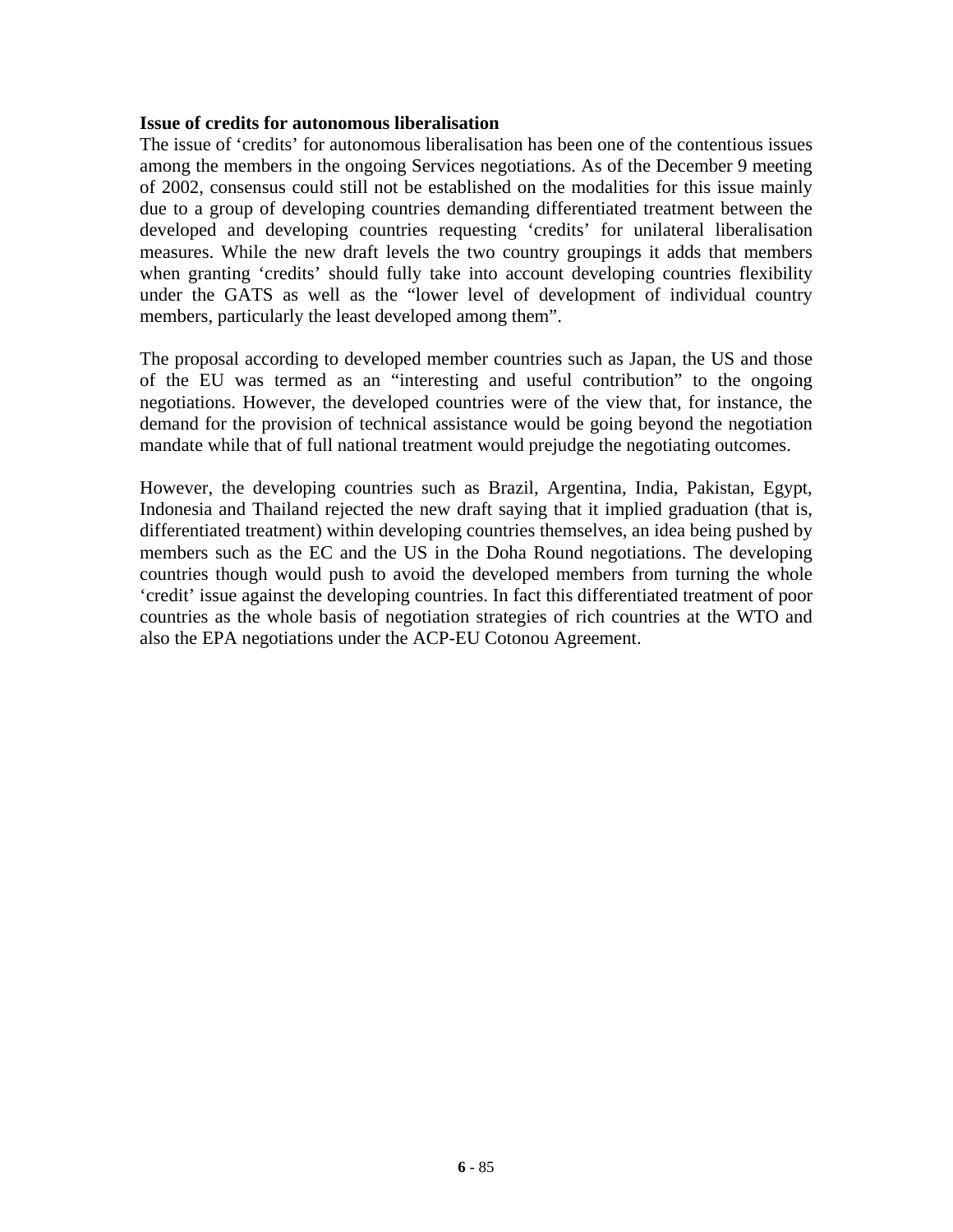**Issue of credits for autonomous liberalisation**

The issue of 'credits' for autonomous liberalisation has been one of the contentious issues among the members in the ongoing Services negotiations. As of the December 9 meeting of 2002, consensus could still not be established on the modalities for this issue mainly due to a group of developing countries demanding differentiated treatment between the developed and developing countries requesting 'credits' for unilateral liberalisation measures. While the new draft levels the two country groupings it adds that members when granting 'credits' should fully take into account developing countries flexibility under the GATS as well as the "lower level of development of individual country members, particularly the least developed among them".

The proposal according to developed member countries such as Japan, the US and those of the EU was termed as an "interesting and useful contribution" to the ongoing negotiations. However, the developed countries were of the view that, for instance, the demand for the provision of technical assistance would be going beyond the negotiation mandate while that of full national treatment would prejudge the negotiating outcomes.

However, the developing countries such as Brazil, Argentina, India, Pakistan, Egypt, Indonesia and Thailand rejected the new draft saying that it implied graduation (that is, differentiated treatment) within developing countries themselves, an idea being pushed by members such as the EC and the US in the Doha Round negotiations. The developing countries though would push to avoid the developed members from turning the whole 'credit' issue against the developing countries. In fact this differentiated treatment of poor countries as the whole basis of negotiation strategies of rich countries at the WTO and also the EPA negotiations under the ACP-EU Cotonou Agreement.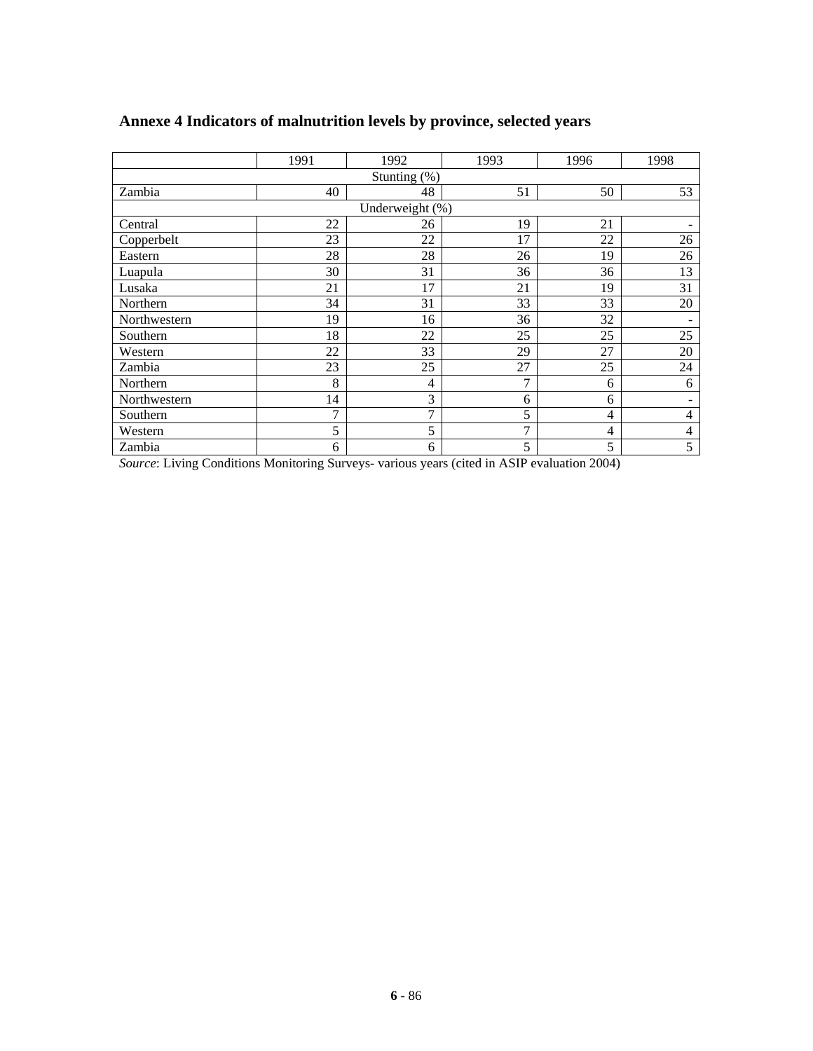## Annexe 4 Indicators of malnutrition levels by province, selected years

| | 1991 | 1992 | 1993 | 1996 | 1998 |
|---|---|---|---|---|---|
| Stunting (%) | | | | | |
| Zambia | 40 | 48 | 51 | 50 | 53 |
| Underweight (%) | | | | | |
| Central | 22 | 26 | 19 | 21 | - |
| Copperbelt | 23 | 22 | 17 | 22 | 26 |
| Eastern | 28 | 28 | 26 | 19 | 26 |
| Luapula | 30 | 31 | 36 | 36 | 13 |
| Lusaka | 21 | 17 | 21 | 19 | 31 |
| Northern | 34 | 31 | 33 | 33 | 20 |
| Northwestern | 19 | 16 | 36 | 32 | - |
| Southern | 18 | 22 | 25 | 25 | 25 |
| Western | 22 | 33 | 29 | 27 | 20 |
| Zambia | 23 | 25 | 27 | 25 | 24 |
| Northern | 8 | 4 | 7 | 6 | 6 |
| Northwestern | 14 | 3 | 6 | 6 | - |
| Southern | 7 | 7 | 5 | 4 | 4 |
| Western | 5 | 5 | 7 | 4 | 4 |
| Zambia | 6 | 6 | 5 | 5 | 5 |

*Source*: Living Conditions Monitoring Surveys- various years (cited in ASIP evaluation 2004)